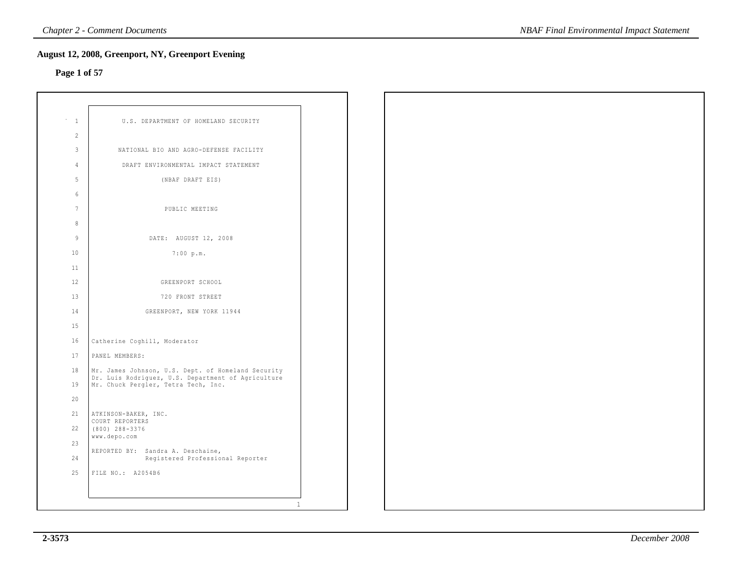## August 12, 2008, Greenport, NY, Greenport Evening

**Page 1 of 57**

U.S. DEPARTMENT OF HOMELAND SECURITY

NATIONAL BIO AND AGRO-DEFENSE FACILITY

DRAFT ENVIRONMENTAL IMPACT STATEMENT

(NBAF DRAFT EIS)

PUBLIC MEETING

DATE: AUGUST 12, 2008

7:00 p.m.

GREENPORT SCHOOL

720 FRONT STREET

GREENPORT, NEW YORK 11944

Catherine Coghill, Moderator

PANEL MEMBERS:

Mr. James Johnson, U.S. Dept. of Homeland Security
Dr. Luis Rodriguez, U.S. Department of Agriculture
Mr. Chuck Pergler, Tetra Tech, Inc.

ATKINSON-BAKER, INC.
COURT REPORTERS
(800) 288-3376
www.depo.com

REPORTED BY: Sandra A. Deschaine,
Registered Professional Reporter

FILE NO.: A2054B6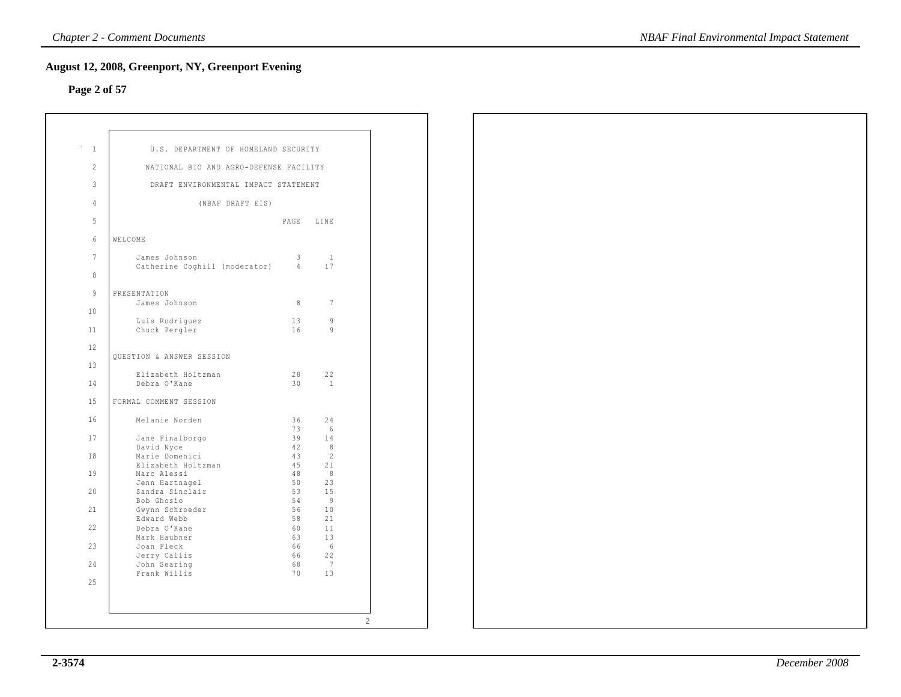## August 12, 2008, Greenport, NY, Greenport Evening

**Page 2 of 57**

U.S. DEPARTMENT OF HOMELAND SECURITY

NATIONAL BIO AND AGRO-DEFENSE FACILITY

DRAFT ENVIRONMENTAL IMPACT STATEMENT

(NBAF DRAFT EIS)

| | PAGE | LINE |
|---|---|---|
| **WELCOME** | | |
| James Johnson | 3 | 1 |
| Catherine Coghill (moderator) | 4 | 17 |
| **PRESENTATION** | | |
| James Johnson | 8 | 7 |
| Luis Rodriguez | 13 | 9 |
| Chuck Pergler | 16 | 9 |
| **QUESTION & ANSWER SESSION** | | |
| Elizabeth Holtzman | 28 | 22 |
| Debra O'Kane | 30 | 1 |
| **FORMAL COMMENT SESSION** | | |
| Melanie Norden | 36 | 24 |
| | 73 | 6 |
| Jane Finalborgo | 39 | 14 |
| David Nyce | 42 | 8 |
| Marie Domenici | 43 | 2 |
| Elizabeth Holtzman | 45 | 21 |
| Marc Alessi | 48 | 8 |
| Jenn Hartnagel | 50 | 23 |
| Sandra Sinclair | 53 | 15 |
| Bob Ghosio | 54 | 9 |
| Gwynn Schroeder | 56 | 10 |
| Edward Webb | 58 | 21 |
| Debra O'Kane | 60 | 11 |
| Mark Haubner | 63 | 13 |
| Joan Fleck | 66 | 6 |
| Jerry Callis | 66 | 22 |
| John Searing | 68 | 7 |
| Frank Willis | 70 | 13 |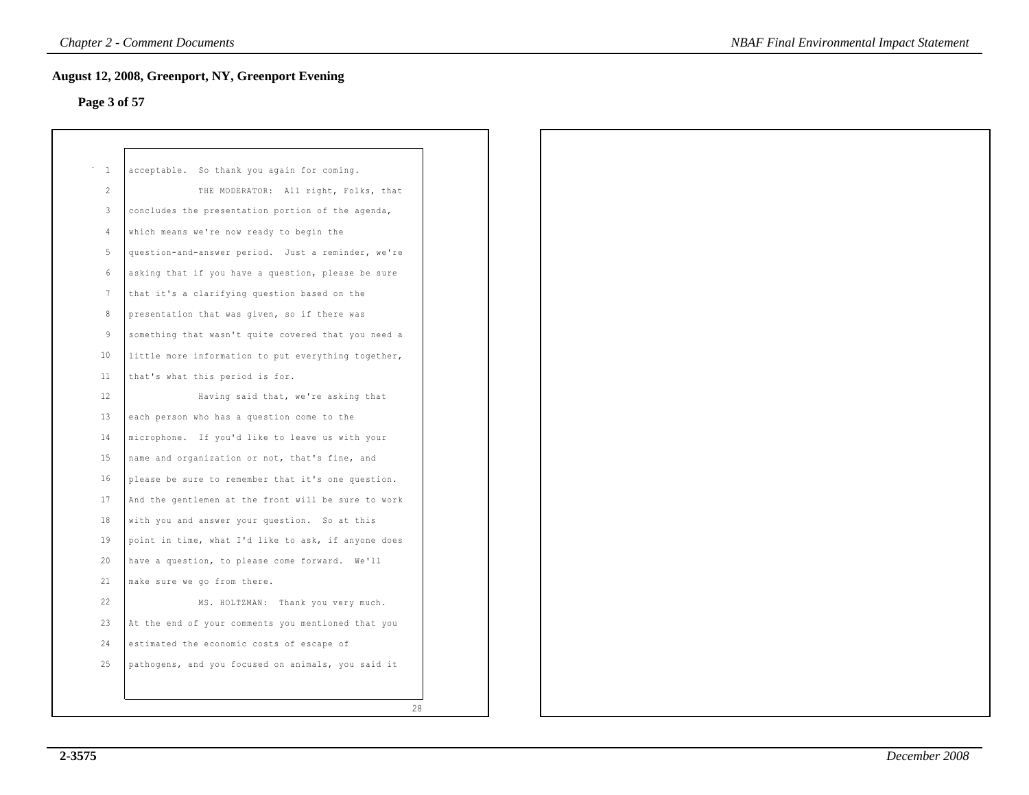## August 12, 2008, Greenport, NY, Greenport Evening

**Page 3 of 57**

acceptable. So thank you again for coming.

THE MODERATOR: All right, Folks, that concludes the presentation portion of the agenda, which means we're now ready to begin the question-and-answer period. Just a reminder, we're asking that if you have a question, please be sure that it's a clarifying question based on the presentation that was given, so if there was something that wasn't quite covered that you need a little more information to put everything together, that's what this period is for.

Having said that, we're asking that each person who has a question come to the microphone. If you'd like to leave us with your name and organization or not, that's fine, and please be sure to remember that it's one question. And the gentlemen at the front will be sure to work with you and answer your question. So at this point in time, what I'd like to ask, if anyone does have a question, to please come forward. We'll make sure we go from there.

MS. HOLTZMAN: Thank you very much. At the end of your comments you mentioned that you estimated the economic costs of escape of pathogens, and you focused on animals, you said it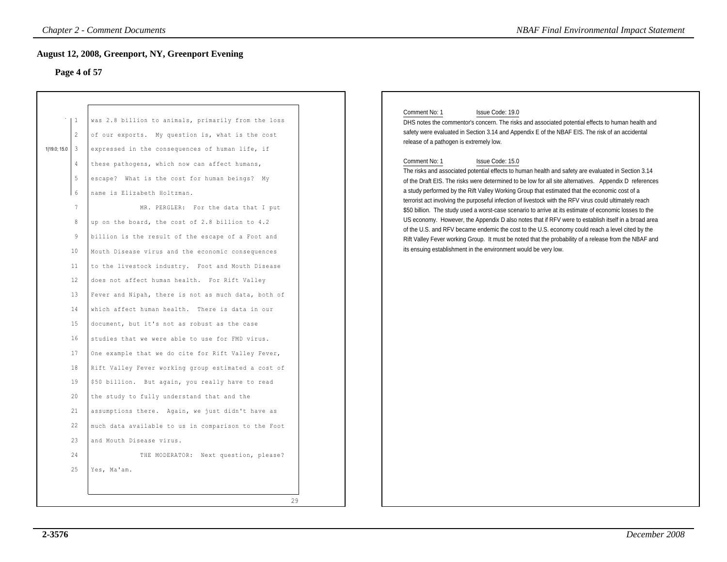## August 12, 2008, Greenport, NY, Greenport Evening

### Page 4 of 57

1 was 2.8 billion to animals, primarily from the loss
2 of our exports. My question is, what is the cost
3 expressed in the consequences of human life, if
4 these pathogens, which now can affect humans,
5 escape? What is the cost for human beings? My
6 name is Elizabeth Holtzman.

1|19.0; 15.0

7 MR. PERGLER: For the data that I put
8 up on the board, the cost of 2.8 billion to 4.2
9 billion is the result of the escape of a Foot and
10 Mouth Disease virus and the economic consequences
11 to the livestock industry. Foot and Mouth Disease
12 does not affect human health. For Rift Valley
13 Fever and Nipah, there is not as much data, both of
14 which affect human health. There is data in our
15 document, but it's not as robust as the case
16 studies that we were able to use for FMD virus.
17 One example that we do cite for Rift Valley Fever,
18 Rift Valley Fever working group estimated a cost of
19 $50 billion. But again, you really have to read
20 the study to fully understand that and the
21 assumptions there. Again, we just didn't have as
22 much data available to us in comparison to the Foot
23 and Mouth Disease virus.
24 THE MODERATOR: Next question, please?
25 Yes, Ma'am.

29

Comment No: 1 Issue Code: 19.0

DHS notes the commentor's concern. The risks and associated potential effects to human health and safety were evaluated in Section 3.14 and Appendix E of the NBAF EIS. The risk of an accidental release of a pathogen is extremely low.

Comment No: 1 Issue Code: 15.0

The risks and associated potential effects to human health and safety are evaluated in Section 3.14 of the Draft EIS. The risks were determined to be low for all site alternatives. Appendix D references a study performed by the Rift Valley Working Group that estimated that the economic cost of a terrorist act involving the purposeful infection of livestock with the RFV virus could ultimately reach $50 billion. The study used a worst-case scenario to arrive at its estimate of economic losses to the US economy. However, the Appendix D also notes that if RFV were to establish itself in a broad area of the U.S. and RFV became endemic the cost to the U.S. economy could reach a level cited by the Rift Valley Fever working Group. It must be noted that the probability of a release from the NBAF and its ensuing establishment in the environment would be very low.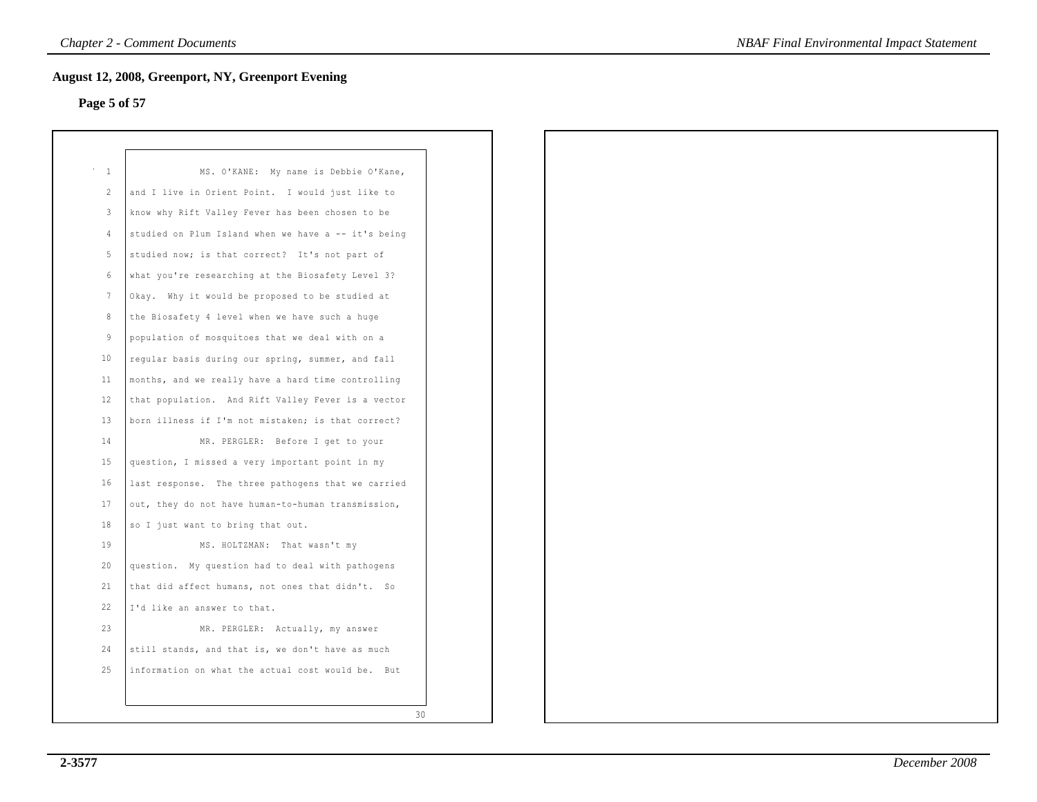## August 12, 2008, Greenport, NY, Greenport Evening

**Page 5 of 57**

1 MS. O'KANE: My name is Debbie O'Kane,
2 and I live in Orient Point. I would just like to
3 know why Rift Valley Fever has been chosen to be
4 studied on Plum Island when we have a -- it's being
5 studied now; is that correct? It's not part of
6 what you're researching at the Biosafety Level 3?
7 Okay. Why it would be proposed to be studied at
8 the Biosafety 4 level when we have such a huge
9 population of mosquitoes that we deal with on a
10 regular basis during our spring, summer, and fall
11 months, and we really have a hard time controlling
12 that population. And Rift Valley Fever is a vector
13 born illness if I'm not mistaken; is that correct?
14 MR. PERGLER: Before I get to your
15 question, I missed a very important point in my
16 last response. The three pathogens that we carried
17 out, they do not have human-to-human transmission,
18 so I just want to bring that out.
19 MS. HOLTZMAN: That wasn't my
20 question. My question had to deal with pathogens
21 that did affect humans, not ones that didn't. So
22 I'd like an answer to that.
23 MR. PERGLER: Actually, my answer
24 still stands, and that is, we don't have as much
25 information on what the actual cost would be. But

30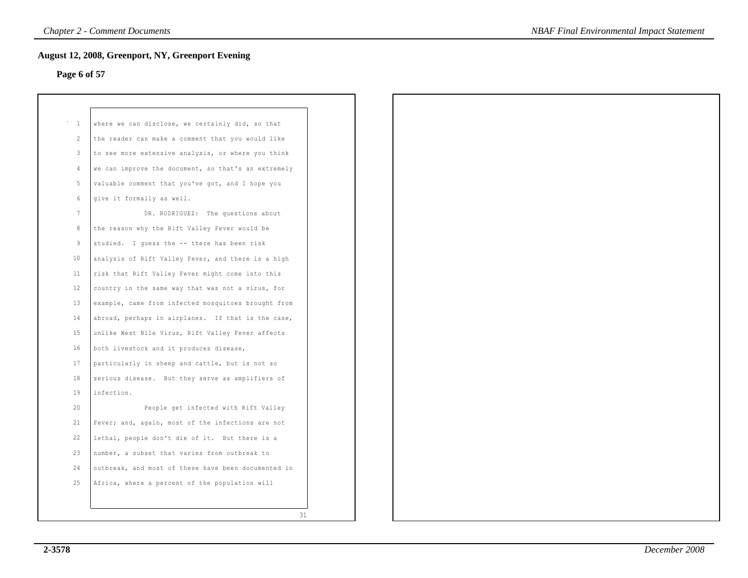## August 12, 2008, Greenport, NY, Greenport Evening

**Page 6 of 57**

where we can disclose, we certainly did, so that the reader can make a comment that you would like to see more extensive analysis, or where you think we can improve the document, so that's an extremely valuable comment that you've got, and I hope you give it formally as well.

DR. RODRIGUEZ: The questions about the reason why the Rift Valley Fever would be studied. I guess the -- there has been risk analysis of Rift Valley Fever, and there is a high risk that Rift Valley Fever might come into this country in the same way that was not a virus, for example, came from infected mosquitoes brought from abroad, perhaps in airplanes. If that is the case, unlike West Nile Virus, Rift Valley Fever affects both livestock and it produces disease, particularly in sheep and cattle, but is not so serious disease. But they serve as amplifiers of infection.

People get infected with Rift Valley Fever; and, again, most of the infections are not lethal, people don't die of it. But there is a number, a subset that varies from outbreak to outbreak, and most of these have been documented in Africa, where a percent of the population will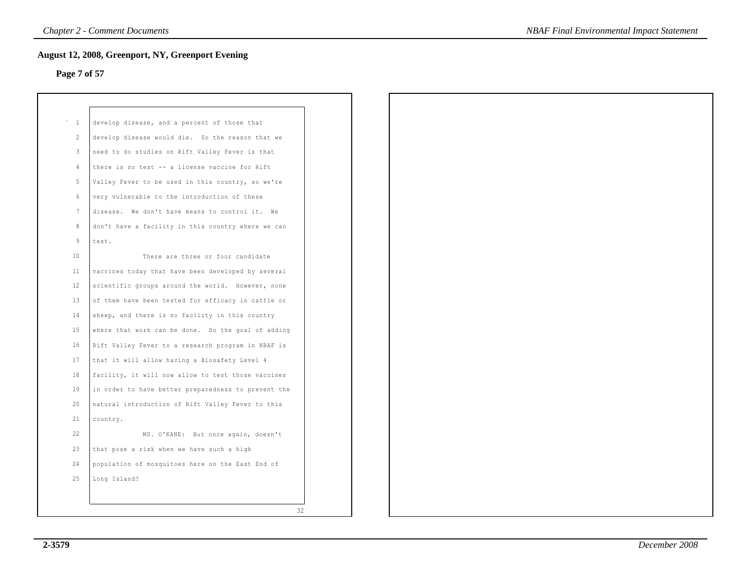## August 12, 2008, Greenport, NY, Greenport Evening

**Page 7 of 57**

1 develop disease, and a percent of those that
2 develop disease would die. So the reason that we
3 need to do studies on Rift Valley Fever is that
4 there is no test -- a license vaccine for Rift
5 Valley Fever to be used in this country, so we're
6 very vulnerable to the introduction of these
7 disease. We don't have means to control it. We
8 don't have a facility in this country where we can
9 test.
10 There are three or four candidate
11 vaccines today that have been developed by several
12 scientific groups around the world. However, none
13 of them have been tested for efficacy in cattle or
14 sheep, and there is no facility in this country
15 where that work can be done. So the goal of adding
16 Rift Valley Fever to a research program in NBAF is
17 that it will allow having a Biosafety Level 4
18 facility, it will now allow to test those vaccines
19 in order to have better preparedness to prevent the
20 natural introduction of Rift Valley Fever to this
21 country.
22 MS. O'KANE: But once again, doesn't
23 that pose a risk when we have such a high
24 population of mosquitoes here on the East End of
25 Long Island?

32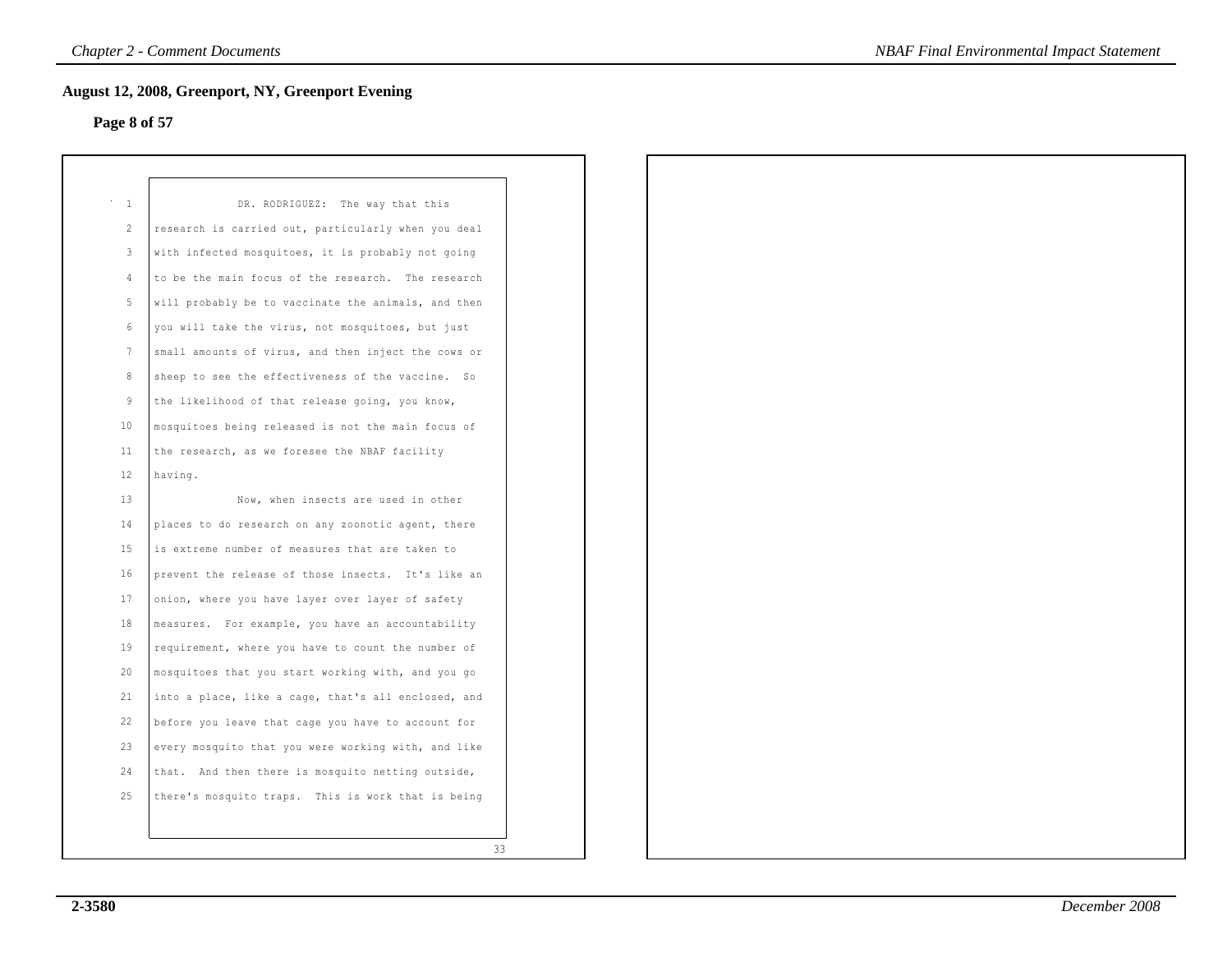## August 12, 2008, Greenport, NY, Greenport Evening

**Page 8 of 57**

1 DR. RODRIGUEZ: The way that this
2 research is carried out, particularly when you deal
3 with infected mosquitoes, it is probably not going
4 to be the main focus of the research. The research
5 will probably be to vaccinate the animals, and then
6 you will take the virus, not mosquitoes, but just
7 small amounts of virus, and then inject the cows or
8 sheep to see the effectiveness of the vaccine. So
9 the likelihood of that release going, you know,
10 mosquitoes being released is not the main focus of
11 the research, as we foresee the NBAF facility
12 having.
13 Now, when insects are used in other
14 places to do research on any zoonotic agent, there
15 is extreme number of measures that are taken to
16 prevent the release of those insects. It's like an
17 onion, where you have layer over layer of safety
18 measures. For example, you have an accountability
19 requirement, where you have to count the number of
20 mosquitoes that you start working with, and you go
21 into a place, like a cage, that's all enclosed, and
22 before you leave that cage you have to account for
23 every mosquito that you were working with, and like
24 that. And then there is mosquito netting outside,
25 there's mosquito traps. This is work that is being

33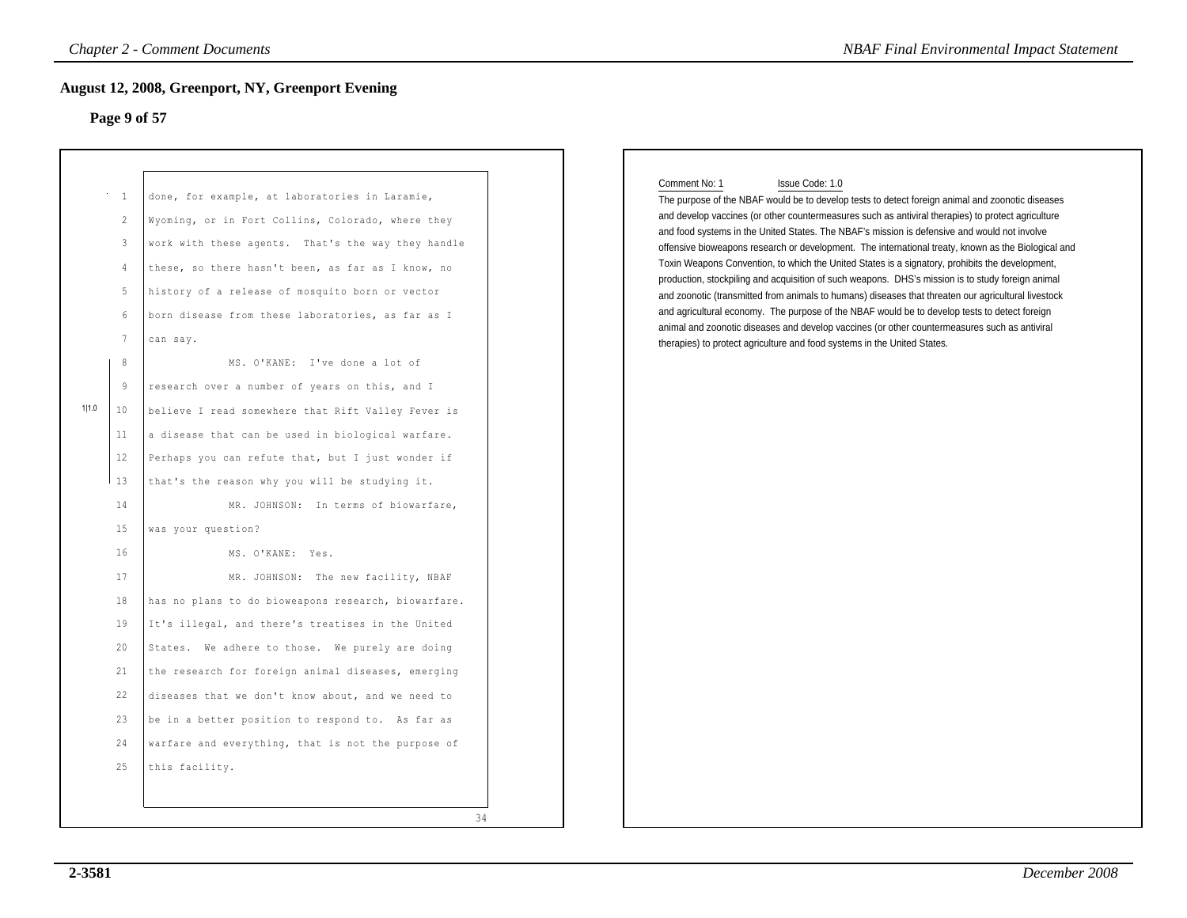## August 12, 2008, Greenport, NY, Greenport Evening

### Page 9 of 57

1 done, for example, at laboratories in Laramie,
2 Wyoming, or in Fort Collins, Colorado, where they
3 work with these agents. That's the way they handle
4 these, so there hasn't been, as far as I know, no
5 history of a release of mosquito born or vector
6 born disease from these laboratories, as far as I
7 can say.
8 MS. O'KANE: I've done a lot of
9 research over a number of years on this, and I
10 believe I read somewhere that Rift Valley Fever is
11 a disease that can be used in biological warfare.
12 Perhaps you can refute that, but I just wonder if
13 that's the reason why you will be studying it.
14 MR. JOHNSON: In terms of biowarfare,
15 was your question?
16 MS. O'KANE: Yes.
17 MR. JOHNSON: The new facility, NBAF
18 has no plans to do bioweapons research, biowarfare.
19 It's illegal, and there's treatises in the United
20 States. We adhere to those. We purely are doing
21 the research for foreign animal diseases, emerging
22 diseases that we don't know about, and we need to
23 be in a better position to respond to. As far as
24 warfare and everything, that is not the purpose of
25 this facility.

34

1|1.0

Comment No: 1 Issue Code: 1.0

The purpose of the NBAF would be to develop tests to detect foreign animal and zoonotic diseases and develop vaccines (or other countermeasures such as antiviral therapies) to protect agriculture and food systems in the United States. The NBAF's mission is defensive and would not involve offensive bioweapons research or development. The international treaty, known as the Biological and Toxin Weapons Convention, to which the United States is a signatory, prohibits the development, production, stockpiling and acquisition of such weapons. DHS's mission is to study foreign animal and zoonotic (transmitted from animals to humans) diseases that threaten our agricultural livestock and agricultural economy. The purpose of the NBAF would be to develop tests to detect foreign animal and zoonotic diseases and develop vaccines (or other countermeasures such as antiviral therapies) to protect agriculture and food systems in the United States.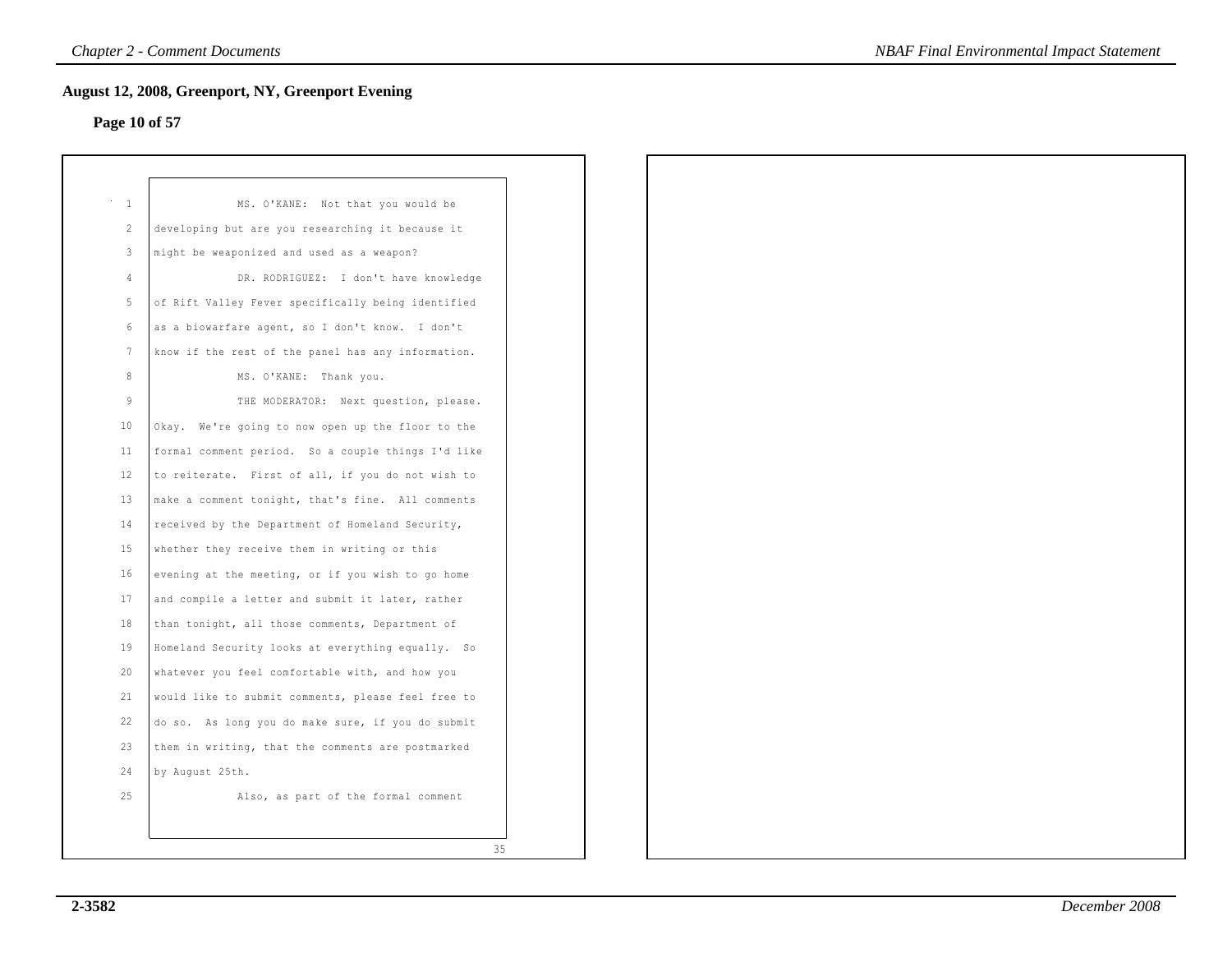## August 12, 2008, Greenport, NY, Greenport Evening

**Page 10 of 57**

MS. O'KANE: Not that you would be developing but are you researching it because it might be weaponized and used as a weapon?

DR. RODRIGUEZ: I don't have knowledge of Rift Valley Fever specifically being identified as a biowarfare agent, so I don't know. I don't know if the rest of the panel has any information.

MS. O'KANE: Thank you.

THE MODERATOR: Next question, please. Okay. We're going to now open up the floor to the formal comment period. So a couple things I'd like to reiterate. First of all, if you do not wish to make a comment tonight, that's fine. All comments received by the Department of Homeland Security, whether they receive them in writing or this evening at the meeting, or if you wish to go home and compile a letter and submit it later, rather than tonight, all those comments, Department of Homeland Security looks at everything equally. So whatever you feel comfortable with, and how you would like to submit comments, please feel free to do so. As long you do make sure, if you do submit them in writing, that the comments are postmarked by August 25th.

Also, as part of the formal comment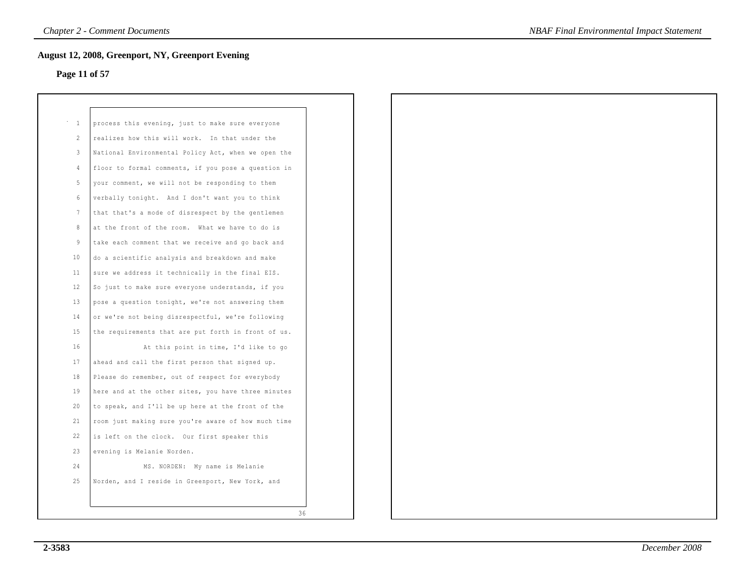## August 12, 2008, Greenport, NY, Greenport Evening

**Page 11 of 57**

process this evening, just to make sure everyone realizes how this will work. In that under the National Environmental Policy Act, when we open the floor to formal comments, if you pose a question in your comment, we will not be responding to them verbally tonight. And I don't want you to think that that's a mode of disrespect by the gentlemen at the front of the room. What we have to do is take each comment that we receive and go back and do a scientific analysis and breakdown and make sure we address it technically in the final EIS. So just to make sure everyone understands, if you pose a question tonight, we're not answering them or we're not being disrespectful, we're following the requirements that are put forth in front of us.

At this point in time, I'd like to go ahead and call the first person that signed up. Please do remember, out of respect for everybody here and at the other sites, you have three minutes to speak, and I'll be up here at the front of the room just making sure you're aware of how much time is left on the clock. Our first speaker this evening is Melanie Norden.

MS. NORDEN: My name is Melanie Norden, and I reside in Greenport, New York, and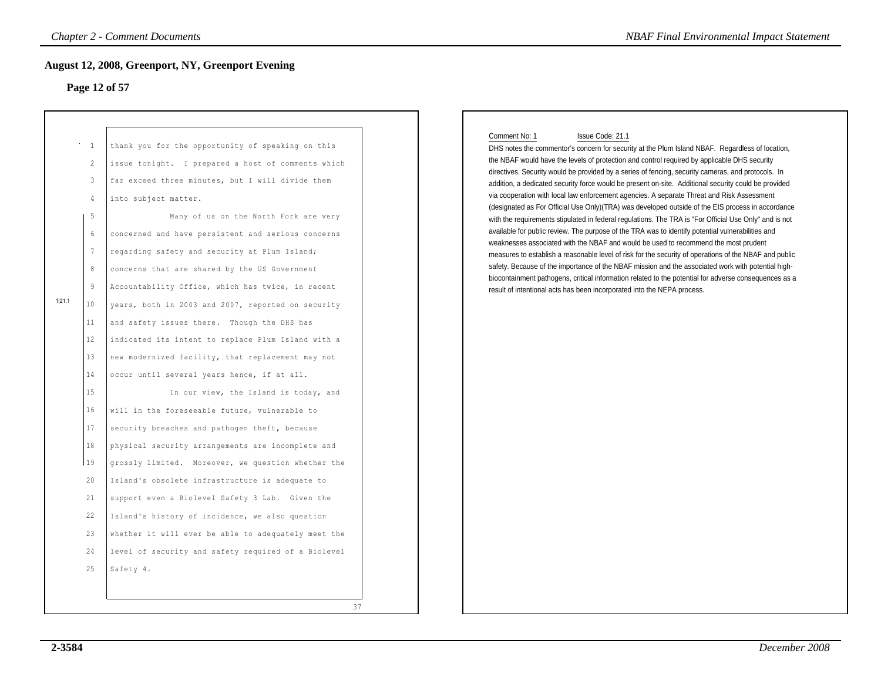## August 12, 2008, Greenport, NY, Greenport Evening

### Page 12 of 57

1 thank you for the opportunity of speaking on this
2 issue tonight. I prepared a host of comments which
3 far exceed three minutes, but I will divide them
4 into subject matter.
5 Many of us on the North Fork are very
6 concerned and have persistent and serious concerns
7 regarding safety and security at Plum Island;
8 concerns that are shared by the US Government
9 Accountability Office, which has twice, in recent
10 years, both in 2003 and 2007, reported on security
11 and safety issues there. Though the DHS has
12 indicated its intent to replace Plum Island with a
13 new modernized facility, that replacement may not
14 occur until several years hence, if at all.
15 In our view, the Island is today, and
16 will in the foreseeable future, vulnerable to
17 security breaches and pathogen theft, because
18 physical security arrangements are incomplete and
19 grossly limited. Moreover, we question whether the
20 Island's obsolete infrastructure is adequate to
21 support even a Biolevel Safety 3 Lab. Given the
22 Island's history of incidence, we also question
23 whether it will ever be able to adequately meet the
24 level of security and safety required of a Biolevel
25 Safety 4.

1|21.1

37

Comment No: 1 Issue Code: 21.1

DHS notes the commentor's concern for security at the Plum Island NBAF. Regardless of location, the NBAF would have the levels of protection and control required by applicable DHS security directives. Security would be provided by a series of fencing, security cameras, and protocols. In addition, a dedicated security force would be present on-site. Additional security could be provided via cooperation with local law enforcement agencies. A separate Threat and Risk Assessment (designated as For Official Use Only)(TRA) was developed outside of the EIS process in accordance with the requirements stipulated in federal regulations. The TRA is "For Official Use Only" and is not available for public review. The purpose of the TRA was to identify potential vulnerabilities and weaknesses associated with the NBAF and would be used to recommend the most prudent measures to establish a reasonable level of risk for the security of operations of the NBAF and public safety. Because of the importance of the NBAF mission and the associated work with potential high-biocontainment pathogens, critical information related to the potential for adverse consequences as a result of intentional acts has been incorporated into the NEPA process.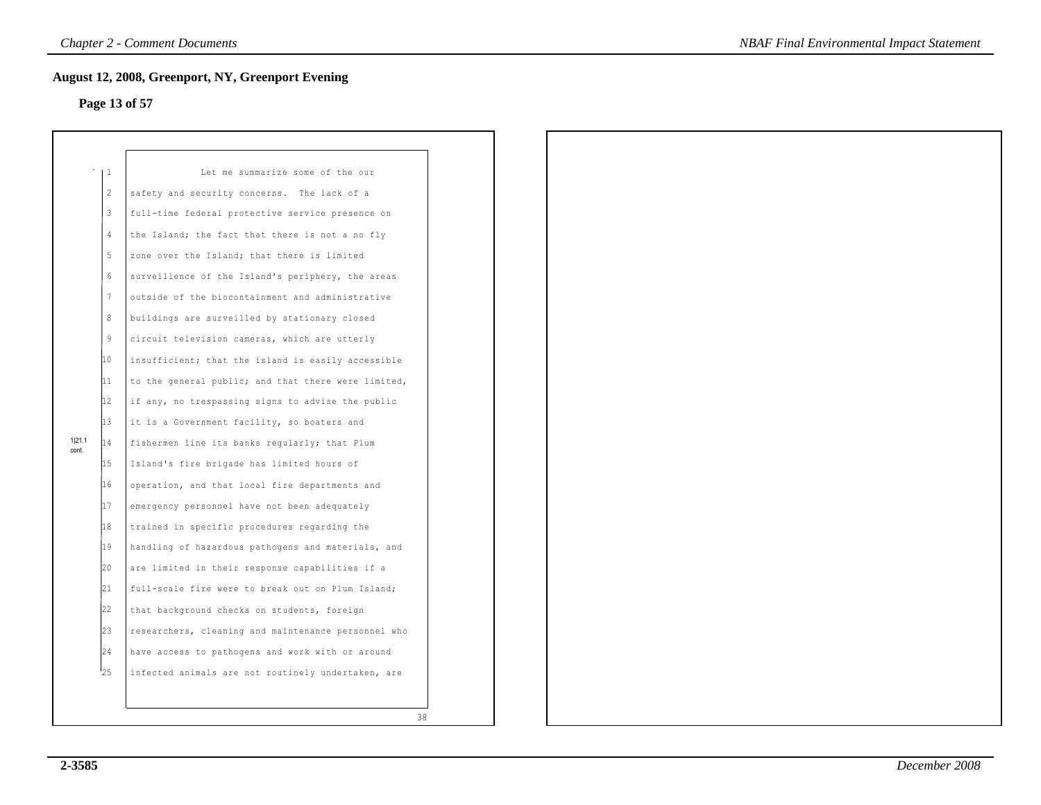## August 12, 2008, Greenport, NY, Greenport Evening

**Page 13 of 57**

1|21.1 cont.

Let me summarize some of the our safety and security concerns. The lack of a full-time federal protective service presence on the Island; the fact that there is not a no fly zone over the Island; that there is limited surveillence of the Island's periphery, the areas outside of the biocontainment and administrative buildings are surveilled by stationary closed circuit television cameras, which are utterly insufficient; that the island is easily accessible to the general public; and that there were limited, if any, no trespassing signs to advise the public it is a Government facility, so boaters and fishermen line its banks regularly; that Plum Island's fire brigade has limited hours of operation, and that local fire departments and emergency personnel have not been adequately trained in specific procedures regarding the handling of hazardous pathogens and materials, and are limited in their response capabilities if a full-scale fire were to break out on Plum Island; that background checks on students, foreign researchers, cleaning and maintenance personnel who have access to pathogens and work with or around infected animals are not routinely undertaken, are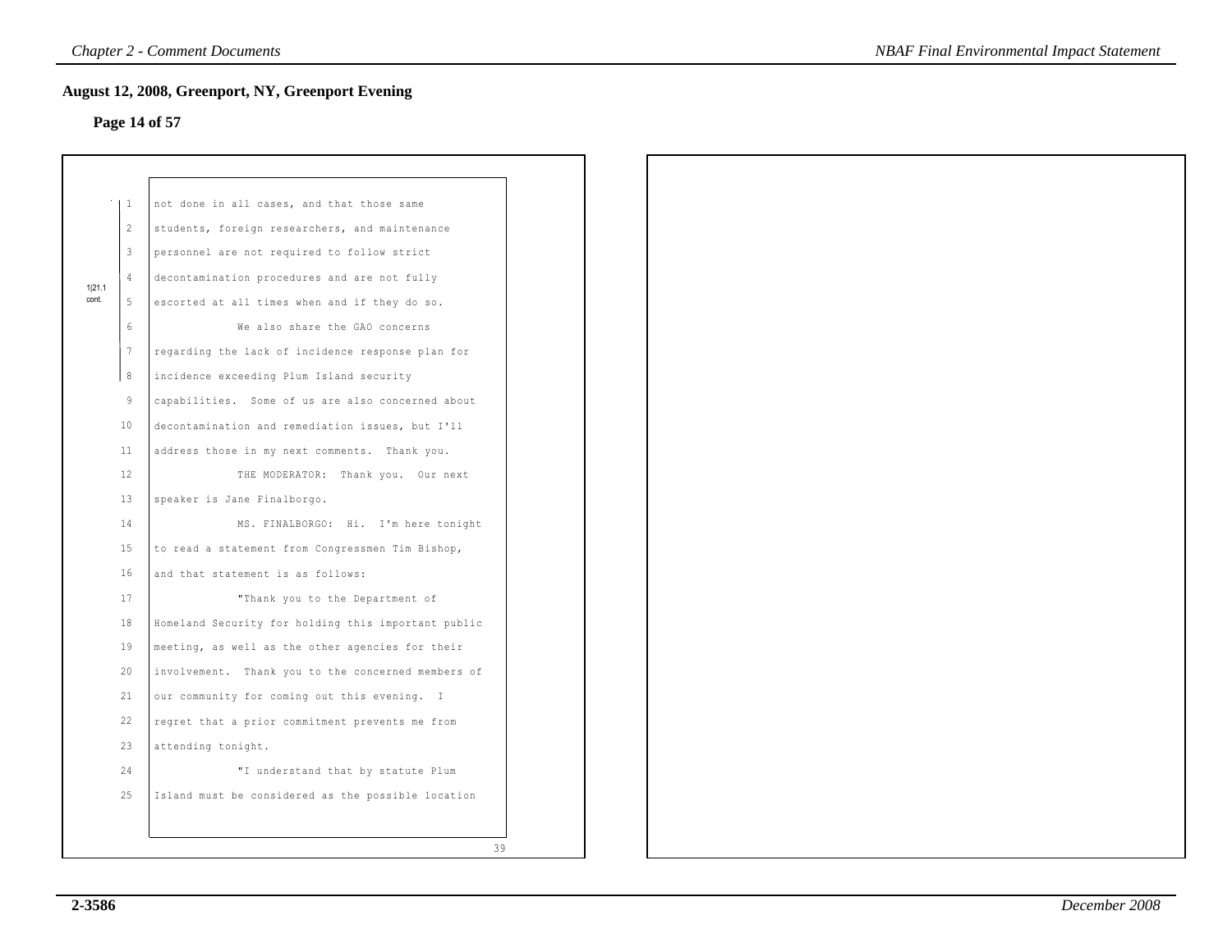## August 12, 2008, Greenport, NY, Greenport Evening

**Page 14 of 57**

1|21.1 cont.

1 not done in all cases, and that those same
2 students, foreign researchers, and maintenance
3 personnel are not required to follow strict
4 decontamination procedures and are not fully
5 escorted at all times when and if they do so.
6 We also share the GAO concerns
7 regarding the lack of incidence response plan for
8 incidence exceeding Plum Island security
9 capabilities. Some of us are also concerned about
10 decontamination and remediation issues, but I'll
11 address those in my next comments. Thank you.
12 THE MODERATOR: Thank you. Our next
13 speaker is Jane Finalborgo.
14 MS. FINALBORGO: Hi. I'm here tonight
15 to read a statement from Congressmen Tim Bishop,
16 and that statement is as follows:
17 "Thank you to the Department of
18 Homeland Security for holding this important public
19 meeting, as well as the other agencies for their
20 involvement. Thank you to the concerned members of
21 our community for coming out this evening. I
22 regret that a prior commitment prevents me from
23 attending tonight.
24 "I understand that by statute Plum
25 Island must be considered as the possible location

39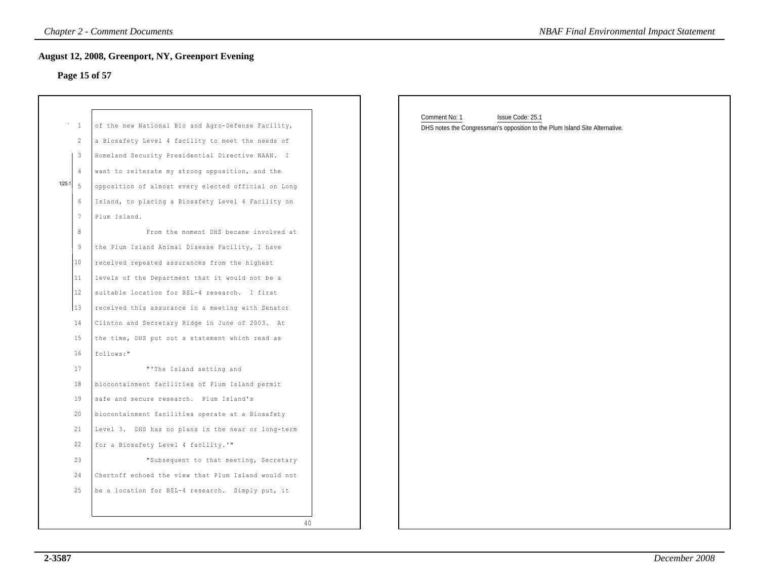## August 12, 2008, Greenport, NY, Greenport Evening

### Page 15 of 57

1 of the new National Bio and Agro-Defense Facility,
2 a Biosafety Level 4 facility to meet the needs of
3 Homeland Security Presidential Directive NAAN. I
4 want to reiterate my strong opposition, and the
5 opposition of almost every elected official on Long
6 Island, to placing a Biosafety Level 4 Facility on
7 Plum Island.
8 From the moment DHS became involved at
9 the Plum Island Animal Disease Facility, I have
10 received repeated assurances from the highest
11 levels of the Department that it would not be a
12 suitable location for BSL-4 research. I first
13 received this assurance in a meeting with Senator
14 Clinton and Secretary Ridge in June of 2003. At
15 the time, DHS put out a statement which read as
16 follows:"
17 "'The Island setting and
18 biocontainment facilities of Plum Island permit
19 safe and secure research. Plum Island's
20 biocontainment facilities operate at a Biosafety
21 Level 3. DHS has no plans in the near or long-term
22 for a Biosafety Level 4 facility.'"
23 "Subsequent to that meeting, Secretary
24 Chertoff echoed the view that Plum Island would not
25 be a location for BSL-4 research. Simply put, it

40

1|25.1

Comment No: 1 Issue Code: 25.1

DHS notes the Congressman's opposition to the Plum Island Site Alternative.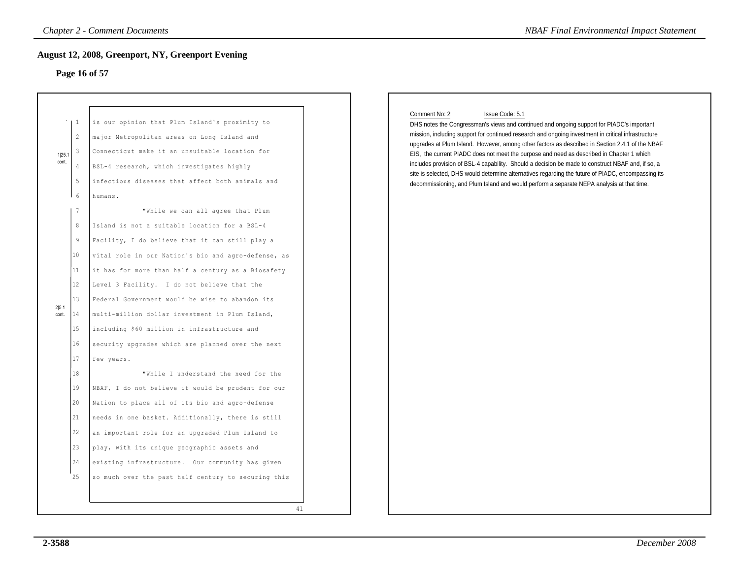## August 12, 2008, Greenport, NY, Greenport Evening

### Page 16 of 57

1|25.1 cont.

1 is our opinion that Plum Island's proximity to
2 major Metropolitan areas on Long Island and
3 Connecticut make it an unsuitable location for
4 BSL-4 research, which investigates highly
5 infectious diseases that affect both animals and
6 humans.

2|5.1 cont.

7 "While we can all agree that Plum
8 Island is not a suitable location for a BSL-4
9 Facility, I do believe that it can still play a
10 vital role in our Nation's bio and agro-defense, as
11 it has for more than half a century as a Biosafety
12 Level 3 Facility. I do not believe that the
13 Federal Government would be wise to abandon its
14 multi-million dollar investment in Plum Island,
15 including $60 million in infrastructure and
16 security upgrades which are planned over the next
17 few years.
18 "While I understand the need for the
19 NBAF, I do not believe it would be prudent for our
20 Nation to place all of its bio and agro-defense
21 needs in one basket. Additionally, there is still
22 an important role for an upgraded Plum Island to
23 play, with its unique geographic assets and
24 existing infrastructure. Our community has given
25 so much over the past half century to securing this

41

Comment No: 2 Issue Code: 5.1

DHS notes the Congressman's views and continued and ongoing support for PIADC's important mission, including support for continued research and ongoing investment in critical infrastructure upgrades at Plum Island. However, among other factors as described in Section 2.4.1 of the NBAF EIS, the current PIADC does not meet the purpose and need as described in Chapter 1 which includes provision of BSL-4 capability. Should a decision be made to construct NBAF and, if so, a site is selected, DHS would determine alternatives regarding the future of PIADC, encompassing its decommissioning, and Plum Island and would perform a separate NEPA analysis at that time.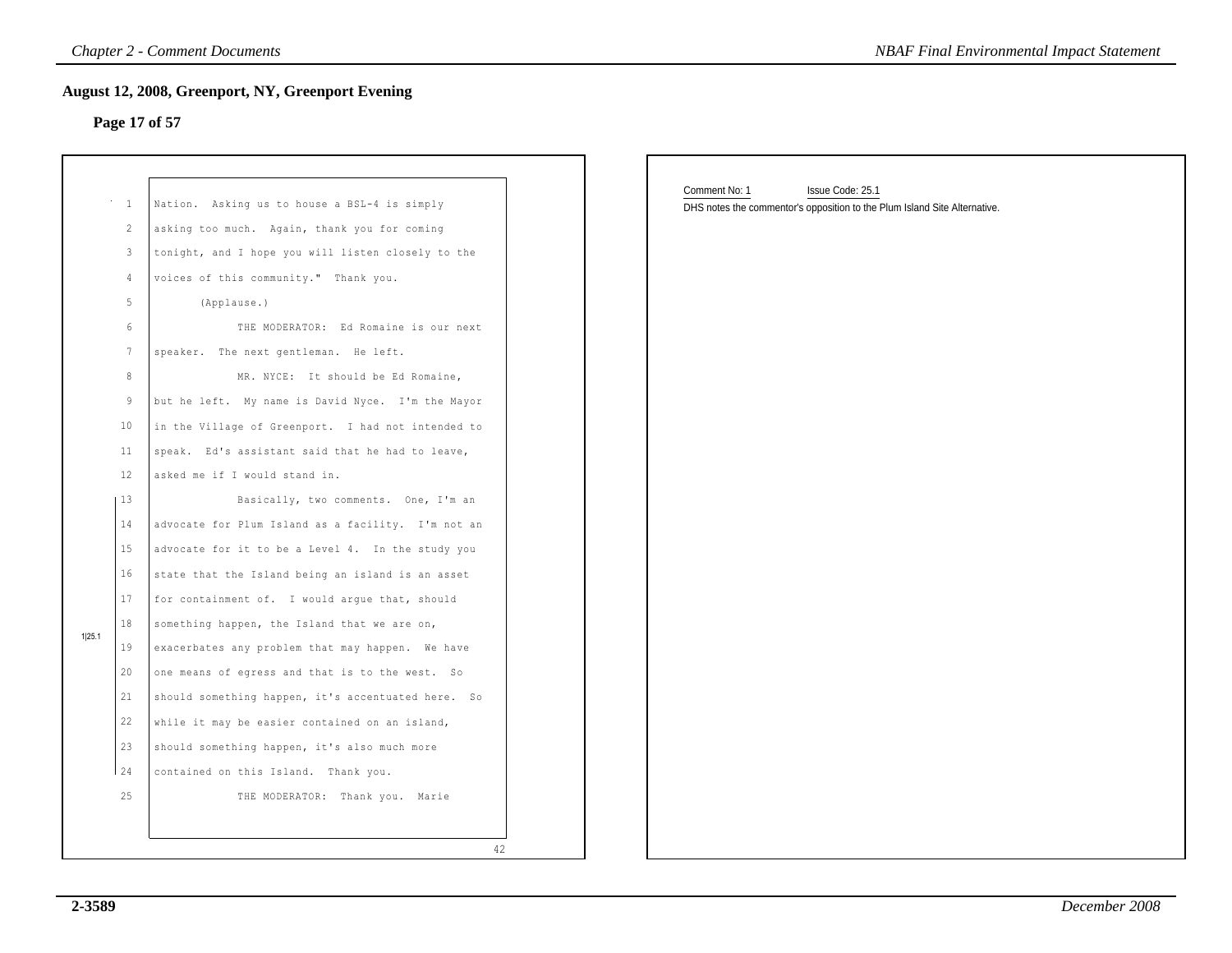## August 12, 2008, Greenport, NY, Greenport Evening

**Page 17 of 57**

1 Nation. Asking us to house a BSL-4 is simply
2 asking too much. Again, thank you for coming
3 tonight, and I hope you will listen closely to the
4 voices of this community." Thank you.
5 (Applause.)
6 THE MODERATOR: Ed Romaine is our next
7 speaker. The next gentleman. He left.
8 MR. NYCE: It should be Ed Romaine,
9 but he left. My name is David Nyce. I'm the Mayor
10 in the Village of Greenport. I had not intended to
11 speak. Ed's assistant said that he had to leave,
12 asked me if I would stand in.
13 Basically, two comments. One, I'm an
14 advocate for Plum Island as a facility. I'm not an
15 advocate for it to be a Level 4. In the study you
16 state that the Island being an island is an asset
17 for containment of. I would argue that, should
18 something happen, the Island that we are on,
19 exacerbates any problem that may happen. We have
20 one means of egress and that is to the west. So
21 should something happen, it's accentuated here. So
22 while it may be easier contained on an island,
23 should something happen, it's also much more
24 contained on this Island. Thank you.
25 THE MODERATOR: Thank you. Marie

1|25.1 (lines 13–24)

42

Comment No: 1 Issue Code: 25.1
DHS notes the commentor's opposition to the Plum Island Site Alternative.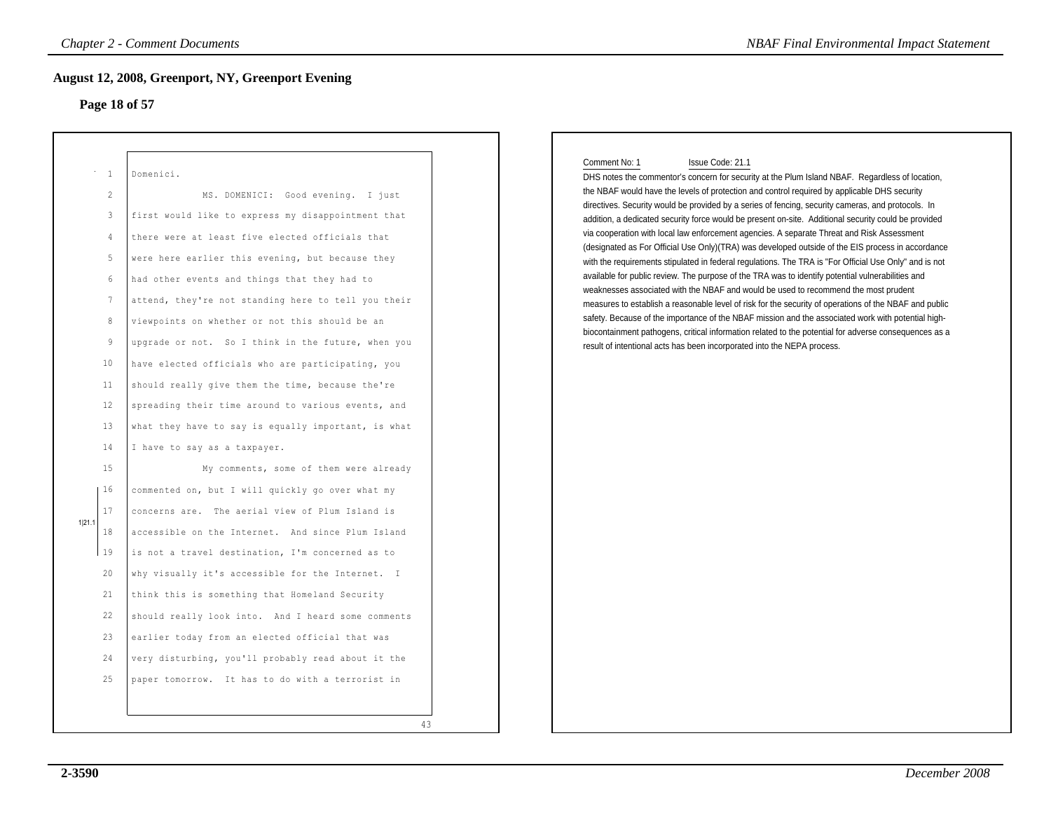## August 12, 2008, Greenport, NY, Greenport Evening

### Page 18 of 57

1 Domenici.

2 MS. DOMENICI: Good evening. I just

3 first would like to express my disappointment that

4 there were at least five elected officials that

5 were here earlier this evening, but because they

6 had other events and things that they had to

7 attend, they're not standing here to tell you their

8 viewpoints on whether or not this should be an

9 upgrade or not. So I think in the future, when you

10 have elected officials who are participating, you

11 should really give them the time, because the're

12 spreading their time around to various events, and

13 what they have to say is equally important, is what

14 I have to say as a taxpayer.

15 My comments, some of them were already

16 commented on, but I will quickly go over what my

17 concerns are. The aerial view of Plum Island is

18 accessible on the Internet. And since Plum Island

19 is not a travel destination, I'm concerned as to

20 why visually it's accessible for the Internet. I

21 think this is something that Homeland Security

22 should really look into. And I heard some comments

23 earlier today from an elected official that was

24 very disturbing, you'll probably read about it the

25 paper tomorrow. It has to do with a terrorist in

43

1|21.1 (lines 16–19)

Comment No: 1 Issue Code: 21.1

DHS notes the commentor's concern for security at the Plum Island NBAF. Regardless of location, the NBAF would have the levels of protection and control required by applicable DHS security directives. Security would be provided by a series of fencing, security cameras, and protocols. In addition, a dedicated security force would be present on-site. Additional security could be provided via cooperation with local law enforcement agencies. A separate Threat and Risk Assessment (designated as For Official Use Only)(TRA) was developed outside of the EIS process in accordance with the requirements stipulated in federal regulations. The TRA is "For Official Use Only" and is not available for public review. The purpose of the TRA was to identify potential vulnerabilities and weaknesses associated with the NBAF and would be used to recommend the most prudent measures to establish a reasonable level of risk for the security of operations of the NBAF and public safety. Because of the importance of the NBAF mission and the associated work with potential high-biocontainment pathogens, critical information related to the potential for adverse consequences as a result of intentional acts has been incorporated into the NEPA process.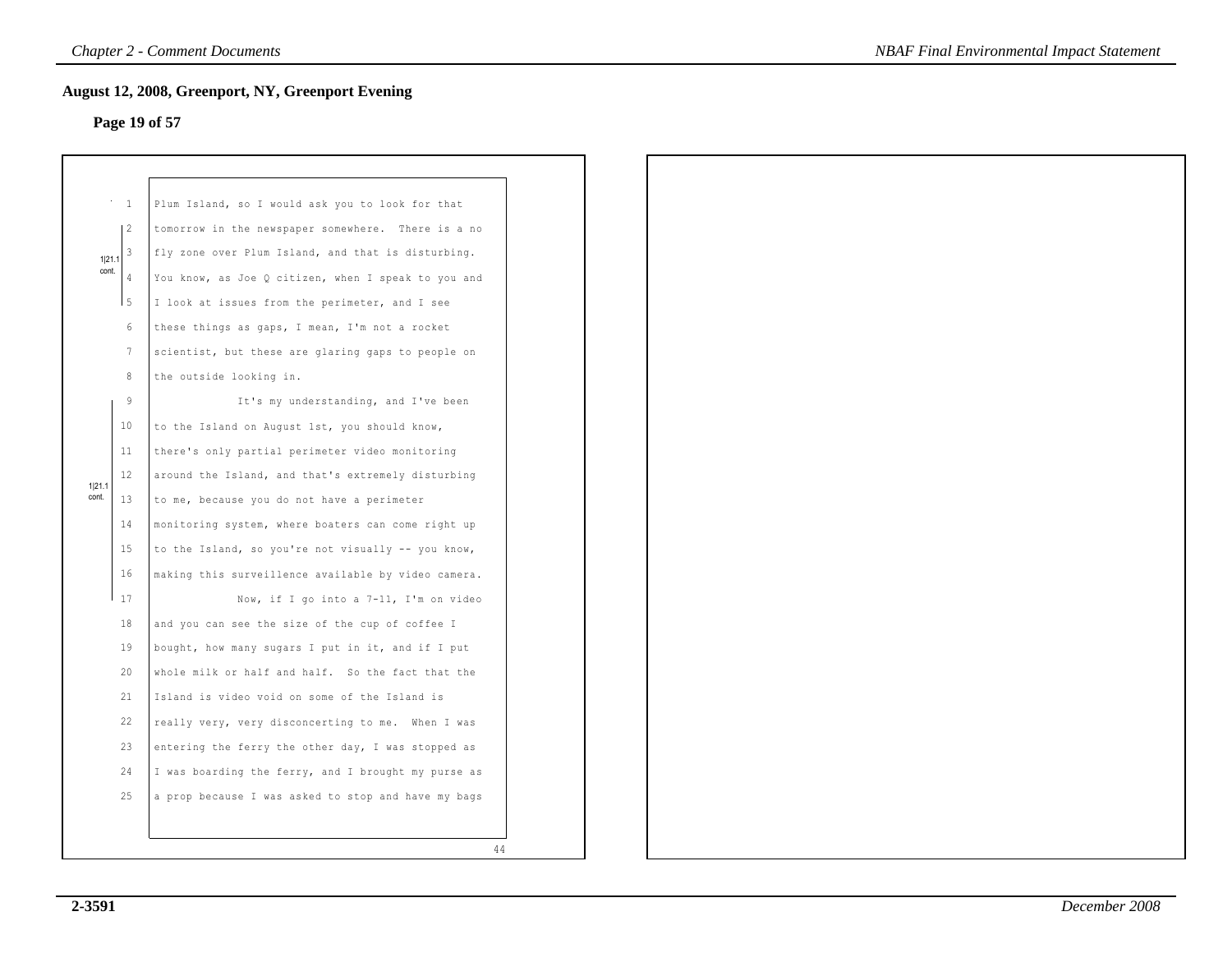## August 12, 2008, Greenport, NY, Greenport Evening

**Page 19 of 57**

1|21.1 cont.

Plum Island, so I would ask you to look for that tomorrow in the newspaper somewhere. There is a no fly zone over Plum Island, and that is disturbing. You know, as Joe Q citizen, when I speak to you and I look at issues from the perimeter, and I see these things as gaps, I mean, I'm not a rocket scientist, but these are glaring gaps to people on the outside looking in.

1|21.1 cont.

It's my understanding, and I've been to the Island on August 1st, you should know, there's only partial perimeter video monitoring around the Island, and that's extremely disturbing to me, because you do not have a perimeter monitoring system, where boaters can come right up to the Island, so you're not visually -- you know, making this surveillance available by video camera.

Now, if I go into a 7-11, I'm on video and you can see the size of the cup of coffee I bought, how many sugars I put in it, and if I put whole milk or half and half. So the fact that the Island is video void on some of the Island is really very, very disconcerting to me. When I was entering the ferry the other day, I was stopped as I was boarding the ferry, and I brought my purse as a prop because I was asked to stop and have my bags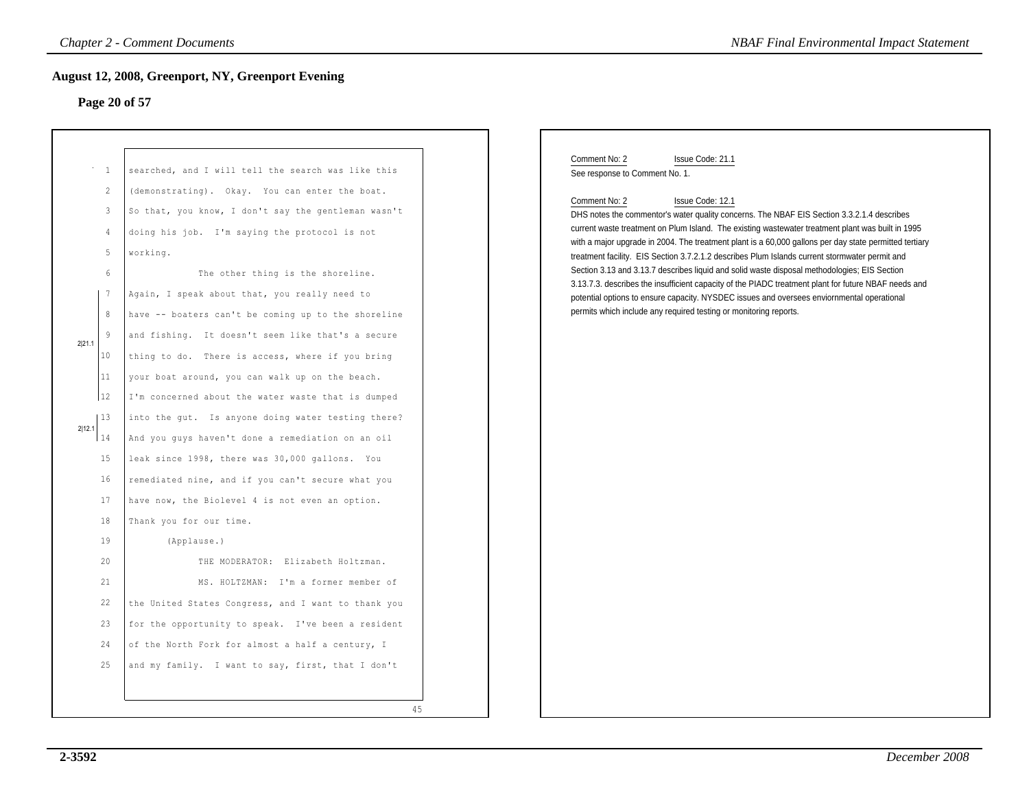## August 12, 2008, Greenport, NY, Greenport Evening

### Page 20 of 57

1 searched, and I will tell the search was like this
2 (demonstrating). Okay. You can enter the boat.
3 So that, you know, I don't say the gentleman wasn't
4 doing his job. I'm saying the protocol is not
5 working.
6 The other thing is the shoreline.
7 Again, I speak about that, you really need to
8 have -- boaters can't be coming up to the shoreline
9 and fishing. It doesn't seem like that's a secure
10 thing to do. There is access, where if you bring
11 your boat around, you can walk up on the beach.
12 I'm concerned about the water waste that is dumped
13 into the gut. Is anyone doing water testing there?
14 And you guys haven't done a remediation on an oil
15 leak since 1998, there was 30,000 gallons. You
16 remediated nine, and if you can't secure what you
17 have now, the Biolevel 4 is not even an option.
18 Thank you for our time.
19 (Applause.)
20 THE MODERATOR: Elizabeth Holtzman.
21 MS. HOLTZMAN: I'm a former member of
22 the United States Congress, and I want to thank you
23 for the opportunity to speak. I've been a resident
24 of the North Fork for almost a half a century, I
25 and my family. I want to say, first, that I don't

45

(Margin markers: 2|21.1 for lines 7–12; 2|12.1 for lines 12–14)

Comment No: 2 Issue Code: 21.1
See response to Comment No. 1.

Comment No: 2 Issue Code: 12.1
DHS notes the commentor's water quality concerns. The NBAF EIS Section 3.3.2.1.4 describes current waste treatment on Plum Island. The existing wastewater treatment plant was built in 1995 with a major upgrade in 2004. The treatment plant is a 60,000 gallons per day state permitted tertiary treatment facility. EIS Section 3.7.2.1.2 describes Plum Islands current stormwater permit and Section 3.13 and 3.13.7 describes liquid and solid waste disposal methodologies; EIS Section 3.13.7.3. describes the insufficient capacity of the PIADC treatment plant for future NBAF needs and potential options to ensure capacity. NYSDEC issues and oversees enviornmental operational permits which include any required testing or monitoring reports.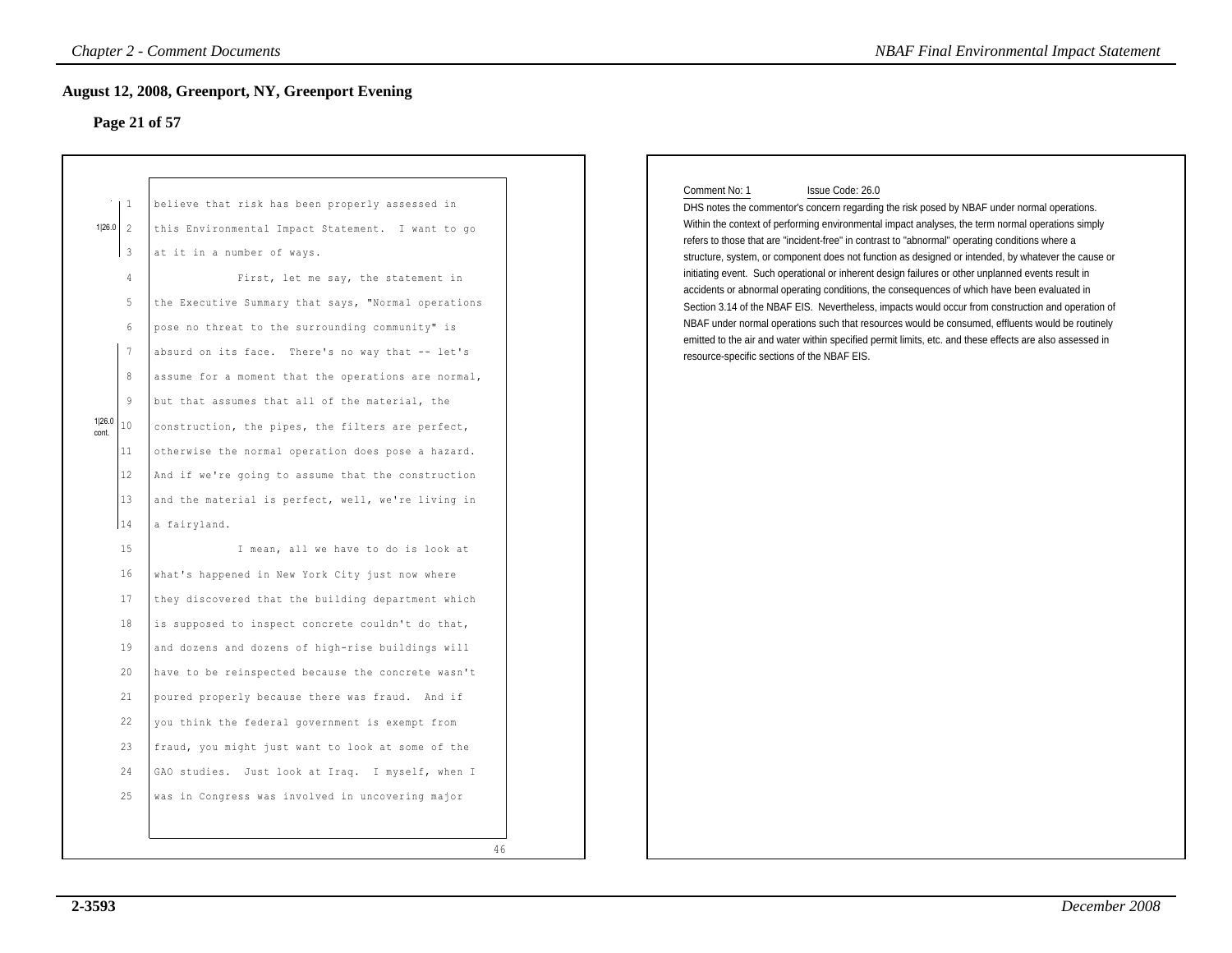## August 12, 2008, Greenport, NY, Greenport Evening

### Page 21 of 57

1|26.0

believe that risk has been properly assessed in this Environmental Impact Statement. I want to go at it in a number of ways.

First, let me say, the statement in the Executive Summary that says, "Normal operations pose no threat to the surrounding community" is absurd on its face. There's no way that -- let's assume for a moment that the operations are normal, but that assumes that all of the material, the construction, the pipes, the filters are perfect, otherwise the normal operation does pose a hazard. And if we're going to assume that the construction and the material is perfect, well, we're living in a fairyland.

1|26.0 cont.

I mean, all we have to do is look at what's happened in New York City just now where they discovered that the building department which is supposed to inspect concrete couldn't do that, and dozens and dozens of high-rise buildings will have to be reinspected because the concrete wasn't poured properly because there was fraud. And if you think the federal government is exempt from fraud, you might just want to look at some of the GAO studies. Just look at Iraq. I myself, when I was in Congress was involved in uncovering major

46

Comment No: 1 Issue Code: 26.0

DHS notes the commentor's concern regarding the risk posed by NBAF under normal operations. Within the context of performing environmental impact analyses, the term normal operations simply refers to those that are "incident-free" in contrast to "abnormal" operating conditions where a structure, system, or component does not function as designed or intended, by whatever the cause or initiating event. Such operational or inherent design failures or other unplanned events result in accidents or abnormal operating conditions, the consequences of which have been evaluated in Section 3.14 of the NBAF EIS. Nevertheless, impacts would occur from construction and operation of NBAF under normal operations such that resources would be consumed, effluents would be routinely emitted to the air and water within specified permit limits, etc. and these effects are also assessed in resource-specific sections of the NBAF EIS.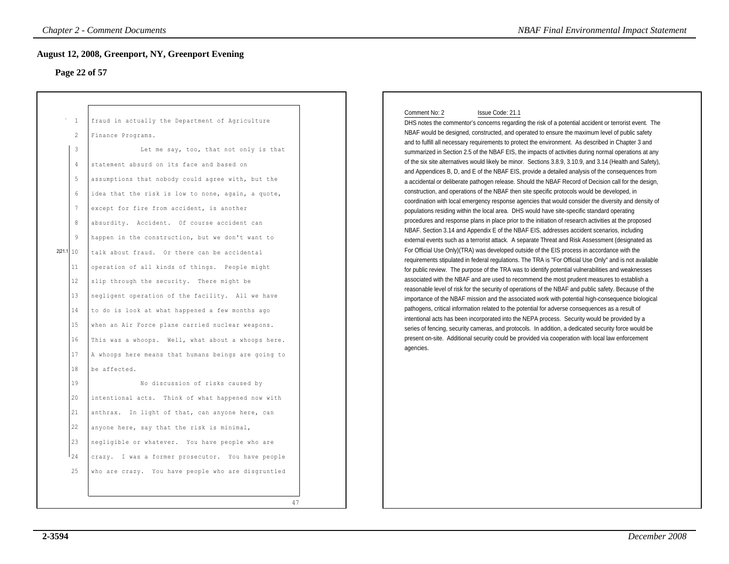## August 12, 2008, Greenport, NY, Greenport Evening

### Page 22 of 57

1 fraud in actually the Department of Agriculture
2 Finance Programs.
3 Let me say, too, that not only is that
4 statement absurd on its face and based on
5 assumptions that nobody could agree with, but the
6 idea that the risk is low to none, again, a quote,
7 except for fire from accident, is another
8 absurdity. Accident. Of course accident can
9 happen in the construction, but we don't want to
10 talk about fraud. Or there can be accidental
11 operation of all kinds of things. People might
12 slip through the security. There might be
13 negligent operation of the facility. All we have
14 to do is look at what happened a few months ago
15 when an Air Force plane carried nuclear weapons.
16 This was a whoops. Well, what about a whoops here.
17 A whoops here means that humans beings are going to
18 be affected.
19 No discussion of risks caused by
20 intentional acts. Think of what happened now with
21 anthrax. In light of that, can anyone here, can
22 anyone here, say that the risk is minimal,
23 negligible or whatever. You have people who are
24 crazy. I was a former prosecutor. You have people
25 who are crazy. You have people who are disgruntled

2|21.1

47

Comment No: 2 Issue Code: 21.1

DHS notes the commentor's concerns regarding the risk of a potential accident or terrorist event. The NBAF would be designed, constructed, and operated to ensure the maximum level of public safety and to fulfill all necessary requirements to protect the environment. As described in Chapter 3 and summarized in Section 2.5 of the NBAF EIS, the impacts of activities during normal operations at any of the six site alternatives would likely be minor. Sections 3.8.9, 3.10.9, and 3.14 (Health and Safety), and Appendices B, D, and E of the NBAF EIS, provide a detailed analysis of the consequences from a accidental or deliberate pathogen release. Should the NBAF Record of Decision call for the design, construction, and operations of the NBAF then site specific protocols would be developed, in coordination with local emergency response agencies that would consider the diversity and density of populations residing within the local area. DHS would have site-specific standard operating procedures and response plans in place prior to the initiation of research activities at the proposed NBAF. Section 3.14 and Appendix E of the NBAF EIS, addresses accident scenarios, including external events such as a terrorist attack. A separate Threat and Risk Assessment (designated as For Official Use Only)(TRA) was developed outside of the EIS process in accordance with the requirements stipulated in federal regulations. The TRA is "For Official Use Only" and is not available for public review. The purpose of the TRA was to identify potential vulnerabilities and weaknesses associated with the NBAF and are used to recommend the most prudent measures to establish a reasonable level of risk for the security of operations of the NBAF and public safety. Because of the importance of the NBAF mission and the associated work with potential high-consequence biological pathogens, critical information related to the potential for adverse consequences as a result of intentional acts has been incorporated into the NEPA process. Security would be provided by a series of fencing, security cameras, and protocols. In addition, a dedicated security force would be present on-site. Additional security could be provided via cooperation with local law enforcement agencies.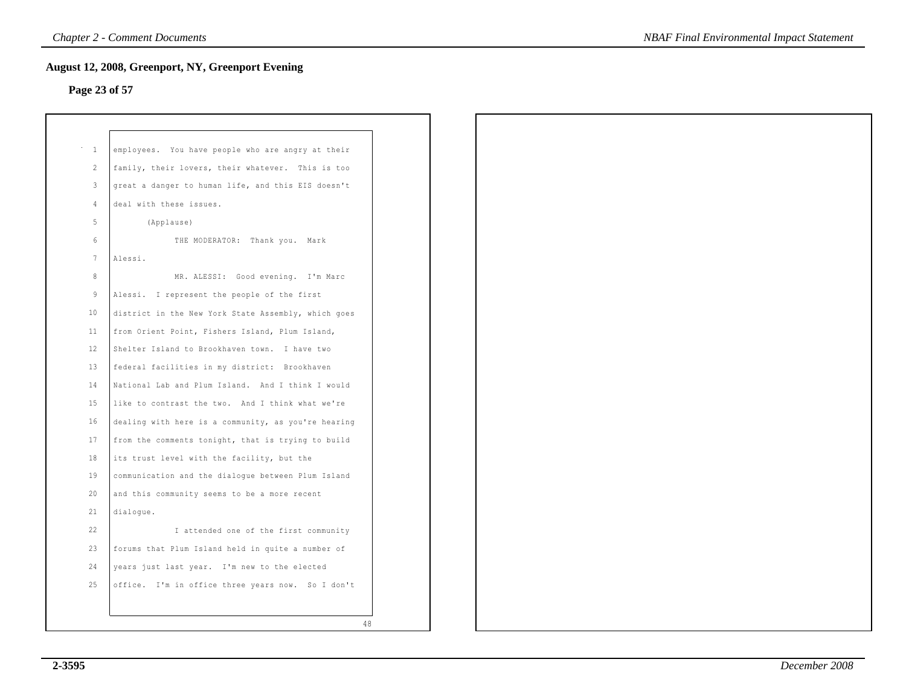## August 12, 2008, Greenport, NY, Greenport Evening

**Page 23 of 57**

employees. You have people who are angry at their family, their lovers, their whatever. This is too great a danger to human life, and this EIS doesn't deal with these issues.

(Applause)

THE MODERATOR: Thank you. Mark Alessi.

MR. ALESSI: Good evening. I'm Marc Alessi. I represent the people of the first district in the New York State Assembly, which goes from Orient Point, Fishers Island, Plum Island, Shelter Island to Brookhaven town. I have two federal facilities in my district: Brookhaven National Lab and Plum Island. And I think I would like to contrast the two. And I think what we're dealing with here is a community, as you're hearing from the comments tonight, that is trying to build its trust level with the facility, but the communication and the dialogue between Plum Island and this community seems to be a more recent dialogue.

I attended one of the first community forums that Plum Island held in quite a number of years just last year. I'm new to the elected office. I'm in office three years now. So I don't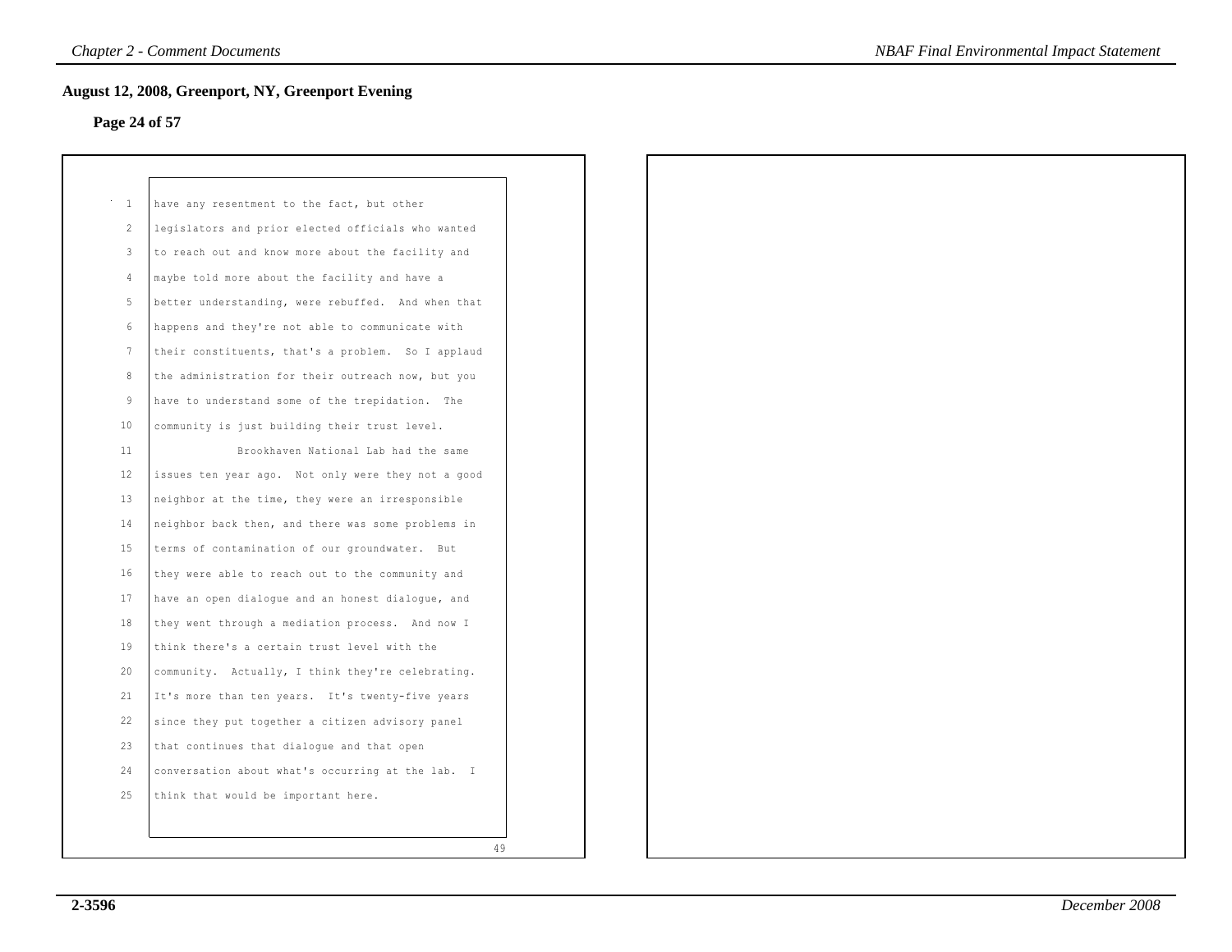## August 12, 2008, Greenport, NY, Greenport Evening

**Page 24 of 57**

have any resentment to the fact, but other legislators and prior elected officials who wanted to reach out and know more about the facility and maybe told more about the facility and have a better understanding, were rebuffed. And when that happens and they're not able to communicate with their constituents, that's a problem. So I applaud the administration for their outreach now, but you have to understand some of the trepidation. The community is just building their trust level.

Brookhaven National Lab had the same issues ten year ago. Not only were they not a good neighbor at the time, they were an irresponsible neighbor back then, and there was some problems in terms of contamination of our groundwater. But they were able to reach out to the community and have an open dialogue and an honest dialogue, and they went through a mediation process. And now I think there's a certain trust level with the community. Actually, I think they're celebrating. It's more than ten years. It's twenty-five years since they put together a citizen advisory panel that continues that dialogue and that open conversation about what's occurring at the lab. I think that would be important here.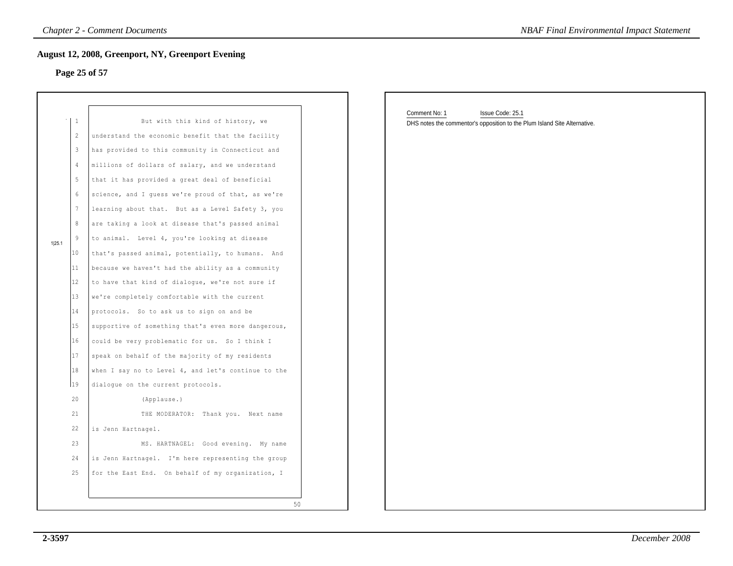## August 12, 2008, Greenport, NY, Greenport Evening

### Page 25 of 57

1 But with this kind of history, we
2 understand the economic benefit that the facility
3 has provided to this community in Connecticut and
4 millions of dollars of salary, and we understand
5 that it has provided a great deal of beneficial
6 science, and I guess we're proud of that, as we're
7 learning about that. But as a Level Safety 3, you
8 are taking a look at disease that's passed animal
9 to animal. Level 4, you're looking at disease
10 that's passed animal, potentially, to humans. And
11 because we haven't had the ability as a community
12 to have that kind of dialogue, we're not sure if
13 we're completely comfortable with the current
14 protocols. So to ask us to sign on and be
15 supportive of something that's even more dangerous,
16 could be very problematic for us. So I think I
17 speak on behalf of the majority of my residents
18 when I say no to Level 4, and let's continue to the
19 dialogue on the current protocols.

1|25.1

20 (Applause.)
21 THE MODERATOR: Thank you. Next name
22 is Jenn Hartnagel.
23 MS. HARTNAGEL: Good evening. My name
24 is Jenn Hartnagel. I'm here representing the group
25 for the East End. On behalf of my organization, I

50

Comment No: 1 Issue Code: 25.1
DHS notes the commentor's opposition to the Plum Island Site Alternative.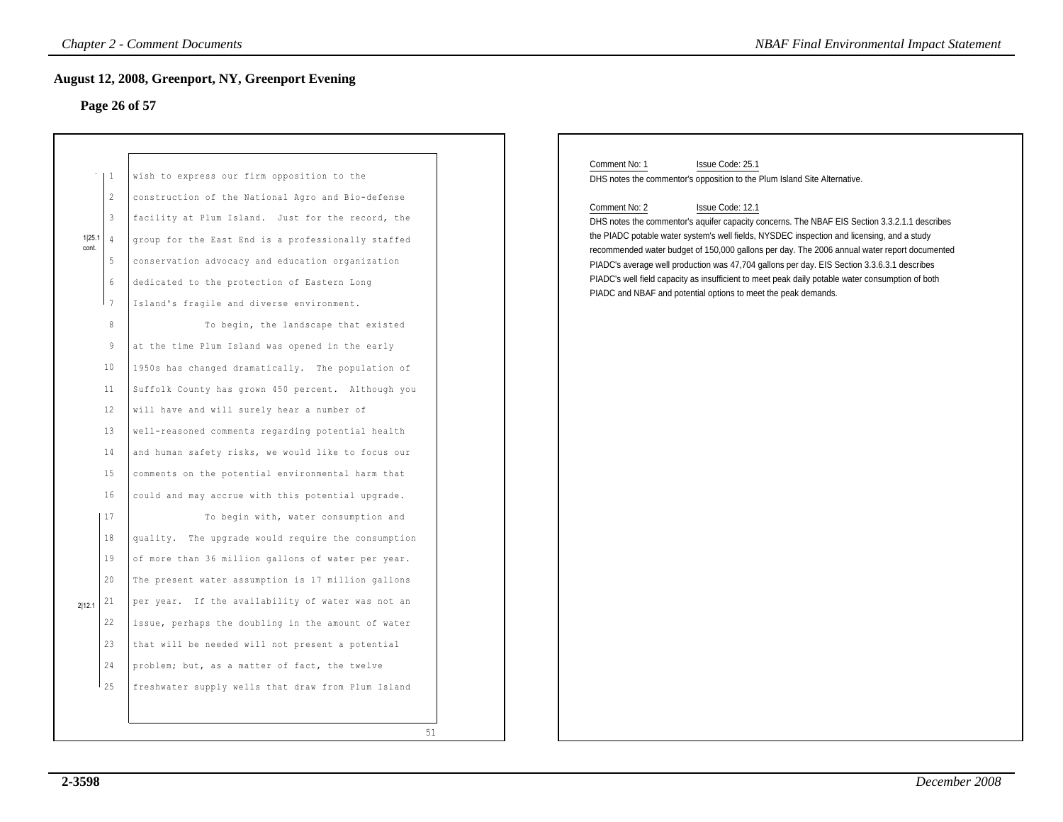## August 12, 2008, Greenport, NY, Greenport Evening

### Page 26 of 57

1|25.1 cont.

wish to express our firm opposition to the construction of the National Agro and Bio-defense facility at Plum Island. Just for the record, the group for the East End is a professionally staffed conservation advocacy and education organization dedicated to the protection of Eastern Long Island's fragile and diverse environment.

To begin, the landscape that existed at the time Plum Island was opened in the early 1950s has changed dramatically. The population of Suffolk County has grown 450 percent. Although you will have and will surely hear a number of well-reasoned comments regarding potential health and human safety risks, we would like to focus our comments on the potential environmental harm that could and may accrue with this potential upgrade.

2|12.1

To begin with, water consumption and quality. The upgrade would require the consumption of more than 36 million gallons of water per year. The present water assumption is 17 million gallons per year. If the availability of water was not an issue, perhaps the doubling in the amount of water that will be needed will not present a potential problem; but, as a matter of fact, the twelve freshwater supply wells that draw from Plum Island

51

---

Comment No: 1 Issue Code: 25.1

DHS notes the commentor's opposition to the Plum Island Site Alternative.

Comment No: 2 Issue Code: 12.1

DHS notes the commentor's aquifer capacity concerns. The NBAF EIS Section 3.3.2.1.1 describes the PIADC potable water system's well fields, NYSDEC inspection and licensing, and a study recommended water budget of 150,000 gallons per day. The 2006 annual water report documented PIADC's average well production was 47,704 gallons per day. EIS Section 3.3.6.3.1 describes PIADC's well field capacity as insufficient to meet peak daily potable water consumption of both PIADC and NBAF and potential options to meet the peak demands.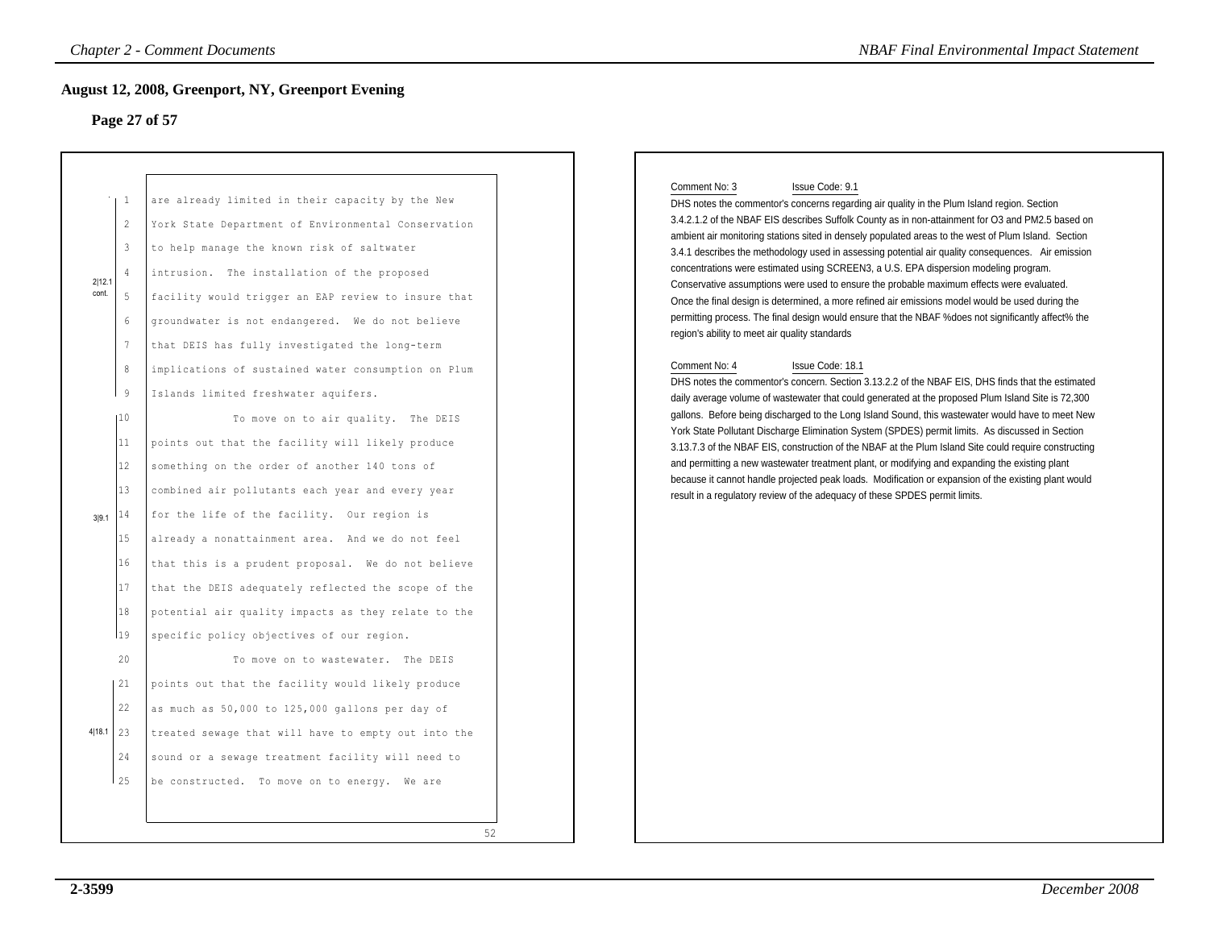## August 12, 2008, Greenport, NY, Greenport Evening

### Page 27 of 57

2|12.1 cont.

are already limited in their capacity by the New York State Department of Environmental Conservation to help manage the known risk of saltwater intrusion. The installation of the proposed facility would trigger an EAP review to insure that groundwater is not endangered. We do not believe that DEIS has fully investigated the long-term implications of sustained water consumption on Plum Islands limited freshwater aquifers.

3|9.1

To move on to air quality. The DEIS points out that the facility will likely produce something on the order of another 140 tons of combined air pollutants each year and every year for the life of the facility. Our region is already a nonattainment area. And we do not feel that this is a prudent proposal. We do not believe that the DEIS adequately reflected the scope of the potential air quality impacts as they relate to the specific policy objectives of our region.

4|18.1

To move on to wastewater. The DEIS points out that the facility would likely produce as much as 50,000 to 125,000 gallons per day of treated sewage that will have to empty out into the sound or a sewage treatment facility will need to be constructed. To move on to energy. We are

52

Comment No: 3 Issue Code: 9.1

DHS notes the commentor's concerns regarding air quality in the Plum Island region. Section 3.4.2.1.2 of the NBAF EIS describes Suffolk County as in non-attainment for $O_3$ and $PM_{2.5}$ based on ambient air monitoring stations sited in densely populated areas to the west of Plum Island. Section 3.4.1 describes the methodology used in assessing potential air quality consequences. Air emission concentrations were estimated using SCREEN3, a U.S. EPA dispersion modeling program. Conservative assumptions were used to ensure the probable maximum effects were evaluated. Once the final design is determined, a more refined air emissions model would be used during the permitting process. The final design would ensure that the NBAF %does not significantly affect% the region's ability to meet air quality standards

Comment No: 4 Issue Code: 18.1

DHS notes the commentor's concern. Section 3.13.2.2 of the NBAF EIS, DHS finds that the estimated daily average volume of wastewater that could generated at the proposed Plum Island Site is 72,300 gallons. Before being discharged to the Long Island Sound, this wastewater would have to meet New York State Pollutant Discharge Elimination System (SPDES) permit limits. As discussed in Section 3.13.7.3 of the NBAF EIS, construction of the NBAF at the Plum Island Site could require constructing and permitting a new wastewater treatment plant, or modifying and expanding the existing plant because it cannot handle projected peak loads. Modification or expansion of the existing plant would result in a regulatory review of the adequacy of these SPDES permit limits.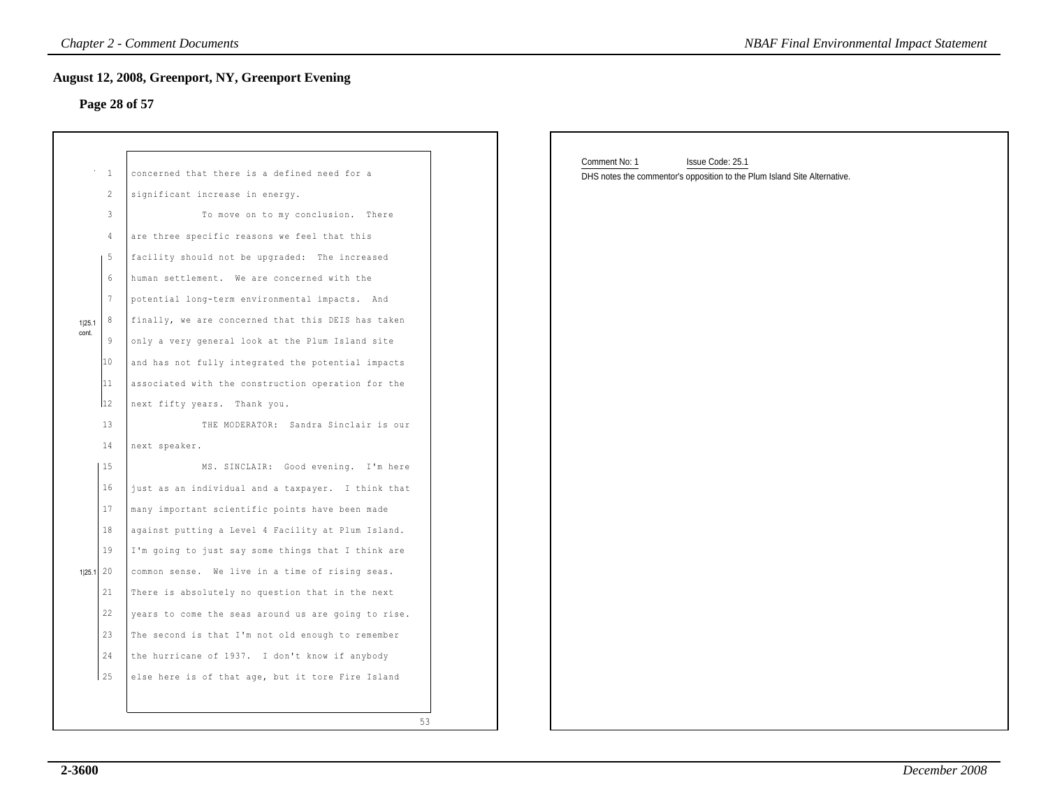## August 12, 2008, Greenport, NY, Greenport Evening

### Page 28 of 57

1 concerned that there is a defined need for a
2 significant increase in energy.
3 To move on to my conclusion. There
4 are three specific reasons we feel that this
5 facility should not be upgraded: The increased
6 human settlement. We are concerned with the
7 potential long-term environmental impacts. And
8 finally, we are concerned that this DEIS has taken
9 only a very general look at the Plum Island site
10 and has not fully integrated the potential impacts
11 associated with the construction operation for the
12 next fifty years. Thank you.
13 THE MODERATOR: Sandra Sinclair is our
14 next speaker.
15 MS. SINCLAIR: Good evening. I'm here
16 just as an individual and a taxpayer. I think that
17 many important scientific points have been made
18 against putting a Level 4 Facility at Plum Island.
19 I'm going to just say some things that I think are
20 common sense. We live in a time of rising seas.
21 There is absolutely no question that in the next
22 years to come the seas around us are going to rise.
23 The second is that I'm not old enough to remember
24 the hurricane of 1937. I don't know if anybody
25 else here is of that age, but it tore Fire Island

53

1|25.1 cont. (lines 5–12)

1|25.1 (lines 15–25)

Comment No: 1 Issue Code: 25.1

DHS notes the commentor's opposition to the Plum Island Site Alternative.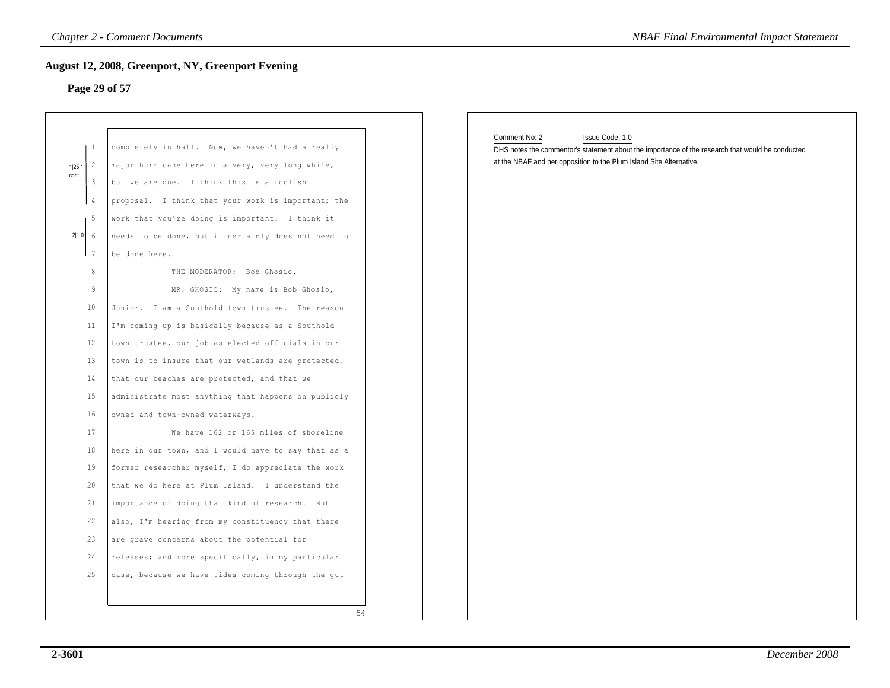## August 12, 2008, Greenport, NY, Greenport Evening

### Page 29 of 57

1|25.1 cont.

1 completely in half. Now, we haven't had a really
2 major hurricane here in a very, very long while,
3 but we are due. I think this is a foolish
4 proposal. I think that your work is important; the

2|1.0

5 work that you're doing is important. I think it
6 needs to be done, but it certainly does not need to
7 be done here.

8 THE MODERATOR: Bob Ghosio.
9 MR. GHOSIO: My name is Bob Ghosio,
10 Junior. I am a Southold town trustee. The reason
11 I'm coming up is basically because as a Southold
12 town trustee, our job as elected officials in our
13 town is to insure that our wetlands are protected,
14 that our beaches are protected, and that we
15 administrate most anything that happens on publicly
16 owned and town-owned waterways.
17 We have 162 or 165 miles of shoreline
18 here in our town, and I would have to say that as a
19 former researcher myself, I do appreciate the work
20 that we do here at Plum Island. I understand the
21 importance of doing that kind of research. But
22 also, I'm hearing from my constituency that there
23 are grave concerns about the potential for
24 releases; and more specifically, in my particular
25 case, because we have tides coming through the gut

54

Comment No: 2 Issue Code: 1.0

DHS notes the commentor's statement about the importance of the research that would be conducted at the NBAF and her opposition to the Plum Island Site Alternative.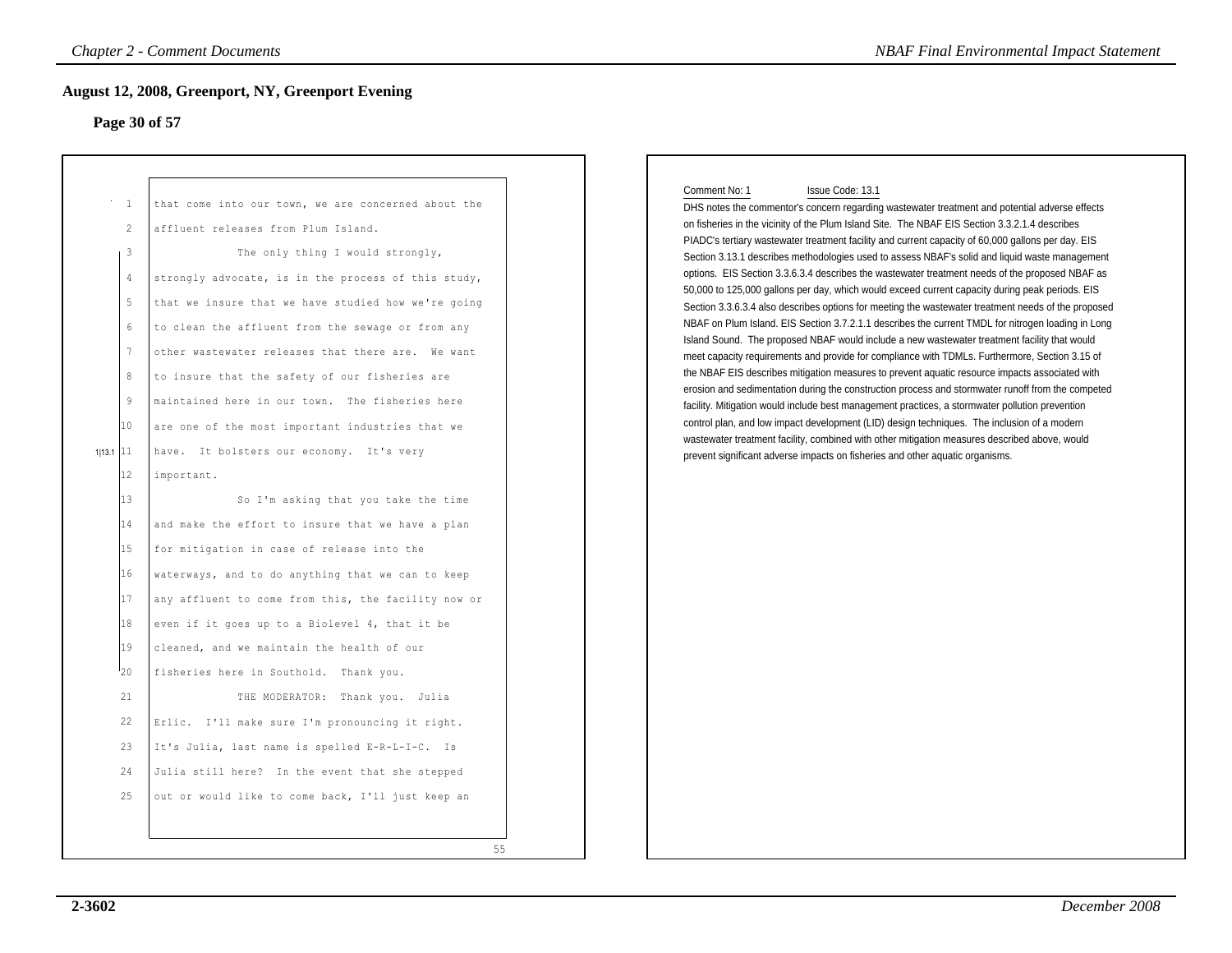## August 12, 2008, Greenport, NY, Greenport Evening

### Page 30 of 57

1 that come into our town, we are concerned about the
2 affluent releases from Plum Island.
3 The only thing I would strongly,
4 strongly advocate, is in the process of this study,
5 that we insure that we have studied how we're going
6 to clean the affluent from the sewage or from any
7 other wastewater releases that there are. We want
8 to insure that the safety of our fisheries are
9 maintained here in our town. The fisheries here
10 are one of the most important industries that we
11 have. It bolsters our economy. It's very
12 important.
13 So I'm asking that you take the time
14 and make the effort to insure that we have a plan
15 for mitigation in case of release into the
16 waterways, and to do anything that we can to keep
17 any affluent to come from this, the facility now or
18 even if it goes up to a Biolevel 4, that it be
19 cleaned, and we maintain the health of our
20 fisheries here in Southold. Thank you.
21 THE MODERATOR: Thank you. Julia
22 Erlic. I'll make sure I'm pronouncing it right.
23 It's Julia, last name is spelled E-R-L-I-C. Is
24 Julia still here? In the event that she stepped
25 out or would like to come back, I'll just keep an

55

1|13.1

Comment No: 1 Issue Code: 13.1

DHS notes the commentor's concern regarding wastewater treatment and potential adverse effects on fisheries in the vicinity of the Plum Island Site. The NBAF EIS Section 3.3.2.1.4 describes PIADC's tertiary wastewater treatment facility and current capacity of 60,000 gallons per day. EIS Section 3.13.1 describes methodologies used to assess NBAF's solid and liquid waste management options. EIS Section 3.3.6.3.4 describes the wastewater treatment needs of the proposed NBAF as 50,000 to 125,000 gallons per day, which would exceed current capacity during peak periods. EIS Section 3.3.6.3.4 also describes options for meeting the wastewater treatment needs of the proposed NBAF on Plum Island. EIS Section 3.7.2.1.1 describes the current TMDL for nitrogen loading in Long Island Sound. The proposed NBAF would include a new wastewater treatment facility that would meet capacity requirements and provide for compliance with TDMLs. Furthermore, Section 3.15 of the NBAF EIS describes mitigation measures to prevent aquatic resource impacts associated with erosion and sedimentation during the construction process and stormwater runoff from the competed facility. Mitigation would include best management practices, a stormwater pollution prevention control plan, and low impact development (LID) design techniques. The inclusion of a modern wastewater treatment facility, combined with other mitigation measures described above, would prevent significant adverse impacts on fisheries and other aquatic organisms.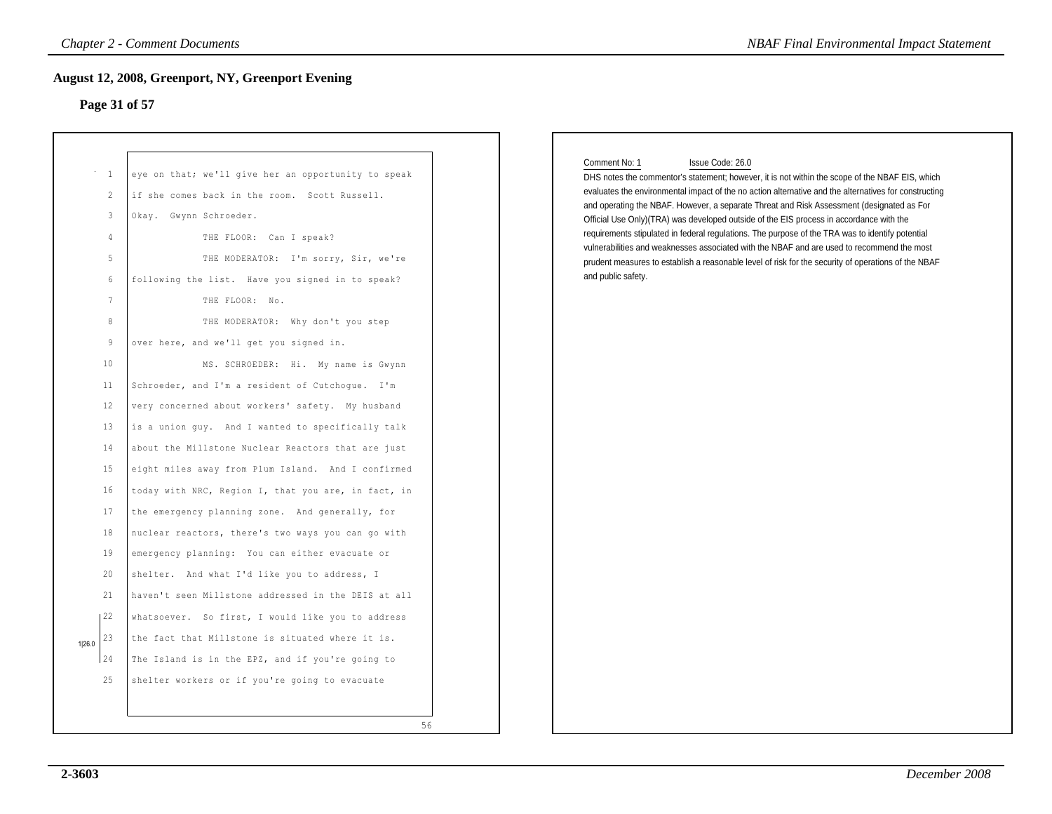## August 12, 2008, Greenport, NY, Greenport Evening

### Page 31 of 57

1 eye on that; we'll give her an opportunity to speak
2 if she comes back in the room. Scott Russell.
3 Okay. Gwynn Schroeder.
4 THE FLOOR: Can I speak?
5 THE MODERATOR: I'm sorry, Sir, we're
6 following the list. Have you signed in to speak?
7 THE FLOOR: No.
8 THE MODERATOR: Why don't you step
9 over here, and we'll get you signed in.
10 MS. SCHROEDER: Hi. My name is Gwynn
11 Schroeder, and I'm a resident of Cutchogue. I'm
12 very concerned about workers' safety. My husband
13 is a union guy. And I wanted to specifically talk
14 about the Millstone Nuclear Reactors that are just
15 eight miles away from Plum Island. And I confirmed
16 today with NRC, Region I, that you are, in fact, in
17 the emergency planning zone. And generally, for
18 nuclear reactors, there's two ways you can go with
19 emergency planning: You can either evacuate or
20 shelter. And what I'd like you to address, I
21 haven't seen Millstone addressed in the DEIS at all
22 whatsoever. So first, I would like you to address
23 the fact that Millstone is situated where it is.
24 The Island is in the EPZ, and if you're going to
25 shelter workers or if you're going to evacuate

1|26.0 (lines 22–24)

56

Comment No: 1 Issue Code: 26.0

DHS notes the commentor's statement; however, it is not within the scope of the NBAF EIS, which evaluates the environmental impact of the no action alternative and the alternatives for constructing and operating the NBAF. However, a separate Threat and Risk Assessment (designated as For Official Use Only)(TRA) was developed outside of the EIS process in accordance with the requirements stipulated in federal regulations. The purpose of the TRA was to identify potential vulnerabilities and weaknesses associated with the NBAF and are used to recommend the most prudent measures to establish a reasonable level of risk for the security of operations of the NBAF and public safety.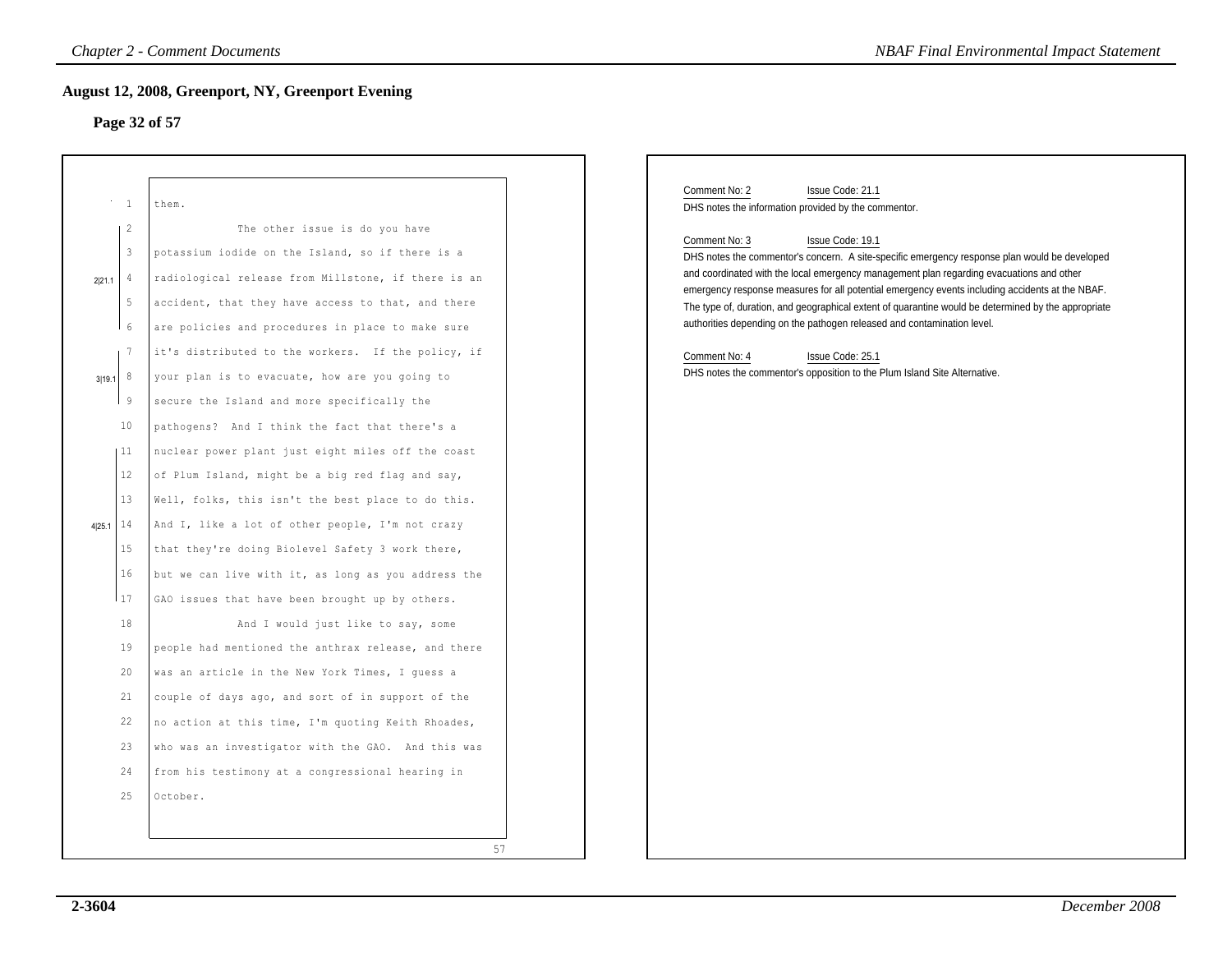## August 12, 2008, Greenport, NY, Greenport Evening

### Page 32 of 57

```
 1   them.
 2              The other issue is do you have
 3   potassium iodide on the Island, so if there is a
 4   radiological release from Millstone, if there is an        2|21.1
 5   accident, that they have access to that, and there
 6   are policies and procedures in place to make sure
 7   it's distributed to the workers.  If the policy, if
 8   your plan is to evacuate, how are you going to             3|19.1
 9   secure the Island and more specifically the
10   pathogens?  And I think the fact that there's a
11   nuclear power plant just eight miles off the coast
12   of Plum Island, might be a big red flag and say,
13   Well, folks, this isn't the best place to do this.
14   And I, like a lot of other people, I'm not crazy           4|25.1
15   that they're doing Biolevel Safety 3 work there,
16   but we can live with it, as long as you address the
17   GAO issues that have been brought up by others.
18              And I would just like to say, some
19   people had mentioned the anthrax release, and there
20   was an article in the New York Times, I guess a
21   couple of days ago, and sort of in support of the
22   no action at this time, I'm quoting Keith Rhoades,
23   who was an investigator with the GAO.  And this was
24   from his testimony at a congressional hearing in
25   October.
                                                           57
```

Comment No: 2 Issue Code: 21.1
DHS notes the information provided by the commentor.

Comment No: 3 Issue Code: 19.1
DHS notes the commentor's concern. A site-specific emergency response plan would be developed and coordinated with the local emergency management plan regarding evacuations and other emergency response measures for all potential emergency events including accidents at the NBAF. The type of, duration, and geographical extent of quarantine would be determined by the appropriate authorities depending on the pathogen released and contamination level.

Comment No: 4 Issue Code: 25.1
DHS notes the commentor's opposition to the Plum Island Site Alternative.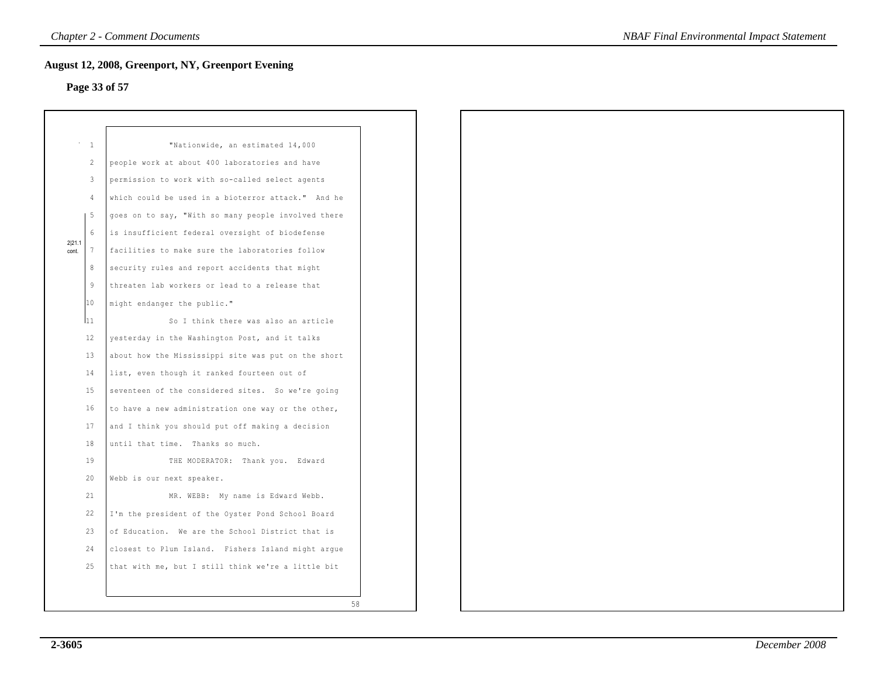## August 12, 2008, Greenport, NY, Greenport Evening

**Page 33 of 57**

1 "Nationwide, an estimated 14,000
2 people work at about 400 laboratories and have
3 permission to work with so-called select agents
4 which could be used in a bioterror attack." And he
5 goes on to say, "With so many people involved there
6 is insufficient federal oversight of biodefense
7 facilities to make sure the laboratories follow
8 security rules and report accidents that might
9 threaten lab workers or lead to a release that
10 might endanger the public."

2|21.1 cont.

11 So I think there was also an article
12 yesterday in the Washington Post, and it talks
13 about how the Mississippi site was put on the short
14 list, even though it ranked fourteen out of
15 seventeen of the considered sites. So we're going
16 to have a new administration one way or the other,
17 and I think you should put off making a decision
18 until that time. Thanks so much.
19 THE MODERATOR: Thank you. Edward
20 Webb is our next speaker.
21 MR. WEBB: My name is Edward Webb.
22 I'm the president of the Oyster Pond School Board
23 of Education. We are the School District that is
24 closest to Plum Island. Fishers Island might argue
25 that with me, but I still think we're a little bit

58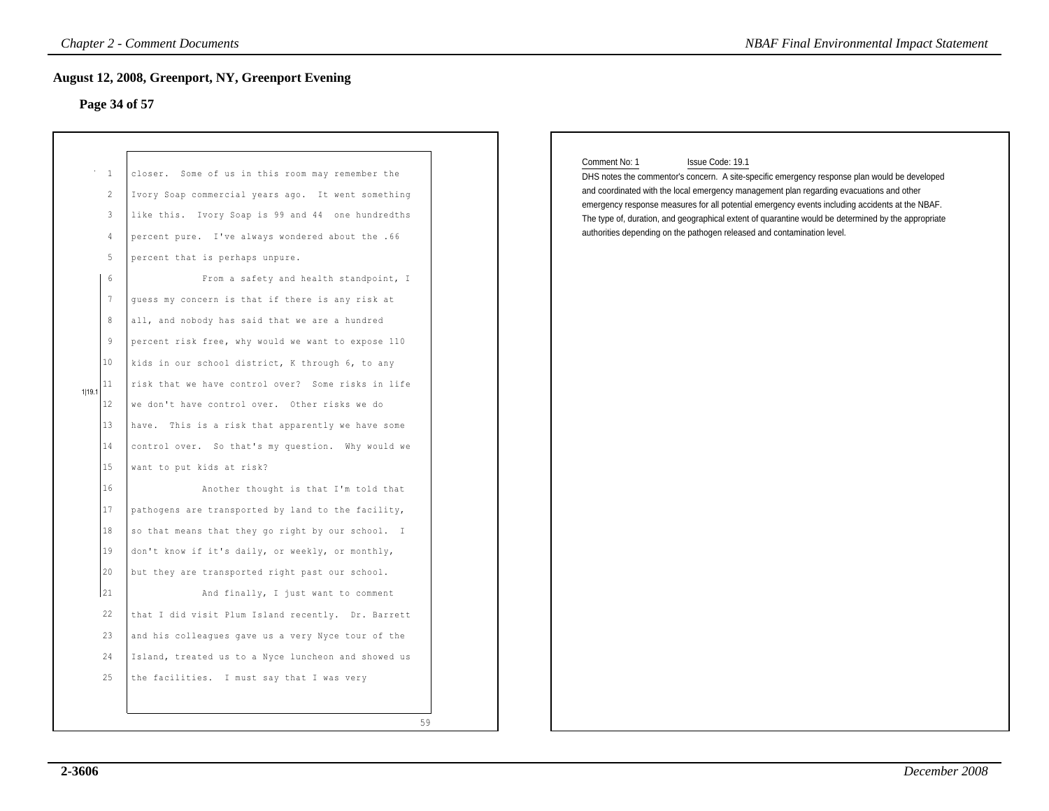## August 12, 2008, Greenport, NY, Greenport Evening

### Page 34 of 57

1 closer. Some of us in this room may remember the
2 Ivory Soap commercial years ago. It went something
3 like this. Ivory Soap is 99 and 44 one hundredths
4 percent pure. I've always wondered about the .66
5 percent that is perhaps unpure.
6 From a safety and health standpoint, I
7 guess my concern is that if there is any risk at
8 all, and nobody has said that we are a hundred
9 percent risk free, why would we want to expose 110
10 kids in our school district, K through 6, to any
11 risk that we have control over? Some risks in life
12 we don't have control over. Other risks we do
13 have. This is a risk that apparently we have some
14 control over. So that's my question. Why would we
15 want to put kids at risk?
16 Another thought is that I'm told that
17 pathogens are transported by land to the facility,
18 so that means that they go right by our school. I
19 don't know if it's daily, or weekly, or monthly,
20 but they are transported right past our school.
21 And finally, I just want to comment
22 that I did visit Plum Island recently. Dr. Barrett
23 and his colleagues gave us a very Nyce tour of the
24 Island, treated us to a Nyce luncheon and showed us
25 the facilities. I must say that I was very

59

1|19.1

Comment No: 1 Issue Code: 19.1

DHS notes the commentor's concern. A site-specific emergency response plan would be developed and coordinated with the local emergency management plan regarding evacuations and other emergency response measures for all potential emergency events including accidents at the NBAF. The type of, duration, and geographical extent of quarantine would be determined by the appropriate authorities depending on the pathogen released and contamination level.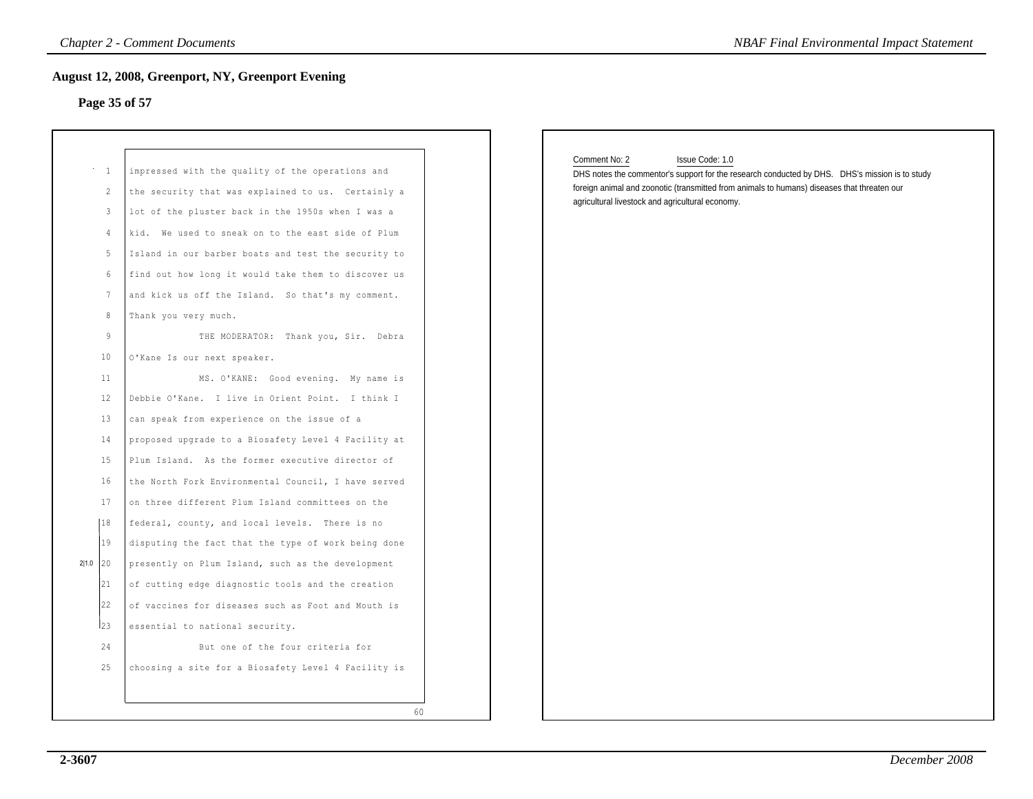## August 12, 2008, Greenport, NY, Greenport Evening

### Page 35 of 57

impressed with the quality of the operations and the security that was explained to us. Certainly a lot of the pluster back in the 1950s when I was a kid. We used to sneak on to the east side of Plum Island in our barber boats and test the security to find out how long it would take them to discover us and kick us off the Island. So that's my comment. Thank you very much.

THE MODERATOR: Thank you, Sir. Debra O'Kane Is our next speaker.

MS. O'KANE: Good evening. My name is Debbie O'Kane. I live in Orient Point. I think I can speak from experience on the issue of a proposed upgrade to a Biosafety Level 4 Facility at Plum Island. As the former executive director of the North Fork Environmental Council, I have served on three different Plum Island committees on the federal, county, and local levels. [2|1.0] There is no disputing the fact that the type of work being done presently on Plum Island, such as the development of cutting edge diagnostic tools and the creation of vaccines for diseases such as Foot and Mouth is essential to national security.

But one of the four criteria for choosing a site for a Biosafety Level 4 Facility is

60

---

Comment No: 2 Issue Code: 1.0

DHS notes the commentor's support for the research conducted by DHS. DHS's mission is to study foreign animal and zoonotic (transmitted from animals to humans) diseases that threaten our agricultural livestock and agricultural economy.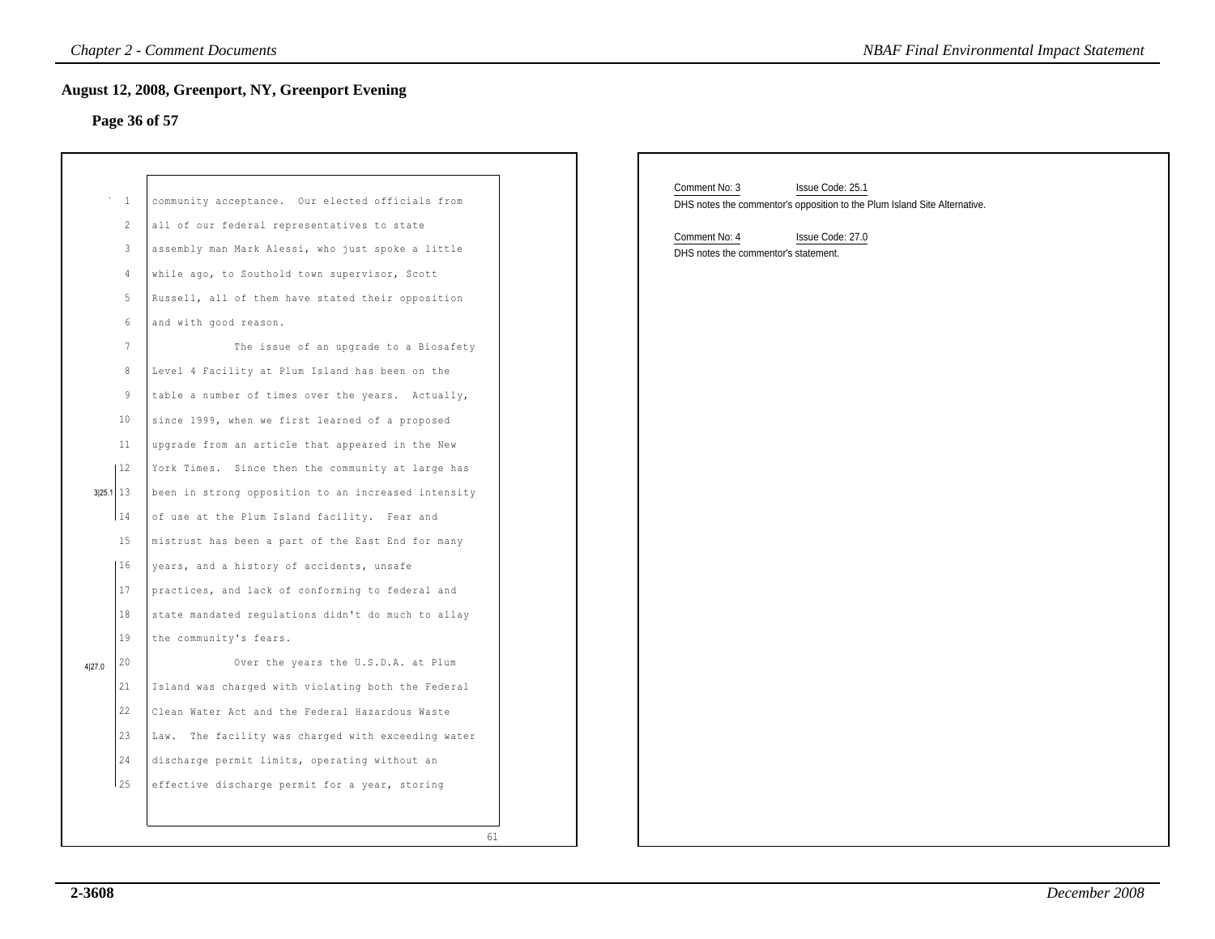## August 12, 2008, Greenport, NY, Greenport Evening

### Page 36 of 57

1 community acceptance. Our elected officials from
2 all of our federal representatives to state
3 assembly man Mark Alessi, who just spoke a little
4 while ago, to Southold town supervisor, Scott
5 Russell, all of them have stated their opposition
6 and with good reason.
7 The issue of an upgrade to a Biosafety
8 Level 4 Facility at Plum Island has been on the
9 table a number of times over the years. Actually,
10 since 1999, when we first learned of a proposed
11 upgrade from an article that appeared in the New
12 York Times. Since then the community at large has
13 been in strong opposition to an increased intensity
14 of use at the Plum Island facility. Fear and
15 mistrust has been a part of the East End for many
16 years, and a history of accidents, unsafe
17 practices, and lack of conforming to federal and
18 state mandated regulations didn't do much to allay
19 the community's fears.
20 Over the years the U.S.D.A. at Plum
21 Island was charged with violating both the Federal
22 Clean Water Act and the Federal Hazardous Waste
23 Law. The facility was charged with exceeding water
24 discharge permit limits, operating without an
25 effective discharge permit for a year, storing

3|25.1 (lines 12–14)

4|27.0 (lines 16–25)

61

Comment No: 3 Issue Code: 25.1
DHS notes the commentor's opposition to the Plum Island Site Alternative.

Comment No: 4 Issue Code: 27.0
DHS notes the commentor's statement.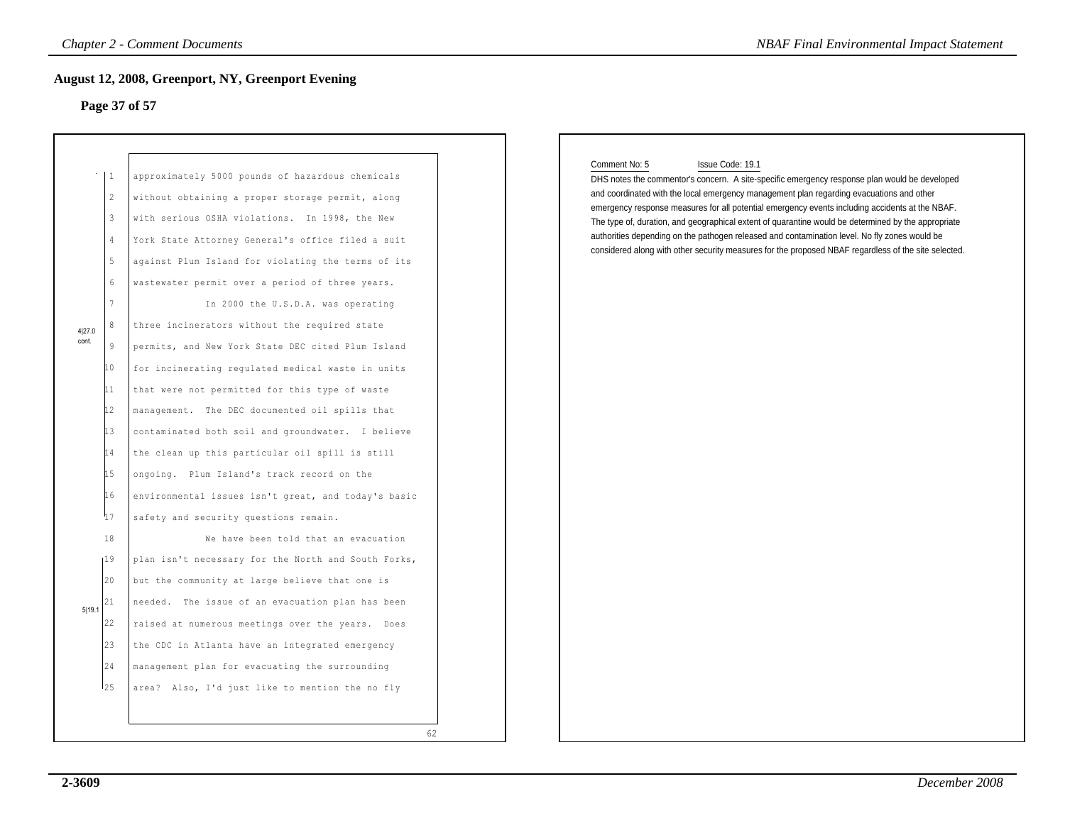## August 12, 2008, Greenport, NY, Greenport Evening

### Page 37 of 57

approximately 5000 pounds of hazardous chemicals without obtaining a proper storage permit, along with serious OSHA violations. In 1998, the New York State Attorney General's office filed a suit against Plum Island for violating the terms of its wastewater permit over a period of three years.

4|27.0 cont.

In 2000 the U.S.D.A. was operating three incinerators without the required state permits, and New York State DEC cited Plum Island for incinerating regulated medical waste in units that were not permitted for this type of waste management. The DEC documented oil spills that contaminated both soil and groundwater. I believe the clean up this particular oil spill is still ongoing. Plum Island's track record on the environmental issues isn't great, and today's basic safety and security questions remain.

5|19.1

We have been told that an evacuation plan isn't necessary for the North and South Forks, but the community at large believe that one is needed. The issue of an evacuation plan has been raised at numerous meetings over the years. Does the CDC in Atlanta have an integrated emergency management plan for evacuating the surrounding area? Also, I'd just like to mention the no fly

62

Comment No: 5 Issue Code: 19.1

DHS notes the commentor's concern. A site-specific emergency response plan would be developed and coordinated with the local emergency management plan regarding evacuations and other emergency response measures for all potential emergency events including accidents at the NBAF. The type of, duration, and geographical extent of quarantine would be determined by the appropriate authorities depending on the pathogen released and contamination level. No fly zones would be considered along with other security measures for the proposed NBAF regardless of the site selected.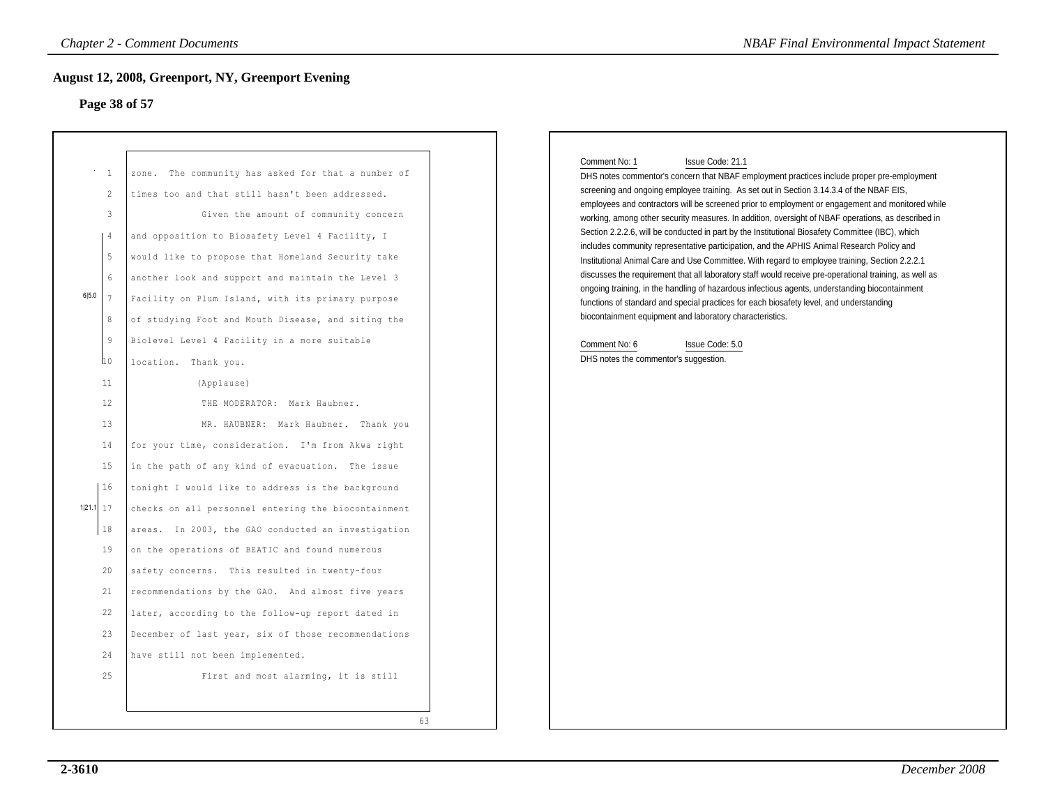## August 12, 2008, Greenport, NY, Greenport Evening

### Page 38 of 57

1 zone. The community has asked for that a number of
2 times too and that still hasn't been addressed.
3 Given the amount of community concern
4 and opposition to Biosafety Level 4 Facility, I
5 would like to propose that Homeland Security take
6 another look and support and maintain the Level 3
7 Facility on Plum Island, with its primary purpose
8 of studying Foot and Mouth Disease, and siting the
9 Biolevel Level 4 Facility in a more suitable
10 location. Thank you.
11 (Applause)
12 THE MODERATOR: Mark Haubner.
13 MR. HAUBNER: Mark Haubner. Thank you
14 for your time, consideration. I'm from Akwa right
15 in the path of any kind of evacuation. The issue
16 tonight I would like to address is the background
17 checks on all personnel entering the biocontainment
18 areas. In 2003, the GAO conducted an investigation
19 on the operations of BEATIC and found numerous
20 safety concerns. This resulted in twenty-four
21 recommendations by the GAO. And almost five years
22 later, according to the follow-up report dated in
23 December of last year, six of those recommendations
24 have still not been implemented.
25 First and most alarming, it is still

63

(Margin markers: 6|5.0 at lines 4–10; 1|21.1 at lines 16–18)

Comment No: 1 Issue Code: 21.1

DHS notes commentor's concern that NBAF employment practices include proper pre-employment screening and ongoing employee training. As set out in Section 3.14.3.4 of the NBAF EIS, employees and contractors will be screened prior to employment or engagement and monitored while working, among other security measures. In addition, oversight of NBAF operations, as described in Section 2.2.2.6, will be conducted in part by the Institutional Biosafety Committee (IBC), which includes community representative participation, and the APHIS Animal Research Policy and Institutional Animal Care and Use Committee. With regard to employee training, Section 2.2.2.1 discusses the requirement that all laboratory staff would receive pre-operational training, as well as ongoing training, in the handling of hazardous infectious agents, understanding biocontainment functions of standard and special practices for each biosafety level, and understanding biocontainment equipment and laboratory characteristics.

Comment No: 6 Issue Code: 5.0

DHS notes the commentor's suggestion.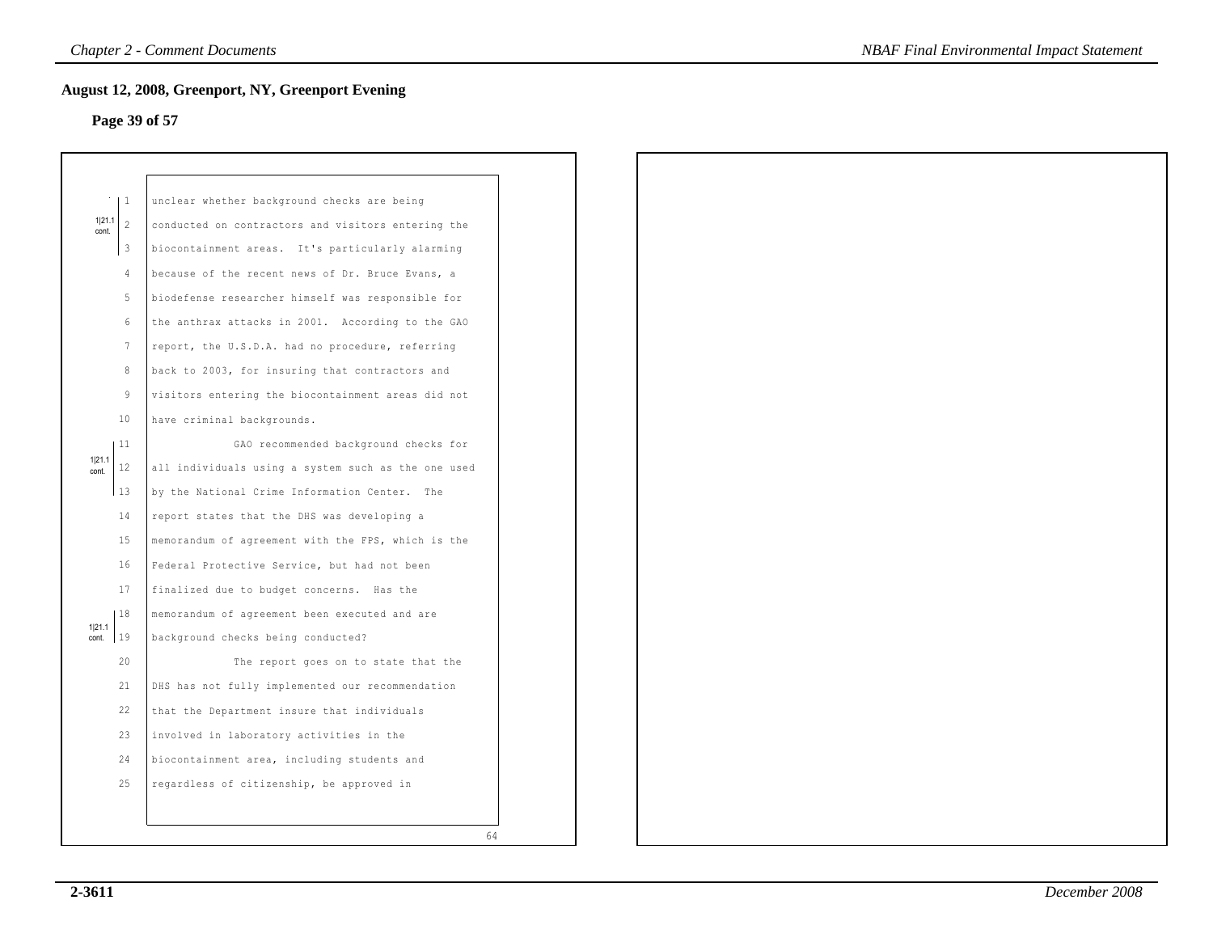## August 12, 2008, Greenport, NY, Greenport Evening

### Page 39 of 57

1|21.1 cont.

unclear whether background checks are being conducted on contractors and visitors entering the biocontainment areas. It's particularly alarming because of the recent news of Dr. Bruce Evans, a biodefense researcher himself was responsible for the anthrax attacks in 2001. According to the GAO report, the U.S.D.A. had no procedure, referring back to 2003, for insuring that contractors and visitors entering the biocontainment areas did not have criminal backgrounds.

1|21.1 cont.

GAO recommended background checks for all individuals using a system such as the one used by the National Crime Information Center. The report states that the DHS was developing a memorandum of agreement with the FPS, which is the Federal Protective Service, but had not been finalized due to budget concerns. Has the memorandum of agreement been executed and are background checks being conducted?

1|21.1 cont.

The report goes on to state that the DHS has not fully implemented our recommendation that the Department insure that individuals involved in laboratory activities in the biocontainment area, including students and regardless of citizenship, be approved in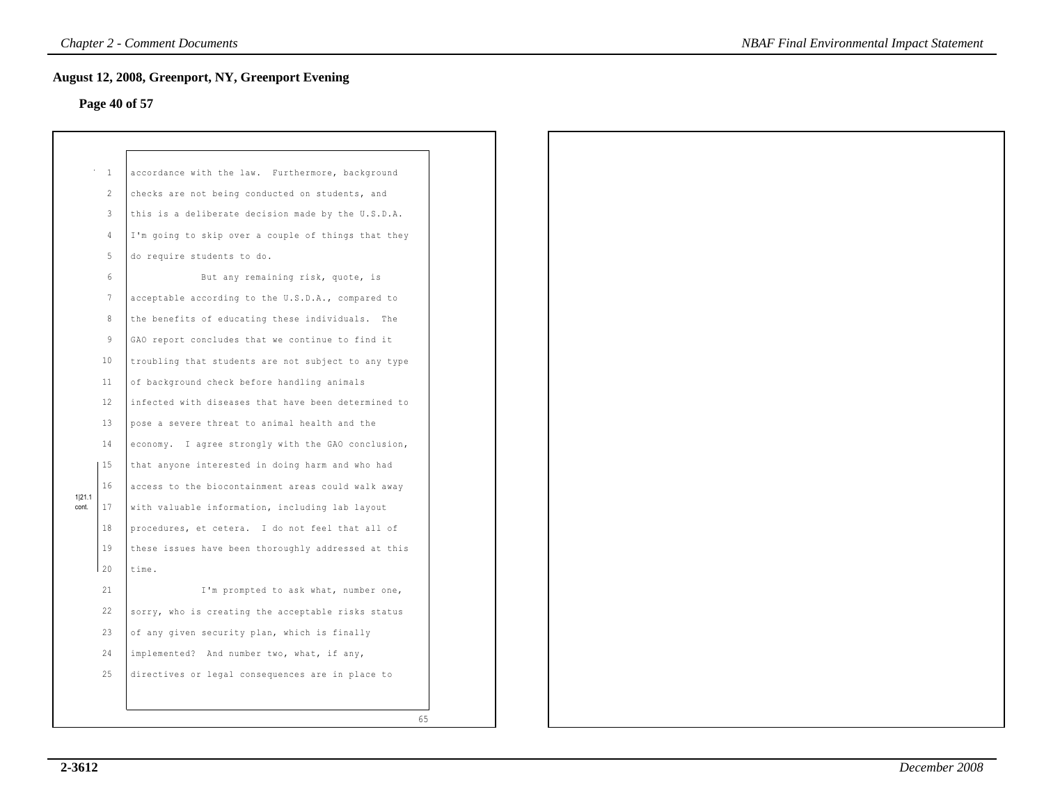## August 12, 2008, Greenport, NY, Greenport Evening

**Page 40 of 57**

accordance with the law. Furthermore, background checks are not being conducted on students, and this is a deliberate decision made by the U.S.D.A. I'm going to skip over a couple of things that they do require students to do.

But any remaining risk, quote, is acceptable according to the U.S.D.A., compared to the benefits of educating these individuals. The GAO report concludes that we continue to find it troubling that students are not subject to any type of background check before handling animals infected with diseases that have been determined to pose a severe threat to animal health and the economy. I agree strongly with the GAO conclusion, that anyone interested in doing harm and who had access to the biocontainment areas could walk away with valuable information, including lab layout procedures, et cetera. I do not feel that all of these issues have been thoroughly addressed at this time.

1|21.1 cont.

I'm prompted to ask what, number one, sorry, who is creating the acceptable risks status of any given security plan, which is finally implemented? And number two, what, if any, directives or legal consequences are in place to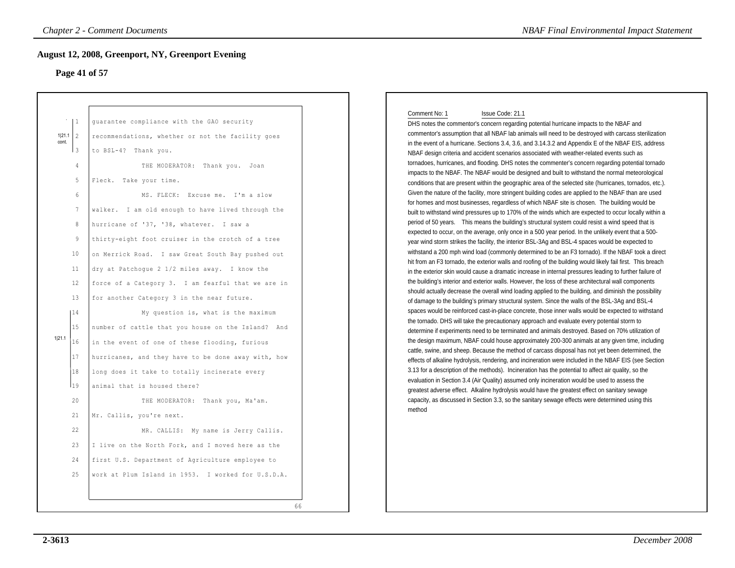## August 12, 2008, Greenport, NY, Greenport Evening

### Page 41 of 57

1|21.1 cont.

1 guarantee compliance with the GAO security
2 recommendations, whether or not the facility goes
3 to BSL-4? Thank you.
4 THE MODERATOR: Thank you. Joan
5 Fleck. Take your time.
6 MS. FLECK: Excuse me. I'm a slow
7 walker. I am old enough to have lived through the
8 hurricane of '37, '38, whatever. I saw a
9 thirty-eight foot cruiser in the crotch of a tree
10 on Merrick Road. I saw Great South Bay pushed out
11 dry at Patchogue 2 1/2 miles away. I know the
12 force of a Category 3. I am fearful that we are in
13 for another Category 3 in the near future.

1|21.1

14 My question is, what is the maximum
15 number of cattle that you house on the Island? And
16 in the event of one of these flooding, furious
17 hurricanes, and they have to be done away with, how
18 long does it take to totally incinerate every
19 animal that is housed there?

20 THE MODERATOR: Thank you, Ma'am.
21 Mr. Callis, you're next.
22 MR. CALLIS: My name is Jerry Callis.
23 I live on the North Fork, and I moved here as the
24 first U.S. Department of Agriculture employee to
25 work at Plum Island in 1953. I worked for U.S.D.A.

66

Comment No: 1 Issue Code: 21.1

DHS notes the commentor's concern regarding potential hurricane impacts to the NBAF and commentor's assumption that all NBAF lab animals will need to be destroyed with carcass sterilization in the event of a hurricane. Sections 3.4, 3.6, and 3.14.3.2 and Appendix E of the NBAF EIS, address NBAF design criteria and accident scenarios associated with weather-related events such as tornadoes, hurricanes, and flooding. DHS notes the commenter's concern regarding potential tornado impacts to the NBAF. The NBAF would be designed and built to withstand the normal meteorological conditions that are present within the geographic area of the selected site (hurricanes, tornados, etc.). Given the nature of the facility, more stringent building codes are applied to the NBAF than are used for homes and most businesses, regardless of which NBAF site is chosen. The building would be built to withstand wind pressures up to 170% of the winds which are expected to occur locally within a period of 50 years. This means the building's structural system could resist a wind speed that is expected to occur, on the average, only once in a 500 year period. In the unlikely event that a 500-year wind storm strikes the facility, the interior BSL-3Ag and BSL-4 spaces would be expected to withstand a 200 mph wind load (commonly determined to be an F3 tornado). If the NBAF took a direct hit from an F3 tornado, the exterior walls and roofing of the building would likely fail first. This breach in the exterior skin would cause a dramatic increase in internal pressures leading to further failure of the building's interior and exterior walls. However, the loss of these architectural wall components should actually decrease the overall wind loading applied to the building, and diminish the possibility of damage to the building's primary structural system. Since the walls of the BSL-3Ag and BSL-4 spaces would be reinforced cast-in-place concrete, those inner walls would be expected to withstand the tornado. DHS will take the precautionary approach and evaluate every potential storm to determine if experiments need to be terminated and animals destroyed. Based on 70% utilization of the design maximum, NBAF could house approximately 200-300 animals at any given time, including cattle, swine, and sheep. Because the method of carcass disposal has not yet been determined, the effects of alkaline hydrolysis, rendering, and incineration were included in the NBAF EIS (see Section 3.13 for a description of the methods). Incineration has the potential to affect air quality, so the evaluation in Section 3.4 (Air Quality) assumed only incineration would be used to assess the greatest adverse effect. Alkaline hydrolysis would have the greatest effect on sanitary sewage capacity, as discussed in Section 3.3, so the sanitary sewage effects were determined using this method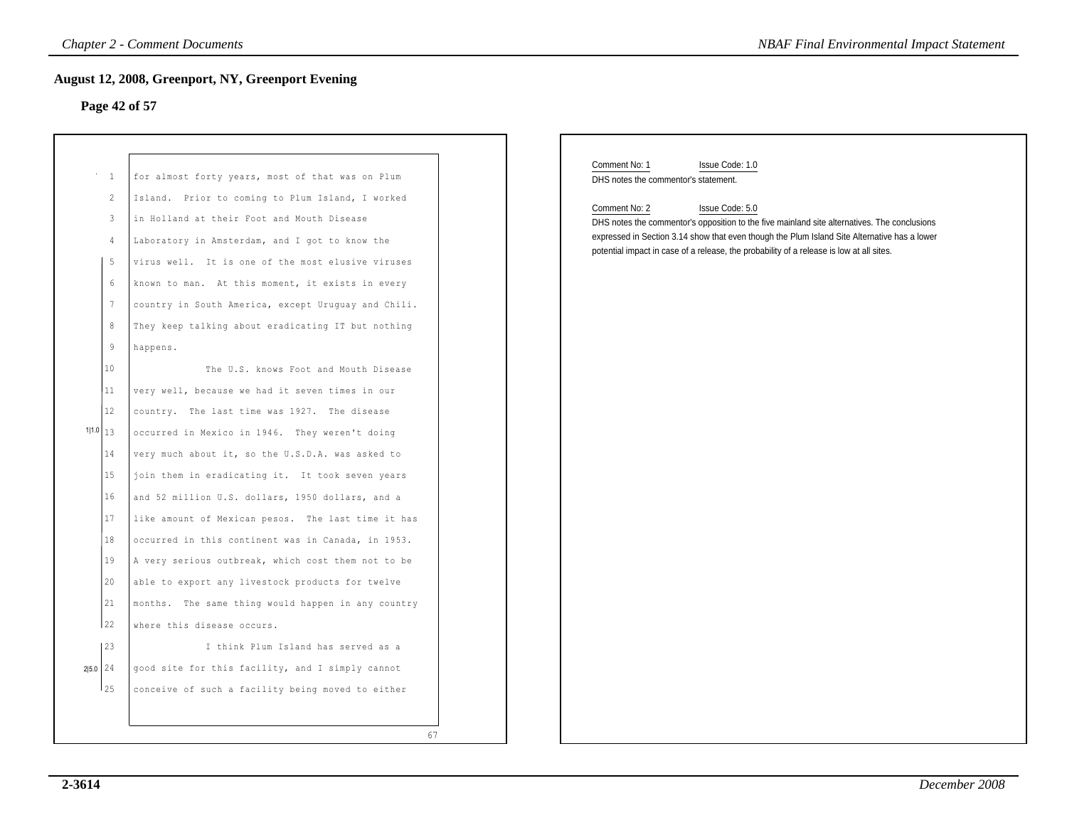## August 12, 2008, Greenport, NY, Greenport Evening

### Page 42 of 57

1 for almost forty years, most of that was on Plum
2 Island. Prior to coming to Plum Island, I worked
3 in Holland at their Foot and Mouth Disease
4 Laboratory in Amsterdam, and I got to know the
5 virus well. It is one of the most elusive viruses
6 known to man. At this moment, it exists in every
7 country in South America, except Uruguay and Chili.
8 They keep talking about eradicating IT but nothing
9 happens.
10 The U.S. knows Foot and Mouth Disease
11 very well, because we had it seven times in our
12 country. The last time was 1927. The disease
13 occurred in Mexico in 1946. They weren't doing
14 very much about it, so the U.S.D.A. was asked to
15 join them in eradicating it. It took seven years
16 and 52 million U.S. dollars, 1950 dollars, and a
17 like amount of Mexican pesos. The last time it has
18 occurred in this continent was in Canada, in 1953.
19 A very serious outbreak, which cost them not to be
20 able to export any livestock products for twelve
21 months. The same thing would happen in any country
22 where this disease occurs.
23 I think Plum Island has served as a
24 good site for this facility, and I simply cannot
25 conceive of such a facility being moved to either

1|1.0 (lines 5–22)

2|5.0 (lines 23–25)

67

Comment No: 1 Issue Code: 1.0
DHS notes the commentor's statement.

Comment No: 2 Issue Code: 5.0
DHS notes the commentor's opposition to the five mainland site alternatives. The conclusions expressed in Section 3.14 show that even though the Plum Island Site Alternative has a lower potential impact in case of a release, the probability of a release is low at all sites.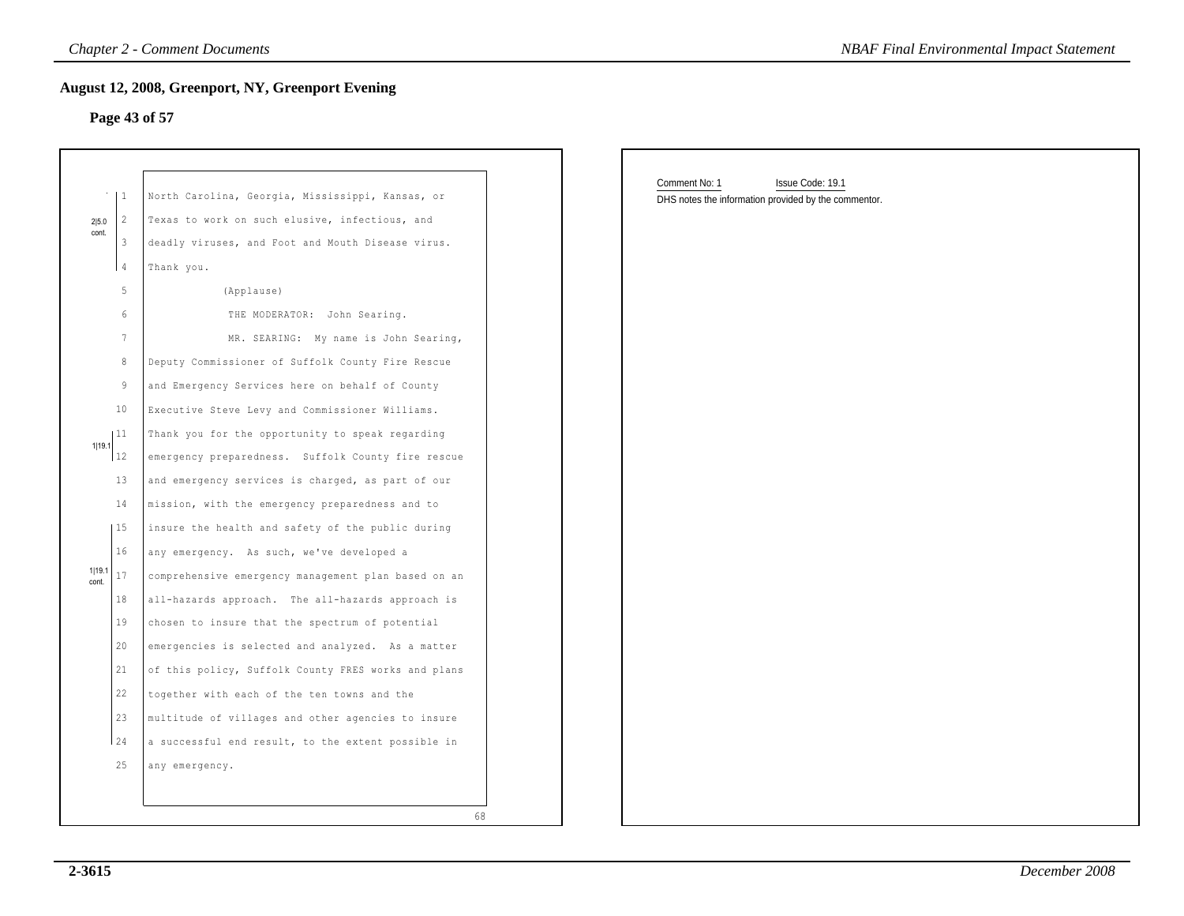## August 12, 2008, Greenport, NY, Greenport Evening

**Page 43 of 57**

2|5.0 cont.

North Carolina, Georgia, Mississippi, Kansas, or Texas to work on such elusive, infectious, and deadly viruses, and Foot and Mouth Disease virus. Thank you.

(Applause)

THE MODERATOR: John Searing.

MR. SEARING: My name is John Searing, Deputy Commissioner of Suffolk County Fire Rescue and Emergency Services here on behalf of County Executive Steve Levy and Commissioner Williams.

1|19.1

Thank you for the opportunity to speak regarding emergency preparedness. Suffolk County fire rescue and emergency services is charged, as part of our mission, with the emergency preparedness and to insure the health and safety of the public during any emergency. As such, we've developed a comprehensive emergency management plan based on an all-hazards approach. The all-hazards approach is chosen to insure that the spectrum of potential emergencies is selected and analyzed. As a matter of this policy, Suffolk County FRES works and plans together with each of the ten towns and the multitude of villages and other agencies to insure a successful end result, to the extent possible in any emergency.

1|19.1 cont.

68

---

Comment No: 1 Issue Code: 19.1

DHS notes the information provided by the commentor.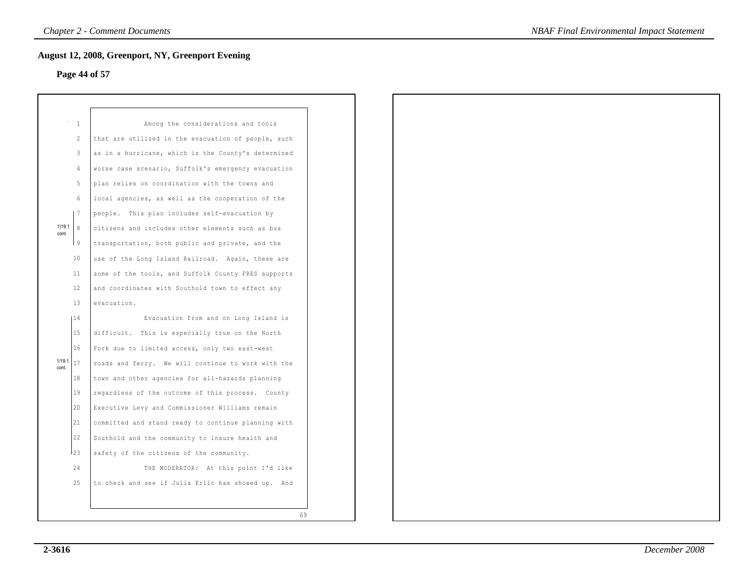## August 12, 2008, Greenport, NY, Greenport Evening

### Page 44 of 57

1 Among the considerations and tools
2 that are utilized in the evacuation of people, such
3 as in a hurricane, which is the County's determined
4 worse case scenario, Suffolk's emergency evacuation
5 plan relies on coordination with the towns and
6 local agencies, as well as the cooperation of the
7 people. This plan includes self-evacuation by
8 citizens and includes other elements such as bus
9 transportation, both public and private, and the
10 use of the Long Island Railroad. Again, these are
11 some of the tools, and Suffolk County FRES supports
12 and coordinates with Southold town to effect any
13 evacuation.

1|19.1 cont.

14 Evacuation from and on Long Island is
15 difficult. This is especially true on the North
16 Fork due to limited access, only two east-west
17 roads and ferry. We will continue to work with the
18 town and other agencies for all-hazards planning
19 regardless of the outcome of this process. County
20 Executive Levy and Commissioner Williams remain
21 committed and stand ready to continue planning with
22 Southold and the community to insure health and
23 safety of the citizens of the community.

1/19.1 cont.

24 THE MODERATOR: At this point I'd like
25 to check and see if Julia Erlic has showed up. And

69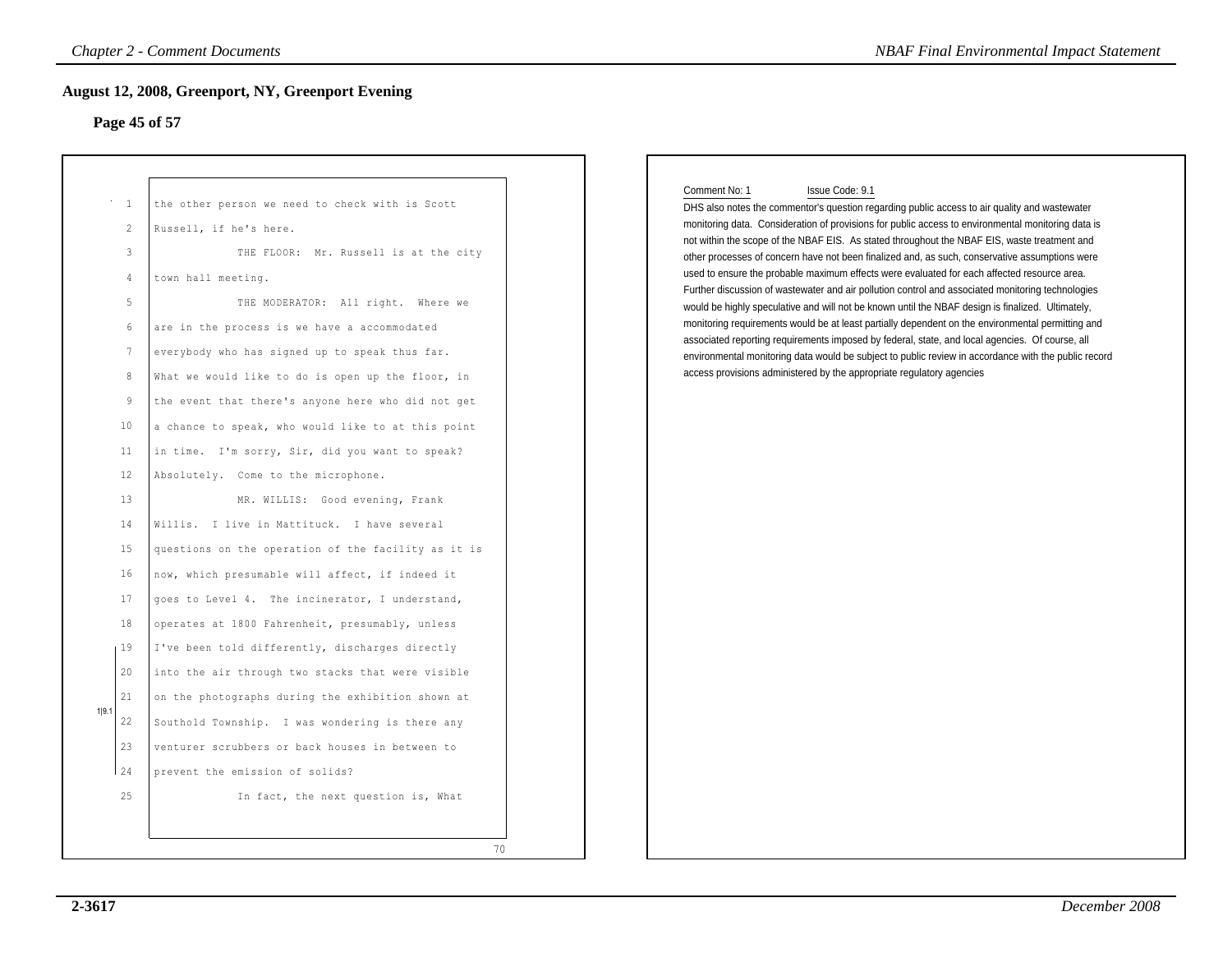## August 12, 2008, Greenport, NY, Greenport Evening

### Page 45 of 57

1 the other person we need to check with is Scott
2 Russell, if he's here.
3 THE FLOOR: Mr. Russell is at the city
4 town hall meeting.
5 THE MODERATOR: All right. Where we
6 are in the process is we have a accommodated
7 everybody who has signed up to speak thus far.
8 What we would like to do is open up the floor, in
9 the event that there's anyone here who did not get
10 a chance to speak, who would like to at this point
11 in time. I'm sorry, Sir, did you want to speak?
12 Absolutely. Come to the microphone.
13 MR. WILLIS: Good evening, Frank
14 Willis. I live in Mattituck. I have several
15 questions on the operation of the facility as it is
16 now, which presumable will affect, if indeed it
17 goes to Level 4. The incinerator, I understand,
18 operates at 1800 Fahrenheit, presumably, unless
19 I've been told differently, discharges directly
20 into the air through two stacks that were visible
21 on the photographs during the exhibition shown at
22 Southold Township. I was wondering is there any
23 venturer scrubbers or back houses in between to
24 prevent the emission of solids?
25 In fact, the next question is, What

1|9.1 (lines 19–24)

70

Comment No: 1 Issue Code: 9.1

DHS also notes the commentor's question regarding public access to air quality and wastewater monitoring data. Consideration of provisions for public access to environmental monitoring data is not within the scope of the NBAF EIS. As stated throughout the NBAF EIS, waste treatment and other processes of concern have not been finalized and, as such, conservative assumptions were used to ensure the probable maximum effects were evaluated for each affected resource area. Further discussion of wastewater and air pollution control and associated monitoring technologies would be highly speculative and will not be known until the NBAF design is finalized. Ultimately, monitoring requirements would be at least partially dependent on the environmental permitting and associated reporting requirements imposed by federal, state, and local agencies. Of course, all environmental monitoring data would be subject to public review in accordance with the public record access provisions administered by the appropriate regulatory agencies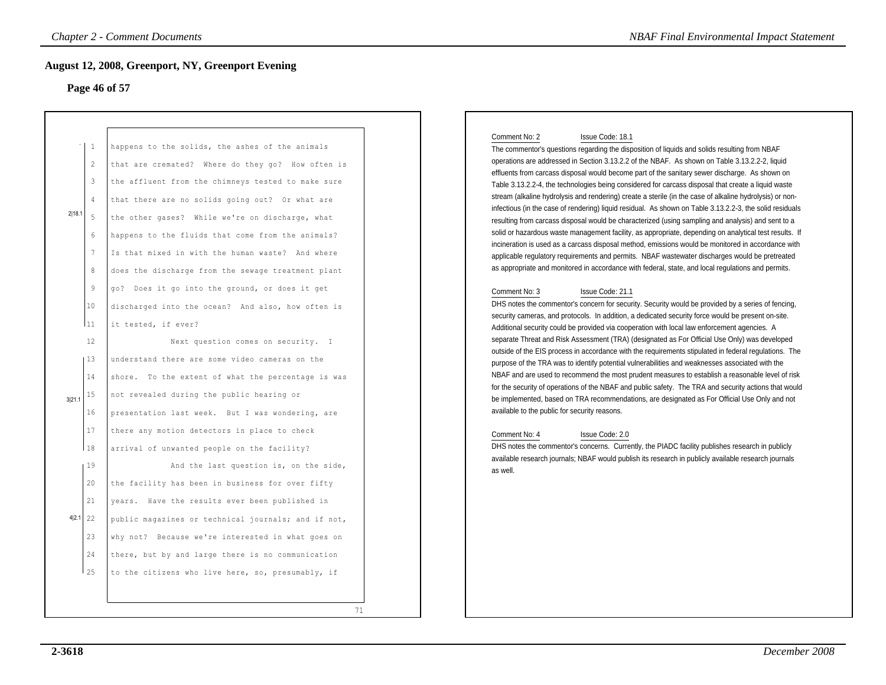## August 12, 2008, Greenport, NY, Greenport Evening

### Page 46 of 57

1 happens to the solids, the ashes of the animals
2 that are cremated? Where do they go? How often is
3 the affluent from the chimneys tested to make sure
4 that there are no solids going out? Or what are
5 the other gases? While we're on discharge, what
6 happens to the fluids that come from the animals?
7 Is that mixed in with the human waste? And where
8 does the discharge from the sewage treatment plant
9 go? Does it go into the ground, or does it get
10 discharged into the ocean? And also, how often is
11 it tested, if ever?

2|18.1

12 Next question comes on security. I
13 understand there are some video cameras on the
14 shore. To the extent of what the percentage is was
15 not revealed during the public hearing or
16 presentation last week. But I was wondering, are
17 there any motion detectors in place to check
18 arrival of unwanted people on the facility?

3|21.1

19 And the last question is, on the side,
20 the facility has been in business for over fifty
21 years. Have the results ever been published in
22 public magazines or technical journals; and if not,
23 why not? Because we're interested in what goes on
24 there, but by and large there is no communication
25 to the citizens who live here, so, presumably, if

4|2.1

71

Comment No: 2 Issue Code: 18.1

The commentor's questions regarding the disposition of liquids and solids resulting from NBAF operations are addressed in Section 3.13.2.2 of the NBAF. As shown on Table 3.13.2.2-2, liquid effluents from carcass disposal would become part of the sanitary sewer discharge. As shown on Table 3.13.2.2-4, the technologies being considered for carcass disposal that create a liquid waste stream (alkaline hydrolysis and rendering) create a sterile (in the case of alkaline hydrolysis) or non-infectious (in the case of rendering) liquid residual. As shown on Table 3.13.2.2-3, the solid residuals resulting from carcass disposal would be characterized (using sampling and analysis) and sent to a solid or hazardous waste management facility, as appropriate, depending on analytical test results. If incineration is used as a carcass disposal method, emissions would be monitored in accordance with applicable regulatory requirements and permits. NBAF wastewater discharges would be pretreated as appropriate and monitored in accordance with federal, state, and local regulations and permits.

Comment No: 3 Issue Code: 21.1

DHS notes the commentor's concern for security. Security would be provided by a series of fencing, security cameras, and protocols. In addition, a dedicated security force would be present on-site. Additional security could be provided via cooperation with local law enforcement agencies. A separate Threat and Risk Assessment (TRA) (designated as For Official Use Only) was developed outside of the EIS process in accordance with the requirements stipulated in federal regulations. The purpose of the TRA was to identify potential vulnerabilities and weaknesses associated with the NBAF and are used to recommend the most prudent measures to establish a reasonable level of risk for the security of operations of the NBAF and public safety. The TRA and security actions that would be implemented, based on TRA recommendations, are designated as For Official Use Only and not available to the public for security reasons.

Comment No: 4 Issue Code: 2.0

DHS notes the commentor's concerns. Currently, the PIADC facility publishes research in publicly available research journals; NBAF would publish its research in publicly available research journals as well.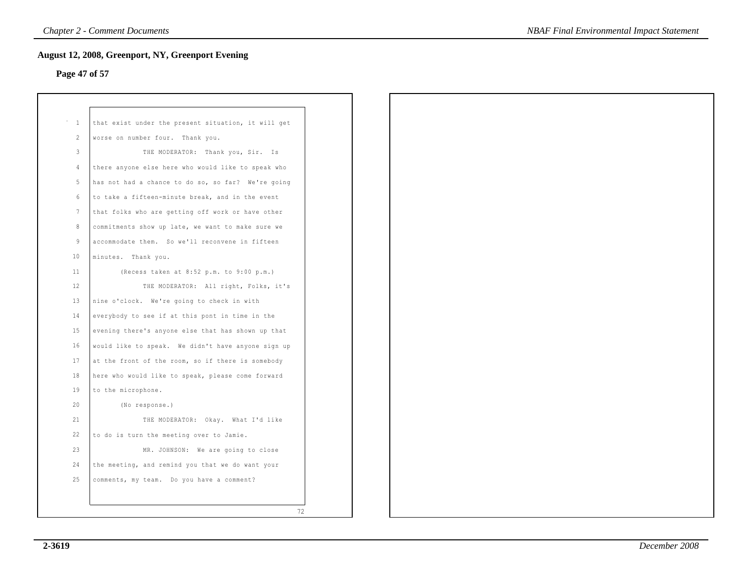## August 12, 2008, Greenport, NY, Greenport Evening

**Page 47 of 57**

1 that exist under the present situation, it will get
2 worse on number four. Thank you.
3 THE MODERATOR: Thank you, Sir. Is
4 there anyone else here who would like to speak who
5 has not had a chance to do so, so far? We're going
6 to take a fifteen-minute break, and in the event
7 that folks who are getting off work or have other
8 commitments show up late, we want to make sure we
9 accommodate them. So we'll reconvene in fifteen
10 minutes. Thank you.
11 (Recess taken at 8:52 p.m. to 9:00 p.m.)
12 THE MODERATOR: All right, Folks, it's
13 nine o'clock. We're going to check in with
14 everybody to see if at this pont in time in the
15 evening there's anyone else that has shown up that
16 would like to speak. We didn't have anyone sign up
17 at the front of the room, so if there is somebody
18 here who would like to speak, please come forward
19 to the microphone.
20 (No response.)
21 THE MODERATOR: Okay. What I'd like
22 to do is turn the meeting over to Jamie.
23 MR. JOHNSON: We are going to close
24 the meeting, and remind you that we do want your
25 comments, my team. Do you have a comment?

72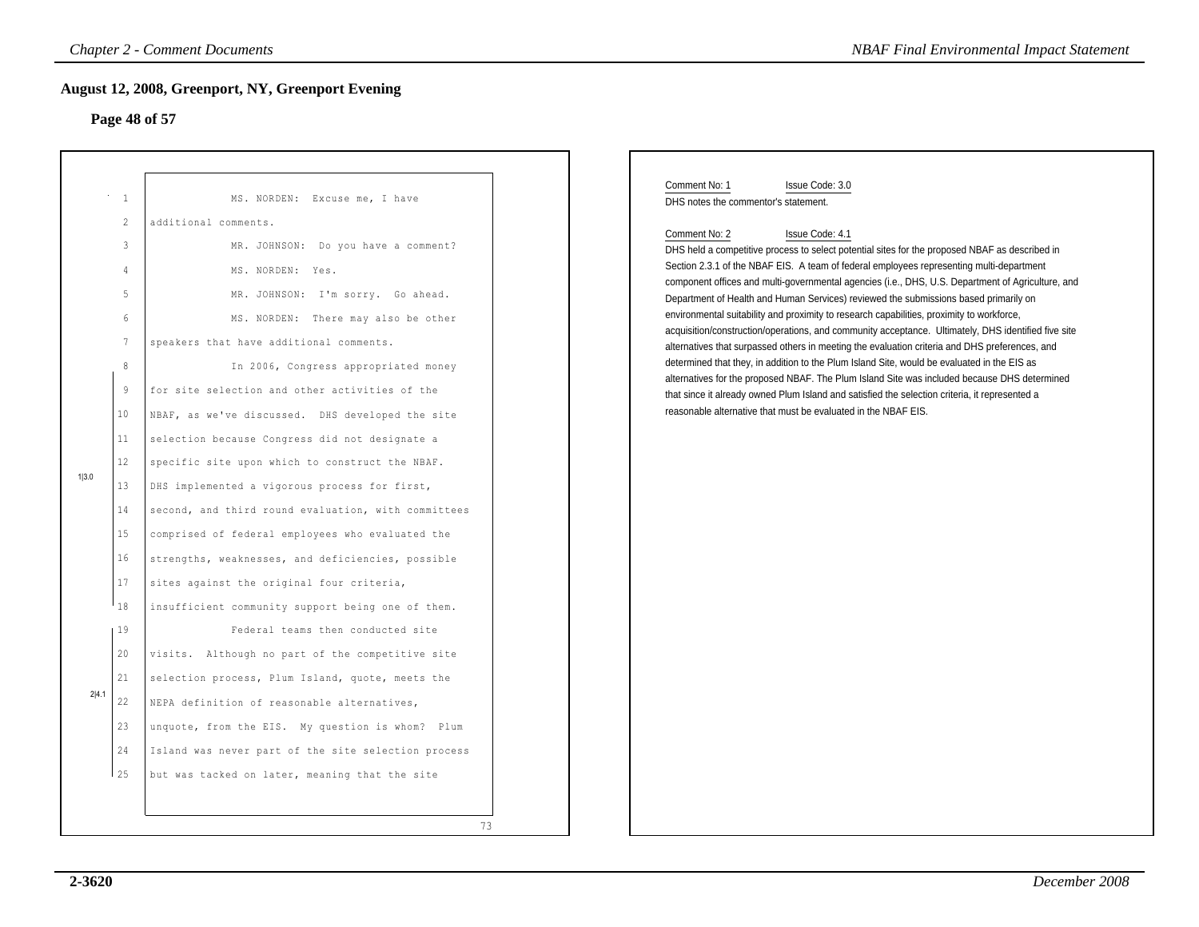## August 12, 2008, Greenport, NY, Greenport Evening

### Page 48 of 57

1 MS. NORDEN: Excuse me, I have
2 additional comments.
3 MR. JOHNSON: Do you have a comment?
4 MS. NORDEN: Yes.
5 MR. JOHNSON: I'm sorry. Go ahead.
6 MS. NORDEN: There may also be other
7 speakers that have additional comments.
8 In 2006, Congress appropriated money
9 for site selection and other activities of the
10 NBAF, as we've discussed. DHS developed the site
11 selection because Congress did not designate a
12 specific site upon which to construct the NBAF.
13 DHS implemented a vigorous process for first,
14 second, and third round evaluation, with committees
15 comprised of federal employees who evaluated the
16 strengths, weaknesses, and deficiencies, possible
17 sites against the original four criteria,
18 insufficient community support being one of them.
19 Federal teams then conducted site
20 visits. Although no part of the competitive site
21 selection process, Plum Island, quote, meets the
22 NEPA definition of reasonable alternatives,
23 unquote, from the EIS. My question is whom? Plum
24 Island was never part of the site selection process
25 but was tacked on later, meaning that the site

1|3.0 (lines 8–18)

2|4.1 (lines 19–25)

73

Comment No: 1 Issue Code: 3.0

DHS notes the commentor's statement.

Comment No: 2 Issue Code: 4.1

DHS held a competitive process to select potential sites for the proposed NBAF as described in Section 2.3.1 of the NBAF EIS. A team of federal employees representing multi-department component offices and multi-governmental agencies (i.e., DHS, U.S. Department of Agriculture, and Department of Health and Human Services) reviewed the submissions based primarily on environmental suitability and proximity to research capabilities, proximity to workforce, acquisition/construction/operations, and community acceptance. Ultimately, DHS identified five site alternatives that surpassed others in meeting the evaluation criteria and DHS preferences, and determined that they, in addition to the Plum Island Site, would be evaluated in the EIS as alternatives for the proposed NBAF. The Plum Island Site was included because DHS determined that since it already owned Plum Island and satisfied the selection criteria, it represented a reasonable alternative that must be evaluated in the NBAF EIS.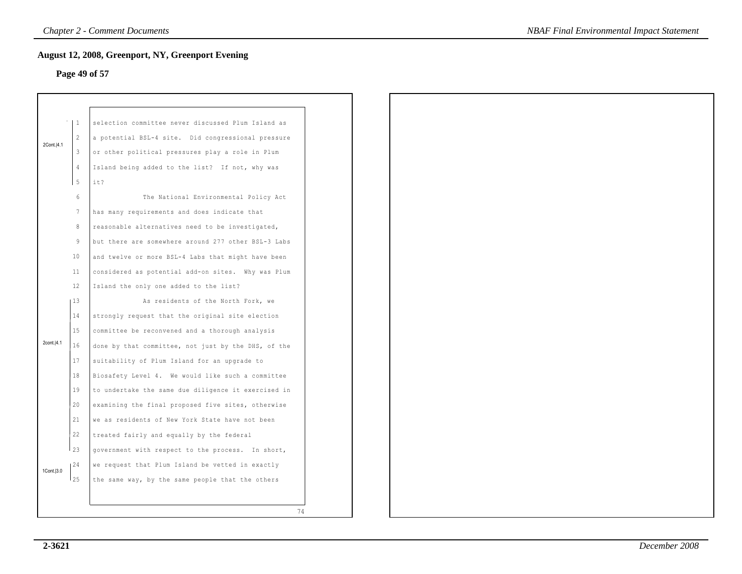## August 12, 2008, Greenport, NY, Greenport Evening

**Page 49 of 57**

2Cont.|4.1

selection committee never discussed Plum Island as a potential BSL-4 site. Did congressional pressure or other political pressures play a role in Plum Island being added to the list? If not, why was it?

The National Environmental Policy Act has many requirements and does indicate that reasonable alternatives need to be investigated, but there are somewhere around 277 other BSL-3 Labs and twelve or more BSL-4 Labs that might have been considered as potential add-on sites. Why was Plum Island the only one added to the list?

2cont.|4.1

As residents of the North Fork, we strongly request that the original site election committee be reconvened and a thorough analysis done by that committee, not just by the DHS, of the suitability of Plum Island for an upgrade to Biosafety Level 4. We would like such a committee to undertake the same due diligence it exercised in examining the final proposed five sites, otherwise we as residents of New York State have not been treated fairly and equally by the federal government with respect to the process. In short,

1Cont.|3.0

we request that Plum Island be vetted in exactly the same way, by the same people that the others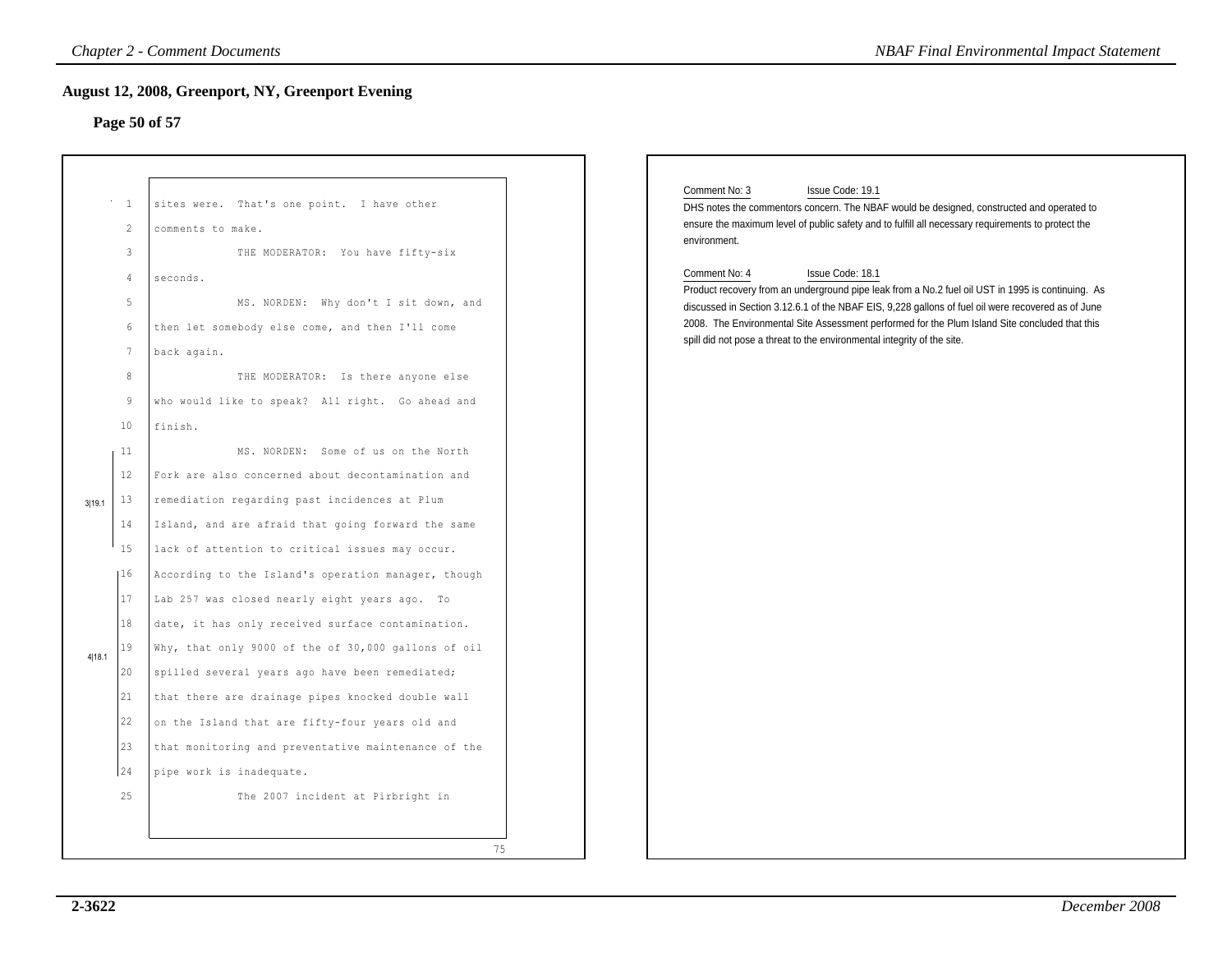## August 12, 2008, Greenport, NY, Greenport Evening

### Page 50 of 57

1 sites were. That's one point. I have other
2 comments to make.
3 THE MODERATOR: You have fifty-six
4 seconds.
5 MS. NORDEN: Why don't I sit down, and
6 then let somebody else come, and then I'll come
7 back again.
8 THE MODERATOR: Is there anyone else
9 who would like to speak? All right. Go ahead and
10 finish.
11 MS. NORDEN: Some of us on the North
12 Fork are also concerned about decontamination and
13 remediation regarding past incidences at Plum
14 Island, and are afraid that going forward the same
15 lack of attention to critical issues may occur.
16 According to the Island's operation manager, though
17 Lab 257 was closed nearly eight years ago. To
18 date, it has only received surface contamination.
19 Why, that only 9000 of the of 30,000 gallons of oil
20 spilled several years ago have been remediated;
21 that there are drainage pipes knocked double wall
22 on the Island that are fifty-four years old and
23 that monitoring and preventative maintenance of the
24 pipe work is inadequate.
25 The 2007 incident at Pirbright in

75

[3|19.1: lines 11–15]
[4|18.1: lines 16–24]

Comment No: 3 Issue Code: 19.1

DHS notes the commentors concern. The NBAF would be designed, constructed and operated to ensure the maximum level of public safety and to fulfill all necessary requirements to protect the environment.

Comment No: 4 Issue Code: 18.1

Product recovery from an underground pipe leak from a No.2 fuel oil UST in 1995 is continuing. As discussed in Section 3.12.6.1 of the NBAF EIS, 9,228 gallons of fuel oil were recovered as of June 2008. The Environmental Site Assessment performed for the Plum Island Site concluded that this spill did not pose a threat to the environmental integrity of the site.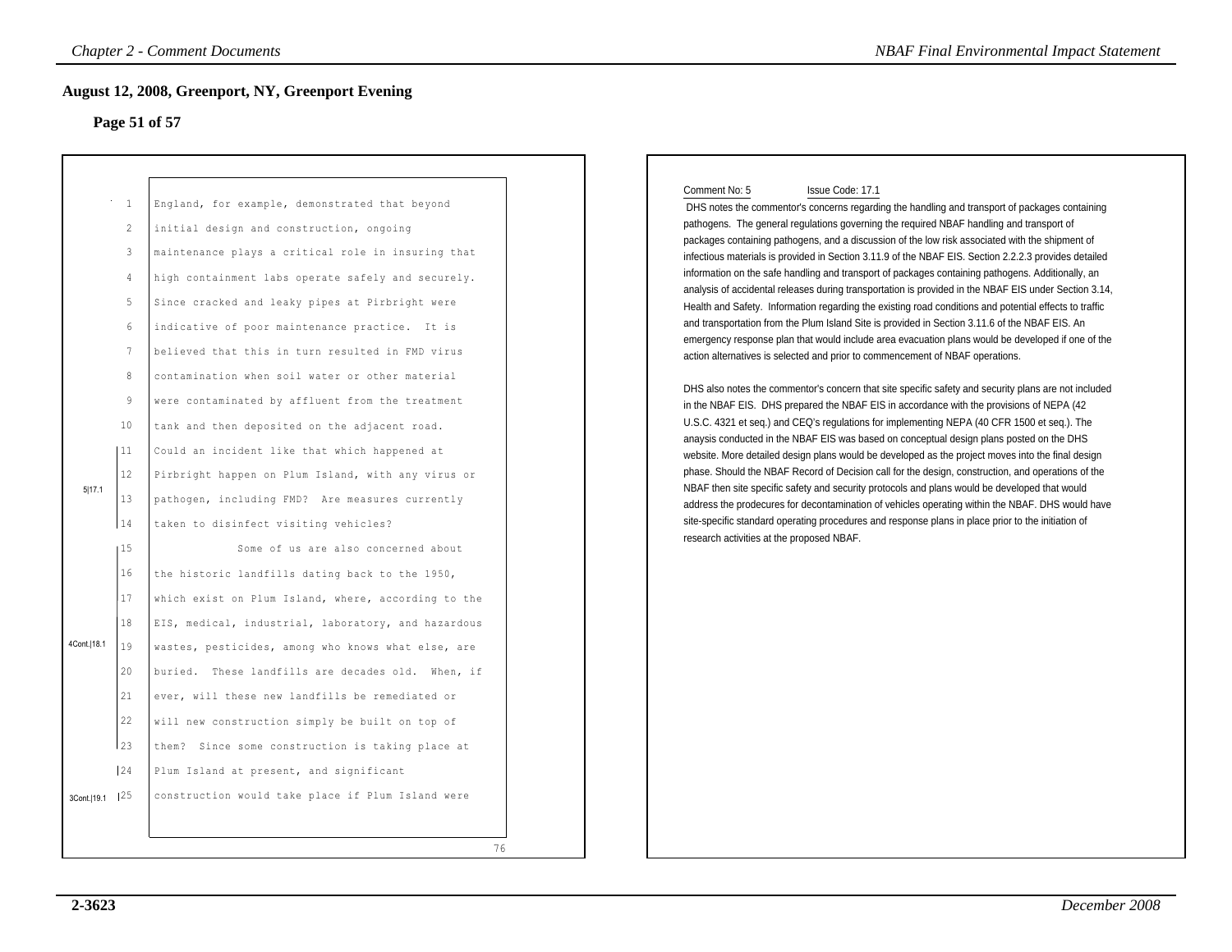## August 12, 2008, Greenport, NY, Greenport Evening

### Page 51 of 57

England, for example, demonstrated that beyond initial design and construction, ongoing maintenance plays a critical role in insuring that high containment labs operate safely and securely. Since cracked and leaky pipes at Pirbright were indicative of poor maintenance practice. It is believed that this in turn resulted in FMD virus contamination when soil water or other material were contaminated by affluent from the treatment tank and then deposited on the adjacent road.

5|17.1

Could an incident like that which happened at Pirbright happen on Plum Island, with any virus or pathogen, including FMD? Are measures currently taken to disinfect visiting vehicles?

4Cont.|18.1

Some of us are also concerned about the historic landfills dating back to the 1950, which exist on Plum Island, where, according to the EIS, medical, industrial, laboratory, and hazardous wastes, pesticides, among who knows what else, are buried. These landfills are decades old. When, if ever, will these new landfills be remediated or will new construction simply be built on top of them? Since some construction is taking place at

3Cont.|19.1

Plum Island at present, and significant construction would take place if Plum Island were

76

---

Comment No: 5 Issue Code: 17.1

DHS notes the commentor's concerns regarding the handling and transport of packages containing pathogens. The general regulations governing the required NBAF handling and transport of packages containing pathogens, and a discussion of the low risk associated with the shipment of infectious materials is provided in Section 3.11.9 of the NBAF EIS. Section 2.2.2.3 provides detailed information on the safe handling and transport of packages containing pathogens. Additionally, an analysis of accidental releases during transportation is provided in the NBAF EIS under Section 3.14, Health and Safety. Information regarding the existing road conditions and potential effects to traffic and transportation from the Plum Island Site is provided in Section 3.11.6 of the NBAF EIS. An emergency response plan that would include area evacuation plans would be developed if one of the action alternatives is selected and prior to commencement of NBAF operations.

DHS also notes the commentor's concern that site specific safety and security plans are not included in the NBAF EIS. DHS prepared the NBAF EIS in accordance with the provisions of NEPA (42 U.S.C. 4321 et seq.) and CEQ's regulations for implementing NEPA (40 CFR 1500 et seq.). The anaysis conducted in the NBAF EIS was based on conceptual design plans posted on the DHS website. More detailed design plans would be developed as the project moves into the final design phase. Should the NBAF Record of Decision call for the design, construction, and operations of the NBAF then site specific safety and security protocols and plans would be developed that would address the prodecures for decontamination of vehicles operating within the NBAF. DHS would have site-specific standard operating procedures and response plans in place prior to the initiation of research activities at the proposed NBAF.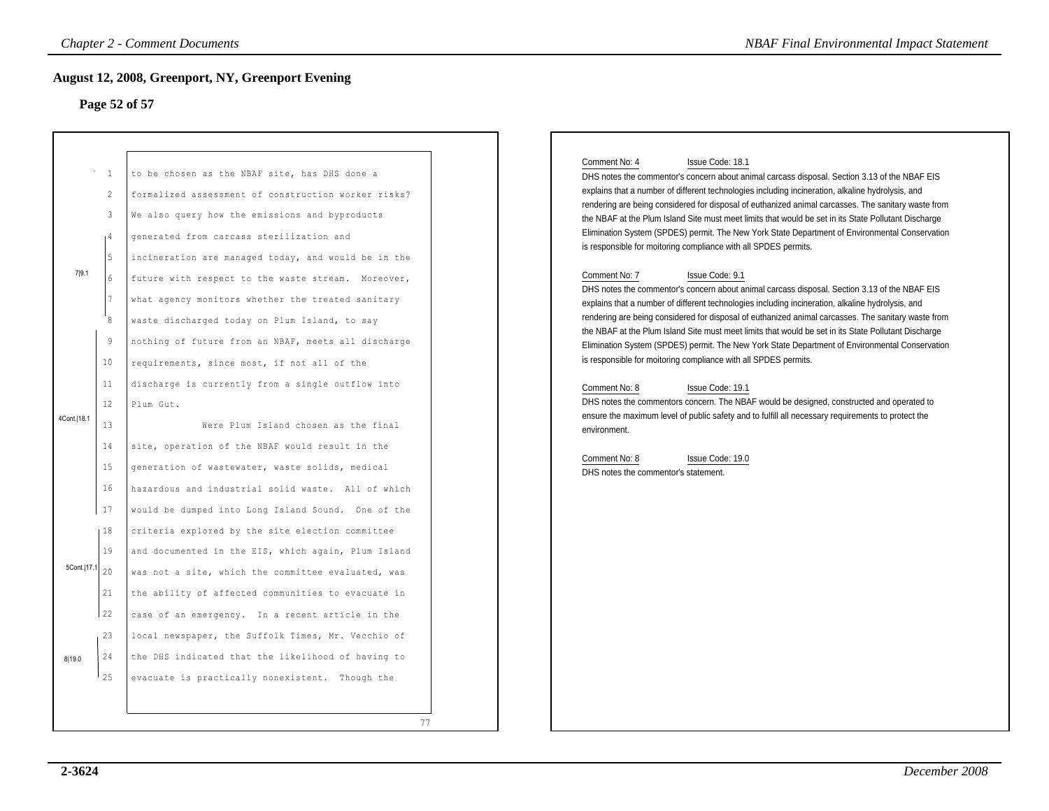## August 12, 2008, Greenport, NY, Greenport Evening

**Page 52 of 57**

1 to be chosen as the NBAF site, has DHS done a
2 formalized assessment of construction worker risks?
3 We also query how the emissions and byproducts
4 generated from carcass sterilization and
5 incineration are managed today, and would be in the
6 future with respect to the waste stream. Moreover,
7 what agency monitors whether the treated sanitary
8 waste discharged today on Plum Island, to say
9 nothing of future from an NBAF, meets all discharge
10 requirements, since most, if not all of the
11 discharge is currently from a single outflow into
12 Plum Gut.
13 Were Plum Island chosen as the final
14 site, operation of the NBAF would result in the
15 generation of wastewater, waste solids, medical
16 hazardous and industrial solid waste. All of which
17 would be dumped into Long Island Sound. One of the
18 criteria explored by the site election committee
19 and documented in the EIS, which again, Plum Island
20 was not a site, which the committee evaluated, was
21 the ability of affected communities to evacuate in
22 case of an emergency. In a recent article in the
23 local newspaper, the Suffolk Times, Mr. Vecchio of
24 the DHS indicated that the likelihood of having to
25 evacuate is practically nonexistent. Though the

(Margin markers: 7|9.1 — lines 4–8; 4Cont.|18.1 — lines 9–17; 5Cont.|17.1 — lines 18–22; 8|19.0 — lines 23–25)

77

Comment No: 4 Issue Code: 18.1
DHS notes the commentor's concern about animal carcass disposal. Section 3.13 of the NBAF EIS explains that a number of different technologies including incineration, alkaline hydrolysis, and rendering are being considered for disposal of euthanized animal carcasses. The sanitary waste from the NBAF at the Plum Island Site must meet limits that would be set in its State Pollutant Discharge Elimination System (SPDES) permit. The New York State Department of Environmental Conservation is responsible for moitoring compliance with all SPDES permits.

Comment No: 7 Issue Code: 9.1
DHS notes the commentor's concern about animal carcass disposal. Section 3.13 of the NBAF EIS explains that a number of different technologies including incineration, alkaline hydrolysis, and rendering are being considered for disposal of euthanized animal carcasses. The sanitary waste from the NBAF at the Plum Island Site must meet limits that would be set in its State Pollutant Discharge Elimination System (SPDES) permit. The New York State Department of Environmental Conservation is responsible for moitoring compliance with all SPDES permits.

Comment No: 8 Issue Code: 19.1
DHS notes the commentors concern. The NBAF would be designed, constructed and operated to ensure the maximum level of public safety and to fulfill all necessary requirements to protect the environment.

Comment No: 8 Issue Code: 19.0
DHS notes the commentor's statement.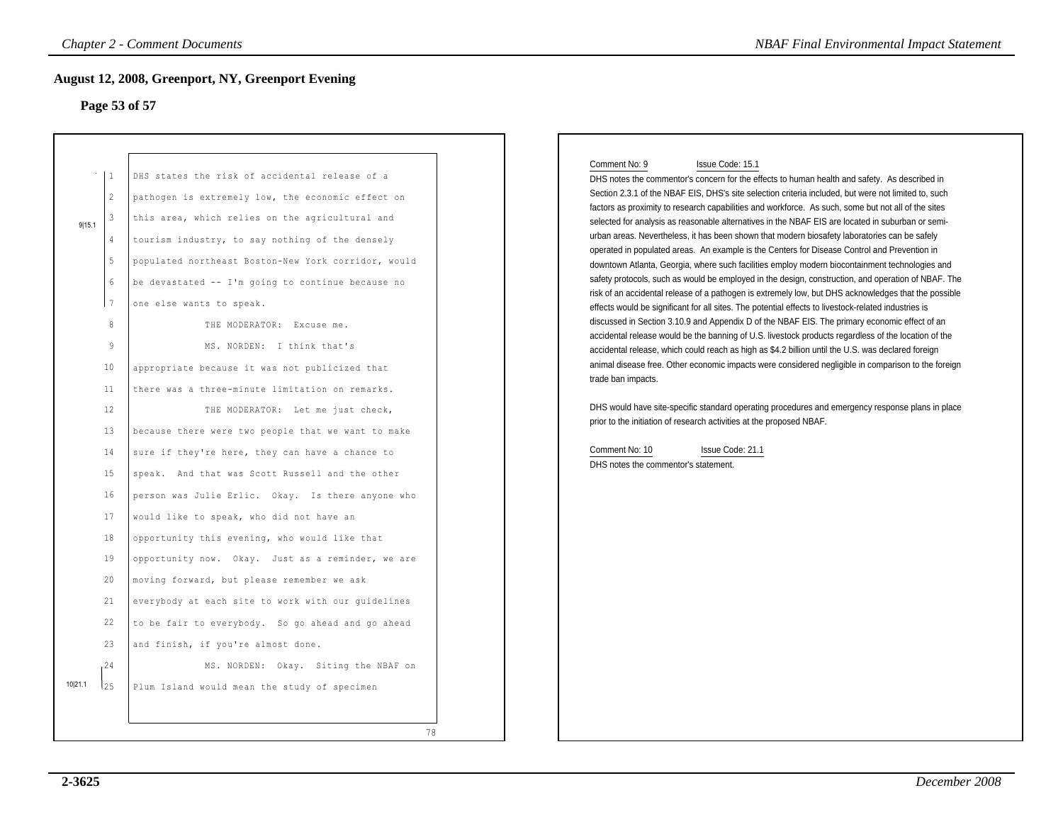## August 12, 2008, Greenport, NY, Greenport Evening

### Page 53 of 57

9|15.1

1 DHS states the risk of accidental release of a
2 pathogen is extremely low, the economic effect on
3 this area, which relies on the agricultural and
4 tourism industry, to say nothing of the densely
5 populated northeast Boston-New York corridor, would
6 be devastated -- I'm going to continue because no
7 one else wants to speak.
8 THE MODERATOR: Excuse me.
9 MS. NORDEN: I think that's
10 appropriate because it was not publicized that
11 there was a three-minute limitation on remarks.
12 THE MODERATOR: Let me just check,
13 because there were two people that we want to make
14 sure if they're here, they can have a chance to
15 speak. And that was Scott Russell and the other
16 person was Julie Erlic. Okay. Is there anyone who
17 would like to speak, who did not have an
18 opportunity this evening, who would like that
19 opportunity now. Okay. Just as a reminder, we are
20 moving forward, but please remember we ask
21 everybody at each site to work with our guidelines
22 to be fair to everybody. So go ahead and go ahead
23 and finish, if you're almost done.
24 MS. NORDEN: Okay. Siting the NBAF on
25 Plum Island would mean the study of specimen

10|21.1

78

Comment No: 9 Issue Code: 15.1

DHS notes the commentor's concern for the effects to human health and safety. As described in Section 2.3.1 of the NBAF EIS, DHS's site selection criteria included, but were not limited to, such factors as proximity to research capabilities and workforce. As such, some but not all of the sites selected for analysis as reasonable alternatives in the NBAF EIS are located in suburban or semi-urban areas. Nevertheless, it has been shown that modern biosafety laboratories can be safely operated in populated areas. An example is the Centers for Disease Control and Prevention in downtown Atlanta, Georgia, where such facilities employ modern biocontainment technologies and safety protocols, such as would be employed in the design, construction, and operation of NBAF. The risk of an accidental release of a pathogen is extremely low, but DHS acknowledges that the possible effects would be significant for all sites. The potential effects to livestock-related industries is discussed in Section 3.10.9 and Appendix D of the NBAF EIS. The primary economic effect of an accidental release would be the banning of U.S. livestock products regardless of the location of the accidental release, which could reach as high as $4.2 billion until the U.S. was declared foreign animal disease free. Other economic impacts were considered negligible in comparison to the foreign trade ban impacts.

DHS would have site-specific standard operating procedures and emergency response plans in place prior to the initiation of research activities at the proposed NBAF.

Comment No: 10 Issue Code: 21.1

DHS notes the commentor's statement.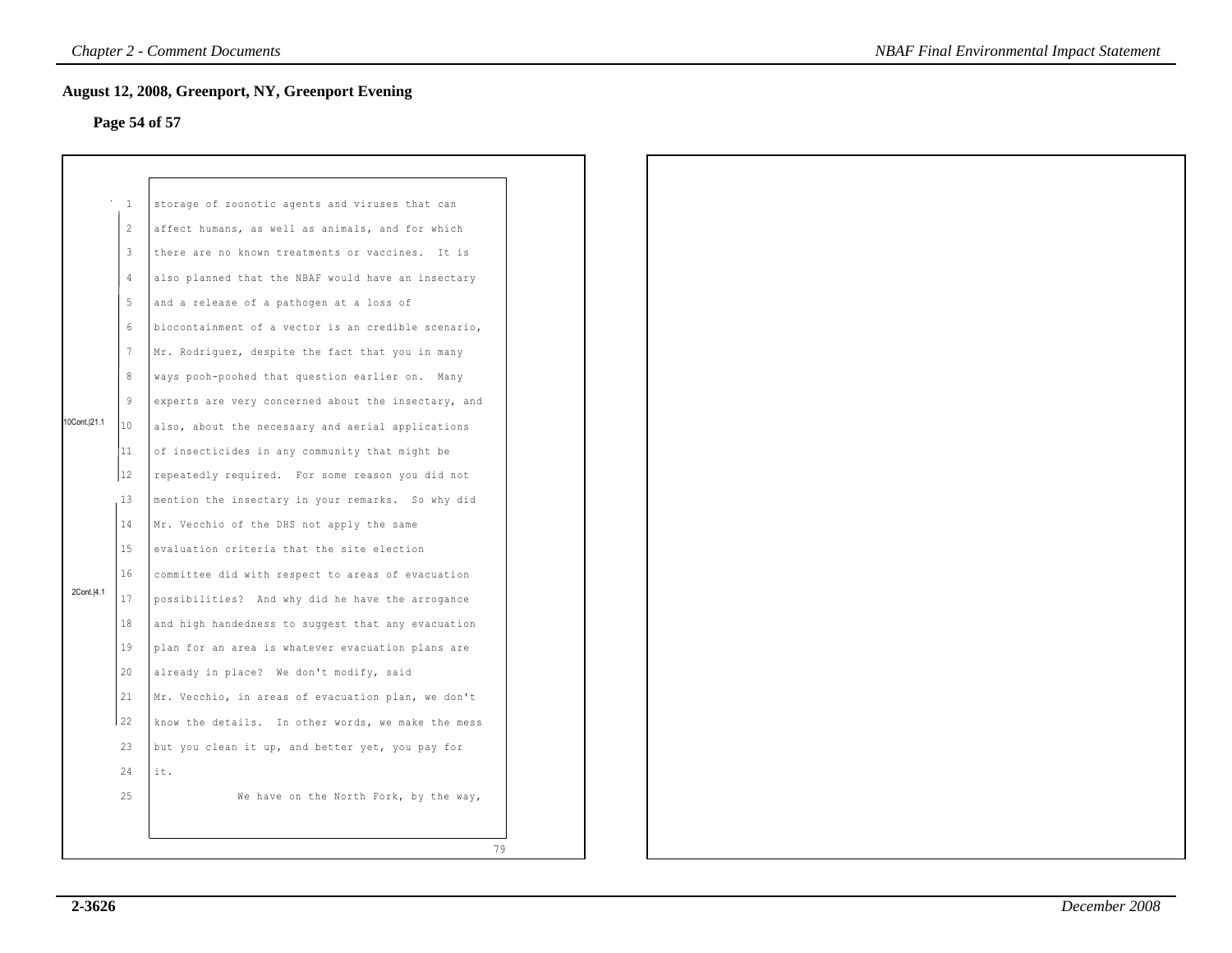**August 12, 2008, Greenport, NY, Greenport Evening**

**Page 54 of 57**

10Cont.|21.1

storage of zoonotic agents and viruses that can affect humans, as well as animals, and for which there are no known treatments or vaccines. It is also planned that the NBAF would have an insectary and a release of a pathogen at a loss of biocontainment of a vector is an credible scenario, Mr. Rodriguez, despite the fact that you in many ways pooh-poohed that question earlier on. Many experts are very concerned about the insectary, and also, about the necessary and aerial applications of insecticides in any community that might be repeatedly required. For some reason you did not

2Cont.|4.1

mention the insectary in your remarks. So why did Mr. Vecchio of the DHS not apply the same evaluation criteria that the site election committee did with respect to areas of evacuation possibilities? And why did he have the arrogance and high handedness to suggest that any evacuation plan for an area is whatever evacuation plans are already in place? We don't modify, said Mr. Vecchio, in areas of evacuation plan, we don't know the details. In other words, we make the mess but you clean it up, and better yet, you pay for it.

We have on the North Fork, by the way,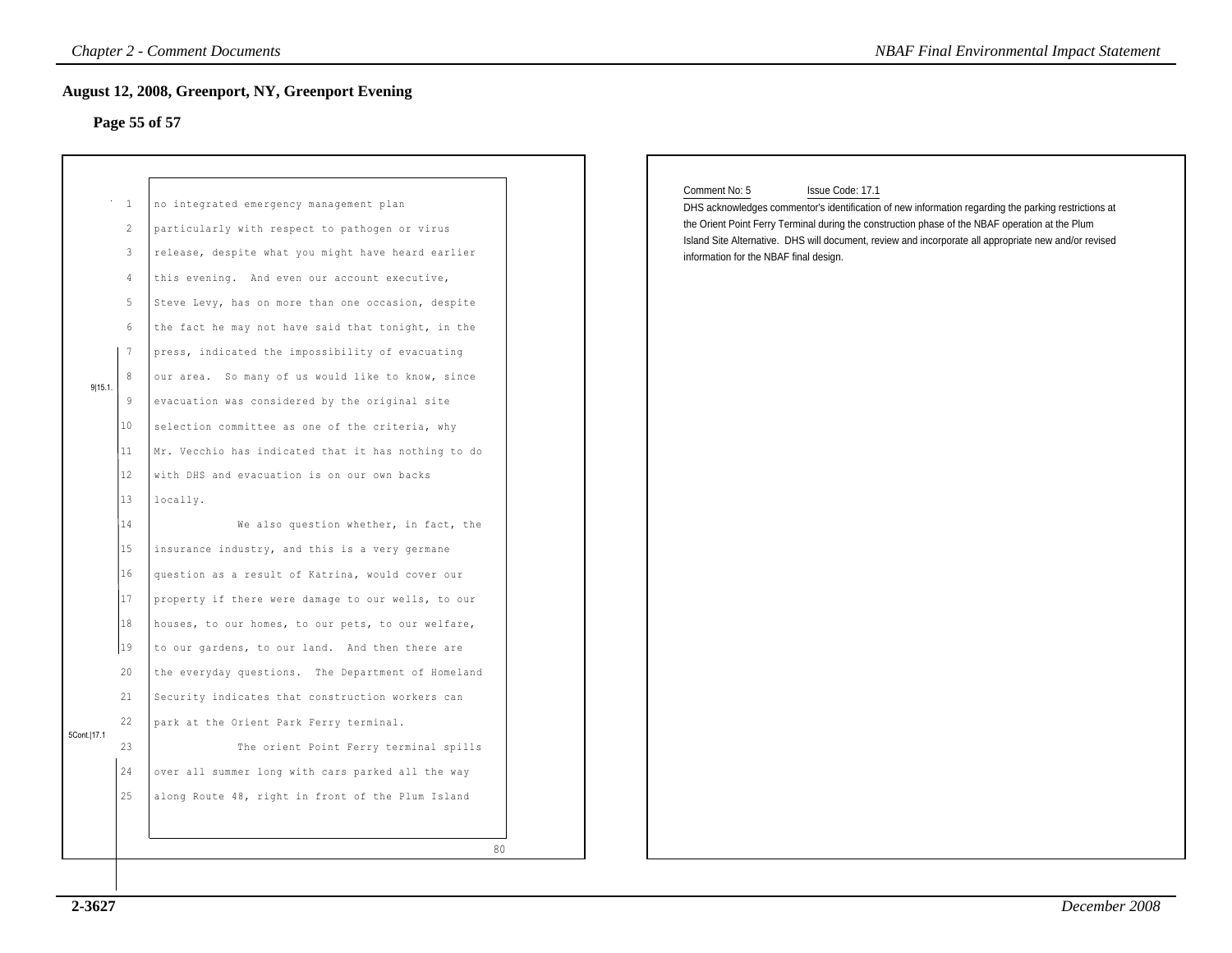## August 12, 2008, Greenport, NY, Greenport Evening

### Page 55 of 57

1 no integrated emergency management plan
2 particularly with respect to pathogen or virus
3 release, despite what you might have heard earlier
4 this evening. And even our account executive,
5 Steve Levy, has on more than one occasion, despite
6 the fact he may not have said that tonight, in the
7 press, indicated the impossibility of evacuating
8 our area. So many of us would like to know, since
9 evacuation was considered by the original site
10 selection committee as one of the criteria, why
11 Mr. Vecchio has indicated that it has nothing to do
12 with DHS and evacuation is on our own backs
13 locally.
14 We also question whether, in fact, the
15 insurance industry, and this is a very germane
16 question as a result of Katrina, would cover our
17 property if there were damage to our wells, to our
18 houses, to our homes, to our pets, to our welfare,
19 to our gardens, to our land. And then there are
20 the everyday questions. The Department of Homeland
21 Security indicates that construction workers can
22 park at the Orient Park Ferry terminal.
23 The orient Point Ferry terminal spills
24 over all summer long with cars parked all the way
25 along Route 48, right in front of the Plum Island

80

9|15.1.

5Cont.|17.1

Comment No: 5 Issue Code: 17.1

DHS acknowledges commentor's identification of new information regarding the parking restrictions at the Orient Point Ferry Terminal during the construction phase of the NBAF operation at the Plum Island Site Alternative. DHS will document, review and incorporate all appropriate new and/or revised information for the NBAF final design.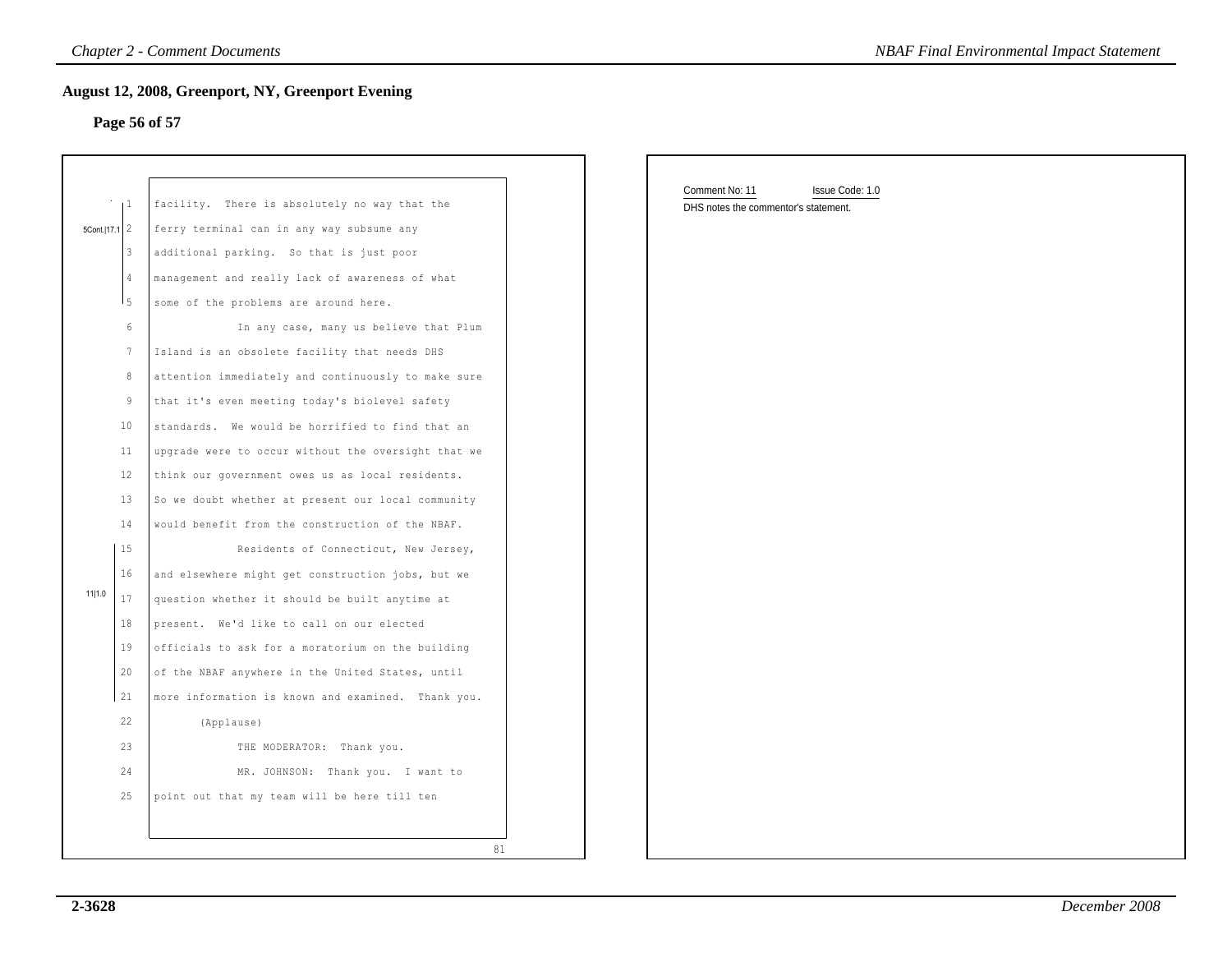## August 12, 2008, Greenport, NY, Greenport Evening

### Page 56 of 57

5Cont.|17.1

1 facility. There is absolutely no way that the
2 ferry terminal can in any way subsume any
3 additional parking. So that is just poor
4 management and really lack of awareness of what
5 some of the problems are around here.
6 In any case, many us believe that Plum
7 Island is an obsolete facility that needs DHS
8 attention immediately and continuously to make sure
9 that it's even meeting today's biolevel safety
10 standards. We would be horrified to find that an
11 upgrade were to occur without the oversight that we
12 think our government owes us as local residents.
13 So we doubt whether at present our local community
14 would benefit from the construction of the NBAF.

11|1.0

15 Residents of Connecticut, New Jersey,
16 and elsewhere might get construction jobs, but we
17 question whether it should be built anytime at
18 present. We'd like to call on our elected
19 officials to ask for a moratorium on the building
20 of the NBAF anywhere in the United States, until
21 more information is known and examined. Thank you.
22 (Applause)
23 THE MODERATOR: Thank you.
24 MR. JOHNSON: Thank you. I want to
25 point out that my team will be here till ten

81

Comment No: 11 Issue Code: 1.0

DHS notes the commentor's statement.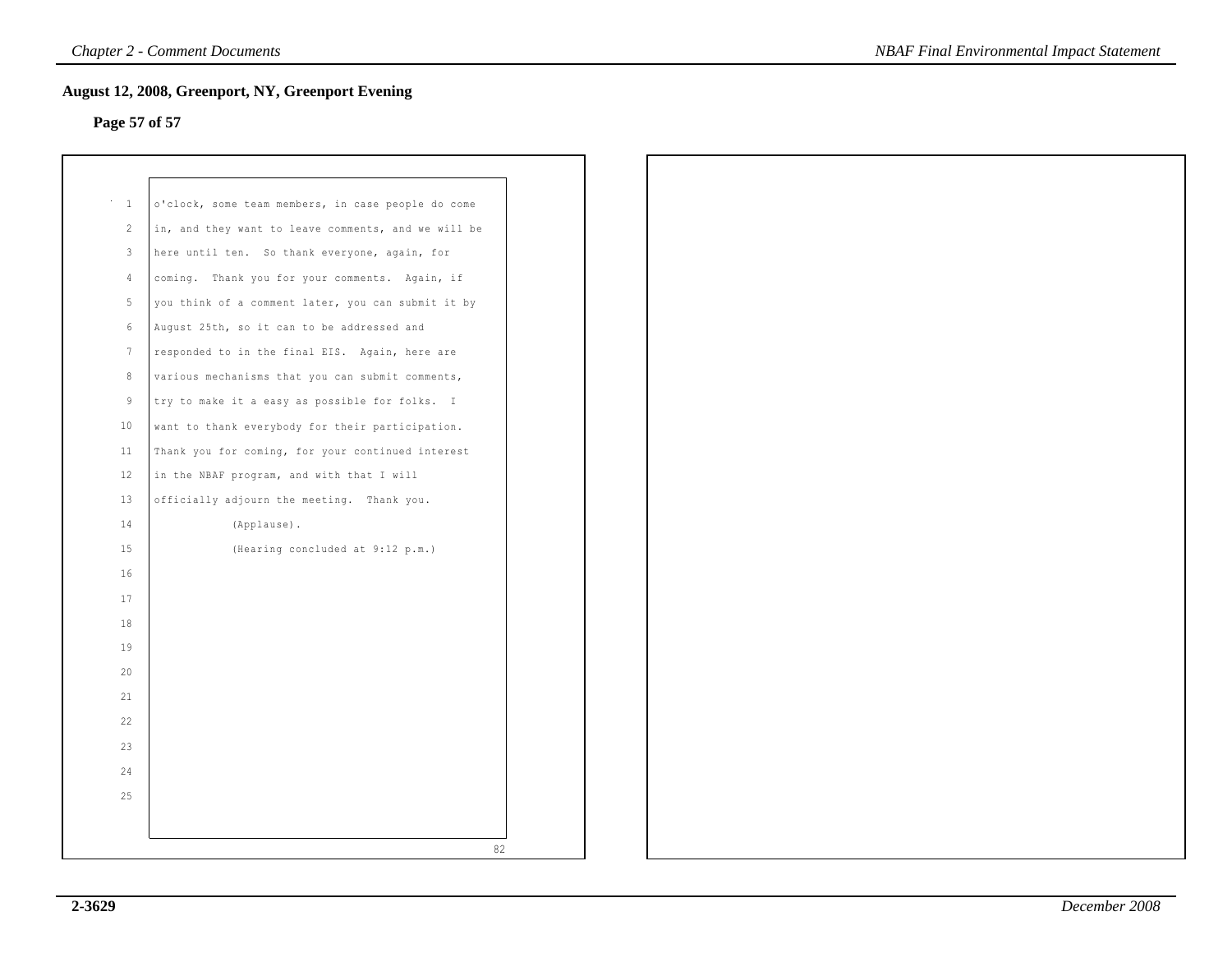## August 12, 2008, Greenport, NY, Greenport Evening

### Page 57 of 57

1 o'clock, some team members, in case people do come
2 in, and they want to leave comments, and we will be
3 here until ten. So thank everyone, again, for
4 coming. Thank you for your comments. Again, if
5 you think of a comment later, you can submit it by
6 August 25th, so it can to be addressed and
7 responded to in the final EIS. Again, here are
8 various mechanisms that you can submit comments,
9 try to make it a easy as possible for folks. I
10 want to thank everybody for their participation.
11 Thank you for coming, for your continued interest
12 in the NBAF program, and with that I will
13 officially adjourn the meeting. Thank you.
14 (Applause).
15 (Hearing concluded at 9:12 p.m.)
16
17
18
19
20
21
22
23
24
25

82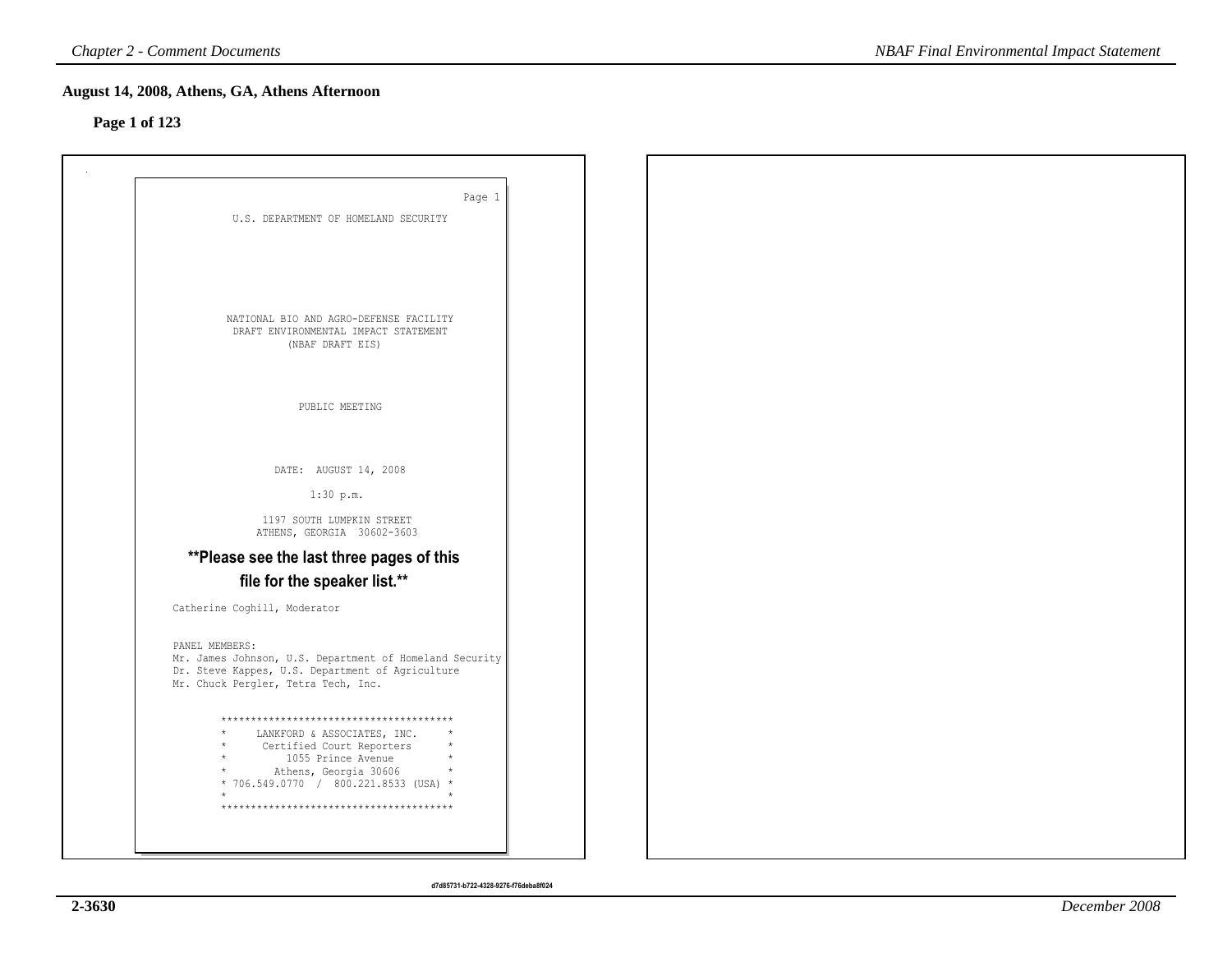## August 14, 2008, Athens, GA, Athens Afternoon

**Page 1 of 123**

U.S. DEPARTMENT OF HOMELAND SECURITY

NATIONAL BIO AND AGRO-DEFENSE FACILITY
DRAFT ENVIRONMENTAL IMPACT STATEMENT
(NBAF DRAFT EIS)

PUBLIC MEETING

DATE: AUGUST 14, 2008

1:30 p.m.

1197 SOUTH LUMPKIN STREET
ATHENS, GEORGIA 30602-3603

**\*\*Please see the last three pages of this file for the speaker list.\*\***

Catherine Coghill, Moderator

PANEL MEMBERS:
Mr. James Johnson, U.S. Department of Homeland Security
Dr. Steve Kappes, U.S. Department of Agriculture
Mr. Chuck Pergler, Tetra Tech, Inc.

```
***************************************
*     LANKFORD & ASSOCIATES, INC.     *
*      Certified Court Reporters      *
*          1055 Prince Avenue         *
*        Athens, Georgia 30606        *
* 706.549.0770  /  800.221.8533 (USA) *
*                                     *
***************************************
```

d7d85731-b722-4328-9276-f76deba8f024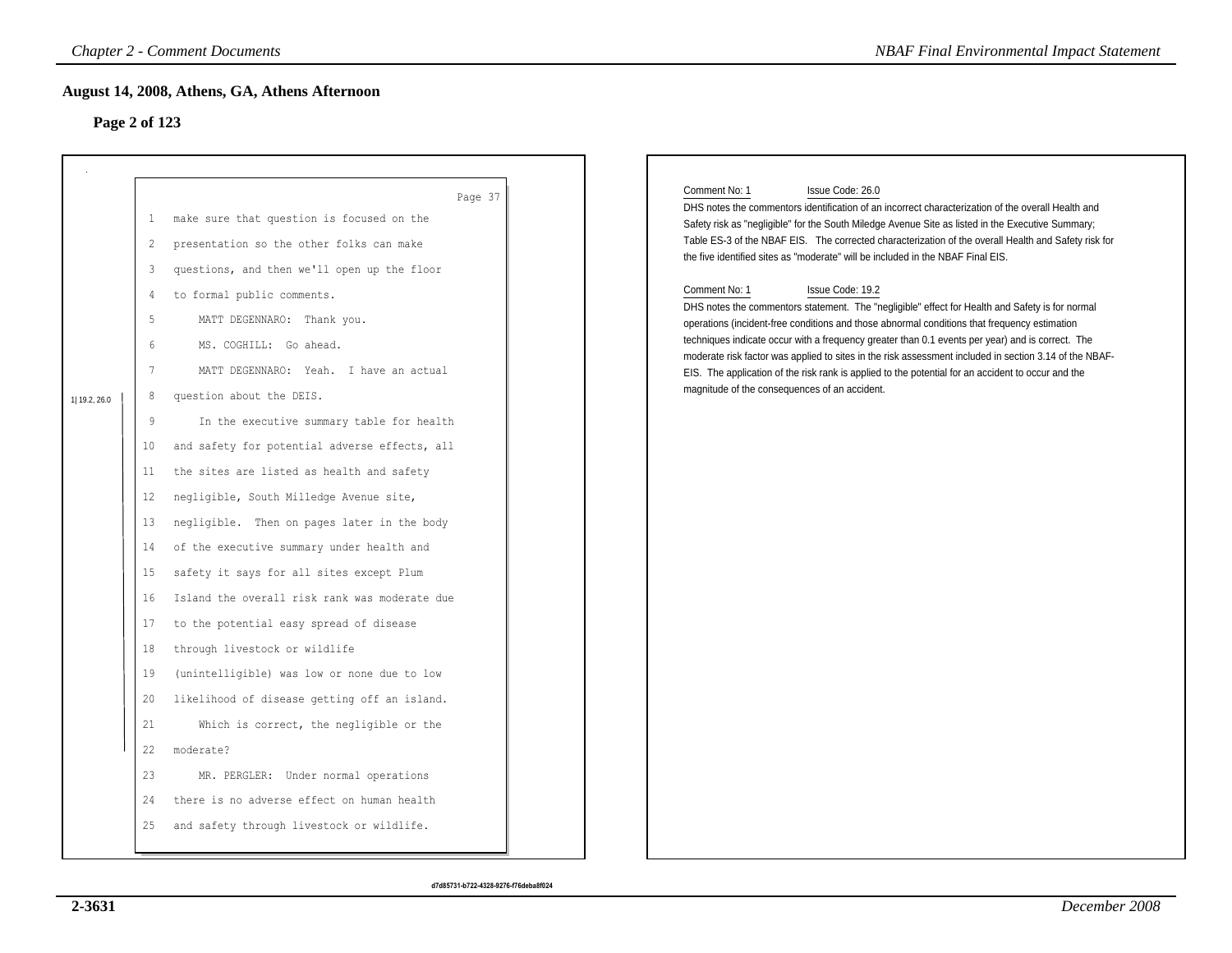## August 14, 2008, Athens, GA, Athens Afternoon

### Page 2 of 123

Page 37

1 make sure that question is focused on the
2 presentation so the other folks can make
3 questions, and then we'll open up the floor
4 to formal public comments.
5 MATT DEGENNARO: Thank you.
6 MS. COGHILL: Go ahead.
7 MATT DEGENNARO: Yeah. I have an actual
8 question about the DEIS.
9 In the executive summary table for health
10 and safety for potential adverse effects, all
11 the sites are listed as health and safety
12 negligible, South Milledge Avenue site,
13 negligible. Then on pages later in the body
14 of the executive summary under health and
15 safety it says for all sites except Plum
16 Island the overall risk rank was moderate due
17 to the potential easy spread of disease
18 through livestock or wildlife
19 (unintelligible) was low or none due to low
20 likelihood of disease getting off an island.
21 Which is correct, the negligible or the
22 moderate?
23 MR. PERGLER: Under normal operations
24 there is no adverse effect on human health
25 and safety through livestock or wildlife.

1| 19.2, 26.0

Comment No: 1 Issue Code: 26.0

DHS notes the commentors identification of an incorrect characterization of the overall Health and Safety risk as "negligible" for the South Miledge Avenue Site as listed in the Executive Summary; Table ES-3 of the NBAF EIS. The corrected characterization of the overall Health and Safety risk for the five identified sites as "moderate" will be included in the NBAF Final EIS.

Comment No: 1 Issue Code: 19.2

DHS notes the commentors statement. The "negligible" effect for Health and Safety is for normal operations (incident-free conditions and those abnormal conditions that frequency estimation techniques indicate occur with a frequency greater than 0.1 events per year) and is correct. The moderate risk factor was applied to sites in the risk assessment included in section 3.14 of the NBAF-EIS. The application of the risk rank is applied to the potential for an accident to occur and the magnitude of the consequences of an accident.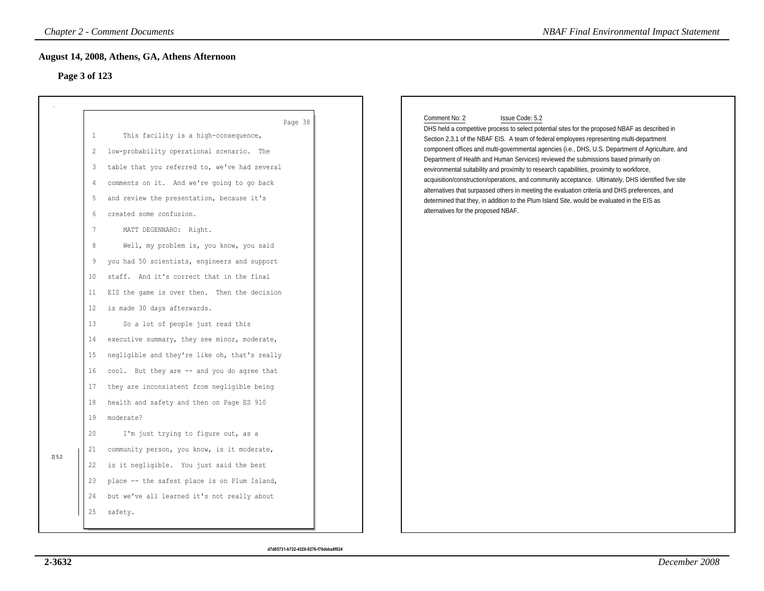## August 14, 2008, Athens, GA, Athens Afternoon

### Page 3 of 123

Page 38

1 This facility is a high-consequence,
2 low-probability operational scenario. The
3 table that you referred to, we've had several
4 comments on it. And we're going to go back
5 and review the presentation, because it's
6 created some confusion.
7 MATT DEGENNARO: Right.
8 Well, my problem is, you know, you said
9 you had 50 scientists, engineers and support
10 staff. And it's correct that in the final
11 EIS the game is over then. Then the decision
12 is made 30 days afterwards.
13 So a lot of people just read this
14 executive summary, they see minor, moderate,
15 negligible and they're like oh, that's really
16 cool. But they are -- and you do agree that
17 they are inconsistent from negligible being
18 health and safety and then on Page ES 910
19 moderate?
20 I'm just trying to figure out, as a
21 community person, you know, is it moderate,
22 is it negligible. You just said the best
23 place -- the safest place is on Plum Island,
24 but we've all learned it's not really about
25 safety.

2|5.2

Comment No: 2 Issue Code: 5.2

DHS held a competitive process to select potential sites for the proposed NBAF as described in Section 2.3.1 of the NBAF EIS. A team of federal employees representing multi-department component offices and multi-governmental agencies (i.e., DHS, U.S. Department of Agriculture, and Department of Health and Human Services) reviewed the submissions based primarily on environmental suitability and proximity to research capabilities, proximity to workforce, acquisition/construction/operations, and community acceptance. Ultimately, DHS identified five site alternatives that surpassed others in meeting the evaluation criteria and DHS preferences, and determined that they, in addition to the Plum Island Site, would be evaluated in the EIS as alternatives for the proposed NBAF.

d7d85731-b722-4328-9276-f76deba8f024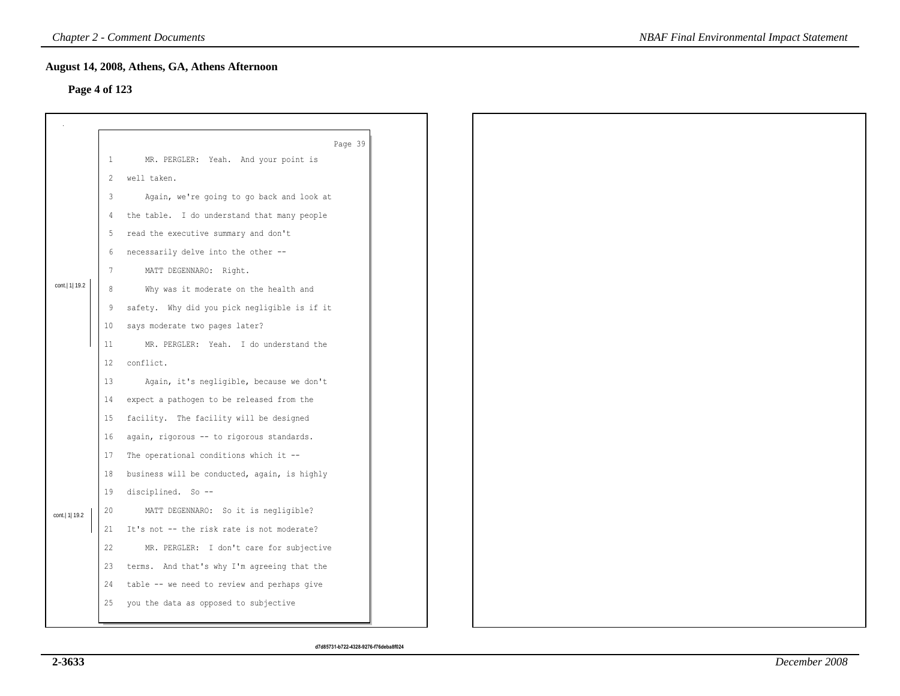## August 14, 2008, Athens, GA, Athens Afternoon

**Page 4 of 123**

Page 39

1 MR. PERGLER: Yeah. And your point is
2 well taken.
3 Again, we're going to go back and look at
4 the table. I do understand that many people
5 read the executive summary and don't
6 necessarily delve into the other --
7 MATT DEGENNARO: Right.

cont.| 1| 19.2

8 Why was it moderate on the health and
9 safety. Why did you pick negligible is if it
10 says moderate two pages later?
11 MR. PERGLER: Yeah. I do understand the
12 conflict.
13 Again, it's negligible, because we don't
14 expect a pathogen to be released from the
15 facility. The facility will be designed
16 again, rigorous -- to rigorous standards.
17 The operational conditions which it --
18 business will be conducted, again, is highly
19 disciplined. So --

cont.| 1| 19.2

20 MATT DEGENNARO: So it is negligible?
21 It's not -- the risk rate is not moderate?
22 MR. PERGLER: I don't care for subjective
23 terms. And that's why I'm agreeing that the
24 table -- we need to review and perhaps give
25 you the data as opposed to subjective

d7d85731-b722-4328-9276-f76deba8f024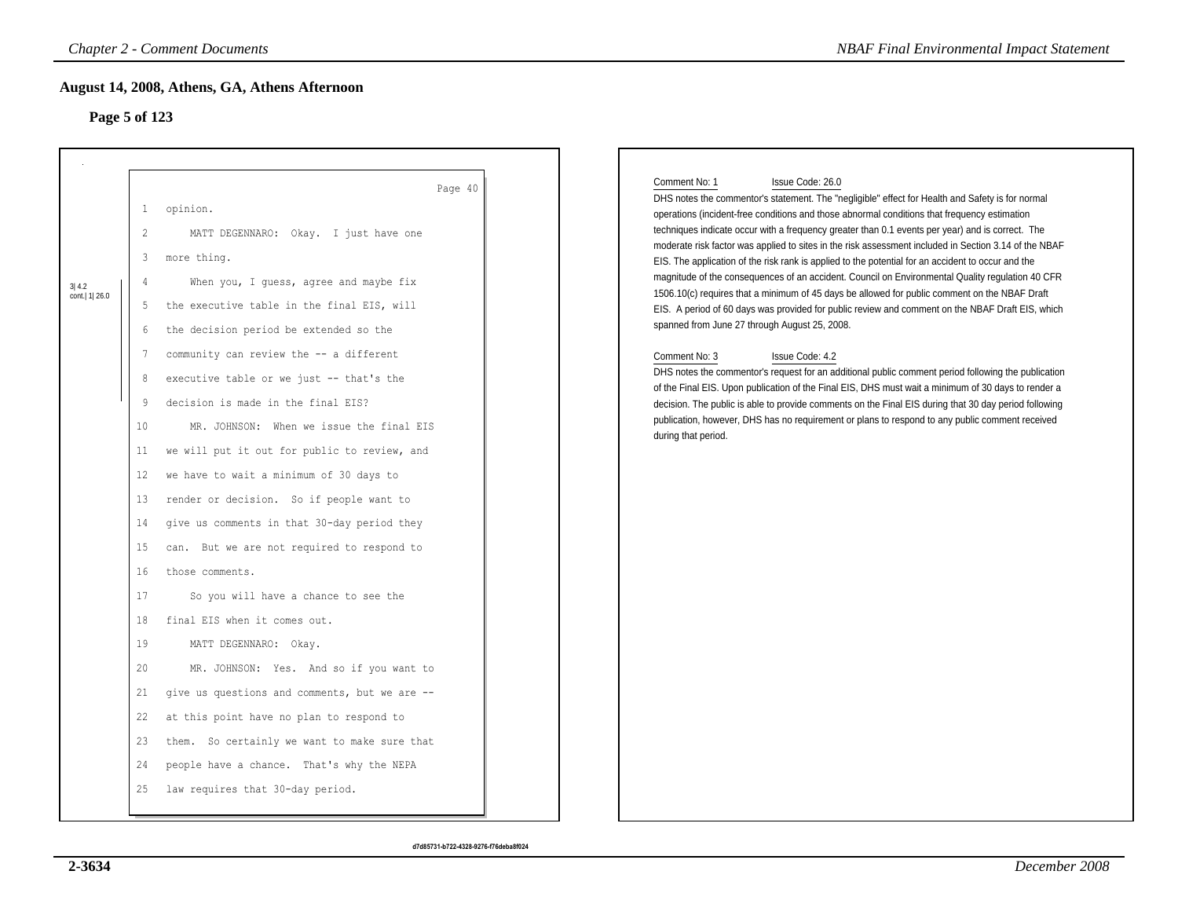## August 14, 2008, Athens, GA, Athens Afternoon

### Page 5 of 123

Page 40

1 opinion.

2 MATT DEGENNARO: Okay. I just have one

3 more thing.

3| 4.2 cont.| 1| 26.0

4 When you, I guess, agree and maybe fix

5 the executive table in the final EIS, will

6 the decision period be extended so the

7 community can review the -- a different

8 executive table or we just -- that's the

9 decision is made in the final EIS?

10 MR. JOHNSON: When we issue the final EIS

11 we will put it out for public to review, and

12 we have to wait a minimum of 30 days to

13 render or decision. So if people want to

14 give us comments in that 30-day period they

15 can. But we are not required to respond to

16 those comments.

17 So you will have a chance to see the

18 final EIS when it comes out.

19 MATT DEGENNARO: Okay.

20 MR. JOHNSON: Yes. And so if you want to

21 give us questions and comments, but we are --

22 at this point have no plan to respond to

23 them. So certainly we want to make sure that

24 people have a chance. That's why the NEPA

25 law requires that 30-day period.

---

Comment No: 1 Issue Code: 26.0

DHS notes the commentor's statement. The "negligible" effect for Health and Safety is for normal operations (incident-free conditions and those abnormal conditions that frequency estimation techniques indicate occur with a frequency greater than 0.1 events per year) and is correct. The moderate risk factor was applied to sites in the risk assessment included in Section 3.14 of the NBAF EIS. The application of the risk rank is applied to the potential for an accident to occur and the magnitude of the consequences of an accident. Council on Environmental Quality regulation 40 CFR 1506.10(c) requires that a minimum of 45 days be allowed for public comment on the NBAF Draft EIS. A period of 60 days was provided for public review and comment on the NBAF Draft EIS, which spanned from June 27 through August 25, 2008.

Comment No: 3 Issue Code: 4.2

DHS notes the commentor's request for an additional public comment period following the publication of the Final EIS. Upon publication of the Final EIS, DHS must wait a minimum of 30 days to render a decision. The public is able to provide comments on the Final EIS during that 30 day period following publication, however, DHS has no requirement or plans to respond to any public comment received during that period.

d7d85731-b722-4328-9276-f76deba8f024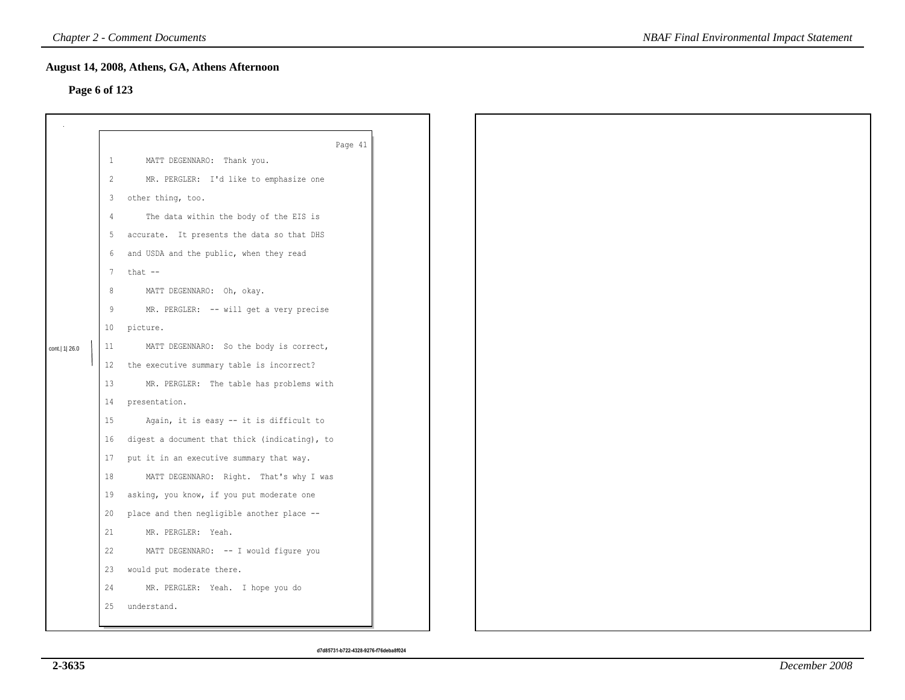## August 14, 2008, Athens, GA, Athens Afternoon

**Page 6 of 123**

Page 41

1 MATT DEGENNARO: Thank you.
2 MR. PERGLER: I'd like to emphasize one
3 other thing, too.
4 The data within the body of the EIS is
5 accurate. It presents the data so that DHS
6 and USDA and the public, when they read
7 that --
8 MATT DEGENNARO: Oh, okay.
9 MR. PERGLER: -- will get a very precise
10 picture.

cont.| 1| 26.0

11 MATT DEGENNARO: So the body is correct,
12 the executive summary table is incorrect?
13 MR. PERGLER: The table has problems with
14 presentation.
15 Again, it is easy -- it is difficult to
16 digest a document that thick (indicating), to
17 put it in an executive summary that way.
18 MATT DEGENNARO: Right. That's why I was
19 asking, you know, if you put moderate one
20 place and then negligible another place --
21 MR. PERGLER: Yeah.
22 MATT DEGENNARO: -- I would figure you
23 would put moderate there.
24 MR. PERGLER: Yeah. I hope you do
25 understand.

d7d85731-b722-4328-9276-f76deba8f024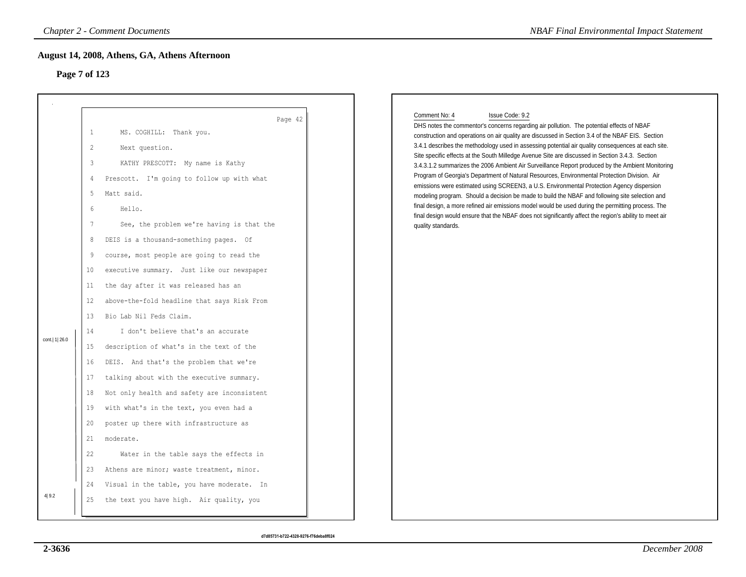## August 14, 2008, Athens, GA, Athens Afternoon

**Page 7 of 123**

Page 42

1 MS. COGHILL: Thank you.
2 Next question.
3 KATHY PRESCOTT: My name is Kathy
4 Prescott. I'm going to follow up with what
5 Matt said.
6 Hello.
7 See, the problem we're having is that the
8 DEIS is a thousand-something pages. Of
9 course, most people are going to read the
10 executive summary. Just like our newspaper
11 the day after it was released has an
12 above-the-fold headline that says Risk From
13 Bio Lab Nil Feds Claim.
14 I don't believe that's an accurate
15 description of what's in the text of the
16 DEIS. And that's the problem that we're
17 talking about with the executive summary.
18 Not only health and safety are inconsistent
19 with what's in the text, you even had a
20 poster up there with infrastructure as
21 moderate.
22 Water in the table says the effects in
23 Athens are minor; waste treatment, minor.
24 Visual in the table, you have moderate. In
25 the text you have high. Air quality, you

cont.| 1| 26.0

4| 9.2

Comment No: 4 Issue Code: 9.2

DHS notes the commentor's concerns regarding air pollution. The potential effects of NBAF construction and operations on air quality are discussed in Section 3.4 of the NBAF EIS. Section 3.4.1 describes the methodology used in assessing potential air quality consequences at each site. Site specific effects at the South Milledge Avenue Site are discussed in Section 3.4.3. Section 3.4.3.1.2 summarizes the 2006 Ambient Air Surveillance Report produced by the Ambient Monitoring Program of Georgia's Department of Natural Resources, Environmental Protection Division. Air emissions were estimated using SCREEN3, a U.S. Environmental Protection Agency dispersion modeling program. Should a decision be made to build the NBAF and following site selection and final design, a more refined air emissions model would be used during the permitting process. The final design would ensure that the NBAF does not significantly affect the region's ability to meet air quality standards.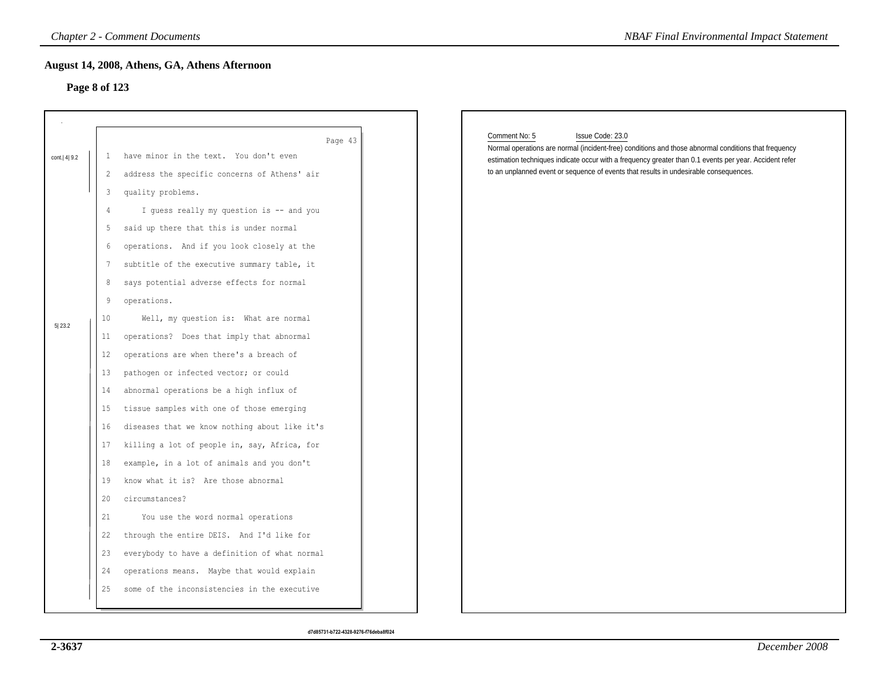## August 14, 2008, Athens, GA, Athens Afternoon

**Page 8 of 123**

Page 43

cont.| 4| 9.2

1 have minor in the text. You don't even
2 address the specific concerns of Athens' air
3 quality problems.
4 I guess really my question is -- and you
5 said up there that this is under normal
6 operations. And if you look closely at the
7 subtitle of the executive summary table, it
8 says potential adverse effects for normal
9 operations.

5| 23.2

10 Well, my question is: What are normal
11 operations? Does that imply that abnormal
12 operations are when there's a breach of
13 pathogen or infected vector; or could
14 abnormal operations be a high influx of
15 tissue samples with one of those emerging
16 diseases that we know nothing about like it's
17 killing a lot of people in, say, Africa, for
18 example, in a lot of animals and you don't
19 know what it is? Are those abnormal
20 circumstances?
21 You use the word normal operations
22 through the entire DEIS. And I'd like for
23 everybody to have a definition of what normal
24 operations means. Maybe that would explain
25 some of the inconsistencies in the executive

Comment No: 5 Issue Code: 23.0

Normal operations are normal (incident-free) conditions and those abnormal conditions that frequency estimation techniques indicate occur with a frequency greater than 0.1 events per year. Accident refer to an unplanned event or sequence of events that results in undesirable consequences.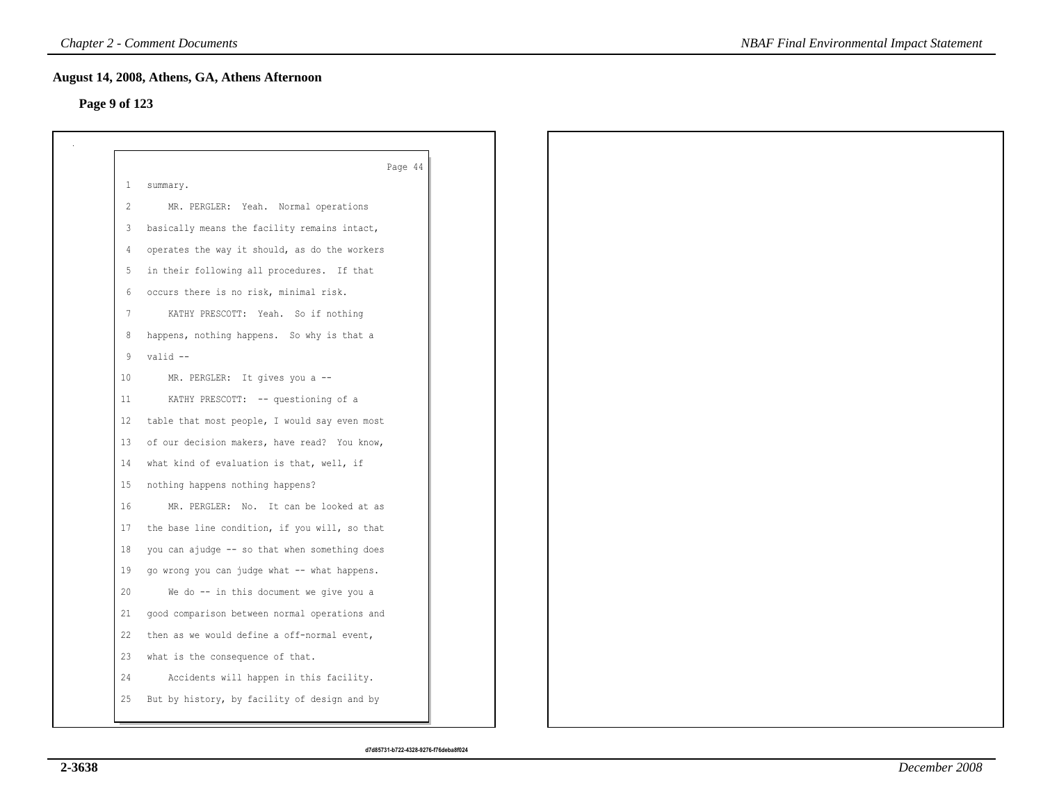## August 14, 2008, Athens, GA, Athens Afternoon

**Page 9 of 123**

Page 44

1 summary.
2 MR. PERGLER: Yeah. Normal operations
3 basically means the facility remains intact,
4 operates the way it should, as do the workers
5 in their following all procedures. If that
6 occurs there is no risk, minimal risk.
7 KATHY PRESCOTT: Yeah. So if nothing
8 happens, nothing happens. So why is that a
9 valid --
10 MR. PERGLER: It gives you a --
11 KATHY PRESCOTT: -- questioning of a
12 table that most people, I would say even most
13 of our decision makers, have read? You know,
14 what kind of evaluation is that, well, if
15 nothing happens nothing happens?
16 MR. PERGLER: No. It can be looked at as
17 the base line condition, if you will, so that
18 you can ajudge -- so that when something does
19 go wrong you can judge what -- what happens.
20 We do -- in this document we give you a
21 good comparison between normal operations and
22 then as we would define a off-normal event,
23 what is the consequence of that.
24 Accidents will happen in this facility.
25 But by history, by facility of design and by

d7d85731-b722-4328-9276-f76deba8f024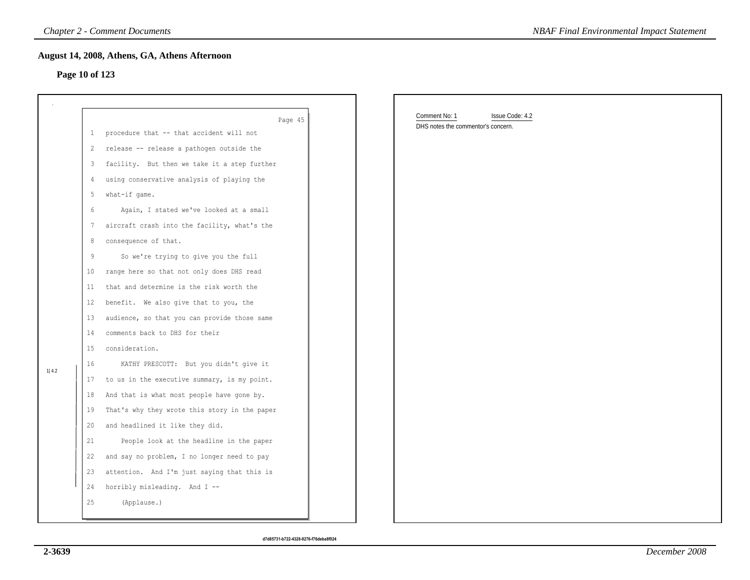## August 14, 2008, Athens, GA, Athens Afternoon

### Page 10 of 123

Page 45

1 procedure that -- that accident will not
2 release -- release a pathogen outside the
3 facility. But then we take it a step further
4 using conservative analysis of playing the
5 what-if game.
6 Again, I stated we've looked at a small
7 aircraft crash into the facility, what's the
8 consequence of that.
9 So we're trying to give you the full
10 range here so that not only does DHS read
11 that and determine is the risk worth the
12 benefit. We also give that to you, the
13 audience, so that you can provide those same
14 comments back to DHS for their
15 consideration.
16 KATHY PRESCOTT: But you didn't give it
17 to us in the executive summary, is my point.
18 And that is what most people have gone by.
19 That's why they wrote this story in the paper
20 and headlined it like they did.
21 People look at the headline in the paper
22 and say no problem, I no longer need to pay
23 attention. And I'm just saying that this is
24 horribly misleading. And I --
25 (Applause.)

1| 4.2

Comment No: 1 Issue Code: 4.2

DHS notes the commentor's concern.

d7d85731-b722-4328-9276-f76deba8f024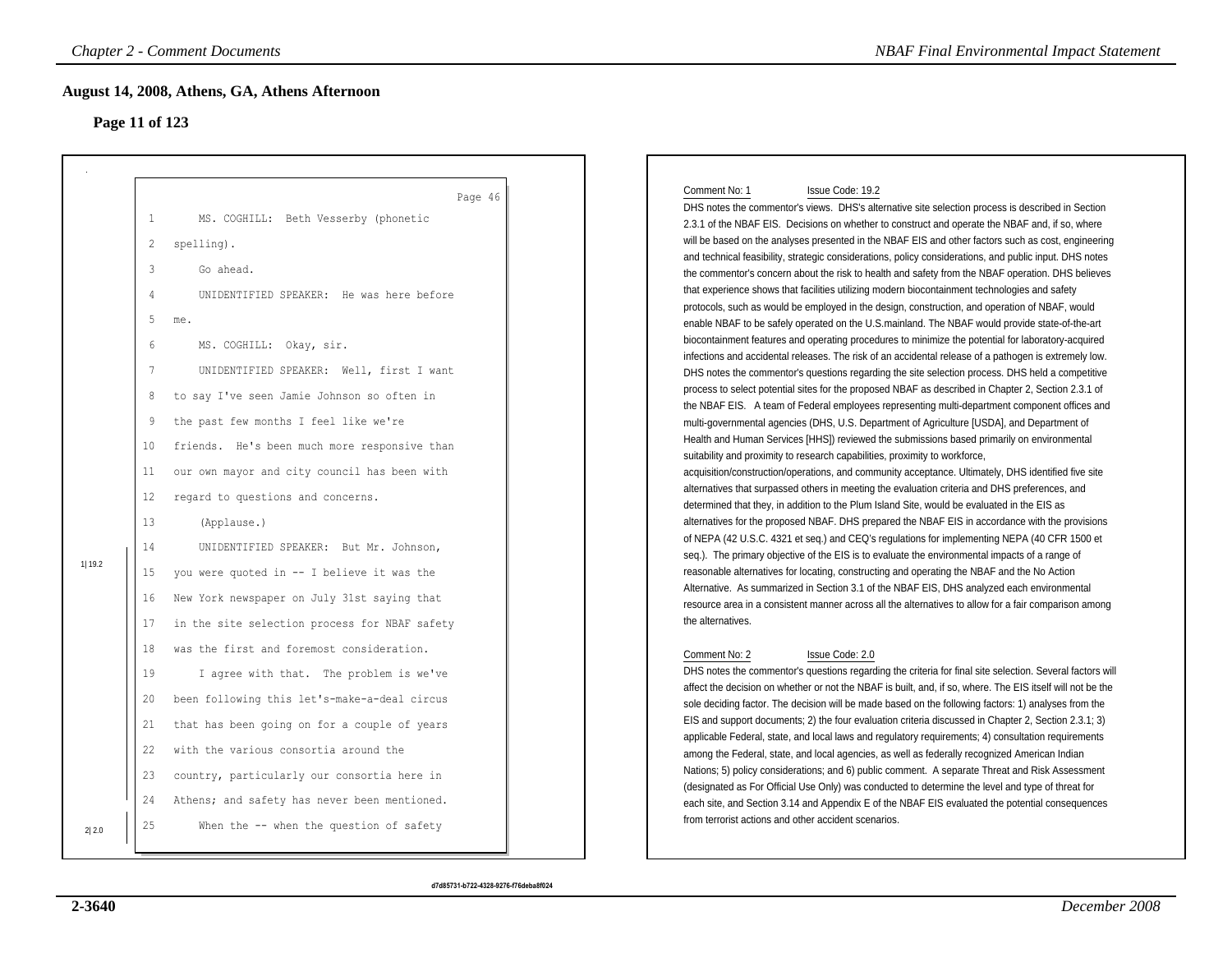## August 14, 2008, Athens, GA, Athens Afternoon

### Page 11 of 123

Page 46

1 MS. COGHILL: Beth Vesserby (phonetic
2 spelling).
3 Go ahead.
4 UNIDENTIFIED SPEAKER: He was here before
5 me.
6 MS. COGHILL: Okay, sir.
7 UNIDENTIFIED SPEAKER: Well, first I want
8 to say I've seen Jamie Johnson so often in
9 the past few months I feel like we're
10 friends. He's been much more responsive than
11 our own mayor and city council has been with
12 regard to questions and concerns.
13 (Applause.)
14 UNIDENTIFIED SPEAKER: But Mr. Johnson,
15 you were quoted in -- I believe it was the
16 New York newspaper on July 31st saying that
17 in the site selection process for NBAF safety
18 was the first and foremost consideration.
19 I agree with that. The problem is we've
20 been following this let's-make-a-deal circus
21 that has been going on for a couple of years
22 with the various consortia around the
23 country, particularly our consortia here in
24 Athens; and safety has never been mentioned.
25 When the -- when the question of safety

1| 19.2

2| 2.0

Comment No: 1 Issue Code: 19.2

DHS notes the commentor's views. DHS's alternative site selection process is described in Section 2.3.1 of the NBAF EIS. Decisions on whether to construct and operate the NBAF and, if so, where will be based on the analyses presented in the NBAF EIS and other factors such as cost, engineering and technical feasibility, strategic considerations, policy considerations, and public input. DHS notes the commentor's concern about the risk to health and safety from the NBAF operation. DHS believes that experience shows that facilities utilizing modern biocontainment technologies and safety protocols, such as would be employed in the design, construction, and operation of NBAF, would enable NBAF to be safely operated on the U.S.mainland. The NBAF would provide state-of-the-art biocontainment features and operating procedures to minimize the potential for laboratory-acquired infections and accidental releases. The risk of an accidental release of a pathogen is extremely low. DHS notes the commentor's questions regarding the site selection process. DHS held a competitive process to select potential sites for the proposed NBAF as described in Chapter 2, Section 2.3.1 of the NBAF EIS. A team of Federal employees representing multi-department component offices and multi-governmental agencies (DHS, U.S. Department of Agriculture [USDA], and Department of Health and Human Services [HHS]) reviewed the submissions based primarily on environmental suitability and proximity to research capabilities, proximity to workforce, acquisition/construction/operations, and community acceptance. Ultimately, DHS identified five site alternatives that surpassed others in meeting the evaluation criteria and DHS preferences, and determined that they, in addition to the Plum Island Site, would be evaluated in the EIS as alternatives for the proposed NBAF. DHS prepared the NBAF EIS in accordance with the provisions of NEPA (42 U.S.C. 4321 et seq.) and CEQ's regulations for implementing NEPA (40 CFR 1500 et seq.). The primary objective of the EIS is to evaluate the environmental impacts of a range of reasonable alternatives for locating, constructing and operating the NBAF and the No Action Alternative. As summarized in Section 3.1 of the NBAF EIS, DHS analyzed each environmental resource area in a consistent manner across all the alternatives to allow for a fair comparison among the alternatives.

Comment No: 2 Issue Code: 2.0

DHS notes the commentor's questions regarding the criteria for final site selection. Several factors will affect the decision on whether or not the NBAF is built, and, if so, where. The EIS itself will not be the sole deciding factor. The decision will be made based on the following factors: 1) analyses from the EIS and support documents; 2) the four evaluation criteria discussed in Chapter 2, Section 2.3.1; 3) applicable Federal, state, and local laws and regulatory requirements; 4) consultation requirements among the Federal, state, and local agencies, as well as federally recognized American Indian Nations; 5) policy considerations; and 6) public comment. A separate Threat and Risk Assessment (designated as For Official Use Only) was conducted to determine the level and type of threat for each site, and Section 3.14 and Appendix E of the NBAF EIS evaluated the potential consequences from terrorist actions and other accident scenarios.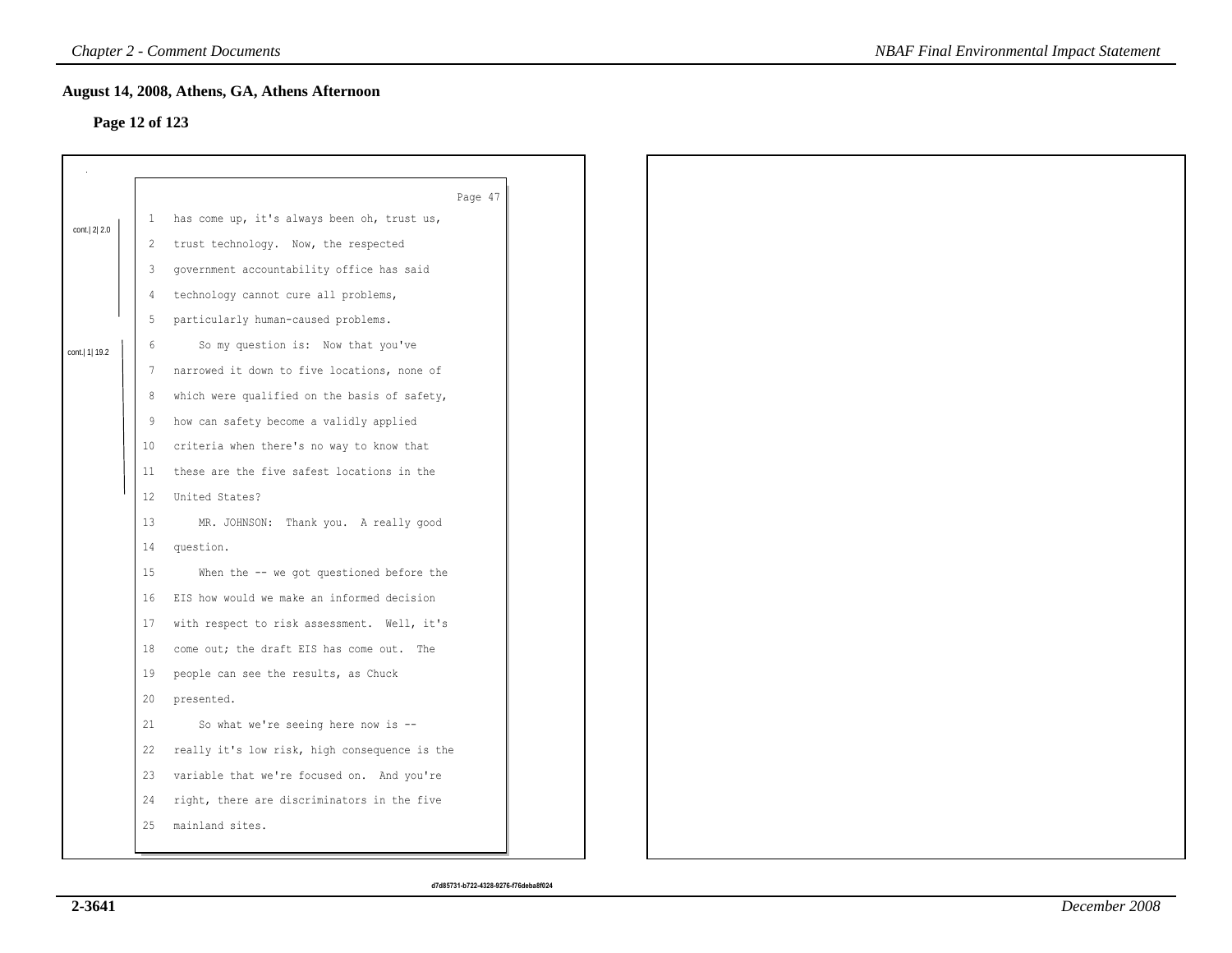## August 14, 2008, Athens, GA, Athens Afternoon

### Page 12 of 123

Page 47

cont.| 2| 2.0

1 has come up, it's always been oh, trust us,
2 trust technology. Now, the respected
3 government accountability office has said
4 technology cannot cure all problems,
5 particularly human-caused problems.

cont.| 1| 19.2

6 So my question is: Now that you've
7 narrowed it down to five locations, none of
8 which were qualified on the basis of safety,
9 how can safety become a validly applied
10 criteria when there's no way to know that
11 these are the five safest locations in the
12 United States?
13 MR. JOHNSON: Thank you. A really good
14 question.
15 When the -- we got questioned before the
16 EIS how would we make an informed decision
17 with respect to risk assessment. Well, it's
18 come out; the draft EIS has come out. The
19 people can see the results, as Chuck
20 presented.
21 So what we're seeing here now is --
22 really it's low risk, high consequence is the
23 variable that we're focused on. And you're
24 right, there are discriminators in the five
25 mainland sites.

d7d85731-b722-4328-9276-f76deba8f024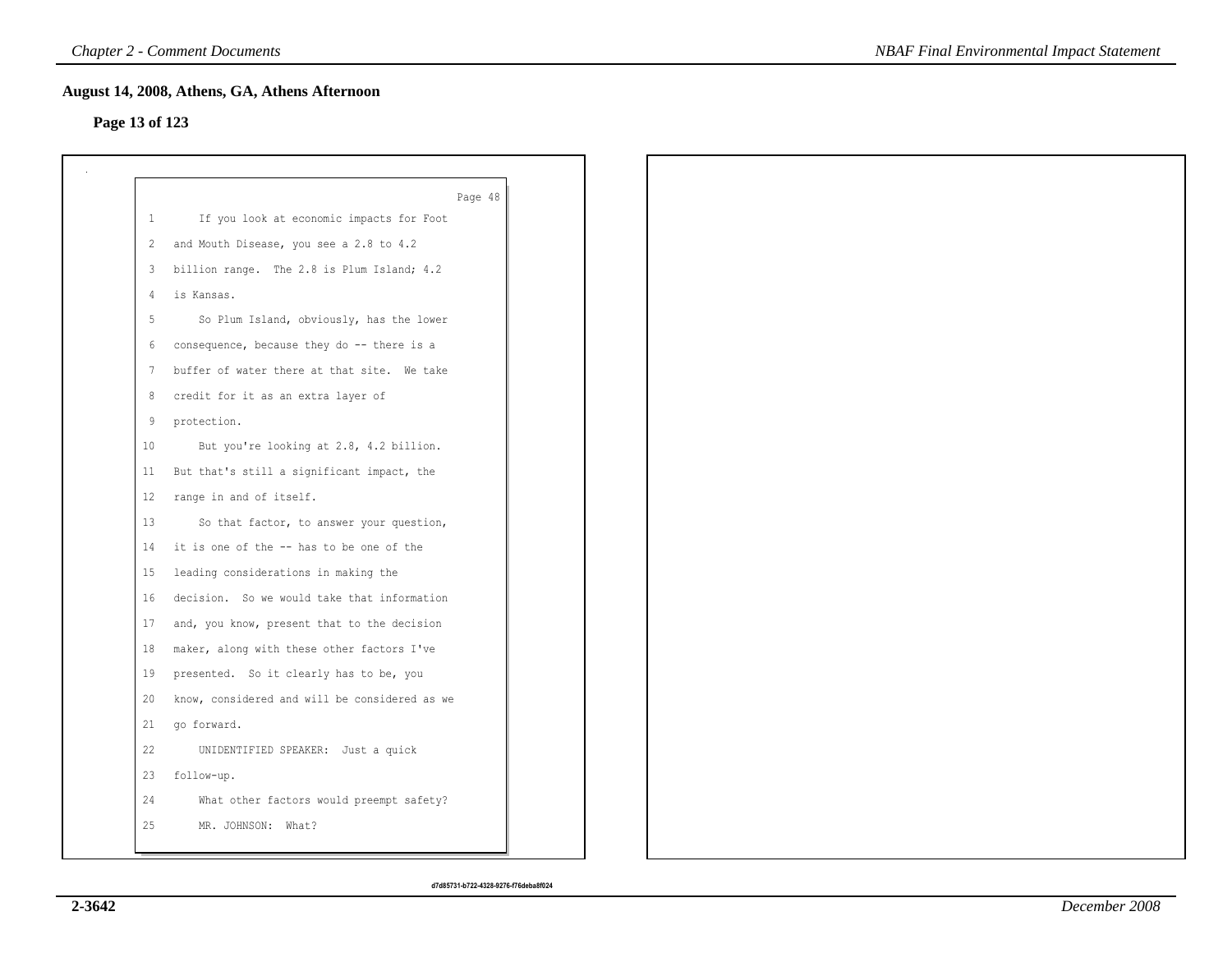## August 14, 2008, Athens, GA, Athens Afternoon

### Page 13 of 123

Page 48

1 If you look at economic impacts for Foot
2 and Mouth Disease, you see a 2.8 to 4.2
3 billion range. The 2.8 is Plum Island; 4.2
4 is Kansas.
5 So Plum Island, obviously, has the lower
6 consequence, because they do -- there is a
7 buffer of water there at that site. We take
8 credit for it as an extra layer of
9 protection.
10 But you're looking at 2.8, 4.2 billion.
11 But that's still a significant impact, the
12 range in and of itself.
13 So that factor, to answer your question,
14 it is one of the -- has to be one of the
15 leading considerations in making the
16 decision. So we would take that information
17 and, you know, present that to the decision
18 maker, along with these other factors I've
19 presented. So it clearly has to be, you
20 know, considered and will be considered as we
21 go forward.
22 UNIDENTIFIED SPEAKER: Just a quick
23 follow-up.
24 What other factors would preempt safety?
25 MR. JOHNSON: What?

d7d85731-b722-4328-9276-f76deba8f024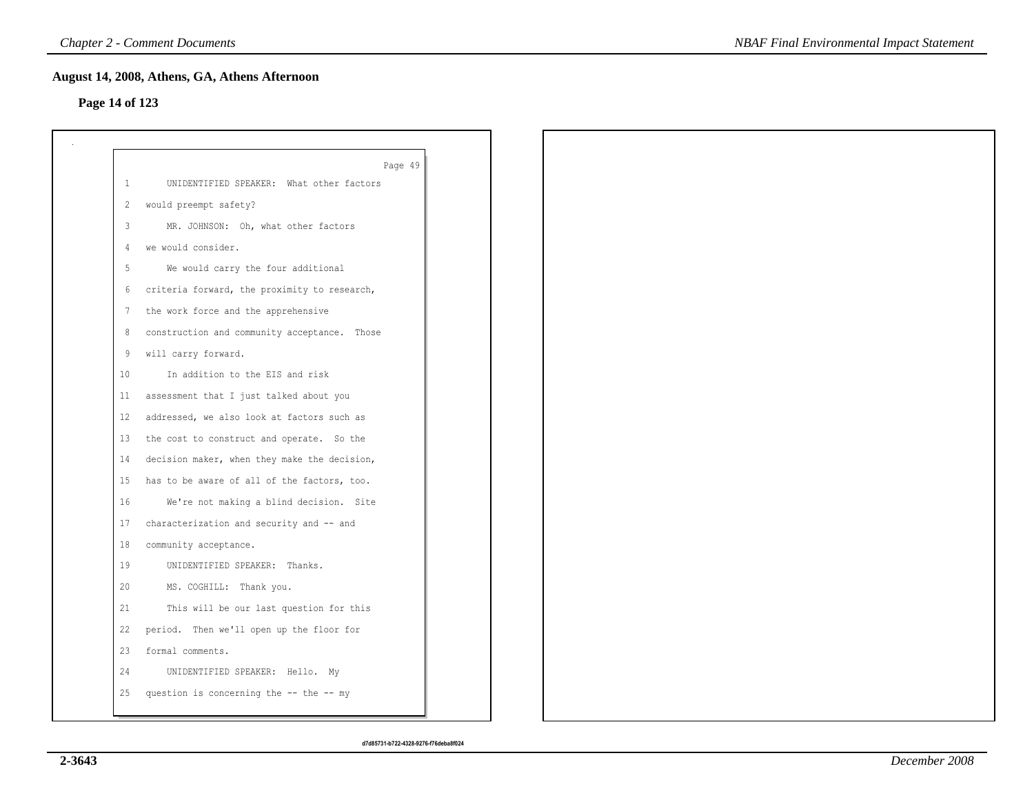## August 14, 2008, Athens, GA, Athens Afternoon

**Page 14 of 123**

Page 49

1 UNIDENTIFIED SPEAKER: What other factors
2 would preempt safety?
3 MR. JOHNSON: Oh, what other factors
4 we would consider.
5 We would carry the four additional
6 criteria forward, the proximity to research,
7 the work force and the apprehensive
8 construction and community acceptance. Those
9 will carry forward.
10 In addition to the EIS and risk
11 assessment that I just talked about you
12 addressed, we also look at factors such as
13 the cost to construct and operate. So the
14 decision maker, when they make the decision,
15 has to be aware of all of the factors, too.
16 We're not making a blind decision. Site
17 characterization and security and -- and
18 community acceptance.
19 UNIDENTIFIED SPEAKER: Thanks.
20 MS. COGHILL: Thank you.
21 This will be our last question for this
22 period. Then we'll open up the floor for
23 formal comments.
24 UNIDENTIFIED SPEAKER: Hello. My
25 question is concerning the -- the -- my

d7d85731-b722-4328-9276-f76deba8f024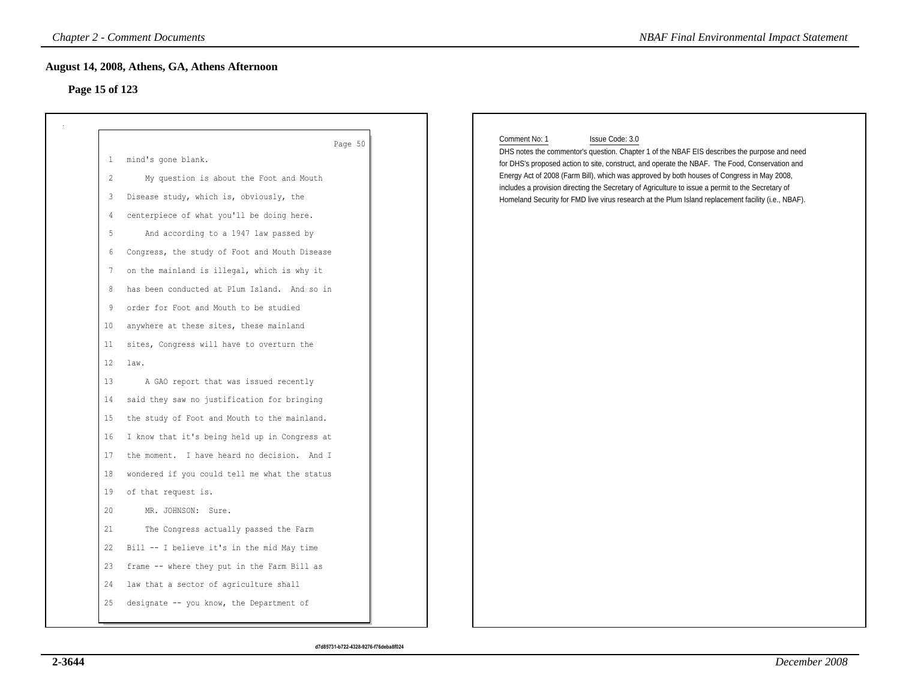## August 14, 2008, Athens, GA, Athens Afternoon

### Page 15 of 123

Page 50

1 mind's gone blank.
2 My question is about the Foot and Mouth
3 Disease study, which is, obviously, the
4 centerpiece of what you'll be doing here.
5 And according to a 1947 law passed by
6 Congress, the study of Foot and Mouth Disease
7 on the mainland is illegal, which is why it
8 has been conducted at Plum Island. And so in
9 order for Foot and Mouth to be studied
10 anywhere at these sites, these mainland
11 sites, Congress will have to overturn the
12 law.
13 A GAO report that was issued recently
14 said they saw no justification for bringing
15 the study of Foot and Mouth to the mainland.
16 I know that it's being held up in Congress at
17 the moment. I have heard no decision. And I
18 wondered if you could tell me what the status
19 of that request is.
20 MR. JOHNSON: Sure.
21 The Congress actually passed the Farm
22 Bill -- I believe it's in the mid May time
23 frame -- where they put in the Farm Bill as
24 law that a sector of agriculture shall
25 designate -- you know, the Department of

Comment No: 1 Issue Code: 3.0

DHS notes the commentor's question. Chapter 1 of the NBAF EIS describes the purpose and need for DHS's proposed action to site, construct, and operate the NBAF. The Food, Conservation and Energy Act of 2008 (Farm Bill), which was approved by both houses of Congress in May 2008, includes a provision directing the Secretary of Agriculture to issue a permit to the Secretary of Homeland Security for FMD live virus research at the Plum Island replacement facility (i.e., NBAF).

d7d85731-b722-4328-9276-f76deba8f024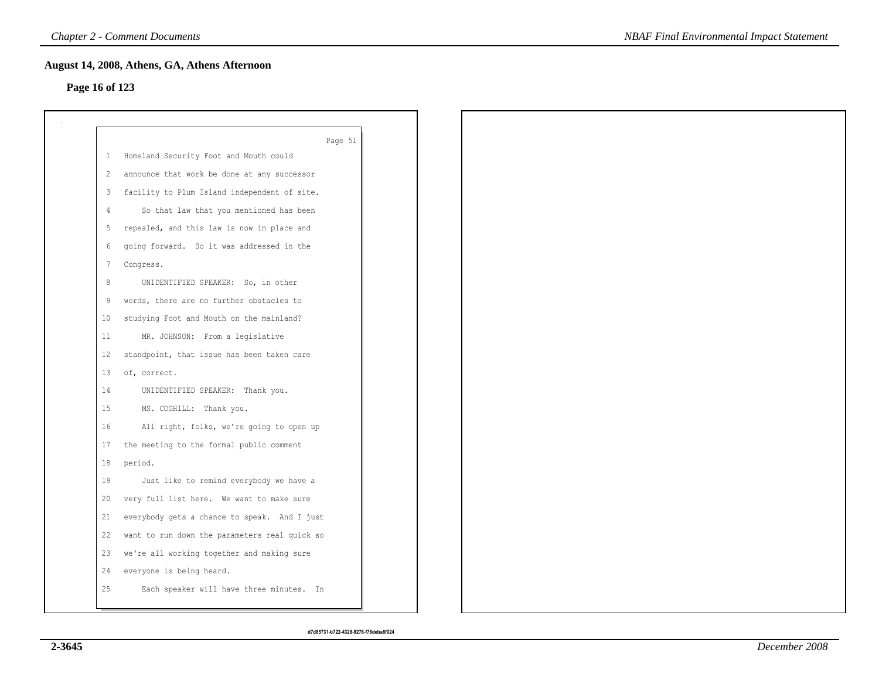## August 14, 2008, Athens, GA, Athens Afternoon

**Page 16 of 123**

Page 51

1 Homeland Security Foot and Mouth could
2 announce that work be done at any successor
3 facility to Plum Island independent of site.
4 So that law that you mentioned has been
5 repealed, and this law is now in place and
6 going forward. So it was addressed in the
7 Congress.
8 UNIDENTIFIED SPEAKER: So, in other
9 words, there are no further obstacles to
10 studying Foot and Mouth on the mainland?
11 MR. JOHNSON: From a legislative
12 standpoint, that issue has been taken care
13 of, correct.
14 UNIDENTIFIED SPEAKER: Thank you.
15 MS. COGHILL: Thank you.
16 All right, folks, we're going to open up
17 the meeting to the formal public comment
18 period.
19 Just like to remind everybody we have a
20 very full list here. We want to make sure
21 everybody gets a chance to speak. And I just
22 want to run down the parameters real quick so
23 we're all working together and making sure
24 everyone is being heard.
25 Each speaker will have three minutes. In

d7d85731-b722-4328-9276-f76deba8f024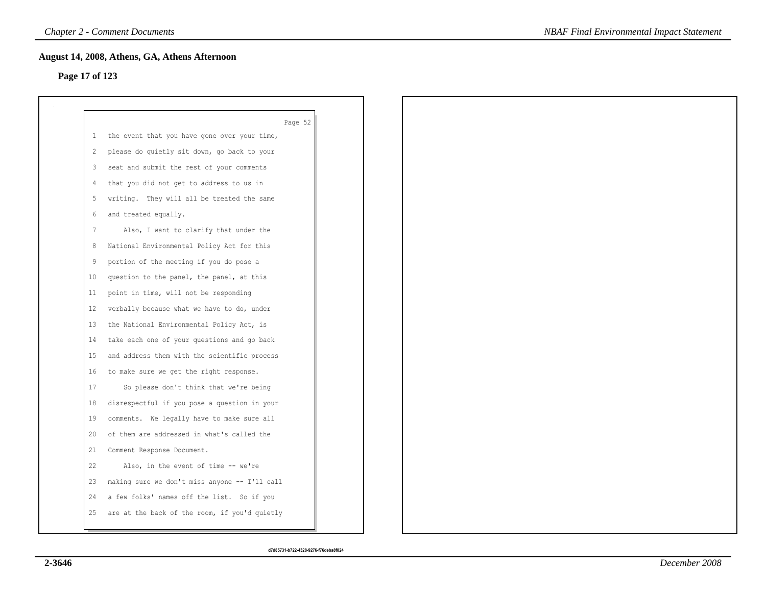## August 14, 2008, Athens, GA, Athens Afternoon

### Page 17 of 123

Page 52

1 the event that you have gone over your time,
2 please do quietly sit down, go back to your
3 seat and submit the rest of your comments
4 that you did not get to address to us in
5 writing. They will all be treated the same
6 and treated equally.
7 Also, I want to clarify that under the
8 National Environmental Policy Act for this
9 portion of the meeting if you do pose a
10 question to the panel, the panel, at this
11 point in time, will not be responding
12 verbally because what we have to do, under
13 the National Environmental Policy Act, is
14 take each one of your questions and go back
15 and address them with the scientific process
16 to make sure we get the right response.
17 So please don't think that we're being
18 disrespectful if you pose a question in your
19 comments. We legally have to make sure all
20 of them are addressed in what's called the
21 Comment Response Document.
22 Also, in the event of time -- we're
23 making sure we don't miss anyone -- I'll call
24 a few folks' names off the list. So if you
25 are at the back of the room, if you'd quietly

d7d85731-b722-4328-9276-f76deba8f024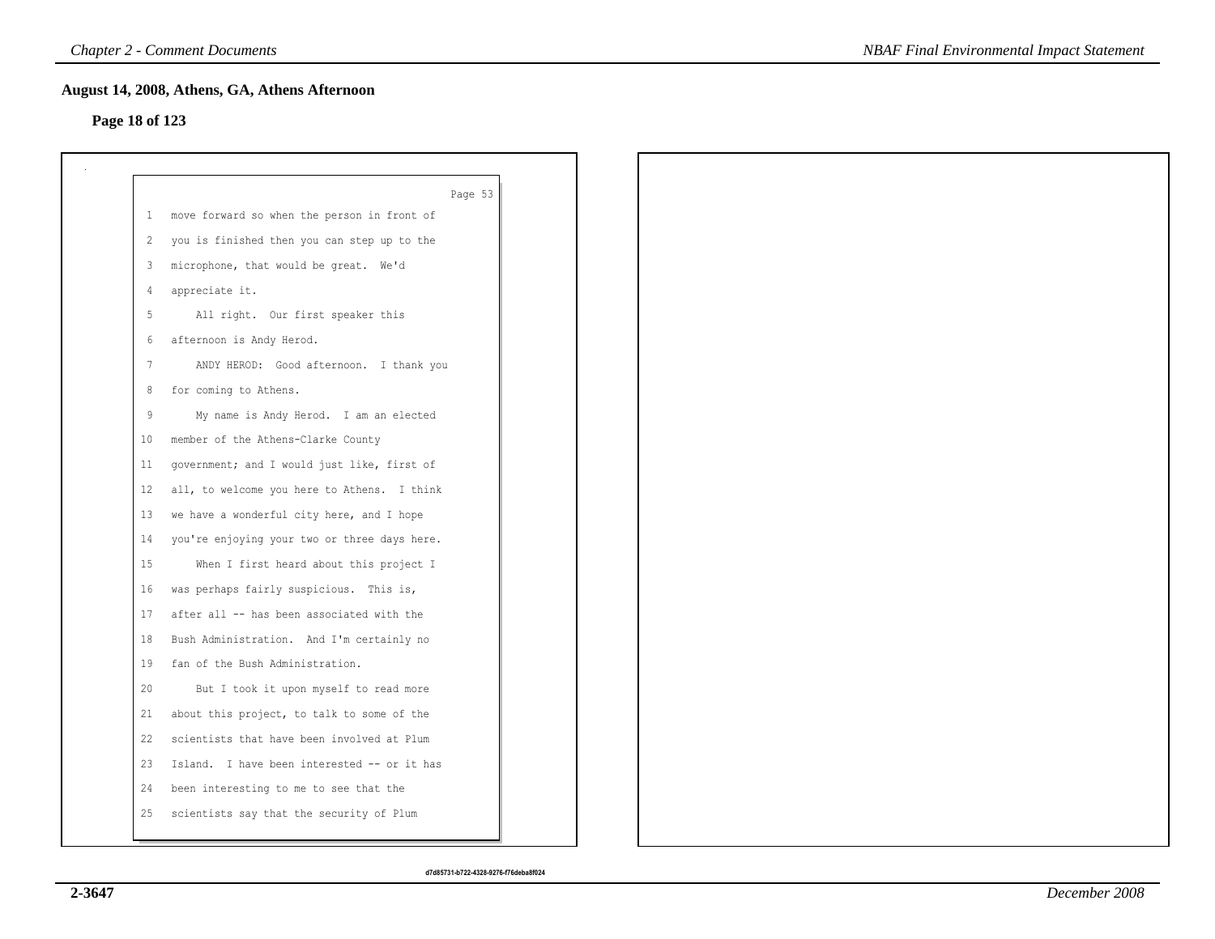## August 14, 2008, Athens, GA, Athens Afternoon

### Page 18 of 123

Page 53

1 move forward so when the person in front of
2 you is finished then you can step up to the
3 microphone, that would be great. We'd
4 appreciate it.
5 All right. Our first speaker this
6 afternoon is Andy Herod.
7 ANDY HEROD: Good afternoon. I thank you
8 for coming to Athens.
9 My name is Andy Herod. I am an elected
10 member of the Athens-Clarke County
11 government; and I would just like, first of
12 all, to welcome you here to Athens. I think
13 we have a wonderful city here, and I hope
14 you're enjoying your two or three days here.
15 When I first heard about this project I
16 was perhaps fairly suspicious. This is,
17 after all -- has been associated with the
18 Bush Administration. And I'm certainly no
19 fan of the Bush Administration.
20 But I took it upon myself to read more
21 about this project, to talk to some of the
22 scientists that have been involved at Plum
23 Island. I have been interested -- or it has
24 been interesting to me to see that the
25 scientists say that the security of Plum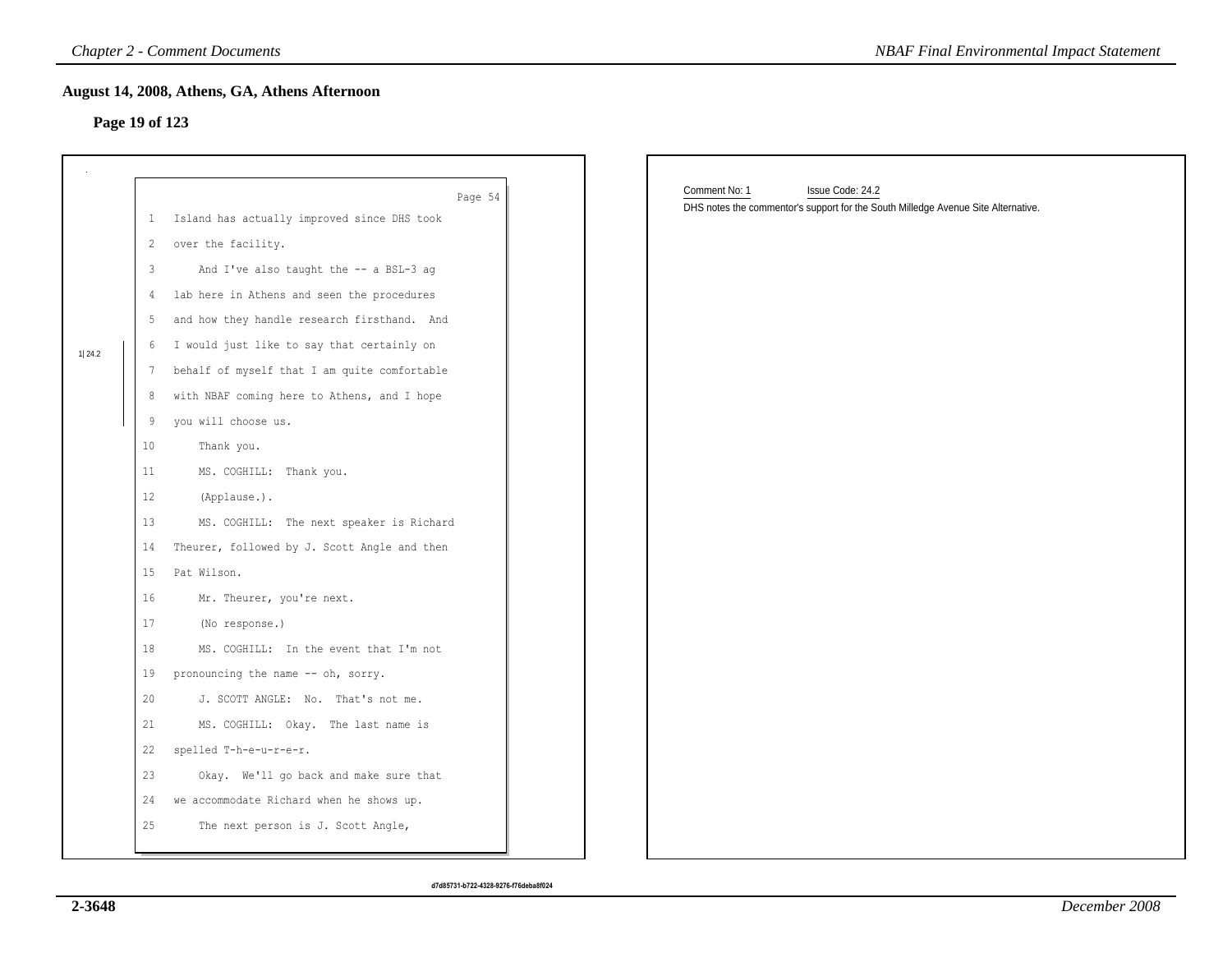## August 14, 2008, Athens, GA, Athens Afternoon

### Page 19 of 123

Page 54

1 Island has actually improved since DHS took
2 over the facility.
3 And I've also taught the -- a BSL-3 ag
4 lab here in Athens and seen the procedures
5 and how they handle research firsthand. And
6 I would just like to say that certainly on
7 behalf of myself that I am quite comfortable
8 with NBAF coming here to Athens, and I hope
9 you will choose us.
10 Thank you.
11 MS. COGHILL: Thank you.
12 (Applause.).
13 MS. COGHILL: The next speaker is Richard
14 Theurer, followed by J. Scott Angle and then
15 Pat Wilson.
16 Mr. Theurer, you're next.
17 (No response.)
18 MS. COGHILL: In the event that I'm not
19 pronouncing the name -- oh, sorry.
20 J. SCOTT ANGLE: No. That's not me.
21 MS. COGHILL: Okay. The last name is
22 spelled T-h-e-u-r-e-r.
23 Okay. We'll go back and make sure that
24 we accommodate Richard when he shows up.
25 The next person is J. Scott Angle,

1| 24.2

Comment No: 1 Issue Code: 24.2

DHS notes the commentor's support for the South Milledge Avenue Site Alternative.

d7d85731-b722-4328-9276-f76deba8f024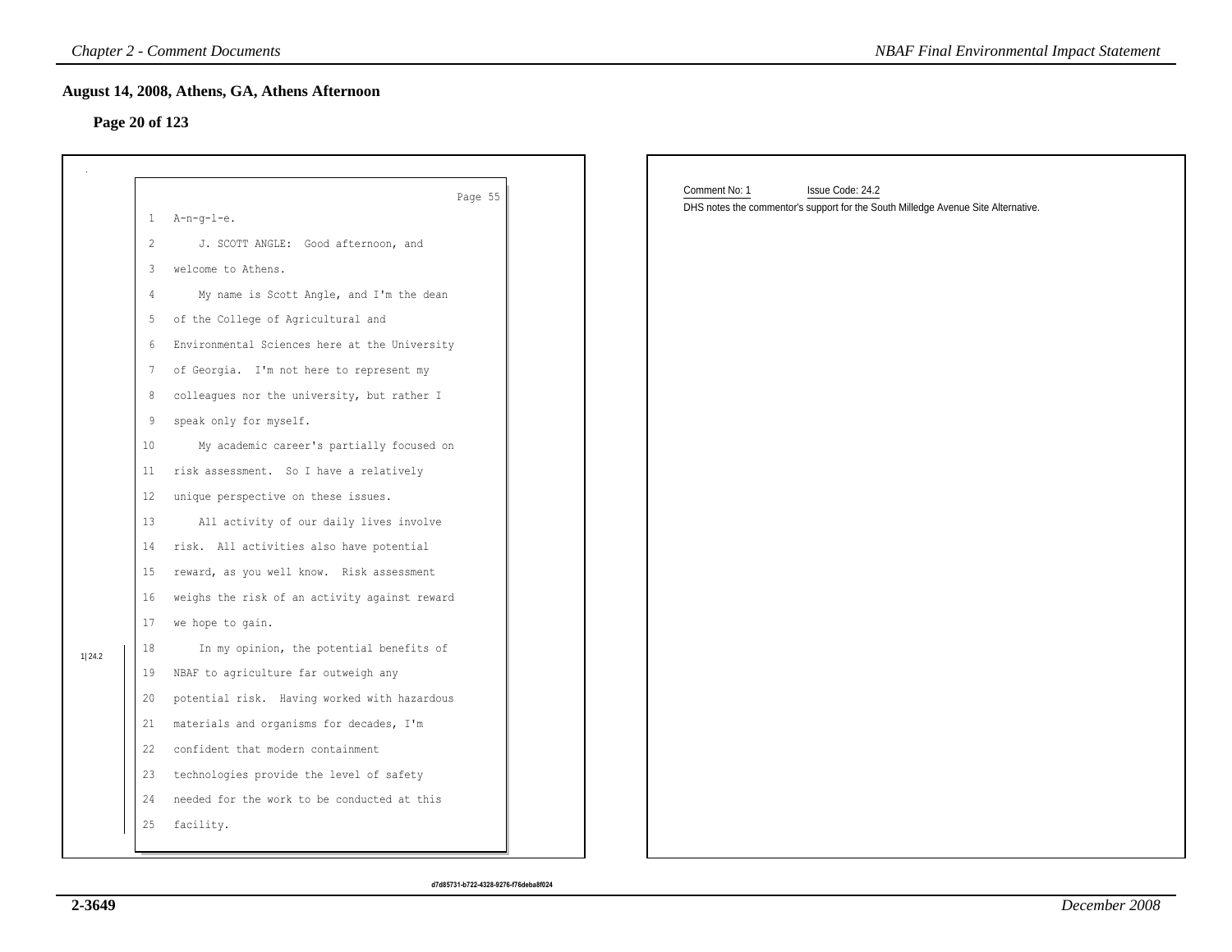## August 14, 2008, Athens, GA, Athens Afternoon

### Page 20 of 123

Page 55

1 A-n-g-l-e.

2 J. SCOTT ANGLE: Good afternoon, and

3 welcome to Athens.

4 My name is Scott Angle, and I'm the dean

5 of the College of Agricultural and

6 Environmental Sciences here at the University

7 of Georgia. I'm not here to represent my

8 colleagues nor the university, but rather I

9 speak only for myself.

10 My academic career's partially focused on

11 risk assessment. So I have a relatively

12 unique perspective on these issues.

13 All activity of our daily lives involve

14 risk. All activities also have potential

15 reward, as you well know. Risk assessment

16 weighs the risk of an activity against reward

17 we hope to gain.

1|24.2

18 In my opinion, the potential benefits of

19 NBAF to agriculture far outweigh any

20 potential risk. Having worked with hazardous

21 materials and organisms for decades, I'm

22 confident that modern containment

23 technologies provide the level of safety

24 needed for the work to be conducted at this

25 facility.

Comment No: 1 Issue Code: 24.2

DHS notes the commentor's support for the South Milledge Avenue Site Alternative.

d7d85731-b722-4328-9276-f76deba8f024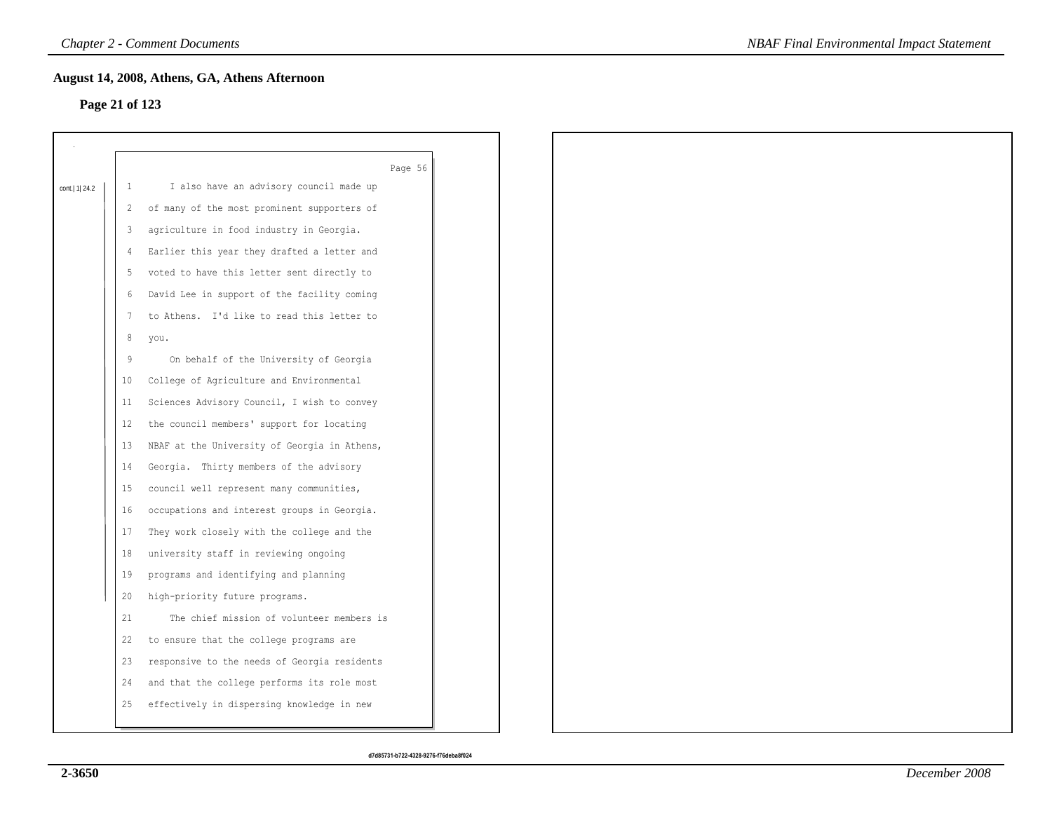## August 14, 2008, Athens, GA, Athens Afternoon

**Page 21 of 123**

Page 56

cont.| 1| 24.2

1 I also have an advisory council made up
2 of many of the most prominent supporters of
3 agriculture in food industry in Georgia.
4 Earlier this year they drafted a letter and
5 voted to have this letter sent directly to
6 David Lee in support of the facility coming
7 to Athens. I'd like to read this letter to
8 you.
9 On behalf of the University of Georgia
10 College of Agriculture and Environmental
11 Sciences Advisory Council, I wish to convey
12 the council members' support for locating
13 NBAF at the University of Georgia in Athens,
14 Georgia. Thirty members of the advisory
15 council well represent many communities,
16 occupations and interest groups in Georgia.
17 They work closely with the college and the
18 university staff in reviewing ongoing
19 programs and identifying and planning
20 high-priority future programs.
21 The chief mission of volunteer members is
22 to ensure that the college programs are
23 responsive to the needs of Georgia residents
24 and that the college performs its role most
25 effectively in dispersing knowledge in new

d7d85731-b722-4328-9276-f76deba8f024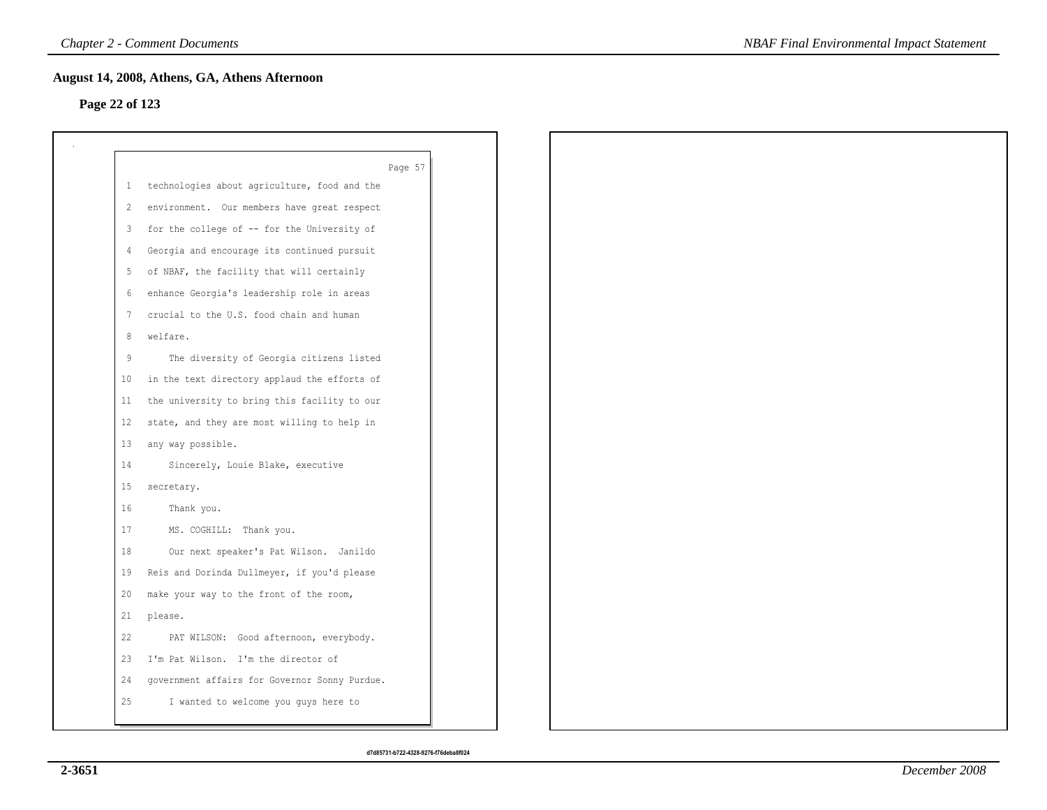## August 14, 2008, Athens, GA, Athens Afternoon

**Page 22 of 123**

Page 57

1 technologies about agriculture, food and the
2 environment. Our members have great respect
3 for the college of -- for the University of
4 Georgia and encourage its continued pursuit
5 of NBAF, the facility that will certainly
6 enhance Georgia's leadership role in areas
7 crucial to the U.S. food chain and human
8 welfare.
9 The diversity of Georgia citizens listed
10 in the text directory applaud the efforts of
11 the university to bring this facility to our
12 state, and they are most willing to help in
13 any way possible.
14 Sincerely, Louie Blake, executive
15 secretary.
16 Thank you.
17 MS. COGHILL: Thank you.
18 Our next speaker's Pat Wilson. Janildo
19 Reis and Dorinda Dullmeyer, if you'd please
20 make your way to the front of the room,
21 please.
22 PAT WILSON: Good afternoon, everybody.
23 I'm Pat Wilson. I'm the director of
24 government affairs for Governor Sonny Purdue.
25 I wanted to welcome you guys here to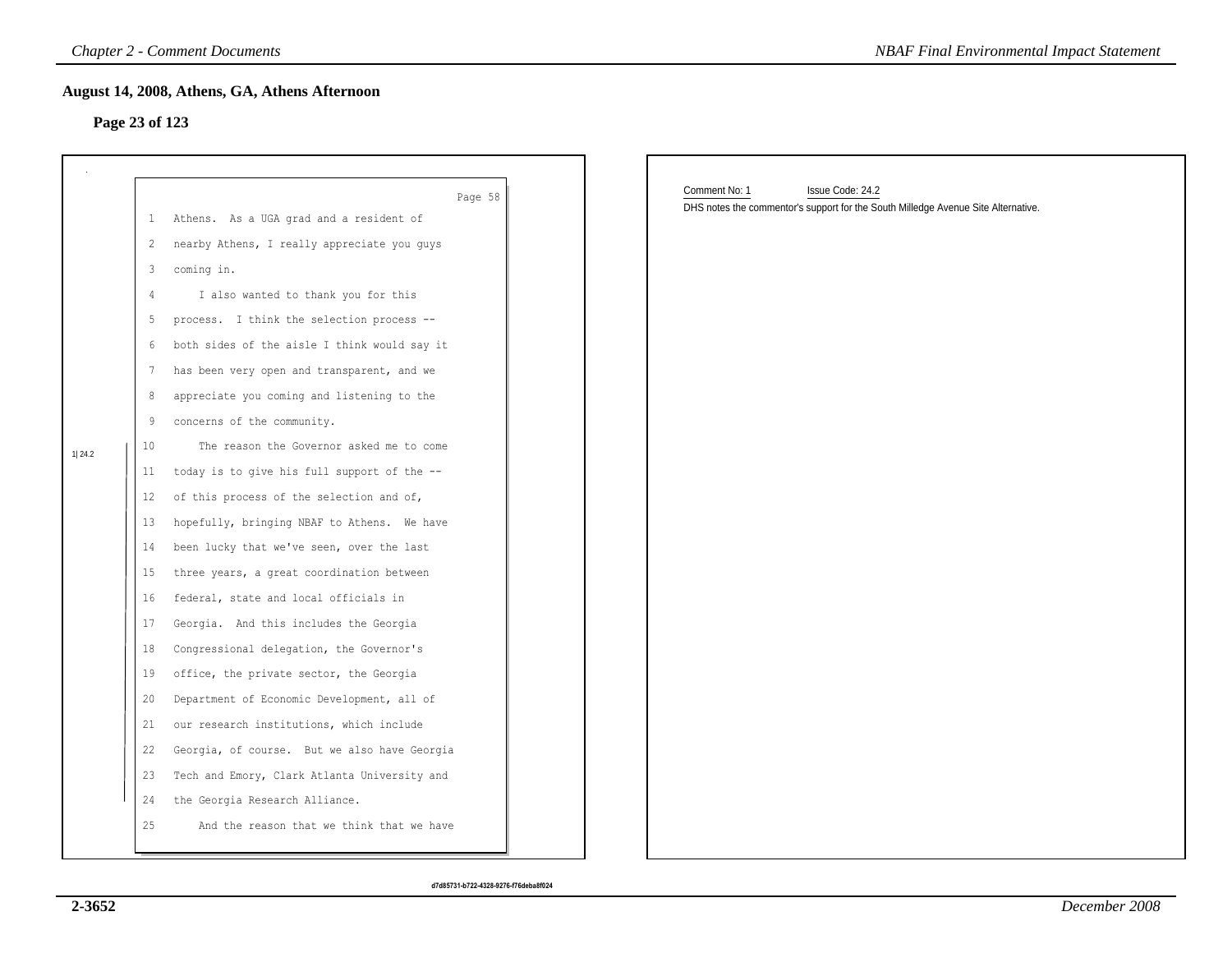## August 14, 2008, Athens, GA, Athens Afternoon

### Page 23 of 123

Page 58

1 Athens. As a UGA grad and a resident of
2 nearby Athens, I really appreciate you guys
3 coming in.
4 I also wanted to thank you for this
5 process. I think the selection process --
6 both sides of the aisle I think would say it
7 has been very open and transparent, and we
8 appreciate you coming and listening to the
9 concerns of the community.

1| 24.2

10 The reason the Governor asked me to come
11 today is to give his full support of the --
12 of this process of the selection and of,
13 hopefully, bringing NBAF to Athens. We have
14 been lucky that we've seen, over the last
15 three years, a great coordination between
16 federal, state and local officials in
17 Georgia. And this includes the Georgia
18 Congressional delegation, the Governor's
19 office, the private sector, the Georgia
20 Department of Economic Development, all of
21 our research institutions, which include
22 Georgia, of course. But we also have Georgia
23 Tech and Emory, Clark Atlanta University and
24 the Georgia Research Alliance.
25 And the reason that we think that we have

Comment No: 1 Issue Code: 24.2

DHS notes the commentor's support for the South Milledge Avenue Site Alternative.

d7d85731-b722-4328-9276-f76deba8f024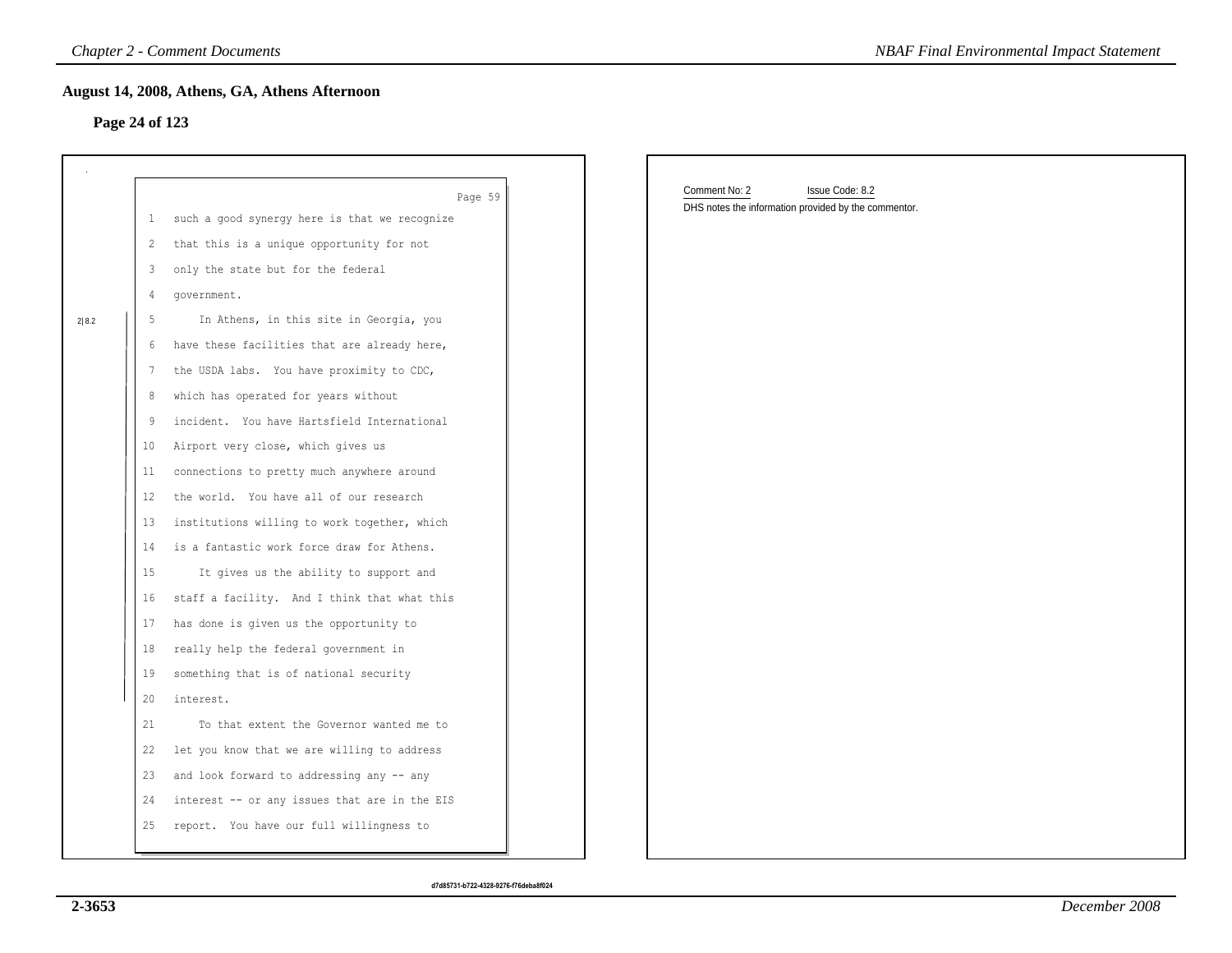## August 14, 2008, Athens, GA, Athens Afternoon

### Page 24 of 123

Page 59

1 such a good synergy here is that we recognize
2 that this is a unique opportunity for not
3 only the state but for the federal
4 government.
5 In Athens, in this site in Georgia, you
6 have these facilities that are already here,
7 the USDA labs. You have proximity to CDC,
8 which has operated for years without
9 incident. You have Hartsfield International
10 Airport very close, which gives us
11 connections to pretty much anywhere around
12 the world. You have all of our research
13 institutions willing to work together, which
14 is a fantastic work force draw for Athens.
15 It gives us the ability to support and
16 staff a facility. And I think that what this
17 has done is given us the opportunity to
18 really help the federal government in
19 something that is of national security
20 interest.
21 To that extent the Governor wanted me to
22 let you know that we are willing to address
23 and look forward to addressing any -- any
24 interest -- or any issues that are in the EIS
25 report. You have our full willingness to

2|8.2

Comment No: 2 Issue Code: 8.2

DHS notes the information provided by the commentor.

d7d85731-b722-4328-9276-f76deba8f024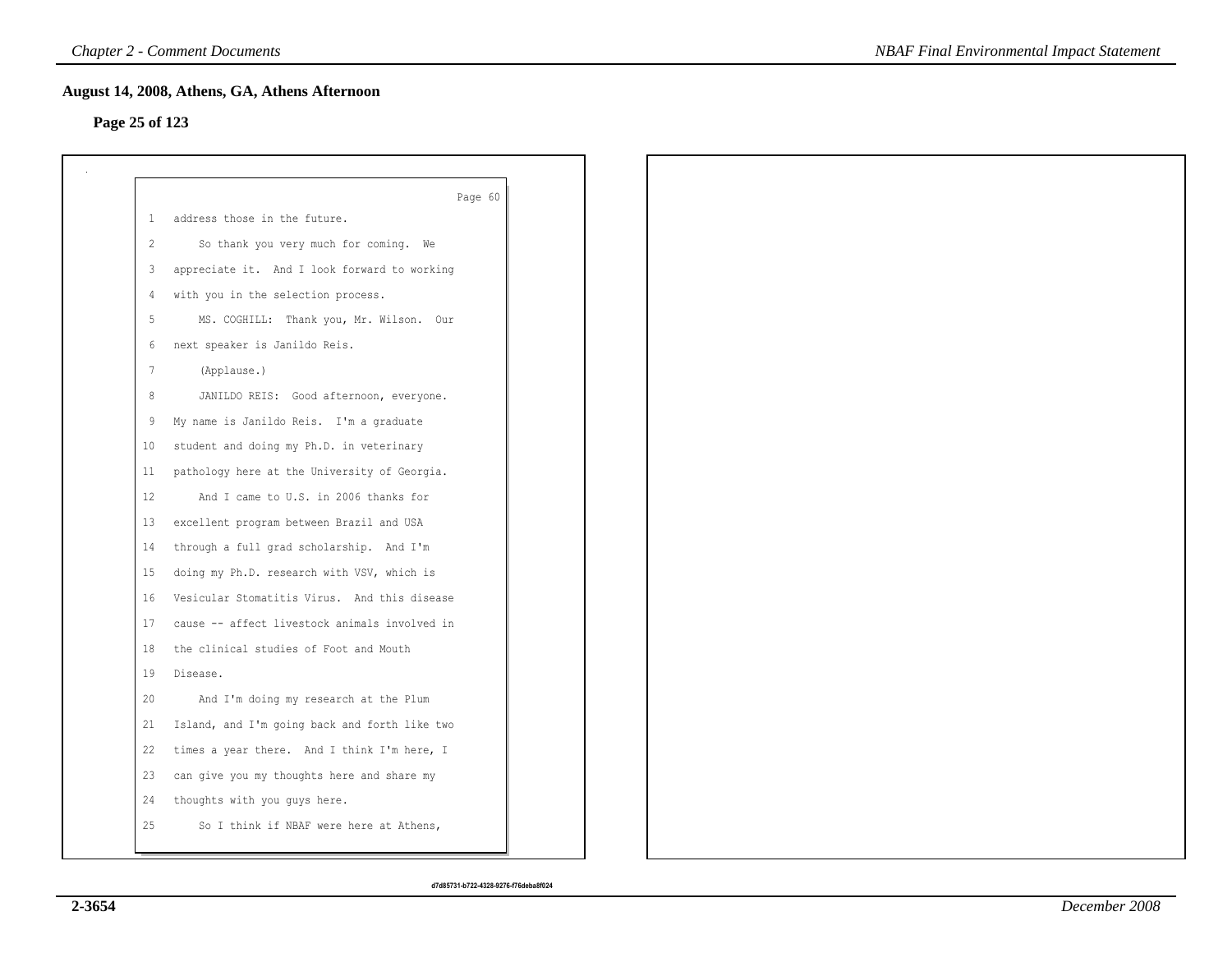## August 14, 2008, Athens, GA, Athens Afternoon

**Page 25 of 123**

Page 60

1 address those in the future.

2 So thank you very much for coming. We

3 appreciate it. And I look forward to working

4 with you in the selection process.

5 MS. COGHILL: Thank you, Mr. Wilson. Our

6 next speaker is Janildo Reis.

7 (Applause.)

8 JANILDO REIS: Good afternoon, everyone.

9 My name is Janildo Reis. I'm a graduate

10 student and doing my Ph.D. in veterinary

11 pathology here at the University of Georgia.

12 And I came to U.S. in 2006 thanks for

13 excellent program between Brazil and USA

14 through a full grad scholarship. And I'm

15 doing my Ph.D. research with VSV, which is

16 Vesicular Stomatitis Virus. And this disease

17 cause -- affect livestock animals involved in

18 the clinical studies of Foot and Mouth

19 Disease.

20 And I'm doing my research at the Plum

21 Island, and I'm going back and forth like two

22 times a year there. And I think I'm here, I

23 can give you my thoughts here and share my

24 thoughts with you guys here.

25 So I think if NBAF were here at Athens,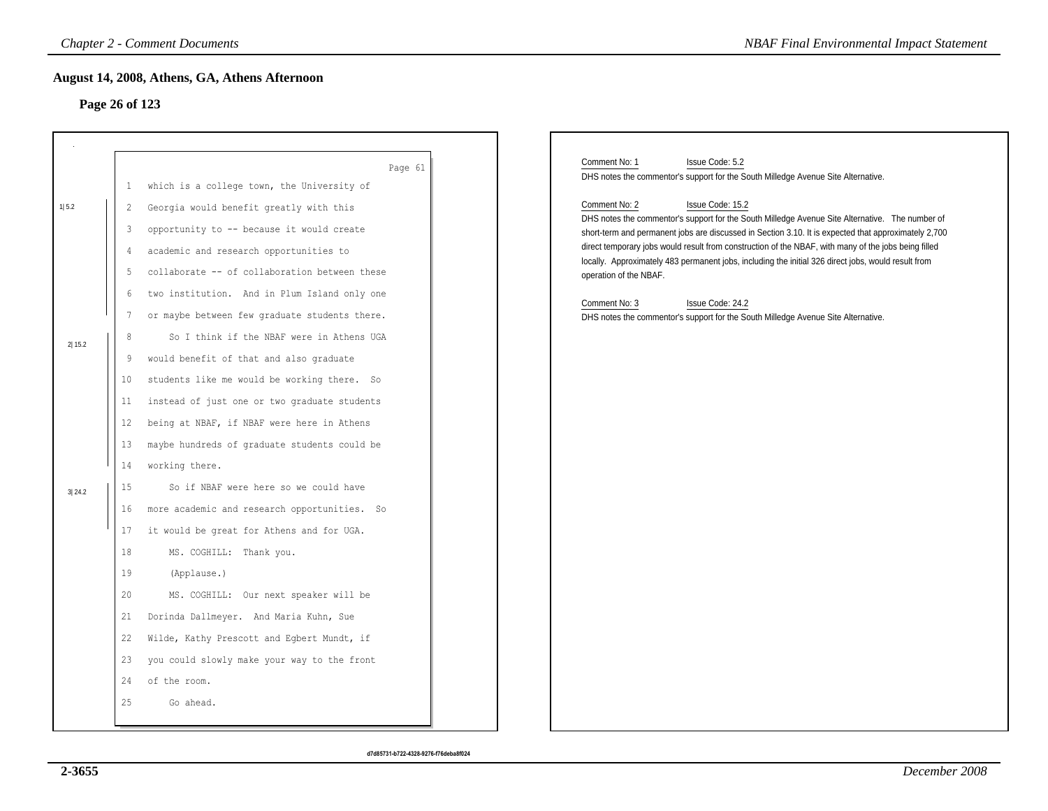## August 14, 2008, Athens, GA, Athens Afternoon

### Page 26 of 123

Page 61

1 which is a college town, the University of
2 Georgia would benefit greatly with this
3 opportunity to -- because it would create
4 academic and research opportunities to
5 collaborate -- of collaboration between these
6 two institution. And in Plum Island only one
7 or maybe between few graduate students there.
8 So I think if the NBAF were in Athens UGA
9 would benefit of that and also graduate
10 students like me would be working there. So
11 instead of just one or two graduate students
12 being at NBAF, if NBAF were here in Athens
13 maybe hundreds of graduate students could be
14 working there.
15 So if NBAF were here so we could have
16 more academic and research opportunities. So
17 it would be great for Athens and for UGA.
18 MS. COGHILL: Thank you.
19 (Applause.)
20 MS. COGHILL: Our next speaker will be
21 Dorinda Dallmeyer. And Maria Kuhn, Sue
22 Wilde, Kathy Prescott and Egbert Mundt, if
23 you could slowly make your way to the front
24 of the room.
25 Go ahead.

Margin markers: 1| 5.2 (lines 2–7); 2| 15.2 (lines 8–14); 3| 24.2 (lines 15–17)

Comment No: 1 Issue Code: 5.2
DHS notes the commentor's support for the South Milledge Avenue Site Alternative.

Comment No: 2 Issue Code: 15.2
DHS notes the commentor's support for the South Milledge Avenue Site Alternative. The number of short-term and permanent jobs are discussed in Section 3.10. It is expected that approximately 2,700 direct temporary jobs would result from construction of the NBAF, with many of the jobs being filled locally. Approximately 483 permanent jobs, including the initial 326 direct jobs, would result from operation of the NBAF.

Comment No: 3 Issue Code: 24.2
DHS notes the commentor's support for the South Milledge Avenue Site Alternative.

d7d85731-b722-4328-9276-f76deba8f024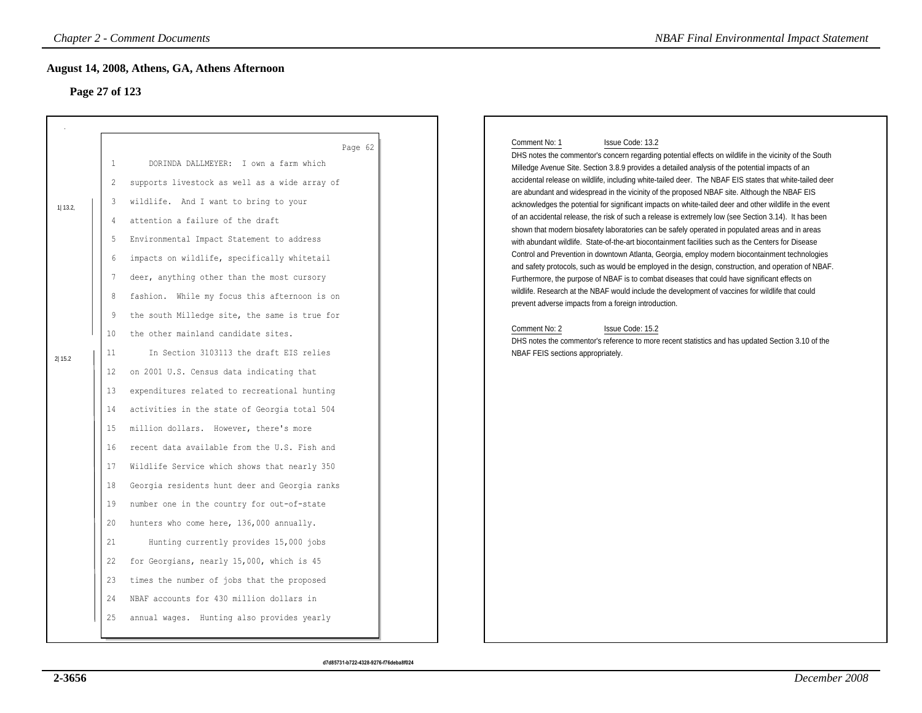## August 14, 2008, Athens, GA, Athens Afternoon

### Page 27 of 123

Page 62

1 DORINDA DALLMEYER: I own a farm which
2 supports livestock as well as a wide array of
3 wildlife. And I want to bring to your
4 attention a failure of the draft
5 Environmental Impact Statement to address
6 impacts on wildlife, specifically whitetail
7 deer, anything other than the most cursory
8 fashion. While my focus this afternoon is on
9 the south Milledge site, the same is true for
10 the other mainland candidate sites.
11 In Section 3103113 the draft EIS relies
12 on 2001 U.S. Census data indicating that
13 expenditures related to recreational hunting
14 activities in the state of Georgia total 504
15 million dollars. However, there's more
16 recent data available from the U.S. Fish and
17 Wildlife Service which shows that nearly 350
18 Georgia residents hunt deer and Georgia ranks
19 number one in the country for out-of-state
20 hunters who come here, 136,000 annually.
21 Hunting currently provides 15,000 jobs
22 for Georgians, nearly 15,000, which is 45
23 times the number of jobs that the proposed
24 NBAF accounts for 430 million dollars in
25 annual wages. Hunting also provides yearly

1| 13.2,

2| 15.2

Comment No: 1 Issue Code: 13.2

DHS notes the commentor's concern regarding potential effects on wildlife in the vicinity of the South Milledge Avenue Site. Section 3.8.9 provides a detailed analysis of the potential impacts of an accidental release on wildlife, including white-tailed deer. The NBAF EIS states that white-tailed deer are abundant and widespread in the vicinity of the proposed NBAF site. Although the NBAF EIS acknowledges the potential for significant impacts on white-tailed deer and other wildlife in the event of an accidental release, the risk of such a release is extremely low (see Section 3.14). It has been shown that modern biosafety laboratories can be safely operated in populated areas and in areas with abundant wildlife. State-of-the-art biocontainment facilities such as the Centers for Disease Control and Prevention in downtown Atlanta, Georgia, employ modern biocontainment technologies and safety protocols, such as would be employed in the design, construction, and operation of NBAF. Furthermore, the purpose of NBAF is to combat diseases that could have significant effects on wildlife. Research at the NBAF would include the development of vaccines for wildlife that could prevent adverse impacts from a foreign introduction.

Comment No: 2 Issue Code: 15.2

DHS notes the commentor's reference to more recent statistics and has updated Section 3.10 of the NBAF FEIS sections appropriately.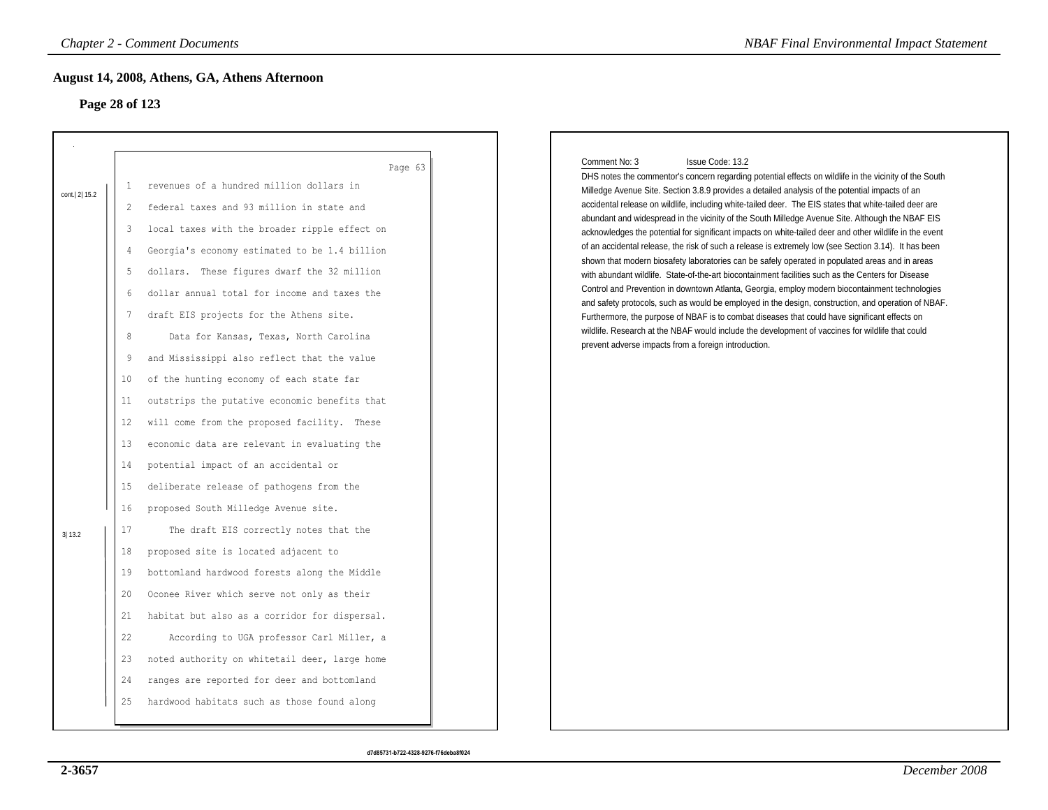## August 14, 2008, Athens, GA, Athens Afternoon

### Page 28 of 123

Page 63

cont.| 2| 15.2

1 revenues of a hundred million dollars in
2 federal taxes and 93 million in state and
3 local taxes with the broader ripple effect on
4 Georgia's economy estimated to be 1.4 billion
5 dollars. These figures dwarf the 32 million
6 dollar annual total for income and taxes the
7 draft EIS projects for the Athens site.
8 Data for Kansas, Texas, North Carolina
9 and Mississippi also reflect that the value
10 of the hunting economy of each state far
11 outstrips the putative economic benefits that
12 will come from the proposed facility. These
13 economic data are relevant in evaluating the
14 potential impact of an accidental or
15 deliberate release of pathogens from the
16 proposed South Milledge Avenue site.

3| 13.2

17 The draft EIS correctly notes that the
18 proposed site is located adjacent to
19 bottomland hardwood forests along the Middle
20 Oconee River which serve not only as their
21 habitat but also as a corridor for dispersal.
22 According to UGA professor Carl Miller, a
23 noted authority on whitetail deer, large home
24 ranges are reported for deer and bottomland
25 hardwood habitats such as those found along

Comment No: 3 Issue Code: 13.2

DHS notes the commentor's concern regarding potential effects on wildlife in the vicinity of the South Milledge Avenue Site. Section 3.8.9 provides a detailed analysis of the potential impacts of an accidental release on wildlife, including white-tailed deer. The EIS states that white-tailed deer are abundant and widespread in the vicinity of the South Milledge Avenue Site. Although the NBAF EIS acknowledges the potential for significant impacts on white-tailed deer and other wildlife in the event of an accidental release, the risk of such a release is extremely low (see Section 3.14). It has been shown that modern biosafety laboratories can be safely operated in populated areas and in areas with abundant wildlife. State-of-the-art biocontainment facilities such as the Centers for Disease Control and Prevention in downtown Atlanta, Georgia, employ modern biocontainment technologies and safety protocols, such as would be employed in the design, construction, and operation of NBAF. Furthermore, the purpose of NBAF is to combat diseases that could have significant effects on wildlife. Research at the NBAF would include the development of vaccines for wildlife that could prevent adverse impacts from a foreign introduction.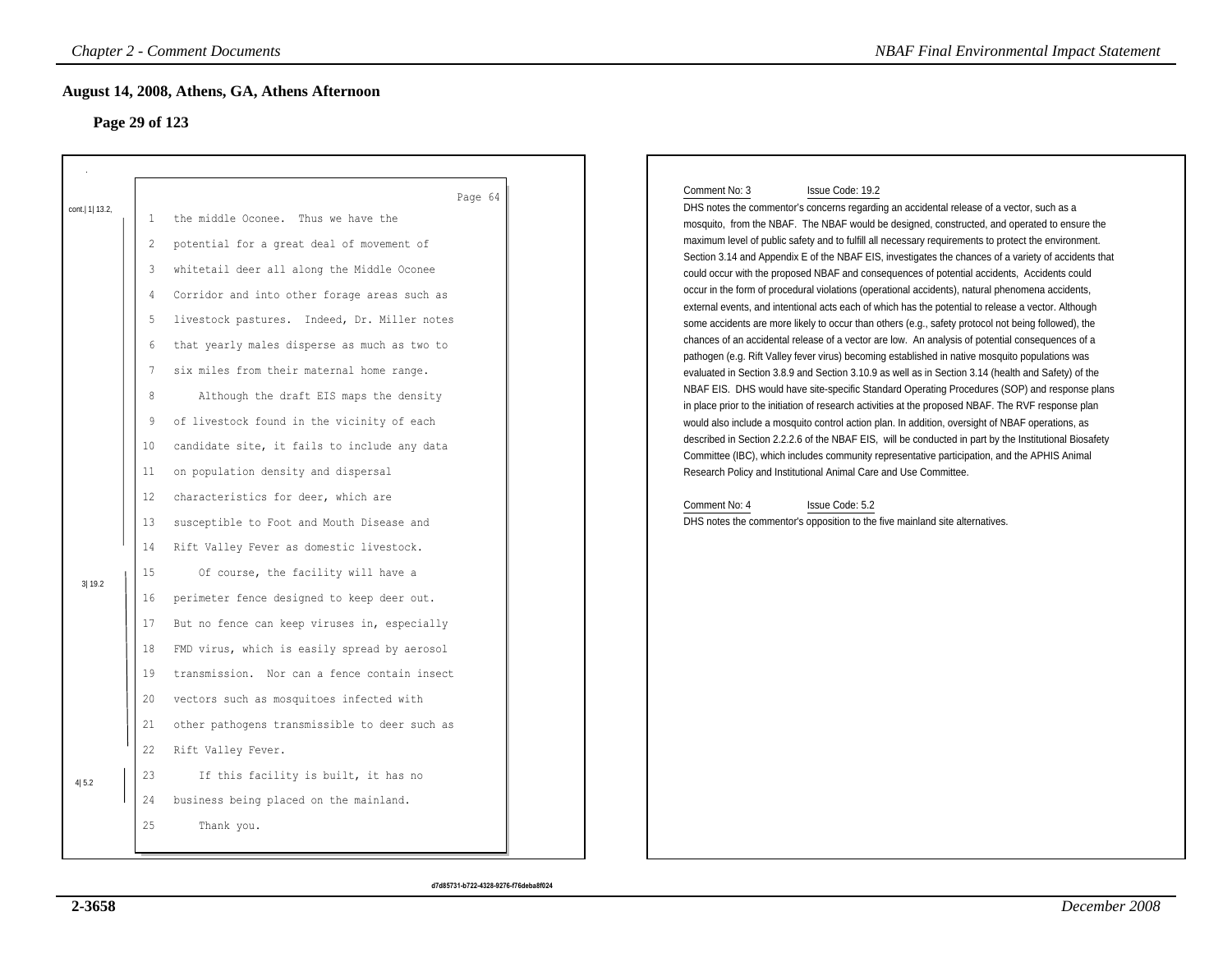## August 14, 2008, Athens, GA, Athens Afternoon

### Page 29 of 123

Page 64

cont.| 1| 13.2,

1 the middle Oconee. Thus we have the
2 potential for a great deal of movement of
3 whitetail deer all along the Middle Oconee
4 Corridor and into other forage areas such as
5 livestock pastures. Indeed, Dr. Miller notes
6 that yearly males disperse as much as two to
7 six miles from their maternal home range.
8 Although the draft EIS maps the density
9 of livestock found in the vicinity of each
10 candidate site, it fails to include any data
11 on population density and dispersal
12 characteristics for deer, which are
13 susceptible to Foot and Mouth Disease and
14 Rift Valley Fever as domestic livestock.

3| 19.2

15 Of course, the facility will have a
16 perimeter fence designed to keep deer out.
17 But no fence can keep viruses in, especially
18 FMD virus, which is easily spread by aerosol
19 transmission. Nor can a fence contain insect
20 vectors such as mosquitoes infected with
21 other pathogens transmissible to deer such as
22 Rift Valley Fever.

4| 5.2

23 If this facility is built, it has no
24 business being placed on the mainland.
25 Thank you.

Comment No: 3 Issue Code: 19.2

DHS notes the commentor's concerns regarding an accidental release of a vector, such as a mosquito, from the NBAF. The NBAF would be designed, constructed, and operated to ensure the maximum level of public safety and to fulfill all necessary requirements to protect the environment. Section 3.14 and Appendix E of the NBAF EIS, investigates the chances of a variety of accidents that could occur with the proposed NBAF and consequences of potential accidents, Accidents could occur in the form of procedural violations (operational accidents), natural phenomena accidents, external events, and intentional acts each of which has the potential to release a vector. Although some accidents are more likely to occur than others (e.g., safety protocol not being followed), the chances of an accidental release of a vector are low. An analysis of potential consequences of a pathogen (e.g. Rift Valley fever virus) becoming established in native mosquito populations was evaluated in Section 3.8.9 and Section 3.10.9 as well as in Section 3.14 (health and Safety) of the NBAF EIS. DHS would have site-specific Standard Operating Procedures (SOP) and response plans in place prior to the initiation of research activities at the proposed NBAF. The RVF response plan would also include a mosquito control action plan. In addition, oversight of NBAF operations, as described in Section 2.2.2.6 of the NBAF EIS, will be conducted in part by the Institutional Biosafety Committee (IBC), which includes community representative participation, and the APHIS Animal Research Policy and Institutional Animal Care and Use Committee.

Comment No: 4 Issue Code: 5.2

DHS notes the commentor's opposition to the five mainland site alternatives.

d7d85731-b722-4328-9276-f76deba8f024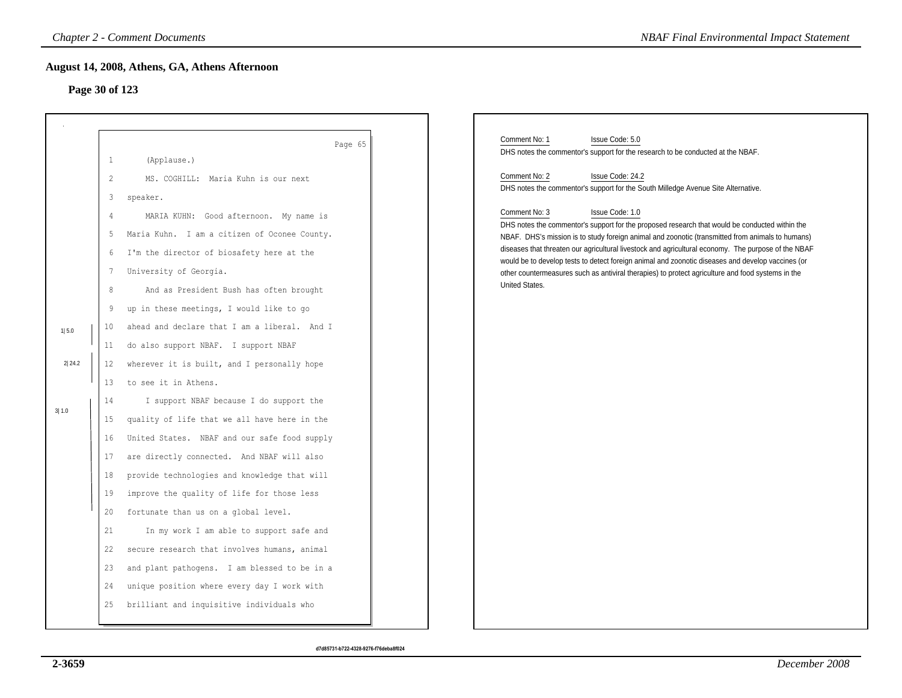## August 14, 2008, Athens, GA, Athens Afternoon

### Page 30 of 123

Page 65

1 (Applause.)

2 MS. COGHILL: Maria Kuhn is our next

3 speaker.

4 MARIA KUHN: Good afternoon. My name is

5 Maria Kuhn. I am a citizen of Oconee County.

6 I'm the director of biosafety here at the

7 University of Georgia.

8 And as President Bush has often brought

9 up in these meetings, I would like to go

10 ahead and declare that I am a liberal. And I

11 do also support NBAF. I support NBAF

12 wherever it is built, and I personally hope

13 to see it in Athens.

14 I support NBAF because I do support the

15 quality of life that we all have here in the

16 United States. NBAF and our safe food supply

17 are directly connected. And NBAF will also

18 provide technologies and knowledge that will

19 improve the quality of life for those less

20 fortunate than us on a global level.

21 In my work I am able to support safe and

22 secure research that involves humans, animal

23 and plant pathogens. I am blessed to be in a

24 unique position where every day I work with

25 brilliant and inquisitive individuals who

1| 5.0

2| 24.2

3| 1.0

Comment No: 1 Issue Code: 5.0

DHS notes the commentor's support for the research to be conducted at the NBAF.

Comment No: 2 Issue Code: 24.2

DHS notes the commentor's support for the South Milledge Avenue Site Alternative.

Comment No: 3 Issue Code: 1.0

DHS notes the commentor's support for the proposed research that would be conducted within the NBAF. DHS's mission is to study foreign animal and zoonotic (transmitted from animals to humans) diseases that threaten our agricultural livestock and agricultural economy. The purpose of the NBAF would be to develop tests to detect foreign animal and zoonotic diseases and develop vaccines (or other countermeasures such as antiviral therapies) to protect agriculture and food systems in the United States.

d7d85731-b722-4328-9276-f76deba8f024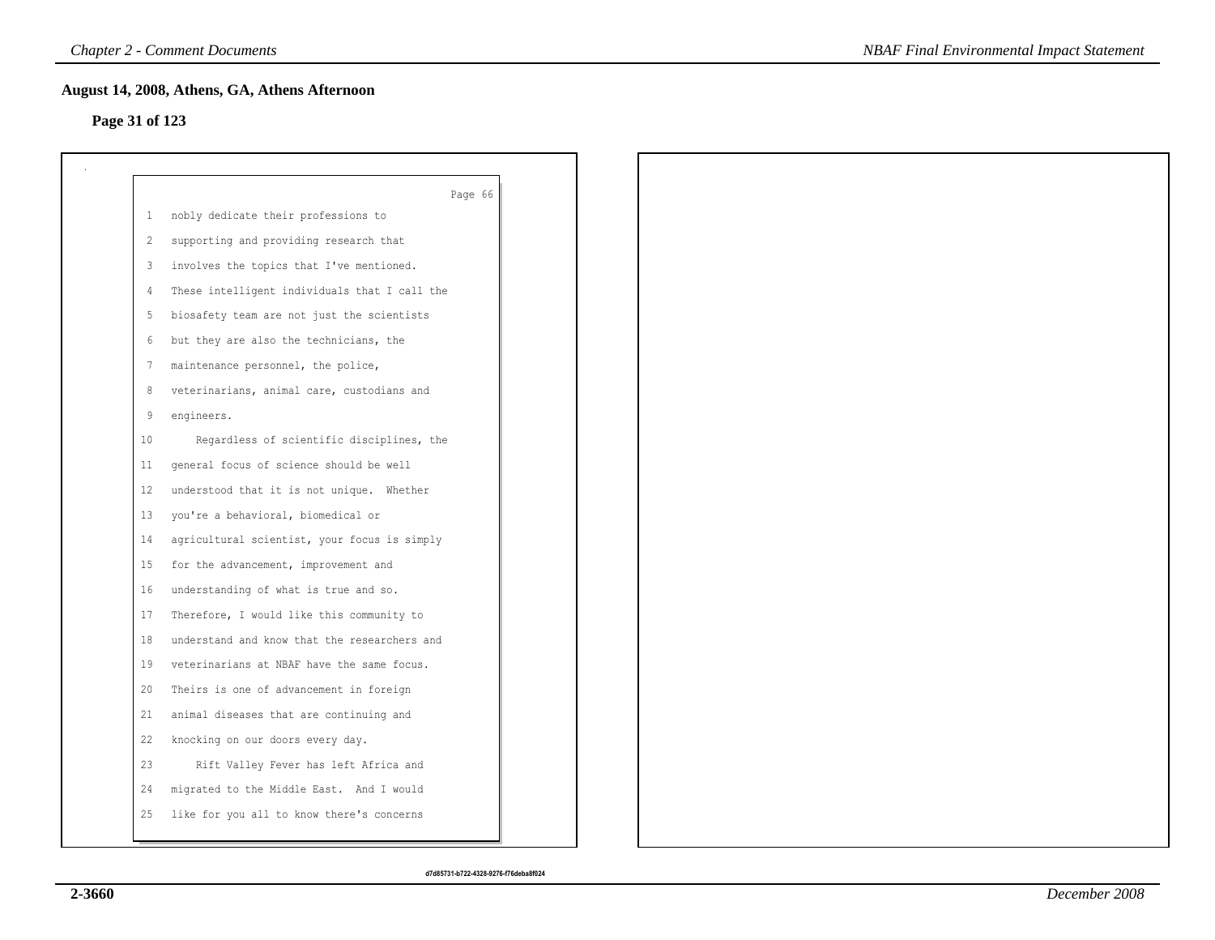## August 14, 2008, Athens, GA, Athens Afternoon

**Page 31 of 123**

Page 66

1 nobly dedicate their professions to
2 supporting and providing research that
3 involves the topics that I've mentioned.
4 These intelligent individuals that I call the
5 biosafety team are not just the scientists
6 but they are also the technicians, the
7 maintenance personnel, the police,
8 veterinarians, animal care, custodians and
9 engineers.
10 Regardless of scientific disciplines, the
11 general focus of science should be well
12 understood that it is not unique. Whether
13 you're a behavioral, biomedical or
14 agricultural scientist, your focus is simply
15 for the advancement, improvement and
16 understanding of what is true and so.
17 Therefore, I would like this community to
18 understand and know that the researchers and
19 veterinarians at NBAF have the same focus.
20 Theirs is one of advancement in foreign
21 animal diseases that are continuing and
22 knocking on our doors every day.
23 Rift Valley Fever has left Africa and
24 migrated to the Middle East. And I would
25 like for you all to know there's concerns

d7d85731-b722-4328-9276-f76deba8f024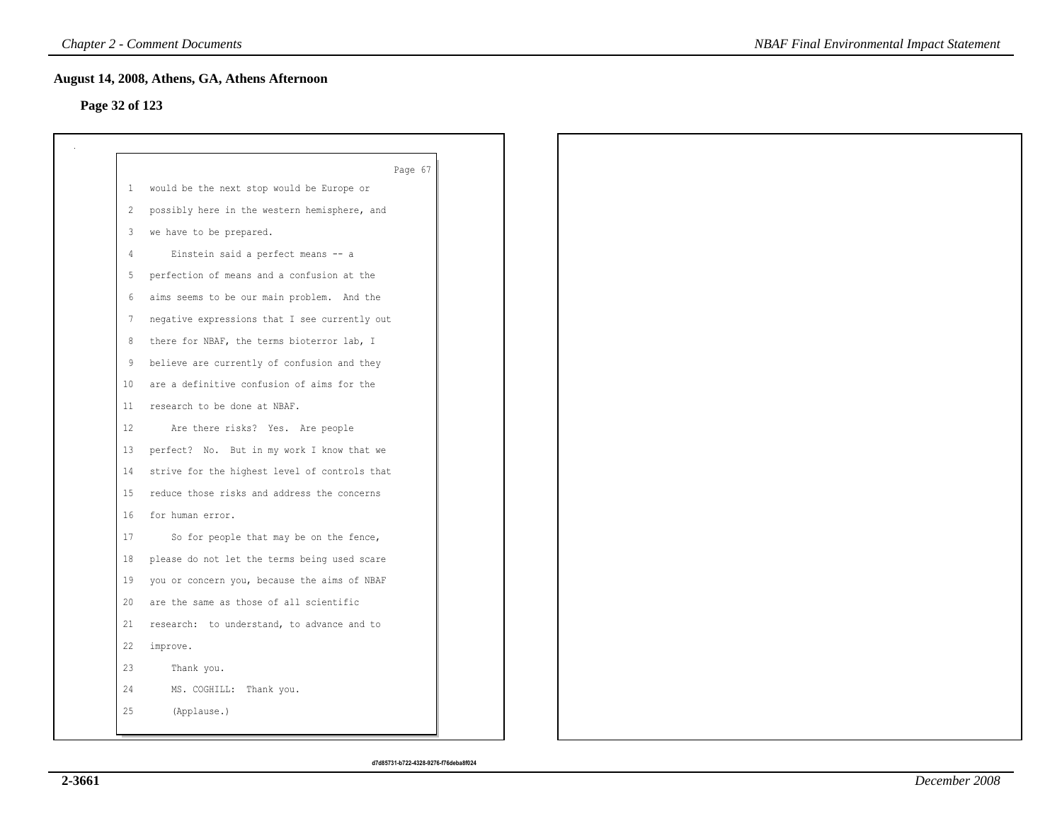## August 14, 2008, Athens, GA, Athens Afternoon

**Page 32 of 123**

Page 67

1 would be the next stop would be Europe or
2 possibly here in the western hemisphere, and
3 we have to be prepared.
4 Einstein said a perfect means -- a
5 perfection of means and a confusion at the
6 aims seems to be our main problem. And the
7 negative expressions that I see currently out
8 there for NBAF, the terms bioterror lab, I
9 believe are currently of confusion and they
10 are a definitive confusion of aims for the
11 research to be done at NBAF.
12 Are there risks? Yes. Are people
13 perfect? No. But in my work I know that we
14 strive for the highest level of controls that
15 reduce those risks and address the concerns
16 for human error.
17 So for people that may be on the fence,
18 please do not let the terms being used scare
19 you or concern you, because the aims of NBAF
20 are the same as those of all scientific
21 research: to understand, to advance and to
22 improve.
23 Thank you.
24 MS. COGHILL: Thank you.
25 (Applause.)

d7d85731-b722-4328-9276-f76deba8f024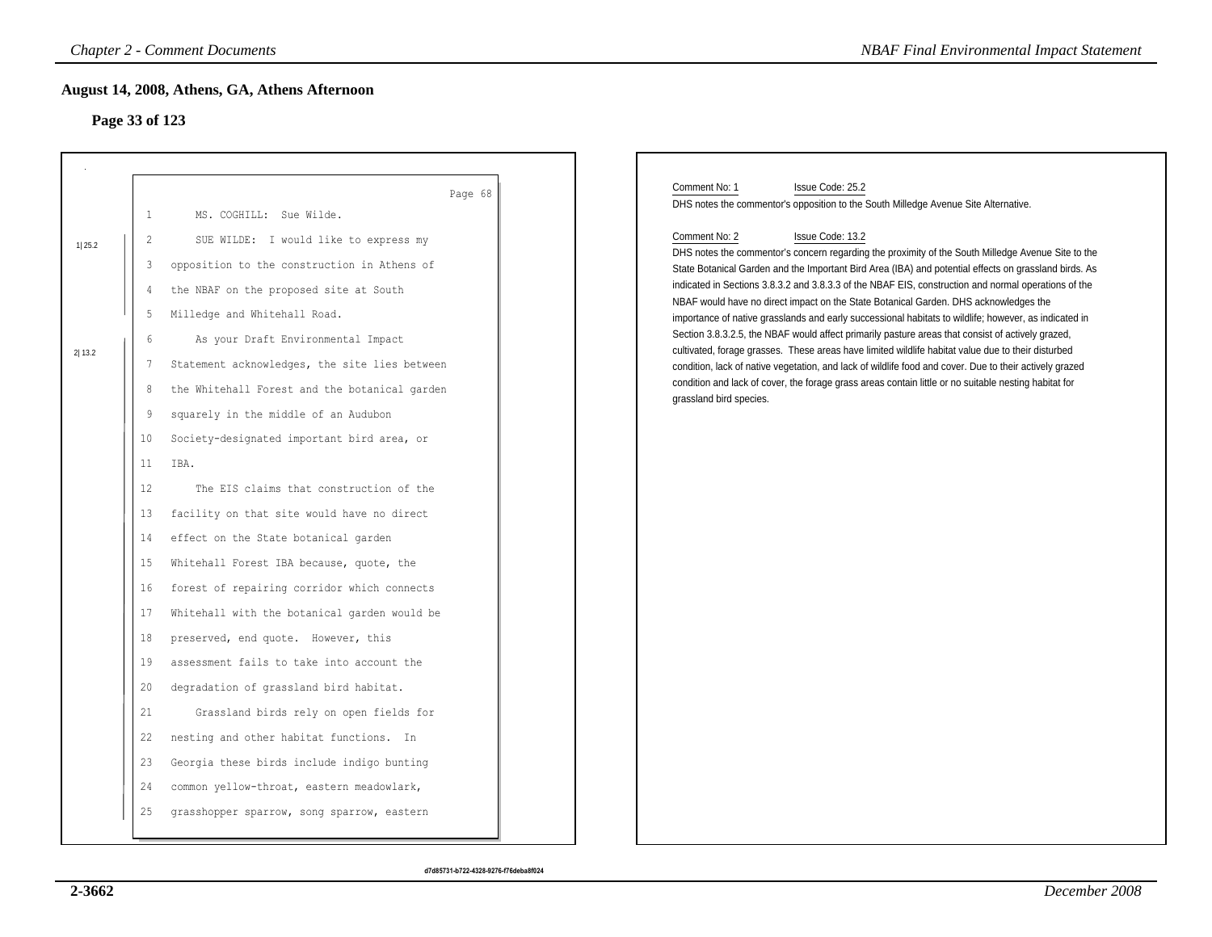## August 14, 2008, Athens, GA, Athens Afternoon

### Page 33 of 123

Page 68

1 MS. COGHILL: Sue Wilde.

2 SUE WILDE: I would like to express my

3 opposition to the construction in Athens of

4 the NBAF on the proposed site at South

5 Milledge and Whitehall Road.

6 As your Draft Environmental Impact

7 Statement acknowledges, the site lies between

8 the Whitehall Forest and the botanical garden

9 squarely in the middle of an Audubon

10 Society-designated important bird area, or

11 IBA.

12 The EIS claims that construction of the

13 facility on that site would have no direct

14 effect on the State botanical garden

15 Whitehall Forest IBA because, quote, the

16 forest of repairing corridor which connects

17 Whitehall with the botanical garden would be

18 preserved, end quote. However, this

19 assessment fails to take into account the

20 degradation of grassland bird habitat.

21 Grassland birds rely on open fields for

22 nesting and other habitat functions. In

23 Georgia these birds include indigo bunting

24 common yellow-throat, eastern meadowlark,

25 grasshopper sparrow, song sparrow, eastern

(Margin markers: 1|25.2 at lines 2–5; 2|13.2 at lines 6–25)

Comment No: 1 Issue Code: 25.2

DHS notes the commentor's opposition to the South Milledge Avenue Site Alternative.

Comment No: 2 Issue Code: 13.2

DHS notes the commentor's concern regarding the proximity of the South Milledge Avenue Site to the State Botanical Garden and the Important Bird Area (IBA) and potential effects on grassland birds. As indicated in Sections 3.8.3.2 and 3.8.3.3 of the NBAF EIS, construction and normal operations of the NBAF would have no direct impact on the State Botanical Garden. DHS acknowledges the importance of native grasslands and early successional habitats to wildlife; however, as indicated in Section 3.8.3.2.5, the NBAF would affect primarily pasture areas that consist of actively grazed, cultivated, forage grasses. These areas have limited wildlife habitat value due to their disturbed condition, lack of native vegetation, and lack of wildlife food and cover. Due to their actively grazed condition and lack of cover, the forage grass areas contain little or no suitable nesting habitat for grassland bird species.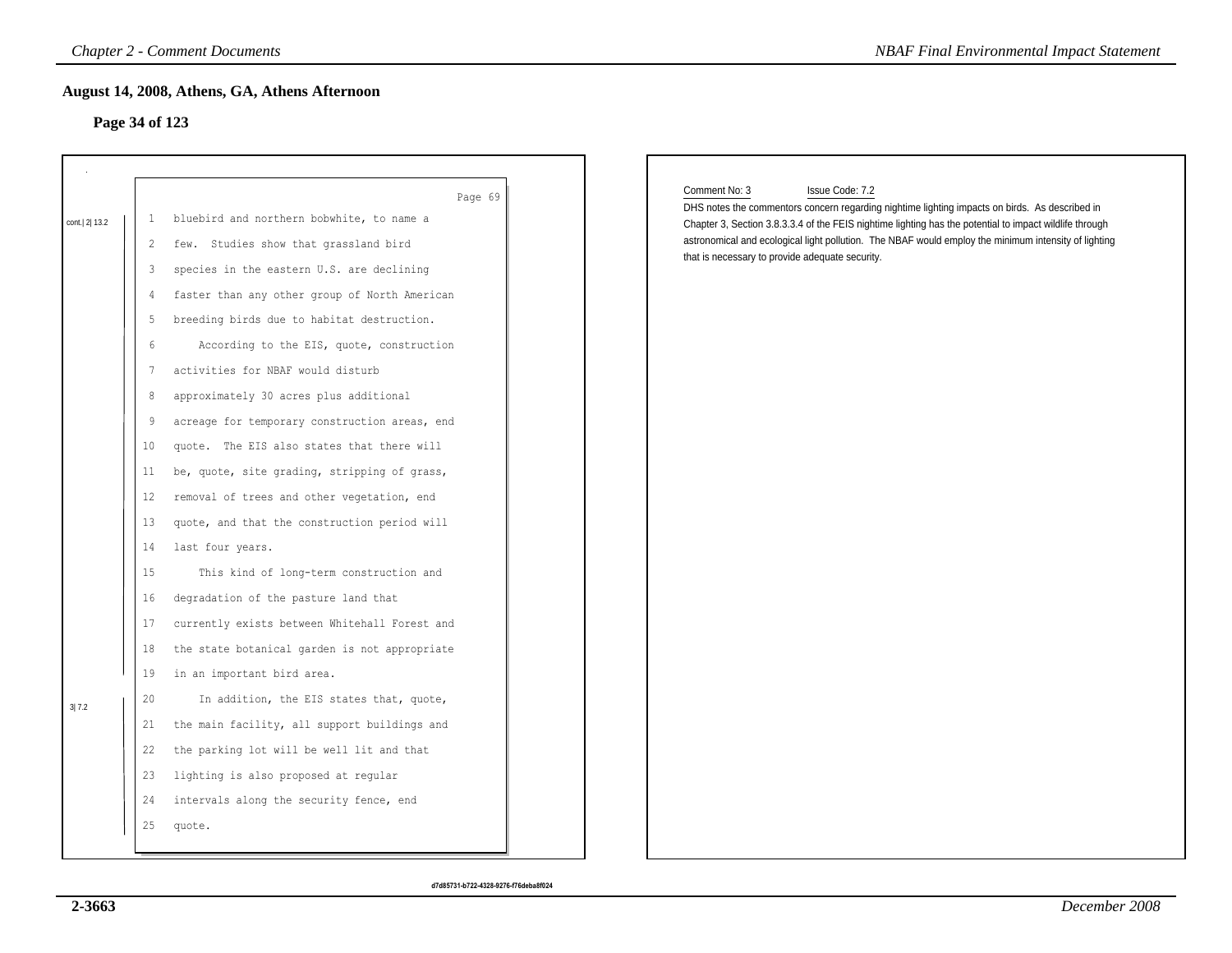## August 14, 2008, Athens, GA, Athens Afternoon

### Page 34 of 123

Page 69

cont.| 2| 13.2

1 bluebird and northern bobwhite, to name a
2 few. Studies show that grassland bird
3 species in the eastern U.S. are declining
4 faster than any other group of North American
5 breeding birds due to habitat destruction.
6 According to the EIS, quote, construction
7 activities for NBAF would disturb
8 approximately 30 acres plus additional
9 acreage for temporary construction areas, end
10 quote. The EIS also states that there will
11 be, quote, site grading, stripping of grass,
12 removal of trees and other vegetation, end
13 quote, and that the construction period will
14 last four years.
15 This kind of long-term construction and
16 degradation of the pasture land that
17 currently exists between Whitehall Forest and
18 the state botanical garden is not appropriate
19 in an important bird area.

3| 7.2

20 In addition, the EIS states that, quote,
21 the main facility, all support buildings and
22 the parking lot will be well lit and that
23 lighting is also proposed at regular
24 intervals along the security fence, end
25 quote.

Comment No: 3 Issue Code: 7.2

DHS notes the commentors concern regarding nighttime lighting impacts on birds. As described in Chapter 3, Section 3.8.3.3.4 of the FEIS nighttime lighting has the potential to impact wildlife through astronomical and ecological light pollution. The NBAF would employ the minimum intensity of lighting that is necessary to provide adequate security.

d7d85731-b722-4328-9276-f76deba8f024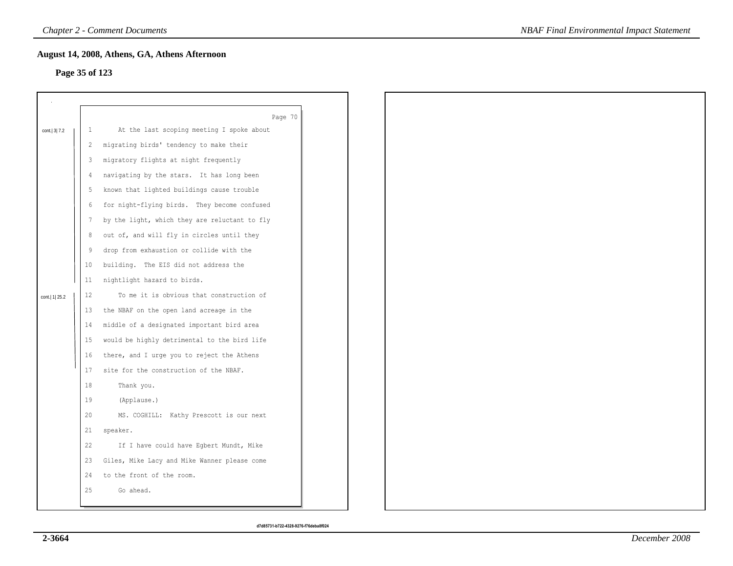## August 14, 2008, Athens, GA, Athens Afternoon

### Page 35 of 123

Page 70

cont.| 3| 7.2

1 At the last scoping meeting I spoke about
2 migrating birds' tendency to make their
3 migratory flights at night frequently
4 navigating by the stars. It has long been
5 known that lighted buildings cause trouble
6 for night-flying birds. They become confused
7 by the light, which they are reluctant to fly
8 out of, and will fly in circles until they
9 drop from exhaustion or collide with the
10 building. The EIS did not address the
11 nightlight hazard to birds.

cont.| 1| 25.2

12 To me it is obvious that construction of
13 the NBAF on the open land acreage in the
14 middle of a designated important bird area
15 would be highly detrimental to the bird life
16 there, and I urge you to reject the Athens
17 site for the construction of the NBAF.
18 Thank you.
19 (Applause.)
20 MS. COGHILL: Kathy Prescott is our next
21 speaker.
22 If I have could have Egbert Mundt, Mike
23 Giles, Mike Lacy and Mike Wanner please come
24 to the front of the room.
25 Go ahead.

d7d85731-b722-4328-9276-f76deba8f024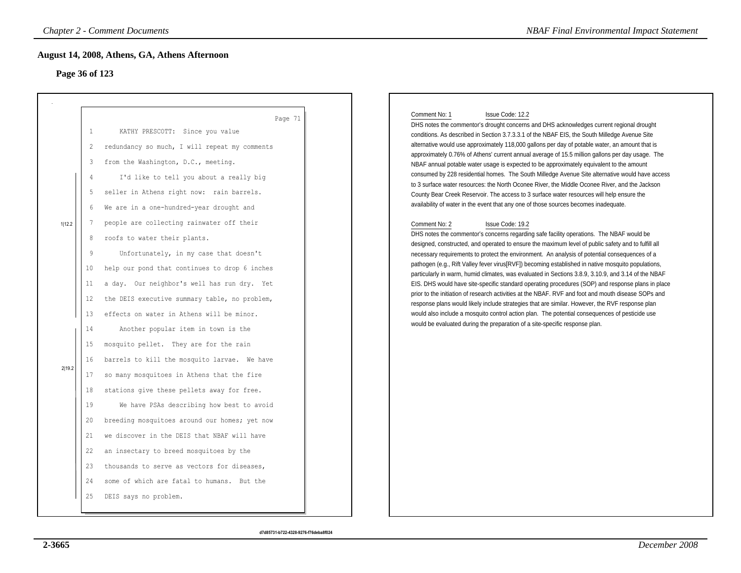## August 14, 2008, Athens, GA, Athens Afternoon

### Page 36 of 123

Page 71

1 KATHY PRESCOTT: Since you value
2 redundancy so much, I will repeat my comments
3 from the Washington, D.C., meeting.
4 I'd like to tell you about a really big
5 seller in Athens right now: rain barrels.
6 We are in a one-hundred-year drought and
7 people are collecting rainwater off their
8 roofs to water their plants.
9 Unfortunately, in my case that doesn't
10 help our pond that continues to drop 6 inches
11 a day. Our neighbor's well has run dry. Yet
12 the DEIS executive summary table, no problem,
13 effects on water in Athens will be minor.
14 Another popular item in town is the
15 mosquito pellet. They are for the rain
16 barrels to kill the mosquito larvae. We have
17 so many mosquitoes in Athens that the fire
18 stations give these pellets away for free.
19 We have PSAs describing how best to avoid
20 breeding mosquitoes around our homes; yet now
21 we discover in the DEIS that NBAF will have
22 an insectary to breed mosquitoes by the
23 thousands to serve as vectors for diseases,
24 some of which are fatal to humans. But the
25 DEIS says no problem.

(Lines 4–13 marked 1|12.2; lines 14–25 marked 2|19.2)

d7d85731-b722-4328-9276-f76deba8f024

Comment No: 1 Issue Code: 12.2

DHS notes the commentor's drought concerns and DHS acknowledges current regional drought conditions. As described in Section 3.7.3.3.1 of the NBAF EIS, the South Milledge Avenue Site alternative would use approximately 118,000 gallons per day of potable water, an amount that is approximately 0.76% of Athens' current annual average of 15.5 million gallons per day usage. The NBAF annual potable water usage is expected to be approximately equivalent to the amount consumed by 228 residential homes. The South Milledge Avenue Site alternative would have access to 3 surface water resources: the North Oconee River, the Middle Oconee River, and the Jackson County Bear Creek Reservoir. The access to 3 surface water resources will help ensure the availability of water in the event that any one of those sources becomes inadequate.

Comment No: 2 Issue Code: 19.2

DHS notes the commentor's concerns regarding safe facility operations. The NBAF would be designed, constructed, and operated to ensure the maximum level of public safety and to fulfill all necessary requirements to protect the environment. An analysis of potential consequences of a pathogen (e.g., Rift Valley fever virus[RVF]) becoming established in native mosquito populations, particularly in warm, humid climates, was evaluated in Sections 3.8.9, 3.10.9, and 3.14 of the NBAF EIS. DHS would have site-specific standard operating procedures (SOP) and response plans in place prior to the initiation of research activities at the NBAF. RVF and foot and mouth disease SOPs and response plans would likely include strategies that are similar. However, the RVF response plan would also include a mosquito control action plan. The potential consequences of pesticide use would be evaluated during the preparation of a site-specific response plan.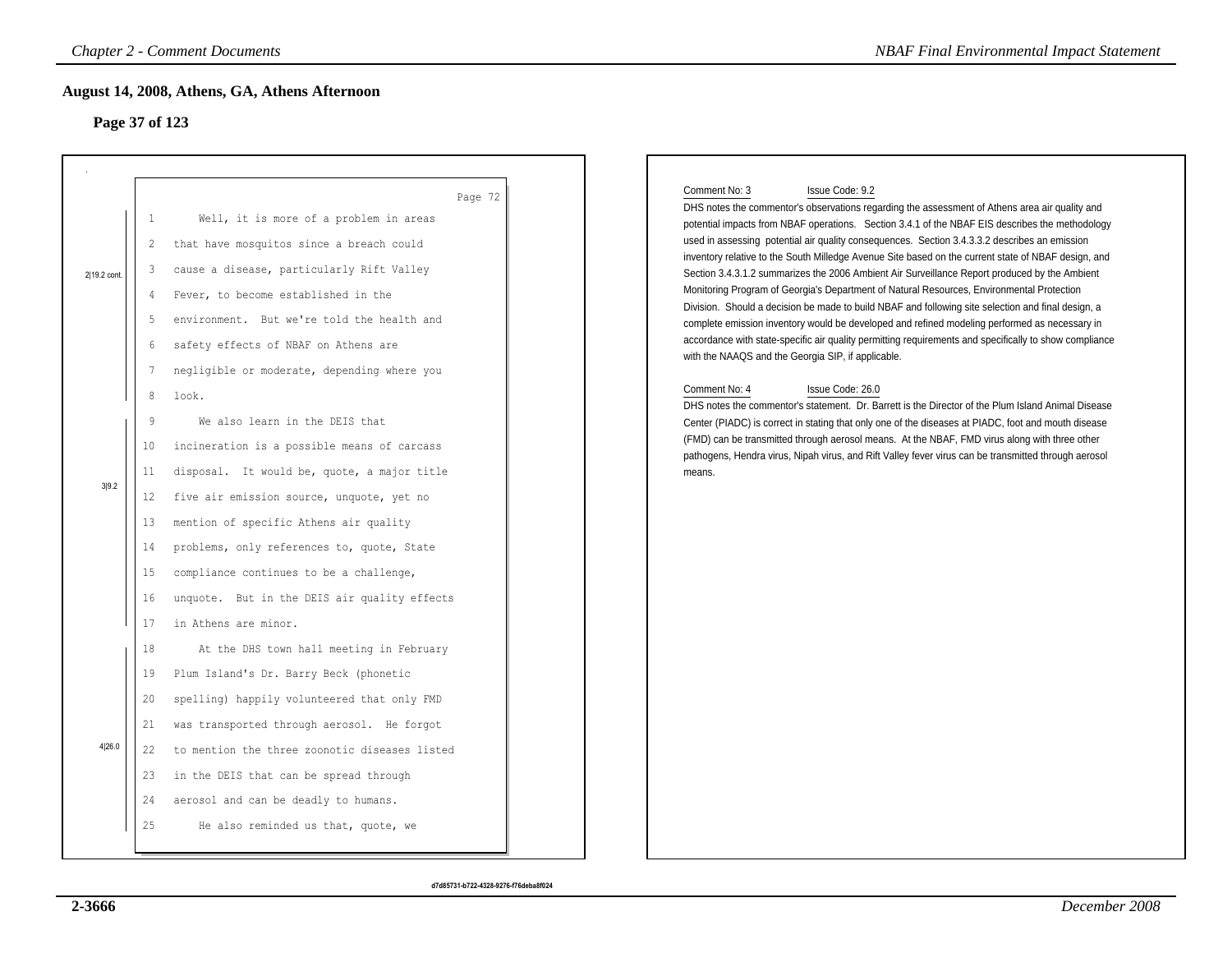## August 14, 2008, Athens, GA, Athens Afternoon

### Page 37 of 123

Page 72

2|19.2 cont.

1 Well, it is more of a problem in areas
2 that have mosquitos since a breach could
3 cause a disease, particularly Rift Valley
4 Fever, to become established in the
5 environment. But we're told the health and
6 safety effects of NBAF on Athens are
7 negligible or moderate, depending where you
8 look.

3|9.2

9 We also learn in the DEIS that
10 incineration is a possible means of carcass
11 disposal. It would be, quote, a major title
12 five air emission source, unquote, yet no
13 mention of specific Athens air quality
14 problems, only references to, quote, State
15 compliance continues to be a challenge,
16 unquote. But in the DEIS air quality effects
17 in Athens are minor.

4|26.0

18 At the DHS town hall meeting in February
19 Plum Island's Dr. Barry Beck (phonetic
20 spelling) happily volunteered that only FMD
21 was transported through aerosol. He forgot
22 to mention the three zoonotic diseases listed
23 in the DEIS that can be spread through
24 aerosol and can be deadly to humans.
25 He also reminded us that, quote, we

Comment No: 3 Issue Code: 9.2

DHS notes the commentor's observations regarding the assessment of Athens area air quality and potential impacts from NBAF operations. Section 3.4.1 of the NBAF EIS describes the methodology used in assessing potential air quality consequences. Section 3.4.3.3.2 describes an emission inventory relative to the South Milledge Avenue Site based on the current state of NBAF design, and Section 3.4.3.1.2 summarizes the 2006 Ambient Air Surveillance Report produced by the Ambient Monitoring Program of Georgia's Department of Natural Resources, Environmental Protection Division. Should a decision be made to build NBAF and following site selection and final design, a complete emission inventory would be developed and refined modeling performed as necessary in accordance with state-specific air quality permitting requirements and specifically to show compliance with the NAAQS and the Georgia SIP, if applicable.

Comment No: 4 Issue Code: 26.0

DHS notes the commentor's statement. Dr. Barrett is the Director of the Plum Island Animal Disease Center (PIADC) is correct in stating that only one of the diseases at PIADC, foot and mouth disease (FMD) can be transmitted through aerosol means. At the NBAF, FMD virus along with three other pathogens, Hendra virus, Nipah virus, and Rift Valley fever virus can be transmitted through aerosol means.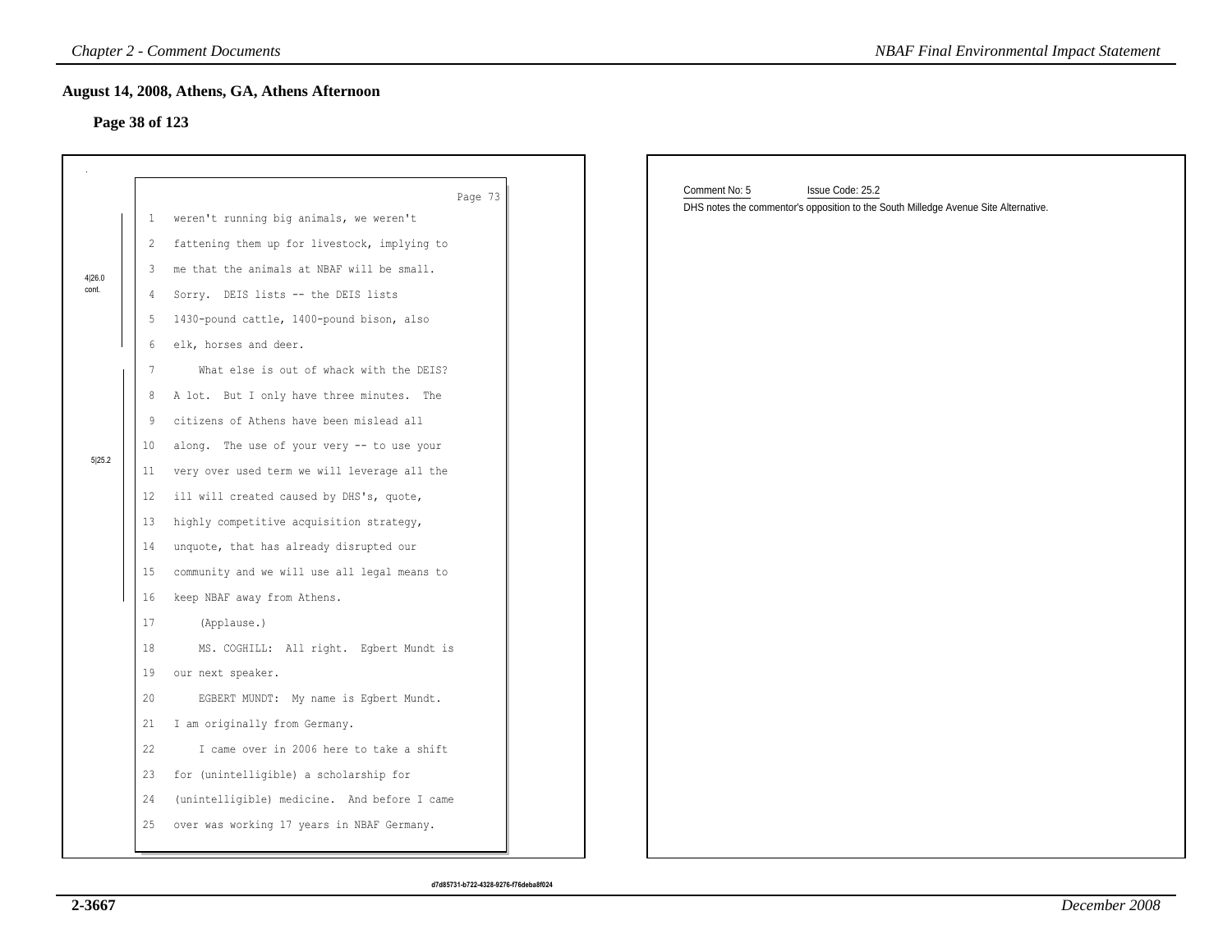## August 14, 2008, Athens, GA, Athens Afternoon

### Page 38 of 123

Page 73

4|26.0 cont.

1 weren't running big animals, we weren't
2 fattening them up for livestock, implying to
3 me that the animals at NBAF will be small.
4 Sorry. DEIS lists -- the DEIS lists
5 1430-pound cattle, 1400-pound bison, also
6 elk, horses and deer.

5|25.2

7 What else is out of whack with the DEIS?
8 A lot. But I only have three minutes. The
9 citizens of Athens have been mislead all
10 along. The use of your very -- to use your
11 very over used term we will leverage all the
12 ill will created caused by DHS's, quote,
13 highly competitive acquisition strategy,
14 unquote, that has already disrupted our
15 community and we will use all legal means to
16 keep NBAF away from Athens.

17 (Applause.)
18 MS. COGHILL: All right. Egbert Mundt is
19 our next speaker.
20 EGBERT MUNDT: My name is Egbert Mundt.
21 I am originally from Germany.
22 I came over in 2006 here to take a shift
23 for (unintelligible) a scholarship for
24 (unintelligible) medicine. And before I came
25 over was working 17 years in NBAF Germany.

Comment No: 5 Issue Code: 25.2

DHS notes the commentor's opposition to the South Milledge Avenue Site Alternative.

d7d85731-b722-4328-9276-f76deba8f024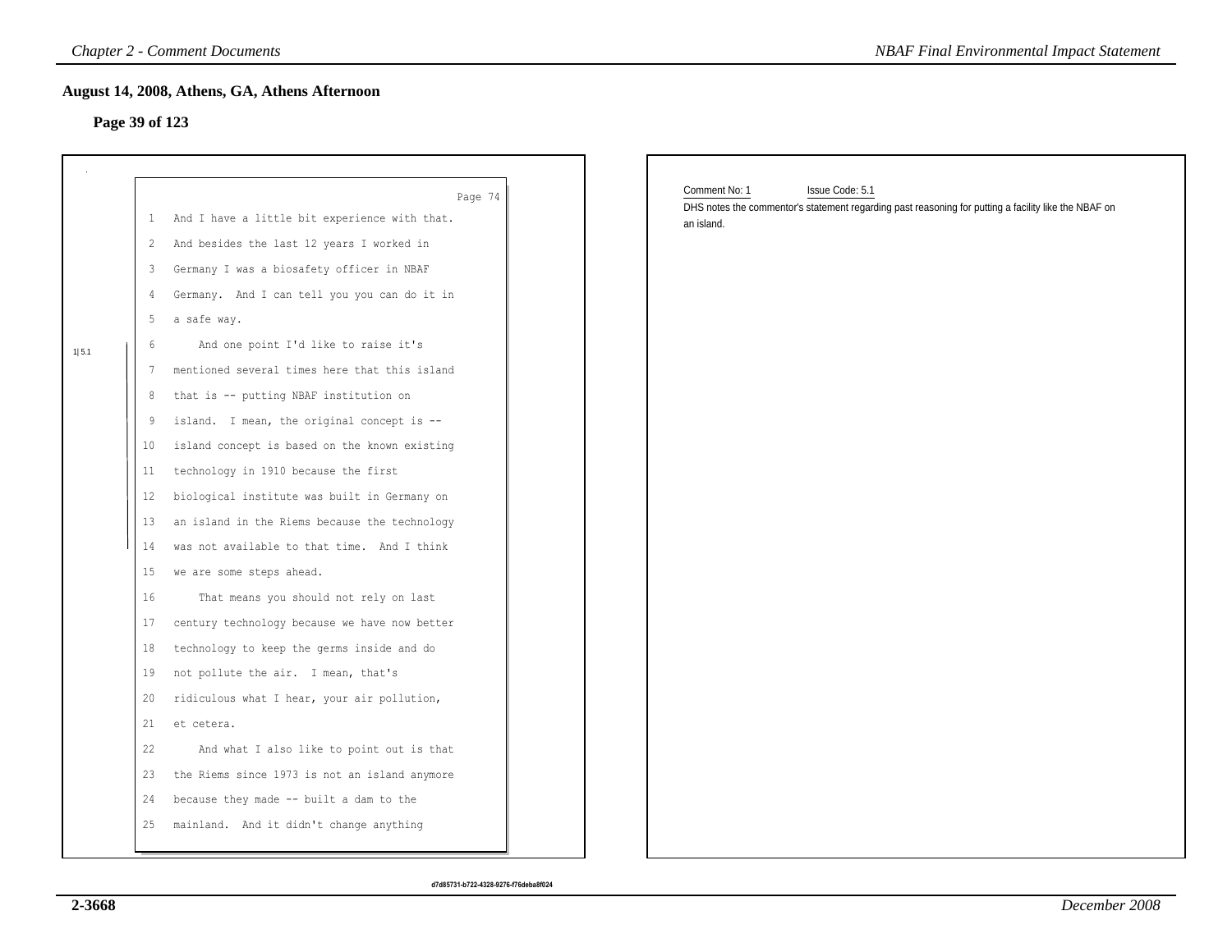## August 14, 2008, Athens, GA, Athens Afternoon

**Page 39 of 123**

Page 74

1 And I have a little bit experience with that.
2 And besides the last 12 years I worked in
3 Germany I was a biosafety officer in NBAF
4 Germany. And I can tell you you can do it in
5 a safe way.
6 And one point I'd like to raise it's
7 mentioned several times here that this island
8 that is -- putting NBAF institution on
9 island. I mean, the original concept is --
10 island concept is based on the known existing
11 technology in 1910 because the first
12 biological institute was built in Germany on
13 an island in the Riems because the technology
14 was not available to that time. And I think
15 we are some steps ahead.
16 That means you should not rely on last
17 century technology because we have now better
18 technology to keep the germs inside and do
19 not pollute the air. I mean, that's
20 ridiculous what I hear, your air pollution,
21 et cetera.
22 And what I also like to point out is that
23 the Riems since 1973 is not an island anymore
24 because they made -- built a dam to the
25 mainland. And it didn't change anything

1|5.1

Comment No: 1 Issue Code: 5.1

DHS notes the commentor's statement regarding past reasoning for putting a facility like the NBAF on an island.

d7d85731-b722-4328-9276-f76deba8f024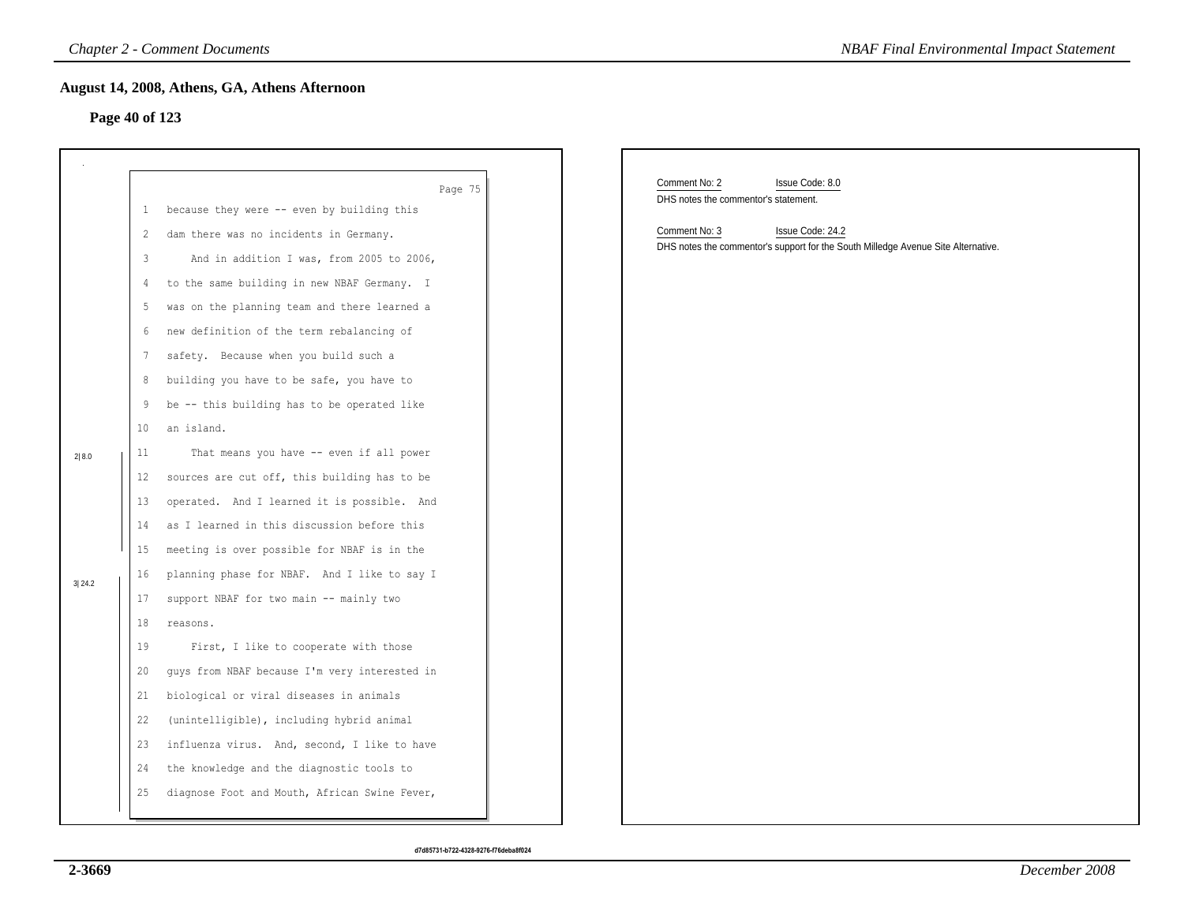## August 14, 2008, Athens, GA, Athens Afternoon

### Page 40 of 123

Page 75

1 because they were -- even by building this
2 dam there was no incidents in Germany.
3 And in addition I was, from 2005 to 2006,
4 to the same building in new NBAF Germany. I
5 was on the planning team and there learned a
6 new definition of the term rebalancing of
7 safety. Because when you build such a
8 building you have to be safe, you have to
9 be -- this building has to be operated like
10 an island.

2| 8.0

11 That means you have -- even if all power
12 sources are cut off, this building has to be
13 operated. And I learned it is possible. And
14 as I learned in this discussion before this
15 meeting is over possible for NBAF is in the

3| 24.2

16 planning phase for NBAF. And I like to say I
17 support NBAF for two main -- mainly two
18 reasons.
19 First, I like to cooperate with those
20 guys from NBAF because I'm very interested in
21 biological or viral diseases in animals
22 (unintelligible), including hybrid animal
23 influenza virus. And, second, I like to have
24 the knowledge and the diagnostic tools to
25 diagnose Foot and Mouth, African Swine Fever,

Comment No: 2 Issue Code: 8.0
DHS notes the commentor's statement.

Comment No: 3 Issue Code: 24.2
DHS notes the commentor's support for the South Milledge Avenue Site Alternative.

d7d85731-b722-4328-9276-f76deba8f024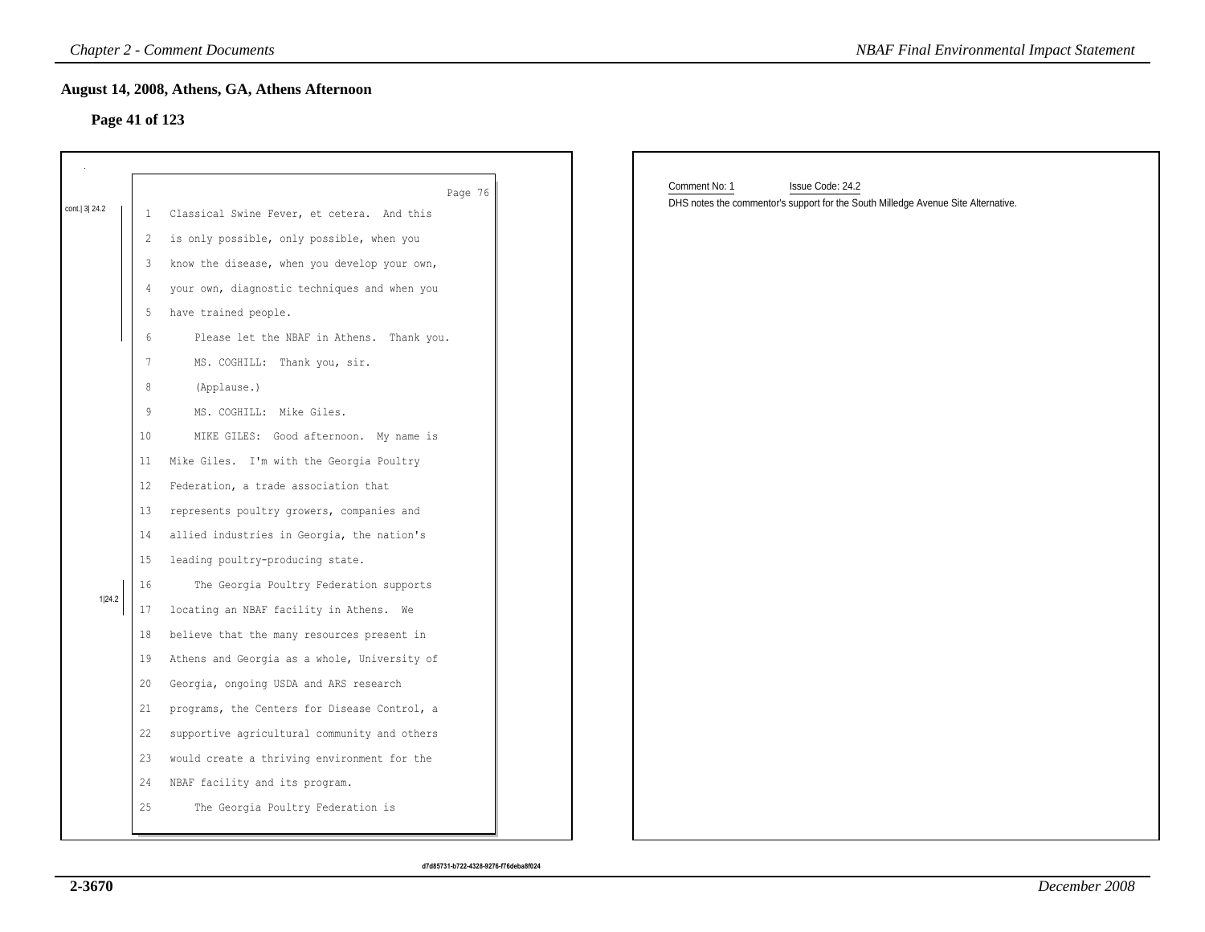## August 14, 2008, Athens, GA, Athens Afternoon

### Page 41 of 123

Page 76

cont.| 3| 24.2

1 Classical Swine Fever, et cetera. And this
2 is only possible, only possible, when you
3 know the disease, when you develop your own,
4 your own, diagnostic techniques and when you
5 have trained people.
6 Please let the NBAF in Athens. Thank you.
7 MS. COGHILL: Thank you, sir.
8 (Applause.)
9 MS. COGHILL: Mike Giles.
10 MIKE GILES: Good afternoon. My name is
11 Mike Giles. I'm with the Georgia Poultry
12 Federation, a trade association that
13 represents poultry growers, companies and
14 allied industries in Georgia, the nation's
15 leading poultry-producing state.

1|24.2

16 The Georgia Poultry Federation supports
17 locating an NBAF facility in Athens. We
18 believe that the many resources present in
19 Athens and Georgia as a whole, University of
20 Georgia, ongoing USDA and ARS research
21 programs, the Centers for Disease Control, a
22 supportive agricultural community and others
23 would create a thriving environment for the
24 NBAF facility and its program.
25 The Georgia Poultry Federation is

d7d85731-b722-4328-9276-f76deba8f024

Comment No: 1 Issue Code: 24.2

DHS notes the commentor's support for the South Milledge Avenue Site Alternative.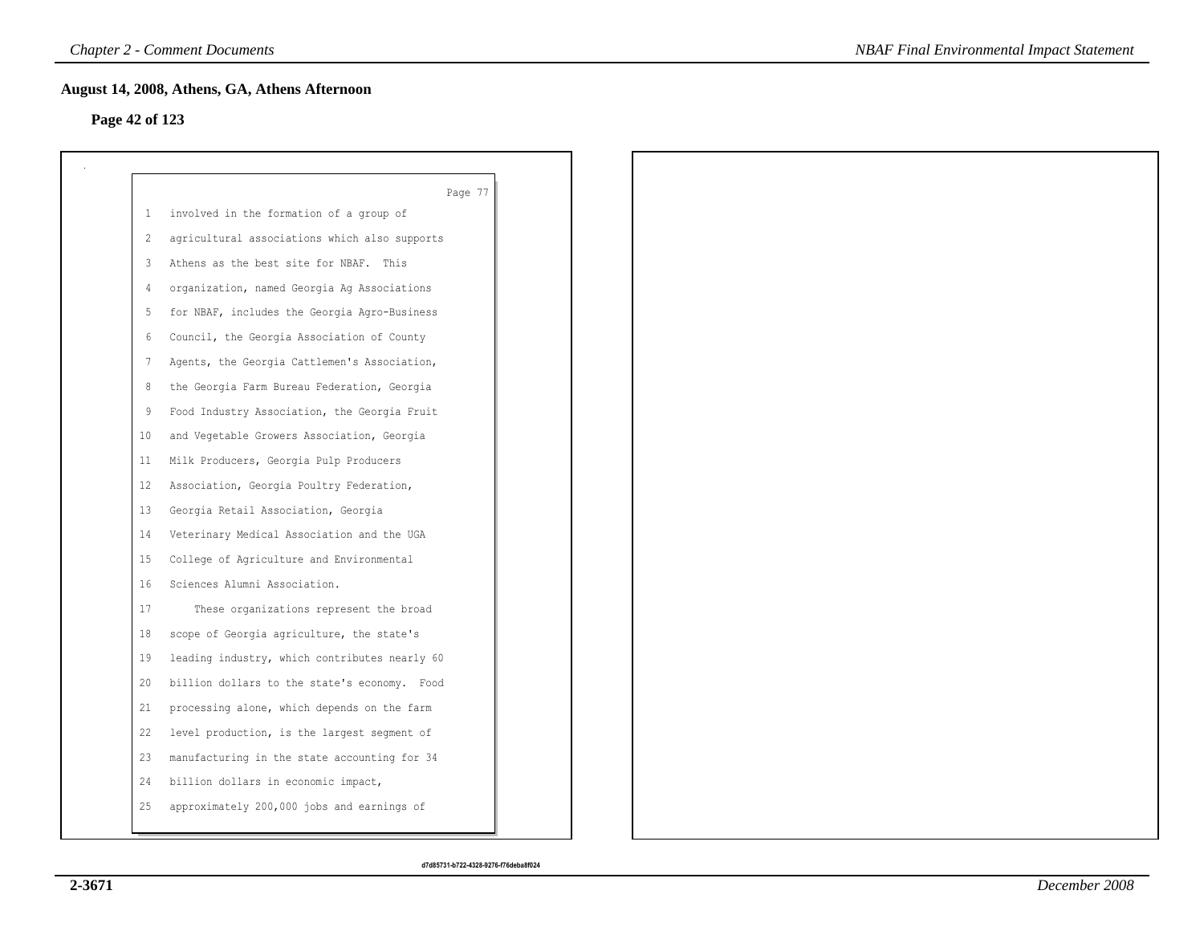## August 14, 2008, Athens, GA, Athens Afternoon

**Page 42 of 123**

Page 77

1 involved in the formation of a group of
2 agricultural associations which also supports
3 Athens as the best site for NBAF. This
4 organization, named Georgia Ag Associations
5 for NBAF, includes the Georgia Agro-Business
6 Council, the Georgia Association of County
7 Agents, the Georgia Cattlemen's Association,
8 the Georgia Farm Bureau Federation, Georgia
9 Food Industry Association, the Georgia Fruit
10 and Vegetable Growers Association, Georgia
11 Milk Producers, Georgia Pulp Producers
12 Association, Georgia Poultry Federation,
13 Georgia Retail Association, Georgia
14 Veterinary Medical Association and the UGA
15 College of Agriculture and Environmental
16 Sciences Alumni Association.
17 These organizations represent the broad
18 scope of Georgia agriculture, the state's
19 leading industry, which contributes nearly 60
20 billion dollars to the state's economy. Food
21 processing alone, which depends on the farm
22 level production, is the largest segment of
23 manufacturing in the state accounting for 34
24 billion dollars in economic impact,
25 approximately 200,000 jobs and earnings of

d7d85731-b722-4328-9276-f76deba8f024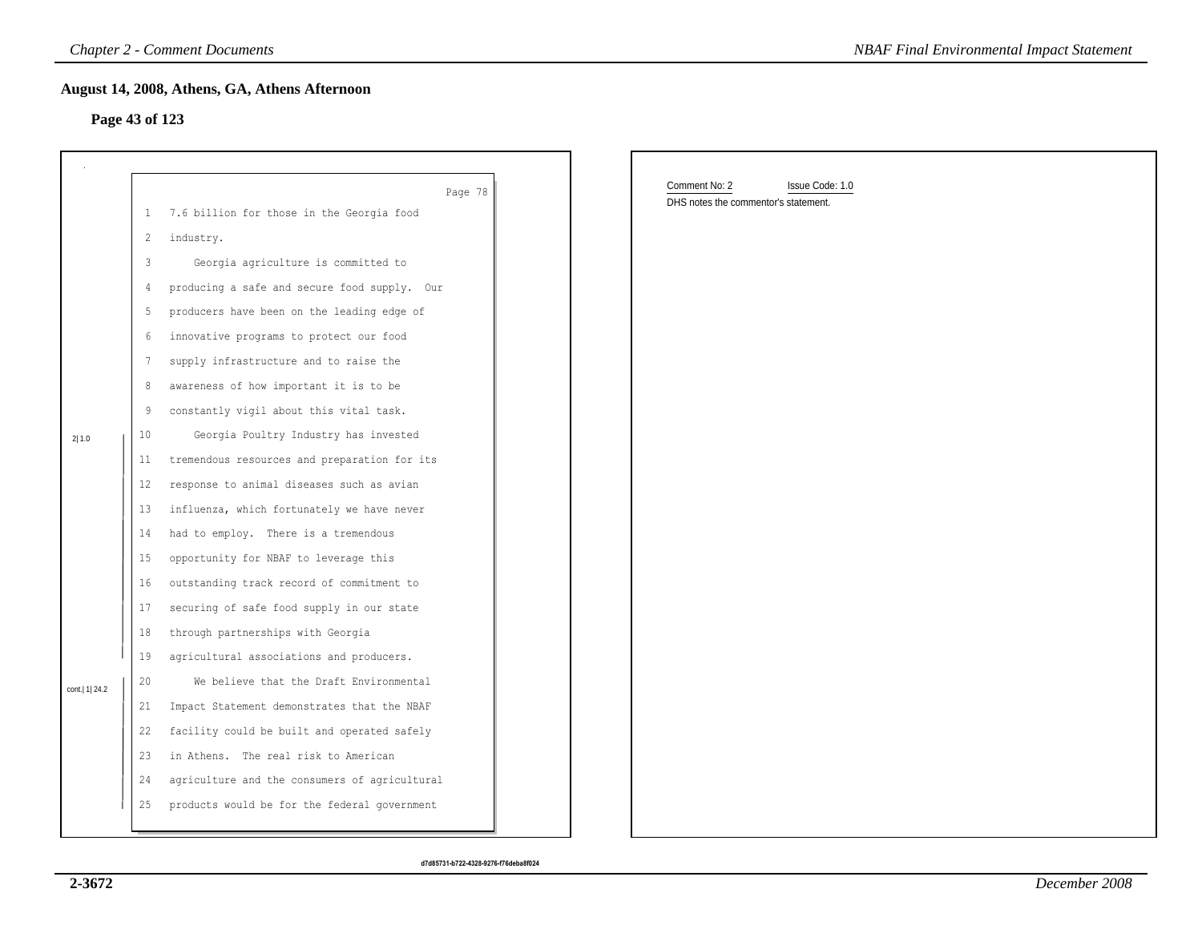## August 14, 2008, Athens, GA, Athens Afternoon

### Page 43 of 123

Page 78

1 7.6 billion for those in the Georgia food
2 industry.
3 Georgia agriculture is committed to
4 producing a safe and secure food supply. Our
5 producers have been on the leading edge of
6 innovative programs to protect our food
7 supply infrastructure and to raise the
8 awareness of how important it is to be
9 constantly vigil about this vital task.

2| 1.0

10 Georgia Poultry Industry has invested
11 tremendous resources and preparation for its
12 response to animal diseases such as avian
13 influenza, which fortunately we have never
14 had to employ. There is a tremendous
15 opportunity for NBAF to leverage this
16 outstanding track record of commitment to
17 securing of safe food supply in our state
18 through partnerships with Georgia
19 agricultural associations and producers.

cont.| 1| 24.2

20 We believe that the Draft Environmental
21 Impact Statement demonstrates that the NBAF
22 facility could be built and operated safely
23 in Athens. The real risk to American
24 agriculture and the consumers of agricultural
25 products would be for the federal government

Comment No: 2 Issue Code: 1.0

DHS notes the commentor's statement.

d7d85731-b722-4328-9276-f76deba8f024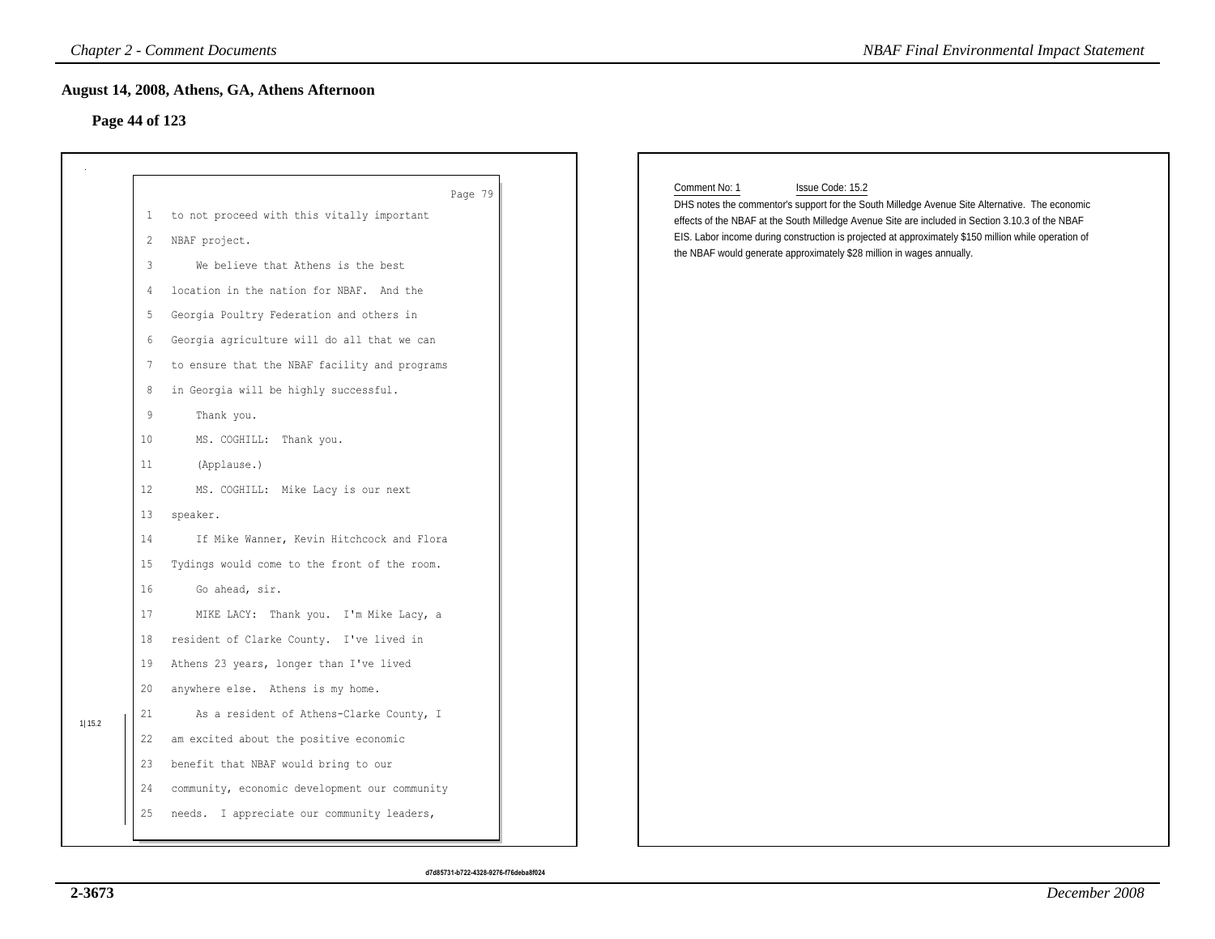## August 14, 2008, Athens, GA, Athens Afternoon

### Page 44 of 123

Page 79

1 to not proceed with this vitally important
2 NBAF project.
3 We believe that Athens is the best
4 location in the nation for NBAF. And the
5 Georgia Poultry Federation and others in
6 Georgia agriculture will do all that we can
7 to ensure that the NBAF facility and programs
8 in Georgia will be highly successful.
9 Thank you.
10 MS. COGHILL: Thank you.
11 (Applause.)
12 MS. COGHILL: Mike Lacy is our next
13 speaker.
14 If Mike Wanner, Kevin Hitchcock and Flora
15 Tydings would come to the front of the room.
16 Go ahead, sir.
17 MIKE LACY: Thank you. I'm Mike Lacy, a
18 resident of Clarke County. I've lived in
19 Athens 23 years, longer than I've lived
20 anywhere else. Athens is my home.
21 As a resident of Athens-Clarke County, I
22 am excited about the positive economic
23 benefit that NBAF would bring to our
24 community, economic development our community
25 needs. I appreciate our community leaders,

1| 15.2

Comment No: 1 Issue Code: 15.2

DHS notes the commentor's support for the South Milledge Avenue Site Alternative. The economic effects of the NBAF at the South Milledge Avenue Site are included in Section 3.10.3 of the NBAF EIS. Labor income during construction is projected at approximately $150 million while operation of the NBAF would generate approximately $28 million in wages annually.

d7d85731-b722-4328-9276-f76deba8f024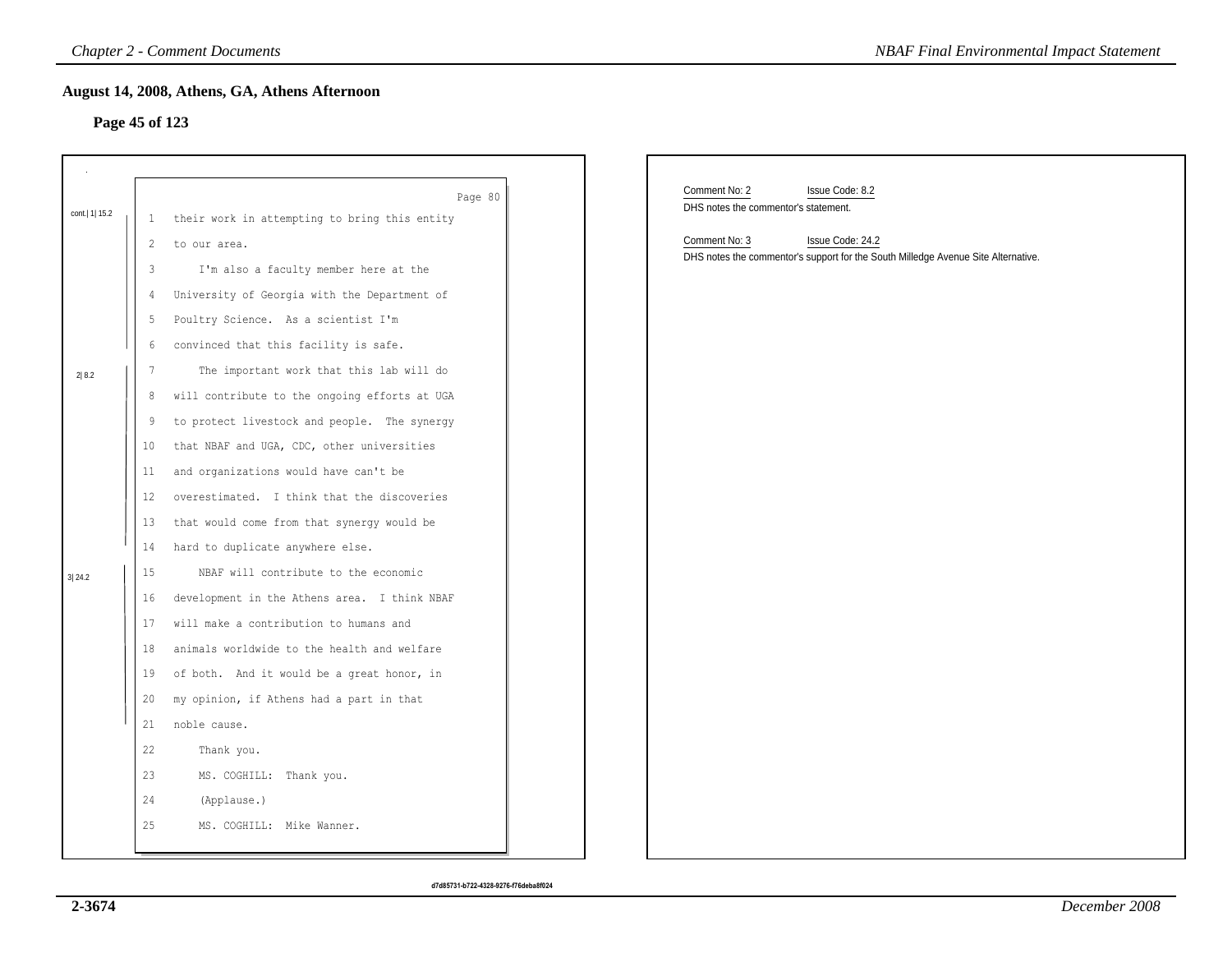## August 14, 2008, Athens, GA, Athens Afternoon

### Page 45 of 123

Page 80

cont.| 1| 15.2

1 their work in attempting to bring this entity
2 to our area.
3 I'm also a faculty member here at the
4 University of Georgia with the Department of
5 Poultry Science. As a scientist I'm
6 convinced that this facility is safe.

2| 8.2

7 The important work that this lab will do
8 will contribute to the ongoing efforts at UGA
9 to protect livestock and people. The synergy
10 that NBAF and UGA, CDC, other universities
11 and organizations would have can't be
12 overestimated. I think that the discoveries
13 that would come from that synergy would be
14 hard to duplicate anywhere else.

3| 24.2

15 NBAF will contribute to the economic
16 development in the Athens area. I think NBAF
17 will make a contribution to humans and
18 animals worldwide to the health and welfare
19 of both. And it would be a great honor, in
20 my opinion, if Athens had a part in that
21 noble cause.
22 Thank you.
23 MS. COGHILL: Thank you.
24 (Applause.)
25 MS. COGHILL: Mike Wanner.

Comment No: 2 Issue Code: 8.2
DHS notes the commentor's statement.

Comment No: 3 Issue Code: 24.2
DHS notes the commentor's support for the South Milledge Avenue Site Alternative.

d7d85731-b722-4328-9276-f76deba8f024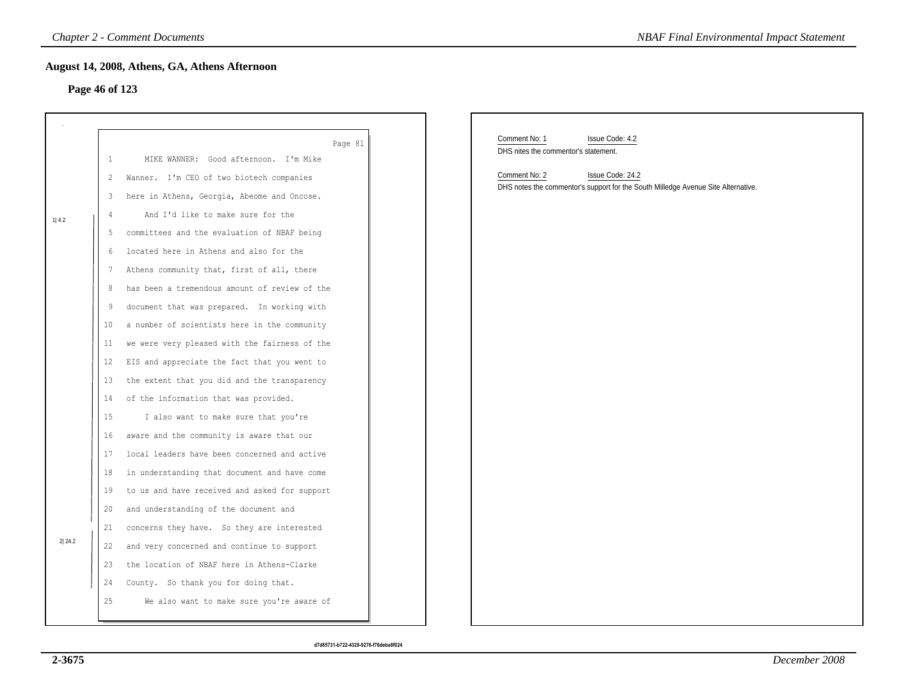## August 14, 2008, Athens, GA, Athens Afternoon

### Page 46 of 123

Page 81

1 MIKE WANNER: Good afternoon. I'm Mike
2 Wanner. I'm CEO of two biotech companies
3 here in Athens, Georgia, Abeome and Oncose.
4 And I'd like to make sure for the
5 committees and the evaluation of NBAF being
6 located here in Athens and also for the
7 Athens community that, first of all, there
8 has been a tremendous amount of review of the
9 document that was prepared. In working with
10 a number of scientists here in the community
11 we were very pleased with the fairness of the
12 EIS and appreciate the fact that you went to
13 the extent that you did and the transparency
14 of the information that was provided.
15 I also want to make sure that you're
16 aware and the community is aware that our
17 local leaders have been concerned and active
18 in understanding that document and have come
19 to us and have received and asked for support
20 and understanding of the document and
21 concerns they have. So they are interested
22 and very concerned and continue to support
23 the location of NBAF here in Athens-Clarke
24 County. So thank you for doing that.
25 We also want to make sure you're aware of

1| 4.2 (lines 4–14)

2| 24.2 (lines 22–24)

Comment No: 1 Issue Code: 4.2
DHS nites the commentor's statement.

Comment No: 2 Issue Code: 24.2
DHS notes the commentor's support for the South Milledge Avenue Site Alternative.

d7d85731-b722-4328-9276-f76deba8f024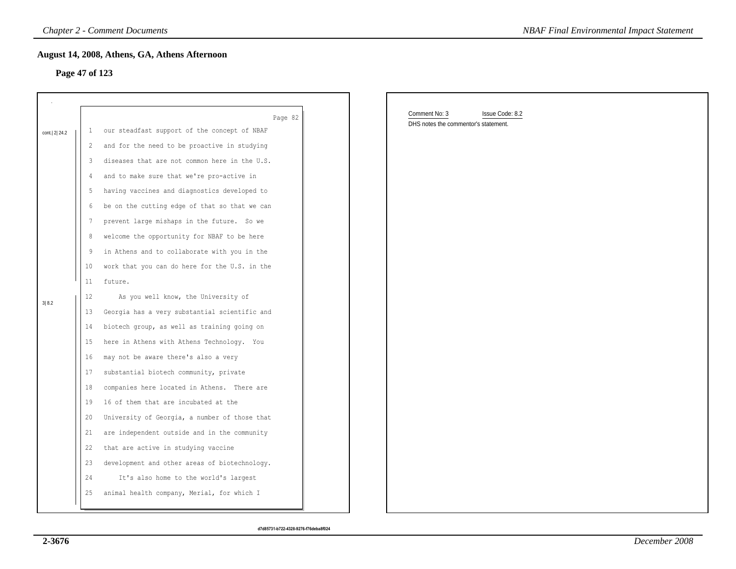## August 14, 2008, Athens, GA, Athens Afternoon

### Page 47 of 123

Page 82

cont.| 2| 24.2

1 our steadfast support of the concept of NBAF
2 and for the need to be proactive in studying
3 diseases that are not common here in the U.S.
4 and to make sure that we're pro-active in
5 having vaccines and diagnostics developed to
6 be on the cutting edge of that so that we can
7 prevent large mishaps in the future. So we
8 welcome the opportunity for NBAF to be here
9 in Athens and to collaborate with you in the
10 work that you can do here for the U.S. in the
11 future.

3| 8.2

12 As you well know, the University of
13 Georgia has a very substantial scientific and
14 biotech group, as well as training going on
15 here in Athens with Athens Technology. You
16 may not be aware there's also a very
17 substantial biotech community, private
18 companies here located in Athens. There are
19 16 of them that are incubated at the
20 University of Georgia, a number of those that
21 are independent outside and in the community
22 that are active in studying vaccine
23 development and other areas of biotechnology.
24 It's also home to the world's largest
25 animal health company, Merial, for which I

Comment No: 3 Issue Code: 8.2

DHS notes the commentor's statement.

d7d85731-b722-4328-9276-f76deba8f024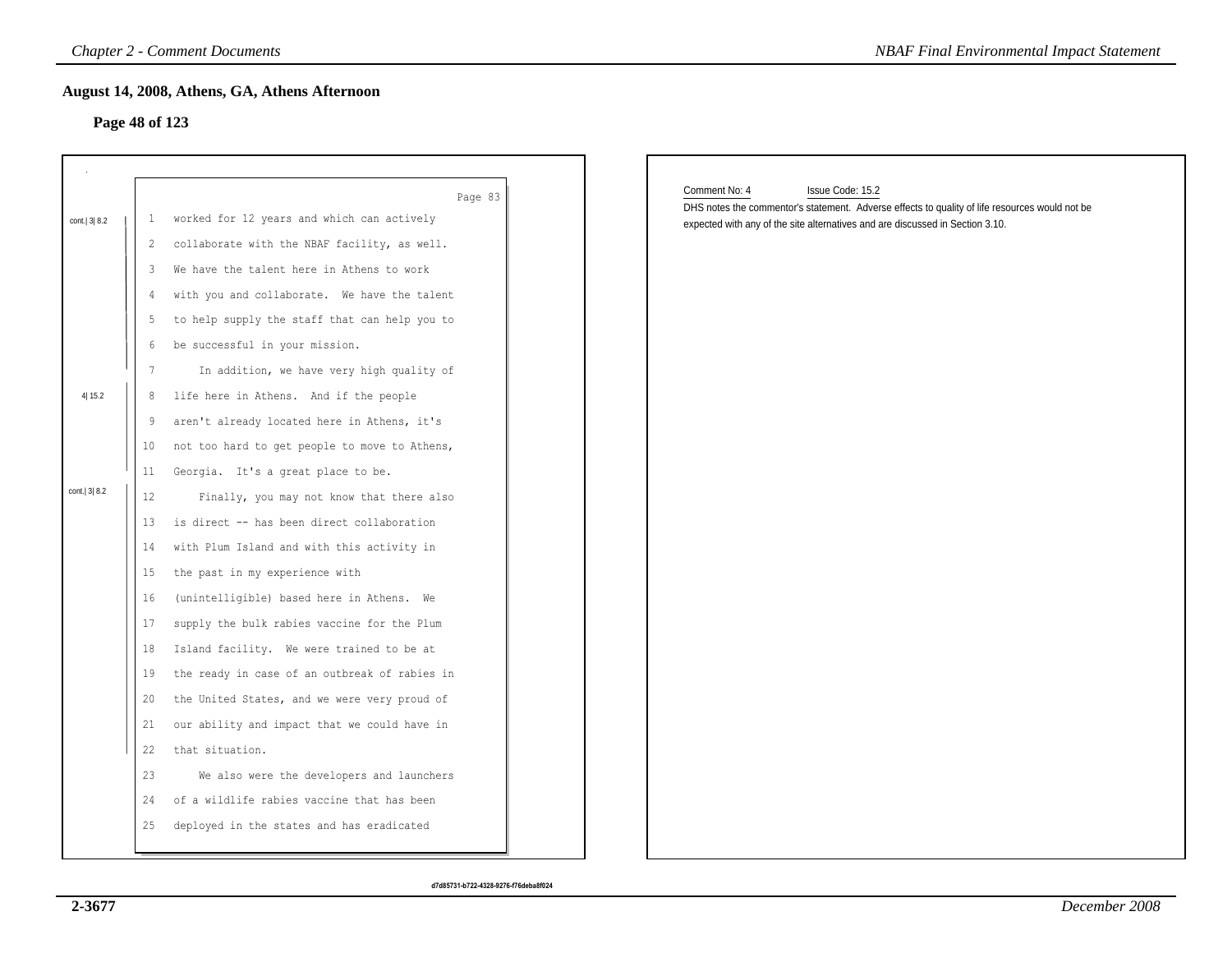## August 14, 2008, Athens, GA, Athens Afternoon

### Page 48 of 123

Page 83

cont.| 3| 8.2

1 worked for 12 years and which can actively
2 collaborate with the NBAF facility, as well.
3 We have the talent here in Athens to work
4 with you and collaborate. We have the talent
5 to help supply the staff that can help you to
6 be successful in your mission.
7 In addition, we have very high quality of

4| 15.2

8 life here in Athens. And if the people
9 aren't already located here in Athens, it's
10 not too hard to get people to move to Athens,
11 Georgia. It's a great place to be.

cont.| 3| 8.2

12 Finally, you may not know that there also
13 is direct -- has been direct collaboration
14 with Plum Island and with this activity in
15 the past in my experience with
16 (unintelligible) based here in Athens. We
17 supply the bulk rabies vaccine for the Plum
18 Island facility. We were trained to be at
19 the ready in case of an outbreak of rabies in
20 the United States, and we were very proud of
21 our ability and impact that we could have in
22 that situation.
23 We also were the developers and launchers
24 of a wildlife rabies vaccine that has been
25 deployed in the states and has eradicated

Comment No: 4 Issue Code: 15.2

DHS notes the commentor's statement. Adverse effects to quality of life resources would not be expected with any of the site alternatives and are discussed in Section 3.10.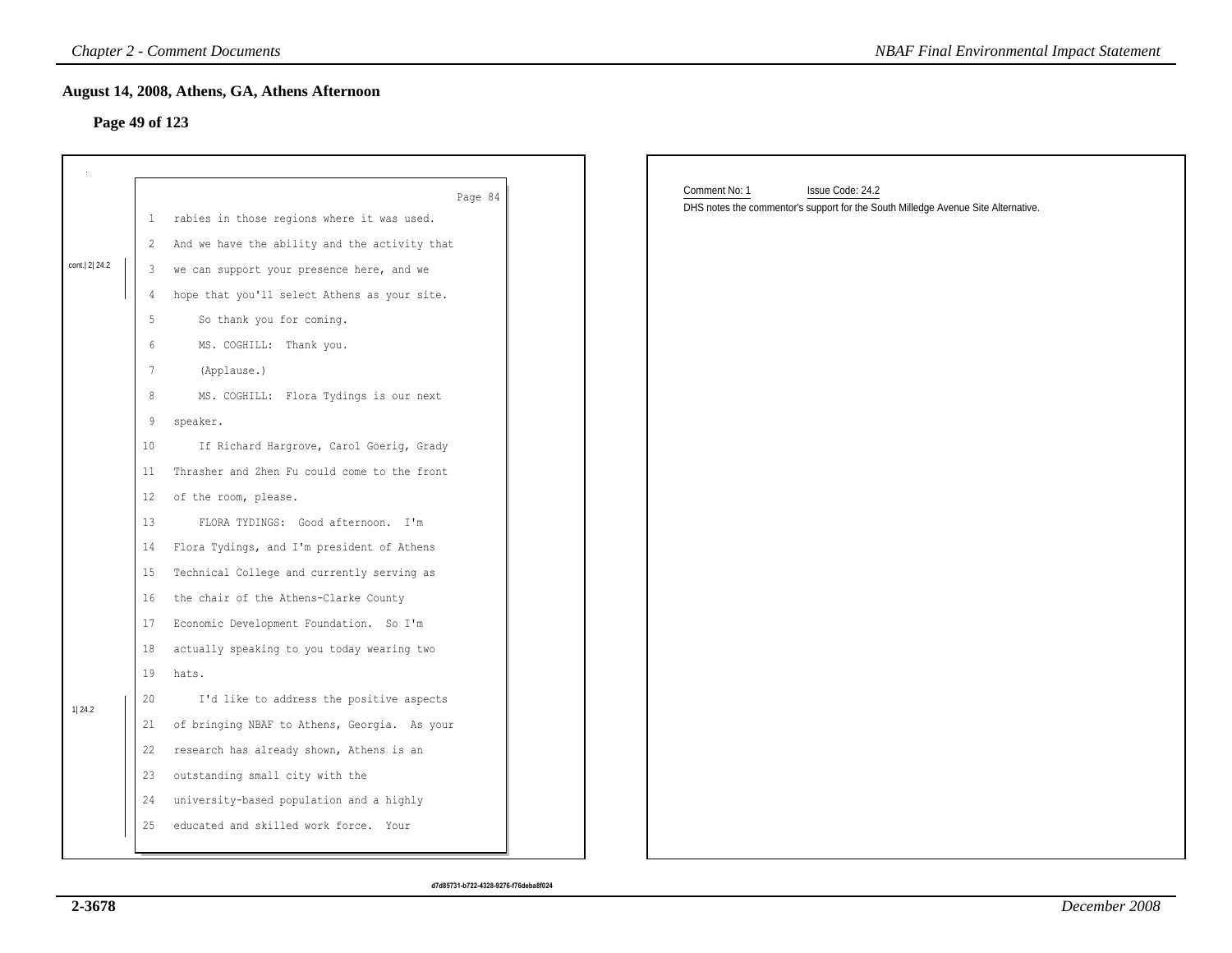## August 14, 2008, Athens, GA, Athens Afternoon

### Page 49 of 123

Page 84

cont.| 2| 24.2

1 rabies in those regions where it was used.
2 And we have the ability and the activity that
3 we can support your presence here, and we
4 hope that you'll select Athens as your site.
5 So thank you for coming.
6 MS. COGHILL: Thank you.
7 (Applause.)
8 MS. COGHILL: Flora Tydings is our next
9 speaker.
10 If Richard Hargrove, Carol Goerig, Grady
11 Thrasher and Zhen Fu could come to the front
12 of the room, please.
13 FLORA TYDINGS: Good afternoon. I'm
14 Flora Tydings, and I'm president of Athens
15 Technical College and currently serving as
16 the chair of the Athens-Clarke County
17 Economic Development Foundation. So I'm
18 actually speaking to you today wearing two
19 hats.

1| 24.2

20 I'd like to address the positive aspects
21 of bringing NBAF to Athens, Georgia. As your
22 research has already shown, Athens is an
23 outstanding small city with the
24 university-based population and a highly
25 educated and skilled work force. Your

Comment No: 1 Issue Code: 24.2

DHS notes the commentor's support for the South Milledge Avenue Site Alternative.

d7d85731-b722-4328-9276-f76deba8f024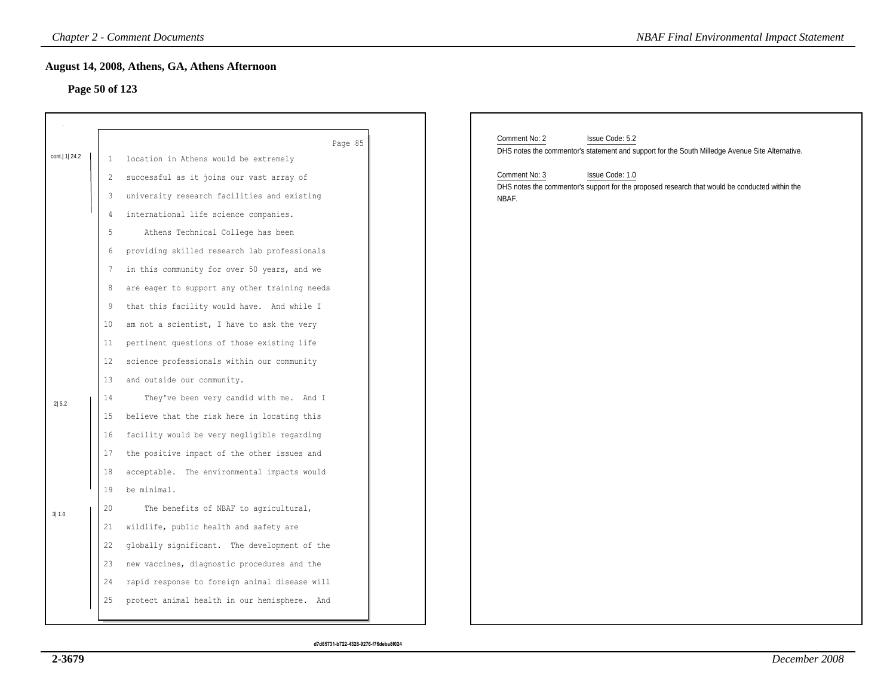## August 14, 2008, Athens, GA, Athens Afternoon

### Page 50 of 123

Page 85

cont.| 1| 24.2

1 location in Athens would be extremely
2 successful as it joins our vast array of
3 university research facilities and existing
4 international life science companies.
5 Athens Technical College has been
6 providing skilled research lab professionals
7 in this community for over 50 years, and we
8 are eager to support any other training needs
9 that this facility would have. And while I
10 am not a scientist, I have to ask the very
11 pertinent questions of those existing life
12 science professionals within our community
13 and outside our community.

2| 5.2

14 They've been very candid with me. And I
15 believe that the risk here in locating this
16 facility would be very negligible regarding
17 the positive impact of the other issues and
18 acceptable. The environmental impacts would
19 be minimal.

3| 1.0

20 The benefits of NBAF to agricultural,
21 wildlife, public health and safety are
22 globally significant. The development of the
23 new vaccines, diagnostic procedures and the
24 rapid response to foreign animal disease will
25 protect animal health in our hemisphere. And

Comment No: 2 Issue Code: 5.2

DHS notes the commentor's statement and support for the South Milledge Avenue Site Alternative.

Comment No: 3 Issue Code: 1.0

DHS notes the commentor's support for the proposed research that would be conducted within the NBAF.

d7d85731-b722-4328-9276-f76deba8f024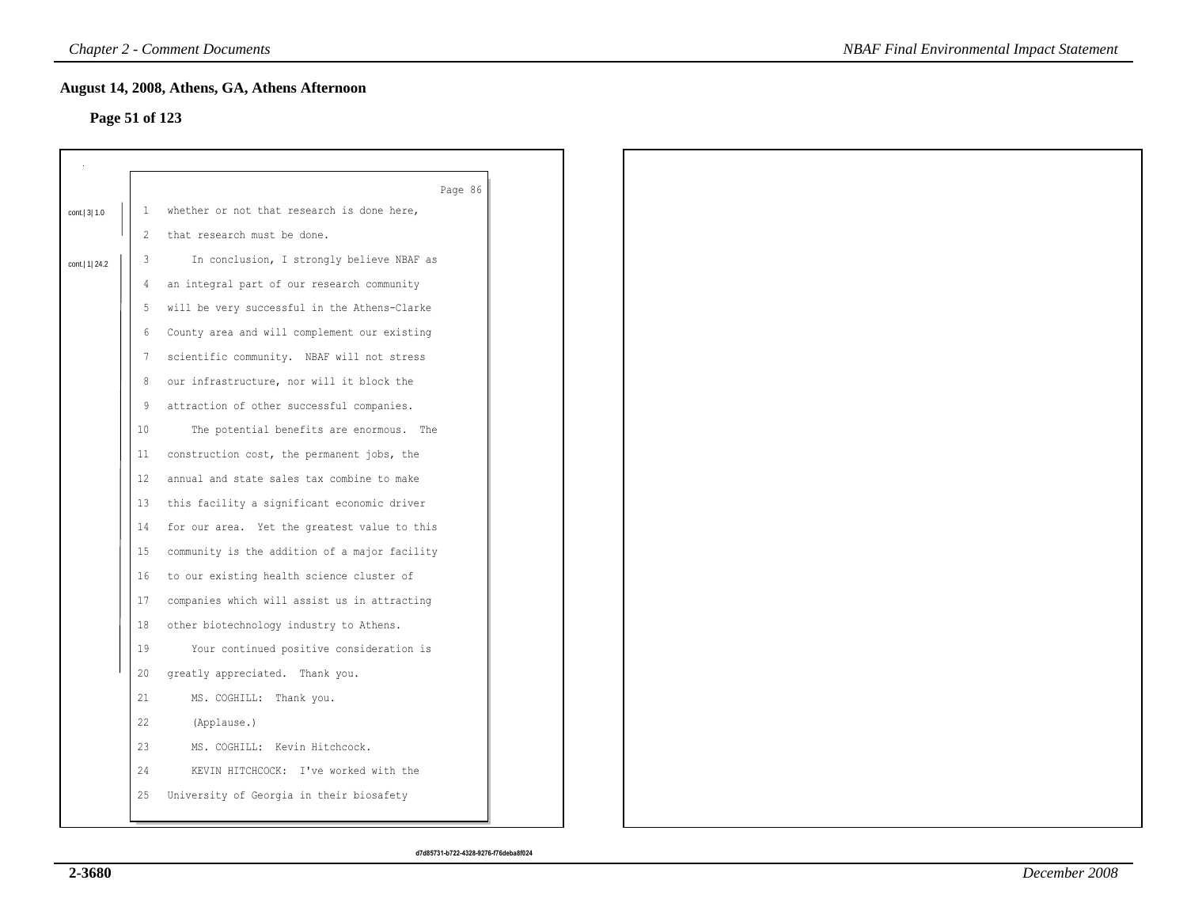## August 14, 2008, Athens, GA, Athens Afternoon

### Page 51 of 123

Page 86

cont.| 3| 1.0

1 whether or not that research is done here,
2 that research must be done.

cont.| 1| 24.2

3 In conclusion, I strongly believe NBAF as
4 an integral part of our research community
5 will be very successful in the Athens-Clarke
6 County area and will complement our existing
7 scientific community. NBAF will not stress
8 our infrastructure, nor will it block the
9 attraction of other successful companies.
10 The potential benefits are enormous. The
11 construction cost, the permanent jobs, the
12 annual and state sales tax combine to make
13 this facility a significant economic driver
14 for our area. Yet the greatest value to this
15 community is the addition of a major facility
16 to our existing health science cluster of
17 companies which will assist us in attracting
18 other biotechnology industry to Athens.
19 Your continued positive consideration is
20 greatly appreciated. Thank you.
21 MS. COGHILL: Thank you.
22 (Applause.)
23 MS. COGHILL: Kevin Hitchcock.
24 KEVIN HITCHCOCK: I've worked with the
25 University of Georgia in their biosafety

d7d85731-b722-4328-9276-f76deba8f024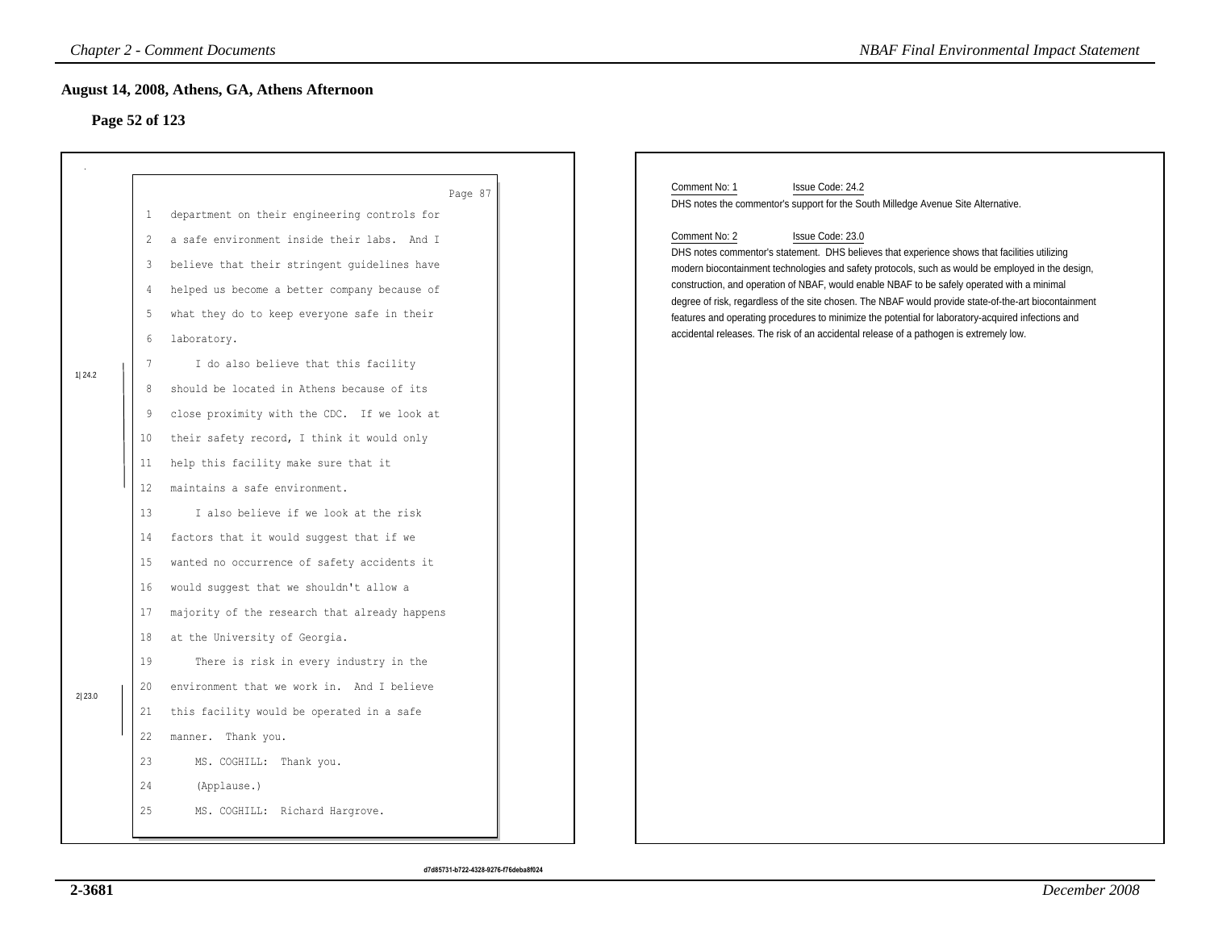## August 14, 2008, Athens, GA, Athens Afternoon

### Page 52 of 123

Page 87

1 department on their engineering controls for
2 a safe environment inside their labs. And I
3 believe that their stringent guidelines have
4 helped us become a better company because of
5 what they do to keep everyone safe in their
6 laboratory.

1| 24.2

7 I do also believe that this facility
8 should be located in Athens because of its
9 close proximity with the CDC. If we look at
10 their safety record, I think it would only
11 help this facility make sure that it
12 maintains a safe environment.

13 I also believe if we look at the risk
14 factors that it would suggest that if we
15 wanted no occurrence of safety accidents it
16 would suggest that we shouldn't allow a
17 majority of the research that already happens
18 at the University of Georgia.

2| 23.0

19 There is risk in every industry in the
20 environment that we work in. And I believe
21 this facility would be operated in a safe
22 manner. Thank you.

23 MS. COGHILL: Thank you.
24 (Applause.)
25 MS. COGHILL: Richard Hargrove.

Comment No: 1 Issue Code: 24.2

DHS notes the commentor's support for the South Milledge Avenue Site Alternative.

Comment No: 2 Issue Code: 23.0

DHS notes commentor's statement. DHS believes that experience shows that facilities utilizing modern biocontainment technologies and safety protocols, such as would be employed in the design, construction, and operation of NBAF, would enable NBAF to be safely operated with a minimal degree of risk, regardless of the site chosen. The NBAF would provide state-of-the-art biocontainment features and operating procedures to minimize the potential for laboratory-acquired infections and accidental releases. The risk of an accidental release of a pathogen is extremely low.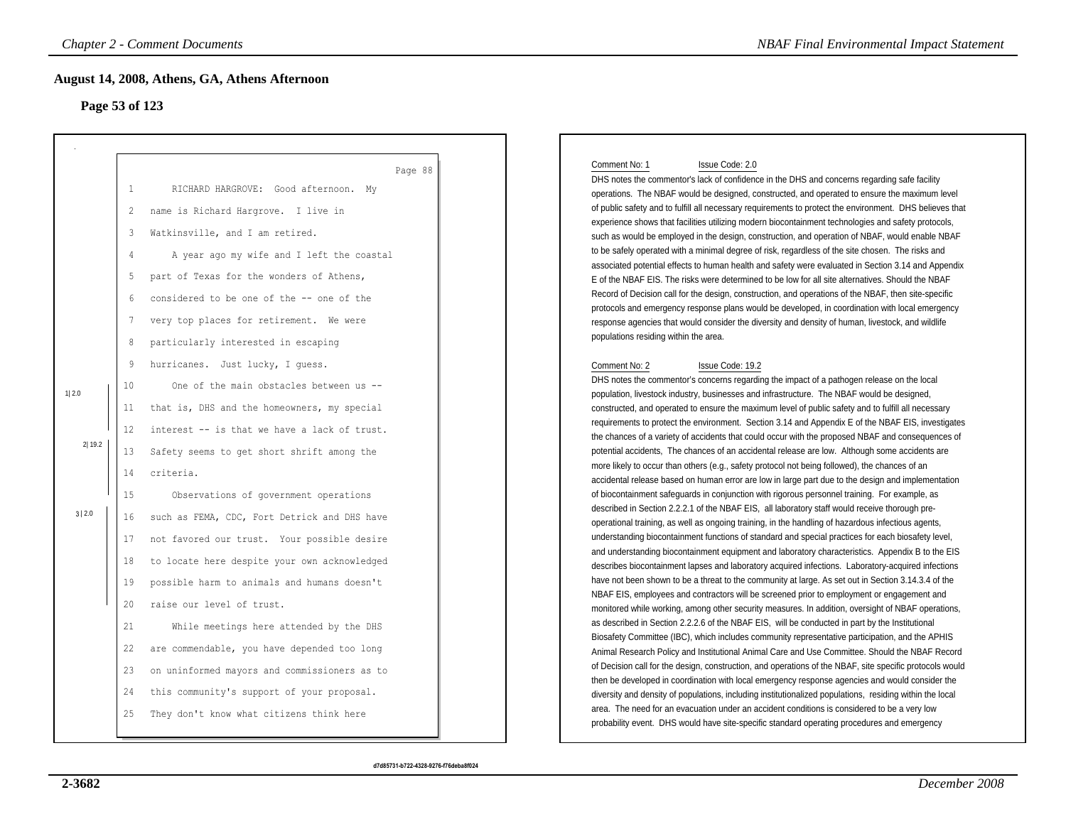## August 14, 2008, Athens, GA, Athens Afternoon

### Page 53 of 123

Page 88

1 RICHARD HARGROVE: Good afternoon. My
2 name is Richard Hargrove. I live in
3 Watkinsville, and I am retired.
4 A year ago my wife and I left the coastal
5 part of Texas for the wonders of Athens,
6 considered to be one of the -- one of the
7 very top places for retirement. We were
8 particularly interested in escaping
9 hurricanes. Just lucky, I guess.
10 One of the main obstacles between us --
11 that is, DHS and the homeowners, my special
12 interest -- is that we have a lack of trust.
13 Safety seems to get short shrift among the
14 criteria.
15 Observations of government operations
16 such as FEMA, CDC, Fort Detrick and DHS have
17 not favored our trust. Your possible desire
18 to locate here despite your own acknowledged
19 possible harm to animals and humans doesn't
20 raise our level of trust.
21 While meetings here attended by the DHS
22 are commendable, you have depended too long
23 on uninformed mayors and commissioners as to
24 this community's support of your proposal.
25 They don't know what citizens think here

1| 2.0

2| 19.2

3| 2.0

Comment No: 1 Issue Code: 2.0

DHS notes the commentor's lack of confidence in the DHS and concerns regarding safe facility operations. The NBAF would be designed, constructed, and operated to ensure the maximum level of public safety and to fulfill all necessary requirements to protect the environment. DHS believes that experience shows that facilities utilizing modern biocontainment technologies and safety protocols, such as would be employed in the design, construction, and operation of NBAF, would enable NBAF to be safely operated with a minimal degree of risk, regardless of the site chosen. The risks and associated potential effects to human health and safety were evaluated in Section 3.14 and Appendix E of the NBAF EIS. The risks were determined to be low for all site alternatives. Should the NBAF Record of Decision call for the design, construction, and operations of the NBAF, then site-specific protocols and emergency response plans would be developed, in coordination with local emergency response agencies that would consider the diversity and density of human, livestock, and wildlife populations residing within the area.

Comment No: 2 Issue Code: 19.2

DHS notes the commentor's concerns regarding the impact of a pathogen release on the local population, livestock industry, businesses and infrastructure. The NBAF would be designed, constructed, and operated to ensure the maximum level of public safety and to fulfill all necessary requirements to protect the environment. Section 3.14 and Appendix E of the NBAF EIS, investigates the chances of a variety of accidents that could occur with the proposed NBAF and consequences of potential accidents, The chances of an accidental release are low. Although some accidents are more likely to occur than others (e.g., safety protocol not being followed), the chances of an accidental release based on human error are low in large part due to the design and implementation of biocontainment safeguards in conjunction with rigorous personnel training. For example, as described in Section 2.2.2.1 of the NBAF EIS, all laboratory staff would receive thorough pre-operational training, as well as ongoing training, in the handling of hazardous infectious agents, understanding biocontainment functions of standard and special practices for each biosafety level, and understanding biocontainment equipment and laboratory characteristics. Appendix B to the EIS describes biocontainment lapses and laboratory acquired infections. Laboratory-acquired infections have not been shown to be a threat to the community at large. As set out in Section 3.14.3.4 of the NBAF EIS, employees and contractors will be screened prior to employment or engagement and monitored while working, among other security measures. In addition, oversight of NBAF operations, as described in Section 2.2.2.6 of the NBAF EIS, will be conducted in part by the Institutional Biosafety Committee (IBC), which includes community representative participation, and the APHIS Animal Research Policy and Institutional Animal Care and Use Committee. Should the NBAF Record of Decision call for the design, construction, and operations of the NBAF, site specific protocols would then be developed in coordination with local emergency response agencies and would consider the diversity and density of populations, including institutionalized populations, residing within the local area. The need for an evacuation under an accident conditions is considered to be a very low probability event. DHS would have site-specific standard operating procedures and emergency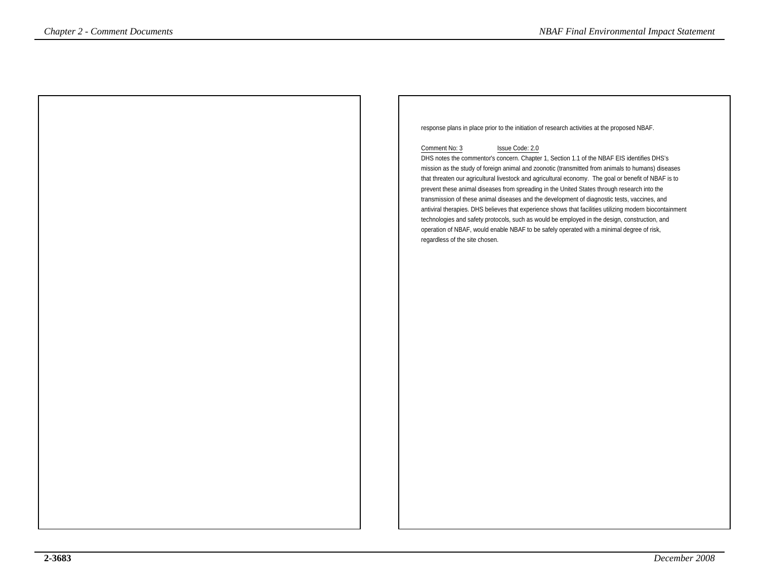response plans in place prior to the initiation of research activities at the proposed NBAF.

Comment No: 3 Issue Code: 2.0

DHS notes the commentor's concern. Chapter 1, Section 1.1 of the NBAF EIS identifies DHS's mission as the study of foreign animal and zoonotic (transmitted from animals to humans) diseases that threaten our agricultural livestock and agricultural economy. The goal or benefit of NBAF is to prevent these animal diseases from spreading in the United States through research into the transmission of these animal diseases and the development of diagnostic tests, vaccines, and antiviral therapies. DHS believes that experience shows that facilities utilizing modern biocontainment technologies and safety protocols, such as would be employed in the design, construction, and operation of NBAF, would enable NBAF to be safely operated with a minimal degree of risk, regardless of the site chosen.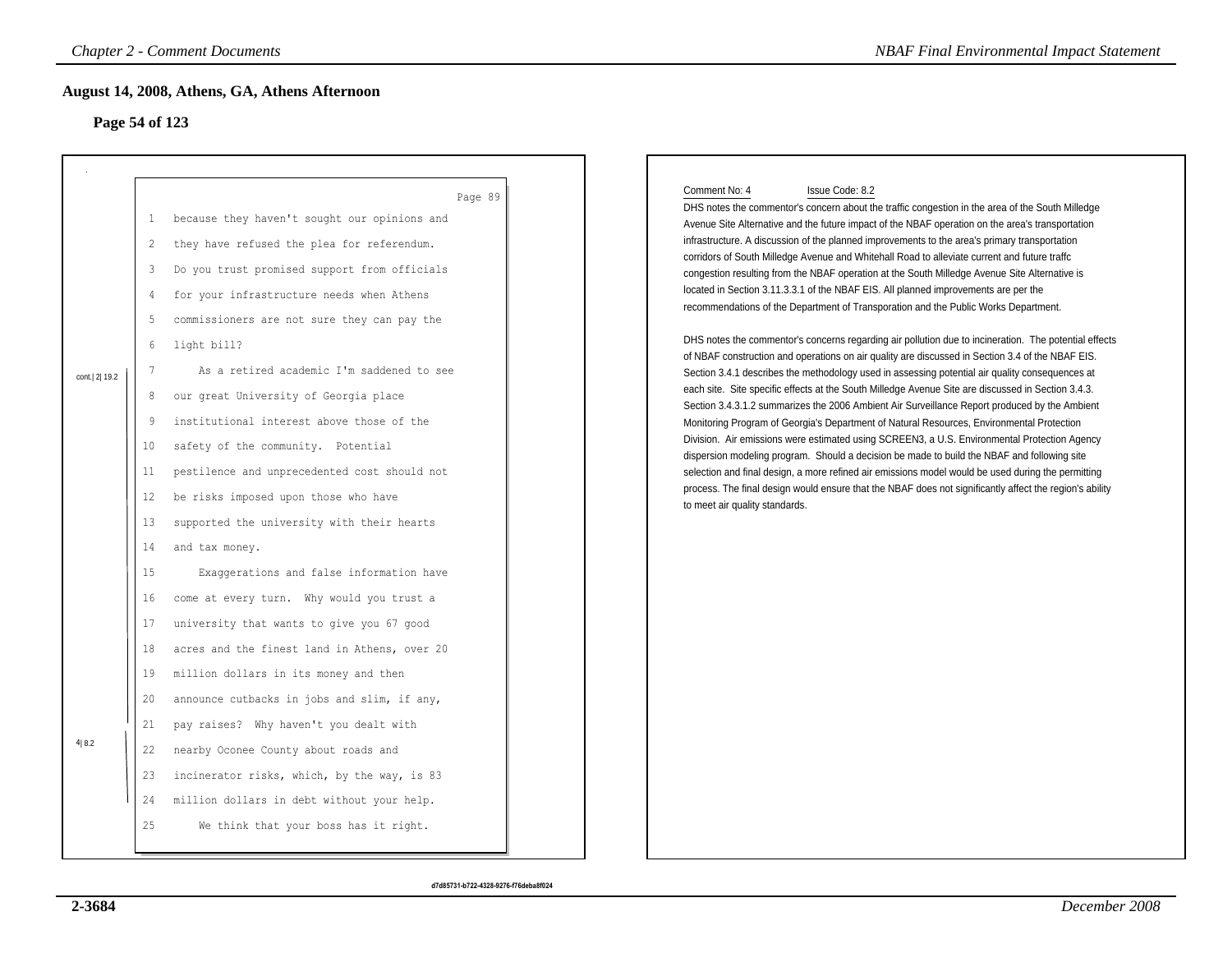## August 14, 2008, Athens, GA, Athens Afternoon

### Page 54 of 123

Page 89

1 because they haven't sought our opinions and
2 they have refused the plea for referendum.
3 Do you trust promised support from officials
4 for your infrastructure needs when Athens
5 commissioners are not sure they can pay the
6 light bill?
7 As a retired academic I'm saddened to see
8 our great University of Georgia place
9 institutional interest above those of the
10 safety of the community. Potential
11 pestilence and unprecedented cost should not
12 be risks imposed upon those who have
13 supported the university with their hearts
14 and tax money.
15 Exaggerations and false information have
16 come at every turn. Why would you trust a
17 university that wants to give you 67 good
18 acres and the finest land in Athens, over 20
19 million dollars in its money and then
20 announce cutbacks in jobs and slim, if any,
21 pay raises? Why haven't you dealt with
22 nearby Oconee County about roads and
23 incinerator risks, which, by the way, is 83
24 million dollars in debt without your help.
25 We think that your boss has it right.

cont.| 2| 19.2

4| 8.2

Comment No: 4 Issue Code: 8.2

DHS notes the commentor's concern about the traffic congestion in the area of the South Milledge Avenue Site Alternative and the future impact of the NBAF operation on the area's transportation infrastructure. A discussion of the planned improvements to the area's primary transportation corridors of South Milledge Avenue and Whitehall Road to alleviate current and future traffc congestion resulting from the NBAF operation at the South Milledge Avenue Site Alternative is located in Section 3.11.3.3.1 of the NBAF EIS. All planned improvements are per the recommendations of the Department of Transporation and the Public Works Department.

DHS notes the commentor's concerns regarding air pollution due to incineration. The potential effects of NBAF construction and operations on air quality are discussed in Section 3.4 of the NBAF EIS. Section 3.4.1 describes the methodology used in assessing potential air quality consequences at each site. Site specific effects at the South Milledge Avenue Site are discussed in Section 3.4.3. Section 3.4.3.1.2 summarizes the 2006 Ambient Air Surveillance Report produced by the Ambient Monitoring Program of Georgia's Department of Natural Resources, Environmental Protection Division. Air emissions were estimated using SCREEN3, a U.S. Environmental Protection Agency dispersion modeling program. Should a decision be made to build the NBAF and following site selection and final design, a more refined air emissions model would be used during the permitting process. The final design would ensure that the NBAF does not significantly affect the region's ability to meet air quality standards.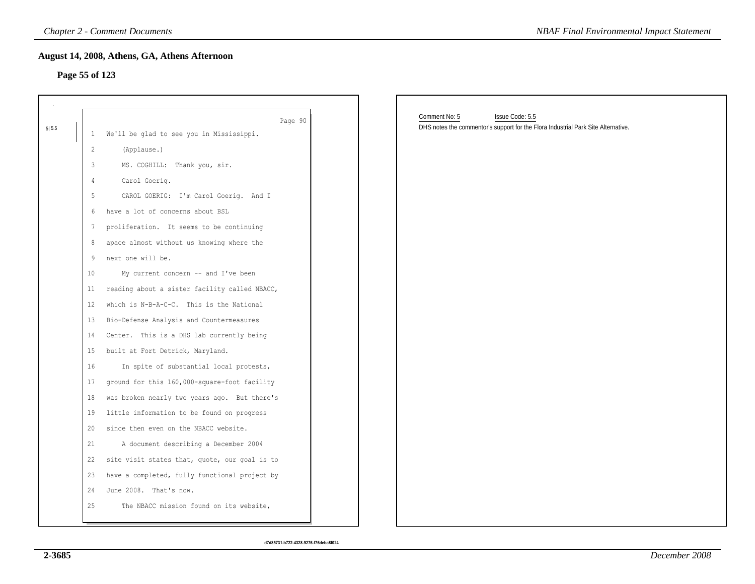## August 14, 2008, Athens, GA, Athens Afternoon

### Page 55 of 123

Page 90

5| 5.5

1 We'll be glad to see you in Mississippi.
2 (Applause.)
3 MS. COGHILL: Thank you, sir.
4 Carol Goerig.
5 CAROL GOERIG: I'm Carol Goerig. And I
6 have a lot of concerns about BSL
7 proliferation. It seems to be continuing
8 apace almost without us knowing where the
9 next one will be.
10 My current concern -- and I've been
11 reading about a sister facility called NBACC,
12 which is N-B-A-C-C. This is the National
13 Bio-Defense Analysis and Countermeasures
14 Center. This is a DHS lab currently being
15 built at Fort Detrick, Maryland.
16 In spite of substantial local protests,
17 ground for this 160,000-square-foot facility
18 was broken nearly two years ago. But there's
19 little information to be found on progress
20 since then even on the NBACC website.
21 A document describing a December 2004
22 site visit states that, quote, our goal is to
23 have a completed, fully functional project by
24 June 2008. That's now.
25 The NBACC mission found on its website,

Comment No: 5 Issue Code: 5.5

DHS notes the commentor's support for the Flora Industrial Park Site Alternative.

d7d85731-b722-4328-9276-f76deba8f024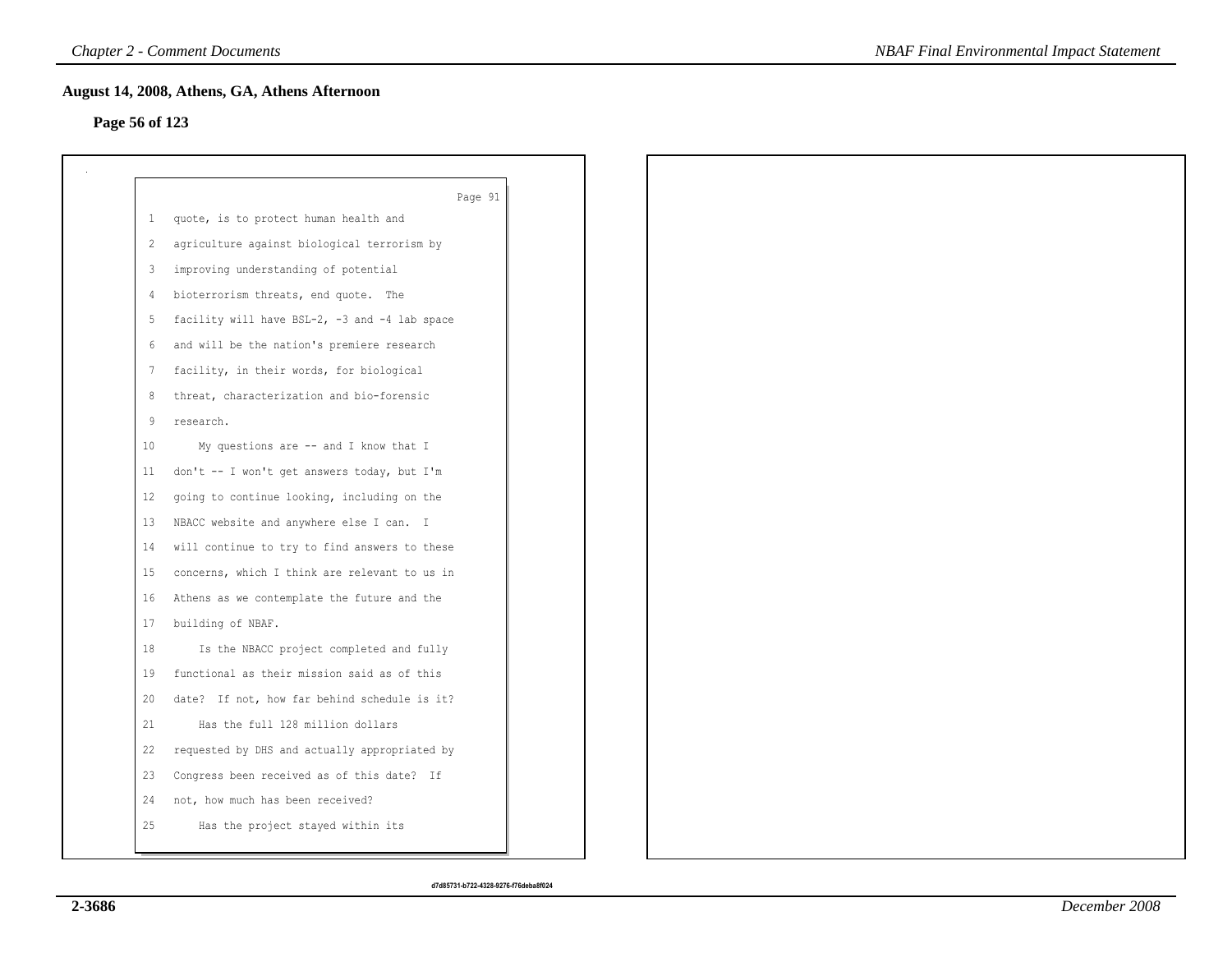## August 14, 2008, Athens, GA, Athens Afternoon

**Page 56 of 123**

Page 91

1 quote, is to protect human health and
2 agriculture against biological terrorism by
3 improving understanding of potential
4 bioterrorism threats, end quote. The
5 facility will have BSL-2, -3 and -4 lab space
6 and will be the nation's premiere research
7 facility, in their words, for biological
8 threat, characterization and bio-forensic
9 research.
10 My questions are -- and I know that I
11 don't -- I won't get answers today, but I'm
12 going to continue looking, including on the
13 NBACC website and anywhere else I can. I
14 will continue to try to find answers to these
15 concerns, which I think are relevant to us in
16 Athens as we contemplate the future and the
17 building of NBAF.
18 Is the NBACC project completed and fully
19 functional as their mission said as of this
20 date? If not, how far behind schedule is it?
21 Has the full 128 million dollars
22 requested by DHS and actually appropriated by
23 Congress been received as of this date? If
24 not, how much has been received?
25 Has the project stayed within its

d7d85731-b722-4328-9276-f76deba8f024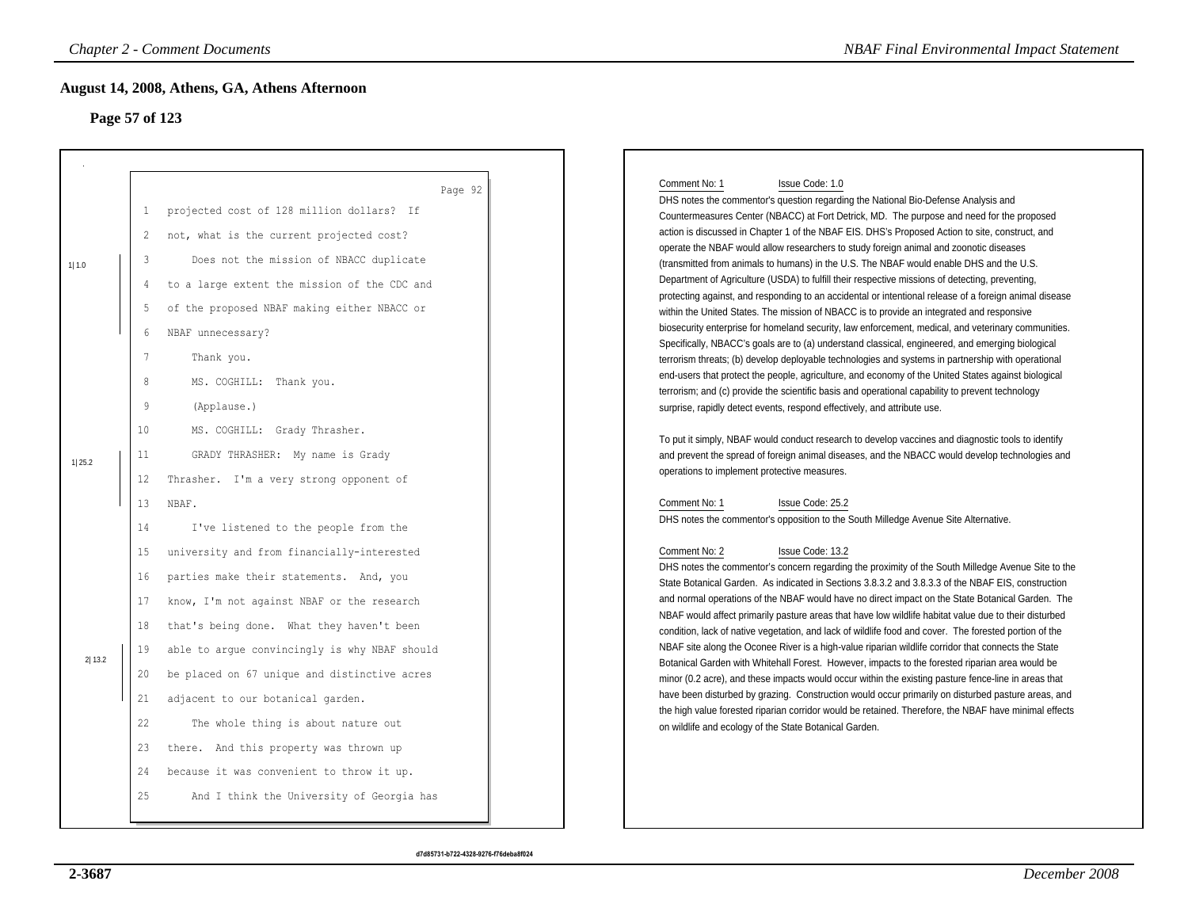# August 14, 2008, Athens, GA, Athens Afternoon

## Page 57 of 123

Page 92

```
 1   projected cost of 128 million dollars?  If
 2   not, what is the current projected cost?
 3       Does not the mission of NBACC duplicate          1|1.0
 4   to a large extent the mission of the CDC and
 5   of the proposed NBAF making either NBACC or
 6   NBAF unnecessary?
 7       Thank you.
 8       MS. COGHILL:  Thank you.
 9       (Applause.)
10       MS. COGHILL:  Grady Thrasher.
11       GRADY THRASHER:  My name is Grady                 1|25.2
12   Thrasher.  I'm a very strong opponent of
13   NBAF.
14       I've listened to the people from the
15   university and from financially-interested
16   parties make their statements.  And, you
17   know, I'm not against NBAF or the research
18   that's being done.  What they haven't been
19   able to argue convincingly is why NBAF should     2|13.2
20   be placed on 67 unique and distinctive acres
21   adjacent to our botanical garden.
22       The whole thing is about nature out
23   there.  And this property was thrown up
24   because it was convenient to throw it up.
25       And I think the University of Georgia has
```

Comment No: 1 Issue Code: 1.0

DHS notes the commentor's question regarding the National Bio-Defense Analysis and Countermeasures Center (NBACC) at Fort Detrick, MD. The purpose and need for the proposed action is discussed in Chapter 1 of the NBAF EIS. DHS's Proposed Action to site, construct, and operate the NBAF would allow researchers to study foreign animal and zoonotic diseases (transmitted from animals to humans) in the U.S. The NBAF would enable DHS and the U.S. Department of Agriculture (USDA) to fulfill their respective missions of detecting, preventing, protecting against, and responding to an accidental or intentional release of a foreign animal disease within the United States. The mission of NBACC is to provide an integrated and responsive biosecurity enterprise for homeland security, law enforcement, medical, and veterinary communities. Specifically, NBACC's goals are to (a) understand classical, engineered, and emerging biological terrorism threats; (b) develop deployable technologies and systems in partnership with operational end-users that protect the people, agriculture, and economy of the United States against biological terrorism; and (c) provide the scientific basis and operational capability to prevent technology surprise, rapidly detect events, respond effectively, and attribute use.

To put it simply, NBAF would conduct research to develop vaccines and diagnostic tools to identify and prevent the spread of foreign animal diseases, and the NBACC would develop technologies and operations to implement protective measures.

Comment No: 1 Issue Code: 25.2

DHS notes the commentor's opposition to the South Milledge Avenue Site Alternative.

Comment No: 2 Issue Code: 13.2

DHS notes the commentor's concern regarding the proximity of the South Milledge Avenue Site to the State Botanical Garden. As indicated in Sections 3.8.3.2 and 3.8.3.3 of the NBAF EIS, construction and normal operations of the NBAF would have no direct impact on the State Botanical Garden. The NBAF would affect primarily pasture areas that have low wildlife habitat value due to their disturbed condition, lack of native vegetation, and lack of wildlife food and cover. The forested portion of the NBAF site along the Oconee River is a high-value riparian wildlife corridor that connects the State Botanical Garden with Whitehall Forest. However, impacts to the forested riparian area would be minor (0.2 acre), and these impacts would occur within the existing pasture fence-line in areas that have been disturbed by grazing. Construction would occur primarily on disturbed pasture areas, and the high value forested riparian corridor would be retained. Therefore, the NBAF have minimal effects on wildlife and ecology of the State Botanical Garden.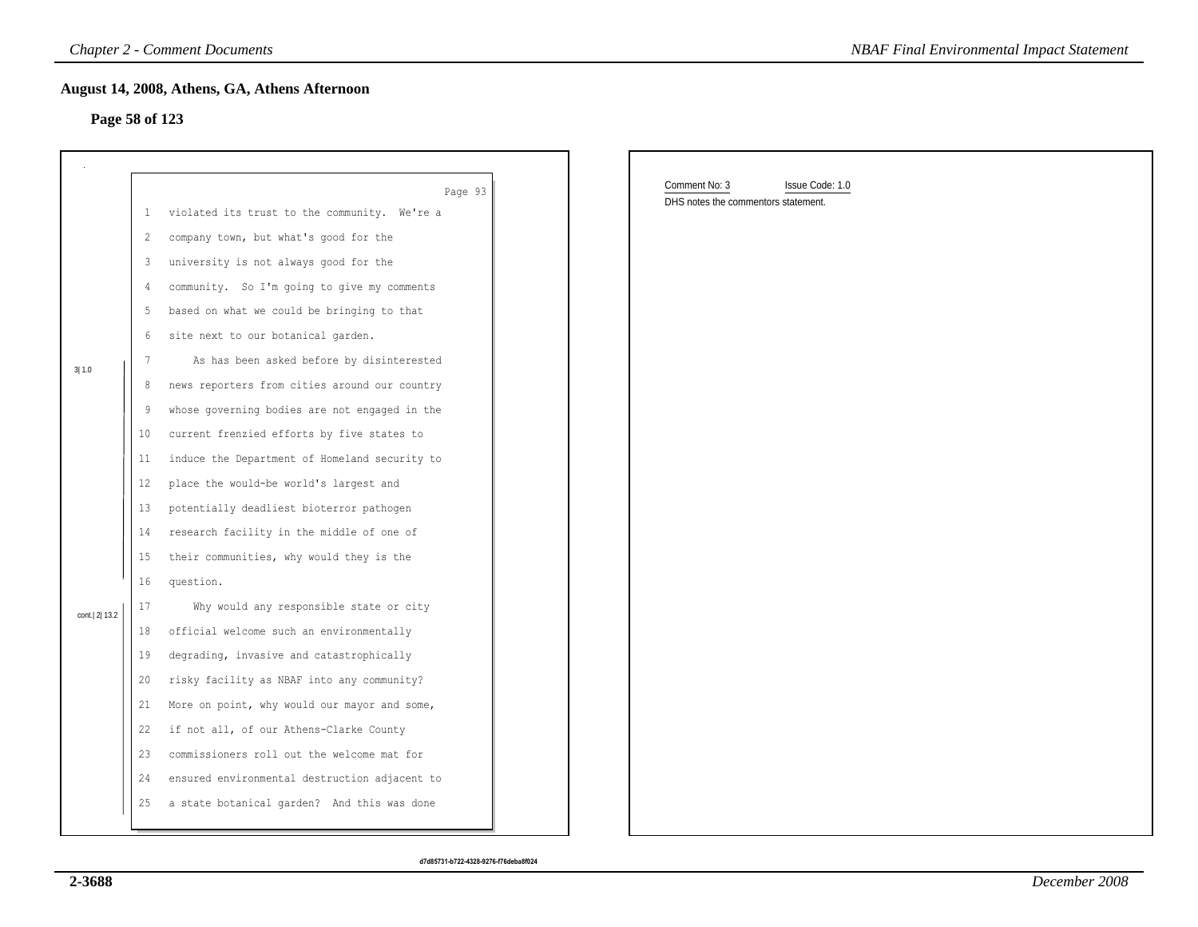## August 14, 2008, Athens, GA, Athens Afternoon

### Page 58 of 123

Page 93

1 violated its trust to the community. We're a
2 company town, but what's good for the
3 university is not always good for the
4 community. So I'm going to give my comments
5 based on what we could be bringing to that
6 site next to our botanical garden.

3| 1.0

7 As has been asked before by disinterested
8 news reporters from cities around our country
9 whose governing bodies are not engaged in the
10 current frenzied efforts by five states to
11 induce the Department of Homeland security to
12 place the would-be world's largest and
13 potentially deadliest bioterror pathogen
14 research facility in the middle of one of
15 their communities, why would they is the
16 question.

cont.| 2| 13.2

17 Why would any responsible state or city
18 official welcome such an environmentally
19 degrading, invasive and catastrophically
20 risky facility as NBAF into any community?
21 More on point, why would our mayor and some,
22 if not all, of our Athens-Clarke County
23 commissioners roll out the welcome mat for
24 ensured environmental destruction adjacent to
25 a state botanical garden? And this was done

Comment No: 3 Issue Code: 1.0

DHS notes the commentors statement.

d7d85731-b722-4328-9276-f76deba8f024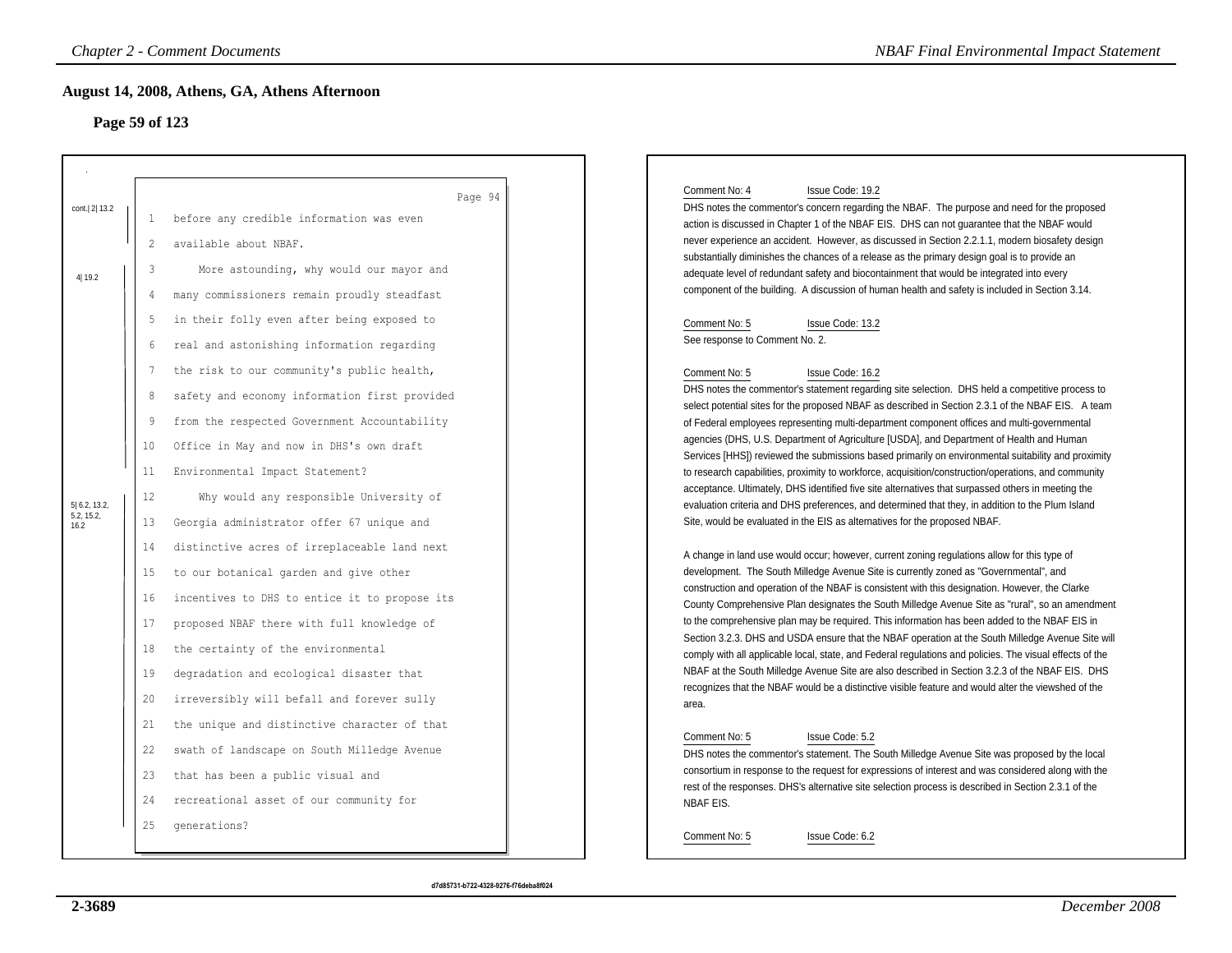## August 14, 2008, Athens, GA, Athens Afternoon

### Page 59 of 123

Page 94

cont.| 2| 13.2

1 before any credible information was even
2 available about NBAF.

4| 19.2

3 More astounding, why would our mayor and
4 many commissioners remain proudly steadfast
5 in their folly even after being exposed to
6 real and astonishing information regarding
7 the risk to our community's public health,
8 safety and economy information first provided
9 from the respected Government Accountability
10 Office in May and now in DHS's own draft
11 Environmental Impact Statement?

5| 6.2, 13.2, 5.2, 15.2, 16.2

12 Why would any responsible University of
13 Georgia administrator offer 67 unique and
14 distinctive acres of irreplaceable land next
15 to our botanical garden and give other
16 incentives to DHS to entice it to propose its
17 proposed NBAF there with full knowledge of
18 the certainty of the environmental
19 degradation and ecological disaster that
20 irreversibly will befall and forever sully
21 the unique and distinctive character of that
22 swath of landscape on South Milledge Avenue
23 that has been a public visual and
24 recreational asset of our community for
25 generations?

d7d85731-b722-4328-9276-f76deba8f024

Comment No: 4 Issue Code: 19.2

DHS notes the commentor's concern regarding the NBAF. The purpose and need for the proposed action is discussed in Chapter 1 of the NBAF EIS. DHS can not guarantee that the NBAF would never experience an accident. However, as discussed in Section 2.2.1.1, modern biosafety design substantially diminishes the chances of a release as the primary design goal is to provide an adequate level of redundant safety and biocontainment that would be integrated into every component of the building. A discussion of human health and safety is included in Section 3.14.

Comment No: 5 Issue Code: 13.2

See response to Comment No. 2.

Comment No: 5 Issue Code: 16.2

DHS notes the commentor's statement regarding site selection. DHS held a competitive process to select potential sites for the proposed NBAF as described in Section 2.3.1 of the NBAF EIS. A team of Federal employees representing multi-department component offices and multi-governmental agencies (DHS, U.S. Department of Agriculture [USDA], and Department of Health and Human Services [HHS]) reviewed the submissions based primarily on environmental suitability and proximity to research capabilities, proximity to workforce, acquisition/construction/operations, and community acceptance. Ultimately, DHS identified five site alternatives that surpassed others in meeting the evaluation criteria and DHS preferences, and determined that they, in addition to the Plum Island Site, would be evaluated in the EIS as alternatives for the proposed NBAF.

A change in land use would occur; however, current zoning regulations allow for this type of development. The South Milledge Avenue Site is currently zoned as "Governmental", and construction and operation of the NBAF is consistent with this designation. However, the Clarke County Comprehensive Plan designates the South Milledge Avenue Site as "rural", so an amendment to the comprehensive plan may be required. This information has been added to the NBAF EIS in Section 3.2.3. DHS and USDA ensure that the NBAF operation at the South Milledge Avenue Site will comply with all applicable local, state, and Federal regulations and policies. The visual effects of the NBAF at the South Milledge Avenue Site are also described in Section 3.2.3 of the NBAF EIS. DHS recognizes that the NBAF would be a distinctive visible feature and would alter the viewshed of the area.

Comment No: 5 Issue Code: 5.2

DHS notes the commentor's statement. The South Milledge Avenue Site was proposed by the local consortium in response to the request for expressions of interest and was considered along with the rest of the responses. DHS's alternative site selection process is described in Section 2.3.1 of the NBAF EIS.

Comment No: 5 Issue Code: 6.2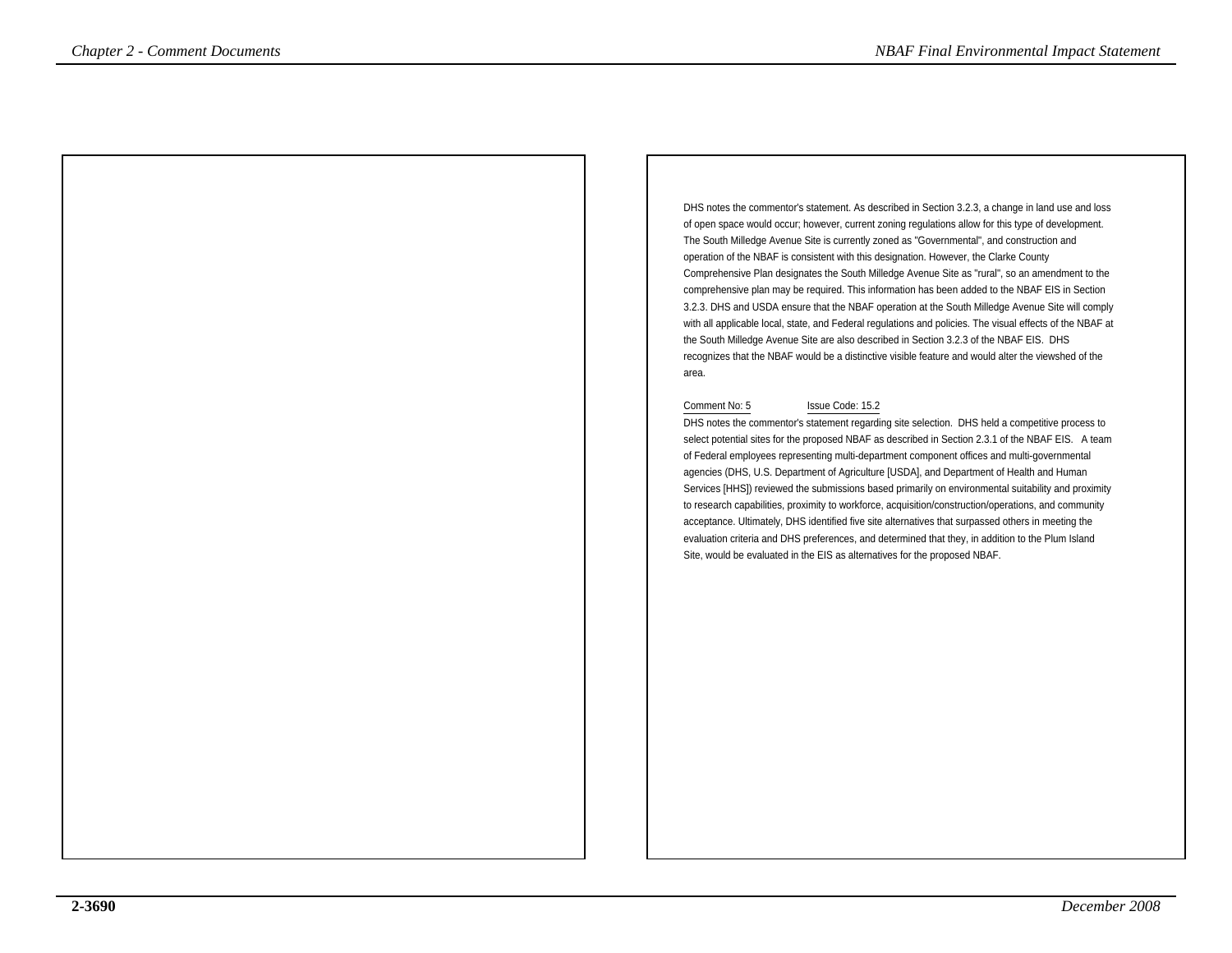DHS notes the commentor's statement. As described in Section 3.2.3, a change in land use and loss of open space would occur; however, current zoning regulations allow for this type of development. The South Milledge Avenue Site is currently zoned as "Governmental", and construction and operation of the NBAF is consistent with this designation. However, the Clarke County Comprehensive Plan designates the South Milledge Avenue Site as "rural", so an amendment to the comprehensive plan may be required. This information has been added to the NBAF EIS in Section 3.2.3. DHS and USDA ensure that the NBAF operation at the South Milledge Avenue Site will comply with all applicable local, state, and Federal regulations and policies. The visual effects of the NBAF at the South Milledge Avenue Site are also described in Section 3.2.3 of the NBAF EIS. DHS recognizes that the NBAF would be a distinctive visible feature and would alter the viewshed of the area.

Comment No: 5 Issue Code: 15.2

DHS notes the commentor's statement regarding site selection. DHS held a competitive process to select potential sites for the proposed NBAF as described in Section 2.3.1 of the NBAF EIS. A team of Federal employees representing multi-department component offices and multi-governmental agencies (DHS, U.S. Department of Agriculture [USDA], and Department of Health and Human Services [HHS]) reviewed the submissions based primarily on environmental suitability and proximity to research capabilities, proximity to workforce, acquisition/construction/operations, and community acceptance. Ultimately, DHS identified five site alternatives that surpassed others in meeting the evaluation criteria and DHS preferences, and determined that they, in addition to the Plum Island Site, would be evaluated in the EIS as alternatives for the proposed NBAF.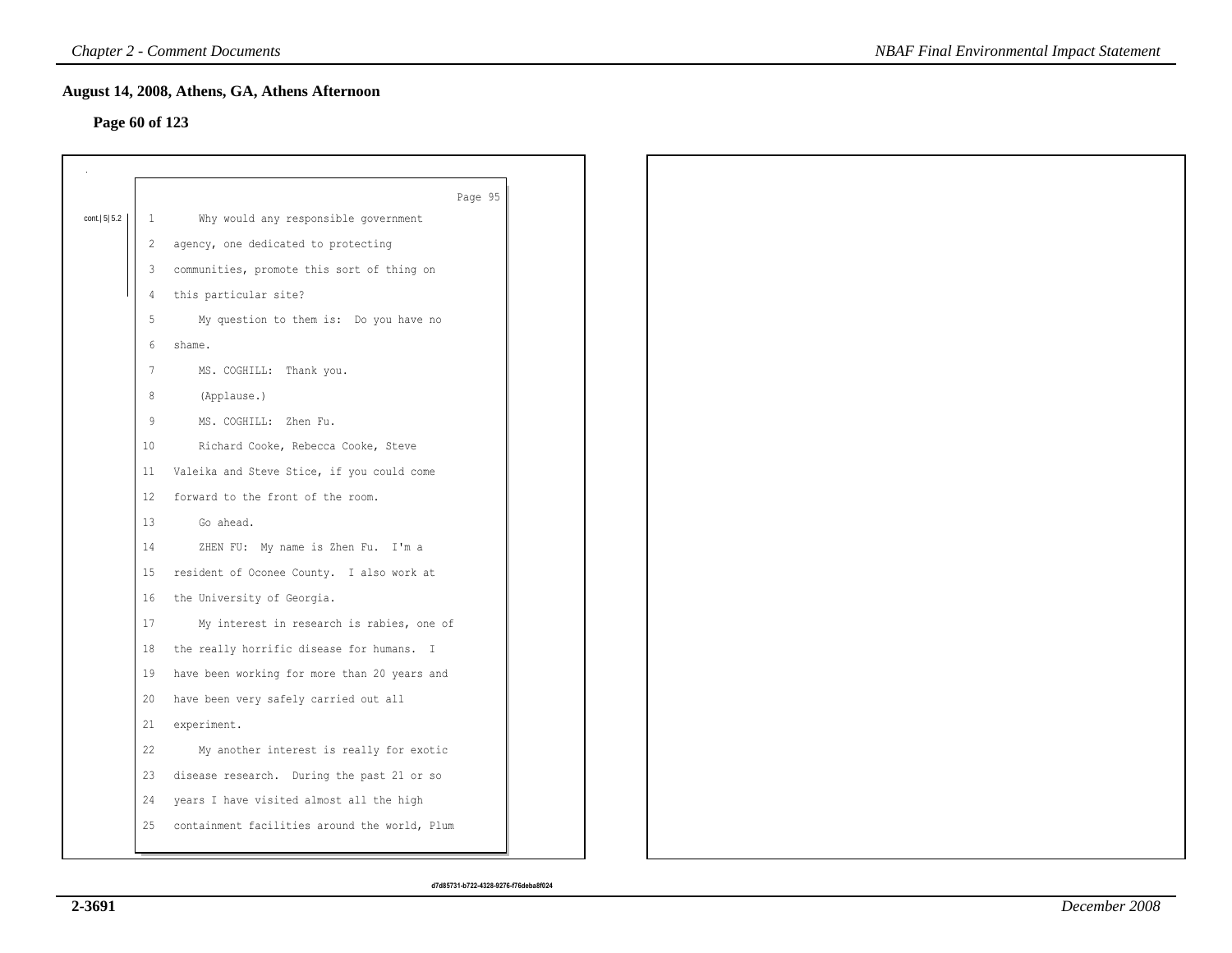## August 14, 2008, Athens, GA, Athens Afternoon

### Page 60 of 123

Page 95

cont.| 5| 5.2

1 Why would any responsible government
2 agency, one dedicated to protecting
3 communities, promote this sort of thing on
4 this particular site?
5 My question to them is: Do you have no
6 shame.
7 MS. COGHILL: Thank you.
8 (Applause.)
9 MS. COGHILL: Zhen Fu.
10 Richard Cooke, Rebecca Cooke, Steve
11 Valeika and Steve Stice, if you could come
12 forward to the front of the room.
13 Go ahead.
14 ZHEN FU: My name is Zhen Fu. I'm a
15 resident of Oconee County. I also work at
16 the University of Georgia.
17 My interest in research is rabies, one of
18 the really horrific disease for humans. I
19 have been working for more than 20 years and
20 have been very safely carried out all
21 experiment.
22 My another interest is really for exotic
23 disease research. During the past 21 or so
24 years I have visited almost all the high
25 containment facilities around the world, Plum

d7d85731-b722-4328-9276-f76deba8f024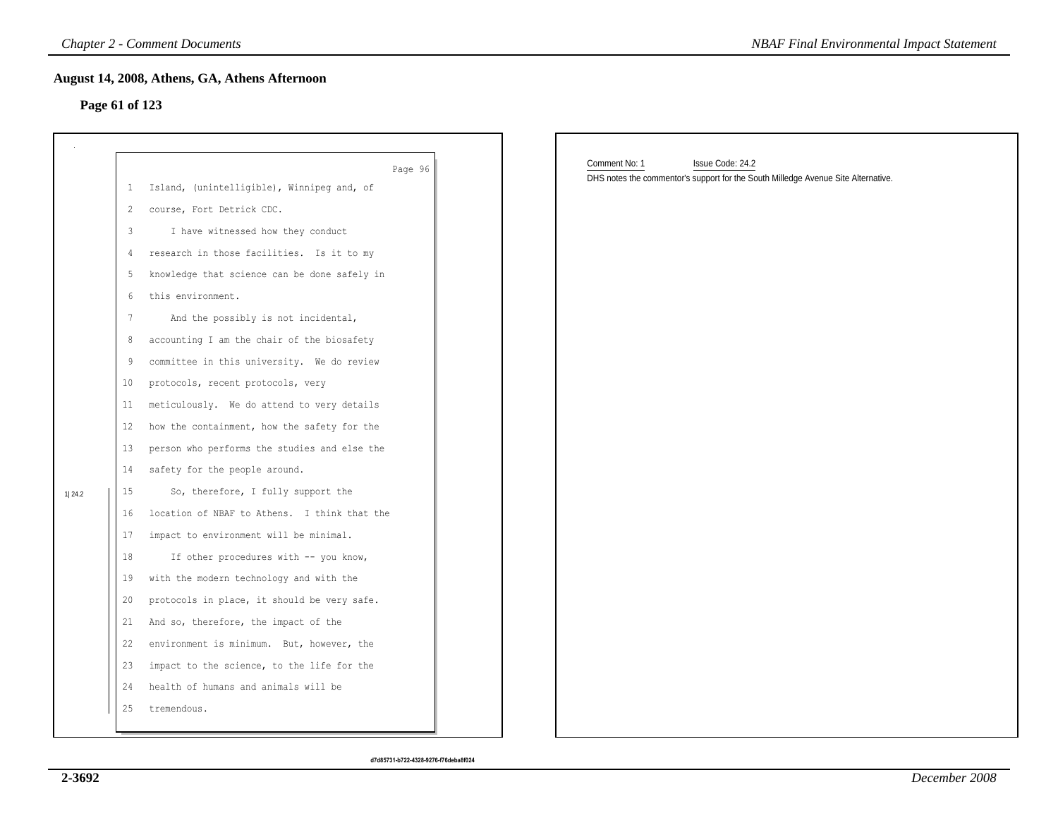## August 14, 2008, Athens, GA, Athens Afternoon

### Page 61 of 123

Page 96

1 Island, (unintelligible), Winnipeg and, of
2 course, Fort Detrick CDC.
3 I have witnessed how they conduct
4 research in those facilities. Is it to my
5 knowledge that science can be done safely in
6 this environment.
7 And the possibly is not incidental,
8 accounting I am the chair of the biosafety
9 committee in this university. We do review
10 protocols, recent protocols, very
11 meticulously. We do attend to very details
12 how the containment, how the safety for the
13 person who performs the studies and else the
14 safety for the people around.

1| 24.2

15 So, therefore, I fully support the
16 location of NBAF to Athens. I think that the
17 impact to environment will be minimal.
18 If other procedures with -- you know,
19 with the modern technology and with the
20 protocols in place, it should be very safe.
21 And so, therefore, the impact of the
22 environment is minimum. But, however, the
23 impact to the science, to the life for the
24 health of humans and animals will be
25 tremendous.

Comment No: 1 Issue Code: 24.2

DHS notes the commentor's support for the South Milledge Avenue Site Alternative.

d7d85731-b722-4328-9276-f76deba8f024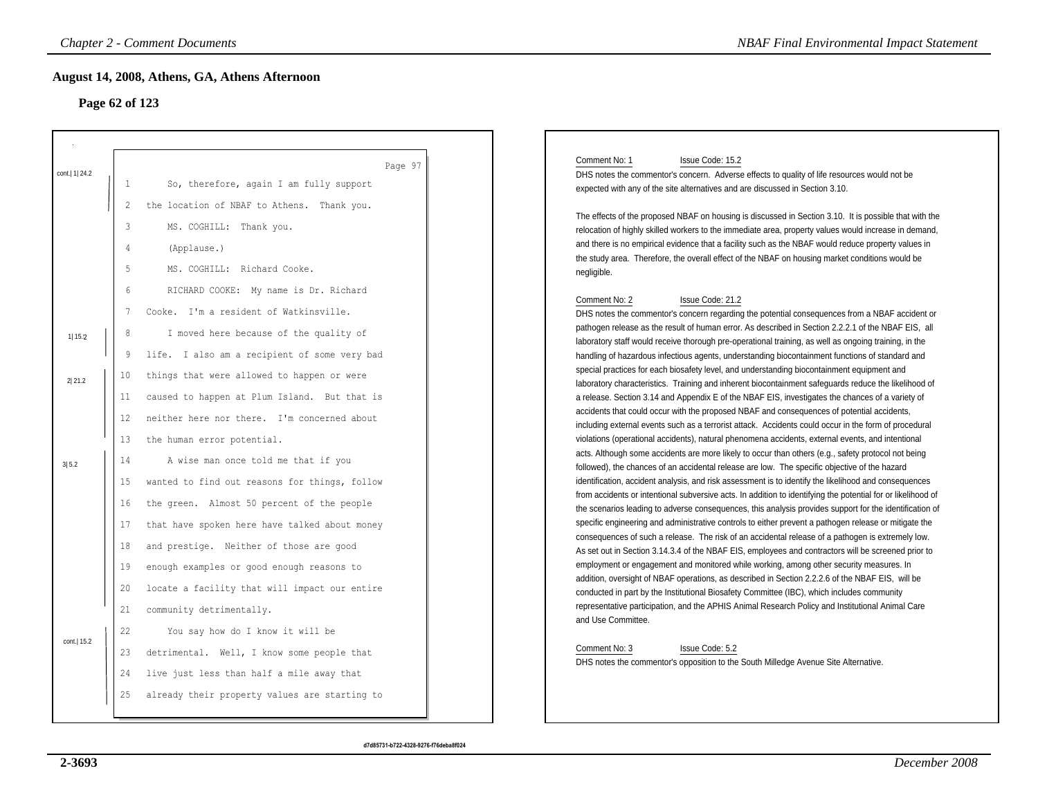## August 14, 2008, Athens, GA, Athens Afternoon

### Page 62 of 123

Page 97

cont.| 1| 24.2

1 So, therefore, again I am fully support
2 the location of NBAF to Athens. Thank you.
3 MS. COGHILL: Thank you.
4 (Applause.)
5 MS. COGHILL: Richard Cooke.
6 RICHARD COOKE: My name is Dr. Richard
7 Cooke. I'm a resident of Watkinsville.

1| 15.2

8 I moved here because of the quality of
9 life. I also am a recipient of some very bad

2| 21.2

10 things that were allowed to happen or were
11 caused to happen at Plum Island. But that is
12 neither here nor there. I'm concerned about
13 the human error potential.

3| 5.2

14 A wise man once told me that if you
15 wanted to find out reasons for things, follow
16 the green. Almost 50 percent of the people
17 that have spoken here have talked about money
18 and prestige. Neither of those are good
19 enough examples or good enough reasons to
20 locate a facility that will impact our entire
21 community detrimentally.

cont.| 15.2

22 You say how do I know it will be
23 detrimental. Well, I know some people that
24 live just less than half a mile away that
25 already their property values are starting to

Comment No: 1 Issue Code: 15.2

DHS notes the commentor's concern. Adverse effects to quality of life resources would not be expected with any of the site alternatives and are discussed in Section 3.10.

The effects of the proposed NBAF on housing is discussed in Section 3.10. It is possible that with the relocation of highly skilled workers to the immediate area, property values would increase in demand, and there is no empirical evidence that a facility such as the NBAF would reduce property values in the study area. Therefore, the overall effect of the NBAF on housing market conditions would be negligible.

Comment No: 2 Issue Code: 21.2

DHS notes the commentor's concern regarding the potential consequences from a NBAF accident or pathogen release as the result of human error. As described in Section 2.2.2.1 of the NBAF EIS, all laboratory staff would receive thorough pre-operational training, as well as ongoing training, in the handling of hazardous infectious agents, understanding biocontainment functions of standard and special practices for each biosafety level, and understanding biocontainment equipment and laboratory characteristics. Training and inherent biocontainment safeguards reduce the likelihood of a release. Section 3.14 and Appendix E of the NBAF EIS, investigates the chances of a variety of accidents that could occur with the proposed NBAF and consequences of potential accidents, including external events such as a terrorist attack. Accidents could occur in the form of procedural violations (operational accidents), natural phenomena accidents, external events, and intentional acts. Although some accidents are more likely to occur than others (e.g., safety protocol not being followed), the chances of an accidental release are low. The specific objective of the hazard identification, accident analysis, and risk assessment is to identify the likelihood and consequences from accidents or intentional subversive acts. In addition to identifying the potential for or likelihood of the scenarios leading to adverse consequences, this analysis provides support for the identification of specific engineering and administrative controls to either prevent a pathogen release or mitigate the consequences of such a release. The risk of an accidental release of a pathogen is extremely low. As set out in Section 3.14.3.4 of the NBAF EIS, employees and contractors will be screened prior to employment or engagement and monitored while working, among other security measures. In addition, oversight of NBAF operations, as described in Section 2.2.2.6 of the NBAF EIS, will be conducted in part by the Institutional Biosafety Committee (IBC), which includes community representative participation, and the APHIS Animal Research Policy and Institutional Animal Care and Use Committee.

Comment No: 3 Issue Code: 5.2

DHS notes the commentor's opposition to the South Milledge Avenue Site Alternative.

d7d85731-b722-4328-9276-f76deba8f024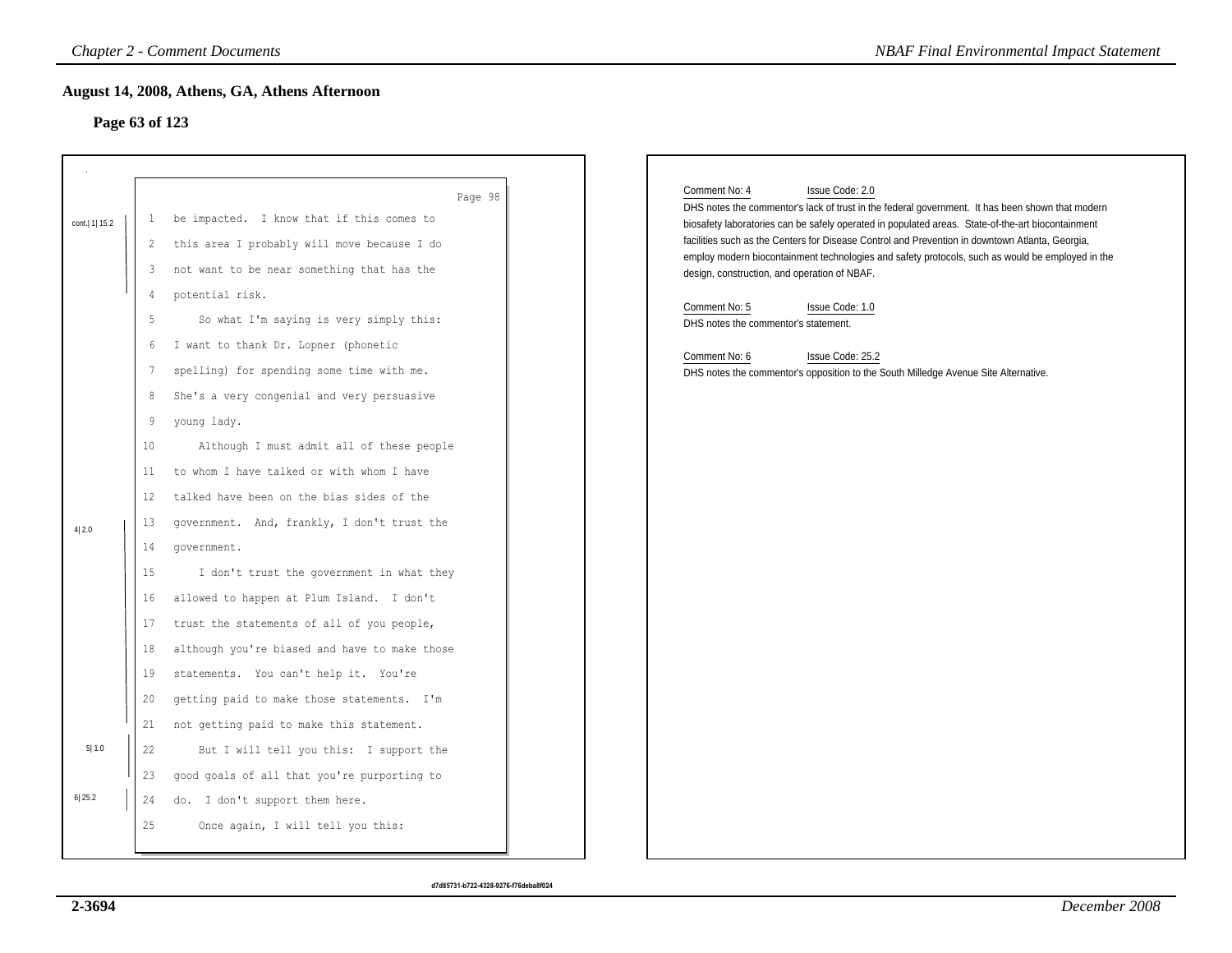## August 14, 2008, Athens, GA, Athens Afternoon

### Page 63 of 123

Page 98

cont.| 1| 15.2

1 be impacted. I know that if this comes to
2 this area I probably will move because I do
3 not want to be near something that has the
4 potential risk.
5 So what I'm saying is very simply this:
6 I want to thank Dr. Lopner (phonetic
7 spelling) for spending some time with me.
8 She's a very congenial and very persuasive
9 young lady.
10 Although I must admit all of these people
11 to whom I have talked or with whom I have
12 talked have been on the bias sides of the

4| 2.0

13 government. And, frankly, I don't trust the
14 government.
15 I don't trust the government in what they
16 allowed to happen at Plum Island. I don't
17 trust the statements of all of you people,
18 although you're biased and have to make those
19 statements. You can't help it. You're
20 getting paid to make those statements. I'm
21 not getting paid to make this statement.

5| 1.0

22 But I will tell you this: I support the
23 good goals of all that you're purporting to

6| 25.2

24 do. I don't support them here.
25 Once again, I will tell you this:

---

Comment No: 4 Issue Code: 2.0

DHS notes the commentor's lack of trust in the federal government. It has been shown that modern biosafety laboratories can be safely operated in populated areas. State-of-the-art biocontainment facilities such as the Centers for Disease Control and Prevention in downtown Atlanta, Georgia, employ modern biocontainment technologies and safety protocols, such as would be employed in the design, construction, and operation of NBAF.

Comment No: 5 Issue Code: 1.0

DHS notes the commentor's statement.

Comment No: 6 Issue Code: 25.2

DHS notes the commentor's opposition to the South Milledge Avenue Site Alternative.

d7d85731-b722-4328-9276-f76deba8f024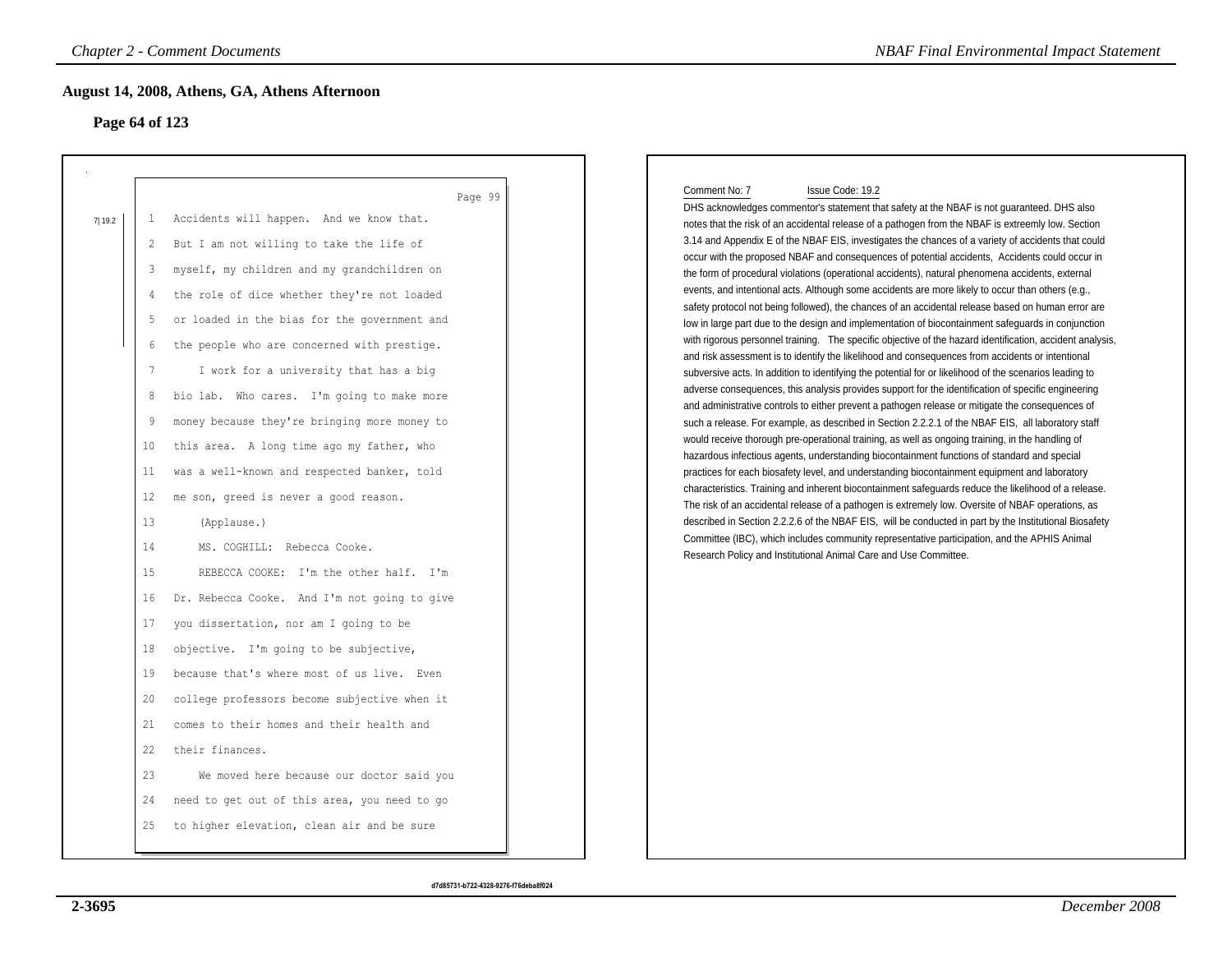## August 14, 2008, Athens, GA, Athens Afternoon

### Page 64 of 123

Page 99

7|19.2

1 Accidents will happen. And we know that.
2 But I am not willing to take the life of
3 myself, my children and my grandchildren on
4 the role of dice whether they're not loaded
5 or loaded in the bias for the government and
6 the people who are concerned with prestige.
7 I work for a university that has a big
8 bio lab. Who cares. I'm going to make more
9 money because they're bringing more money to
10 this area. A long time ago my father, who
11 was a well-known and respected banker, told
12 me son, greed is never a good reason.
13 (Applause.)
14 MS. COGHILL: Rebecca Cooke.
15 REBECCA COOKE: I'm the other half. I'm
16 Dr. Rebecca Cooke. And I'm not going to give
17 you dissertation, nor am I going to be
18 objective. I'm going to be subjective,
19 because that's where most of us live. Even
20 college professors become subjective when it
21 comes to their homes and their health and
22 their finances.
23 We moved here because our doctor said you
24 need to get out of this area, you need to go
25 to higher elevation, clean air and be sure

Comment No: 7 Issue Code: 19.2

DHS acknowledges commentor's statement that safety at the NBAF is not guaranteed. DHS also notes that the risk of an accidental release of a pathogen from the NBAF is extreemly low. Section 3.14 and Appendix E of the NBAF EIS, investigates the chances of a variety of accidents that could occur with the proposed NBAF and consequences of potential accidents, Accidents could occur in the form of procedural violations (operational accidents), natural phenomena accidents, external events, and intentional acts. Although some accidents are more likely to occur than others (e.g., safety protocol not being followed), the chances of an accidental release based on human error are low in large part due to the design and implementation of biocontainment safeguards in conjunction with rigorous personnel training. The specific objective of the hazard identification, accident analysis, and risk assessment is to identify the likelihood and consequences from accidents or intentional subversive acts. In addition to identifying the potential for or likelihood of the scenarios leading to adverse consequences, this analysis provides support for the identification of specific engineering and administrative controls to either prevent a pathogen release or mitigate the consequences of such a release. For example, as described in Section 2.2.2.1 of the NBAF EIS, all laboratory staff would receive thorough pre-operational training, as well as ongoing training, in the handling of hazardous infectious agents, understanding biocontainment functions of standard and special practices for each biosafety level, and understanding biocontainment equipment and laboratory characteristics. Training and inherent biocontainment safeguards reduce the likelihood of a release. The risk of an accidental release of a pathogen is extremely low. Oversite of NBAF operations, as described in Section 2.2.2.6 of the NBAF EIS, will be conducted in part by the Institutional Biosafety Committee (IBC), which includes community representative participation, and the APHIS Animal Research Policy and Institutional Animal Care and Use Committee.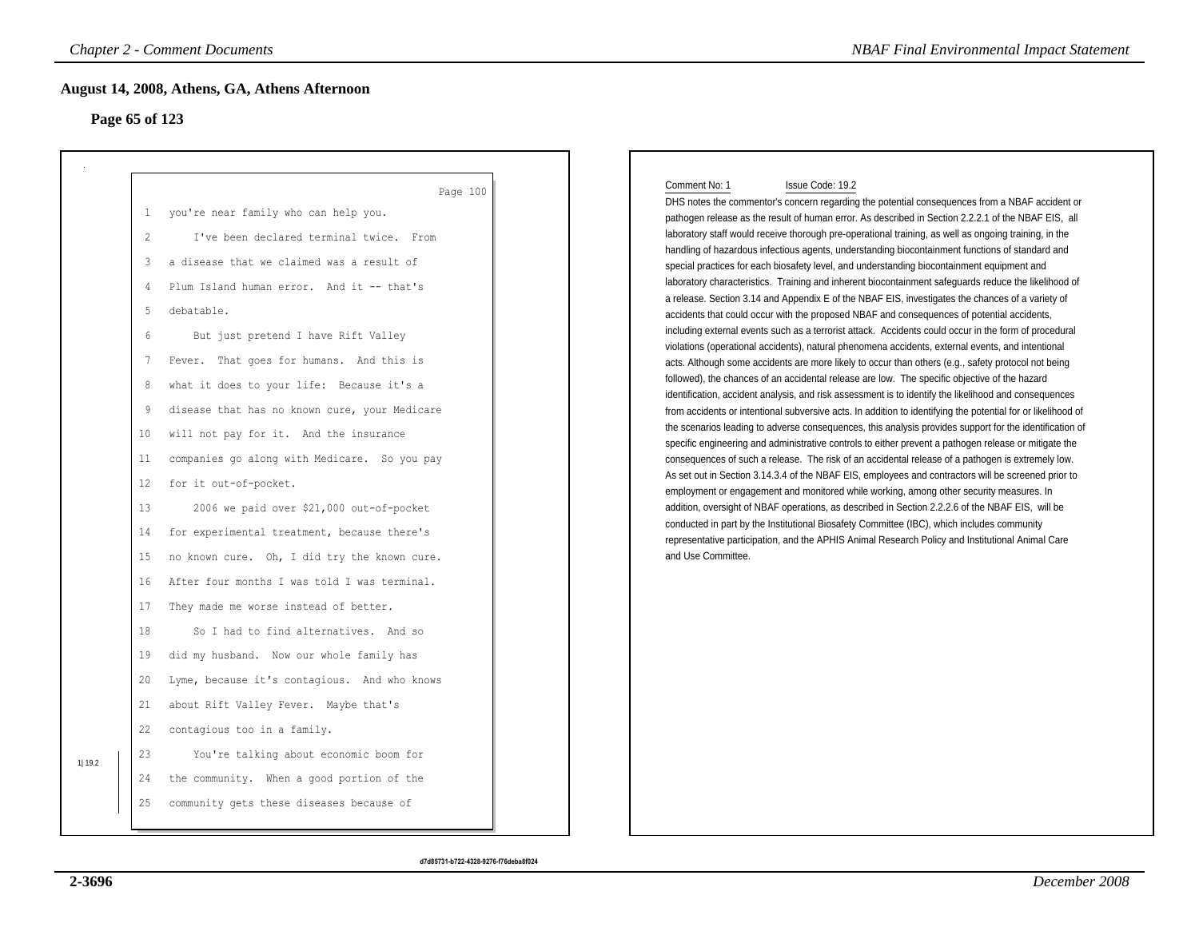## August 14, 2008, Athens, GA, Athens Afternoon

### Page 65 of 123

Page 100

1 you're near family who can help you.
2 I've been declared terminal twice. From
3 a disease that we claimed was a result of
4 Plum Island human error. And it -- that's
5 debatable.
6 But just pretend I have Rift Valley
7 Fever. That goes for humans. And this is
8 what it does to your life: Because it's a
9 disease that has no known cure, your Medicare
10 will not pay for it. And the insurance
11 companies go along with Medicare. So you pay
12 for it out-of-pocket.
13 2006 we paid over $21,000 out-of-pocket
14 for experimental treatment, because there's
15 no known cure. Oh, I did try the known cure.
16 After four months I was told I was terminal.
17 They made me worse instead of better.
18 So I had to find alternatives. And so
19 did my husband. Now our whole family has
20 Lyme, because it's contagious. And who knows
21 about Rift Valley Fever. Maybe that's
22 contagious too in a family.
23 You're talking about economic boom for
24 the community. When a good portion of the
25 community gets these diseases because of

1| 19.2

Comment No: 1 Issue Code: 19.2

DHS notes the commentor's concern regarding the potential consequences from a NBAF accident or pathogen release as the result of human error. As described in Section 2.2.2.1 of the NBAF EIS, all laboratory staff would receive thorough pre-operational training, as well as ongoing training, in the handling of hazardous infectious agents, understanding biocontainment functions of standard and special practices for each biosafety level, and understanding biocontainment equipment and laboratory characteristics. Training and inherent biocontainment safeguards reduce the likelihood of a release. Section 3.14 and Appendix E of the NBAF EIS, investigates the chances of a variety of accidents that could occur with the proposed NBAF and consequences of potential accidents, including external events such as a terrorist attack. Accidents could occur in the form of procedural violations (operational accidents), natural phenomena accidents, external events, and intentional acts. Although some accidents are more likely to occur than others (e.g., safety protocol not being followed), the chances of an accidental release are low. The specific objective of the hazard identification, accident analysis, and risk assessment is to identify the likelihood and consequences from accidents or intentional subversive acts. In addition to identifying the potential for or likelihood of the scenarios leading to adverse consequences, this analysis provides support for the identification of specific engineering and administrative controls to either prevent a pathogen release or mitigate the consequences of such a release. The risk of an accidental release of a pathogen is extremely low. As set out in Section 3.14.3.4 of the NBAF EIS, employees and contractors will be screened prior to employment or engagement and monitored while working, among other security measures. In addition, oversight of NBAF operations, as described in Section 2.2.2.6 of the NBAF EIS, will be conducted in part by the Institutional Biosafety Committee (IBC), which includes community representative participation, and the APHIS Animal Research Policy and Institutional Animal Care and Use Committee.

d7d85731-b722-4328-9276-f76deba8f024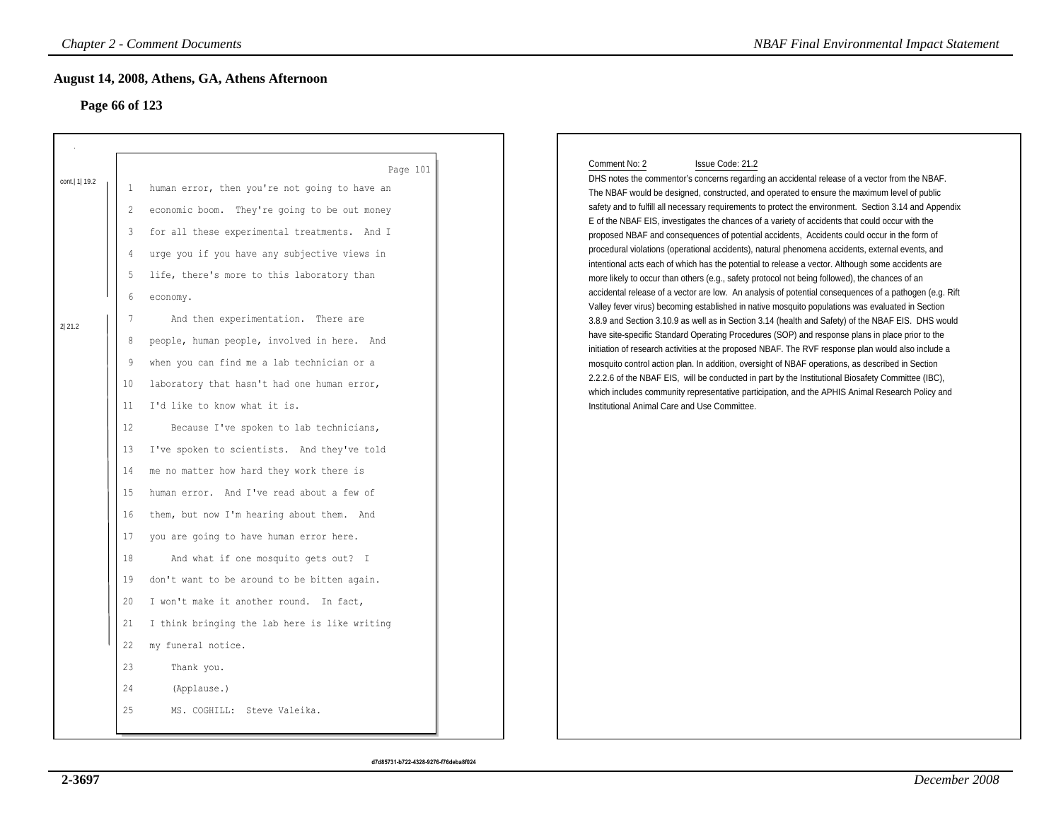## August 14, 2008, Athens, GA, Athens Afternoon

### Page 66 of 123

Page 101

cont.| 1| 19.2

1 human error, then you're not going to have an
2 economic boom. They're going to be out money
3 for all these experimental treatments. And I
4 urge you if you have any subjective views in
5 life, there's more to this laboratory than
6 economy.

2| 21.2

7 And then experimentation. There are
8 people, human people, involved in here. And
9 when you can find me a lab technician or a
10 laboratory that hasn't had one human error,
11 I'd like to know what it is.
12 Because I've spoken to lab technicians,
13 I've spoken to scientists. And they've told
14 me no matter how hard they work there is
15 human error. And I've read about a few of
16 them, but now I'm hearing about them. And
17 you are going to have human error here.
18 And what if one mosquito gets out? I
19 don't want to be around to be bitten again.
20 I won't make it another round. In fact,
21 I think bringing the lab here is like writing
22 my funeral notice.
23 Thank you.
24 (Applause.)
25 MS. COGHILL: Steve Valeika.

Comment No: 2 Issue Code: 21.2

DHS notes the commentor's concerns regarding an accidental release of a vector from the NBAF. The NBAF would be designed, constructed, and operated to ensure the maximum level of public safety and to fulfill all necessary requirements to protect the environment. Section 3.14 and Appendix E of the NBAF EIS, investigates the chances of a variety of accidents that could occur with the proposed NBAF and consequences of potential accidents, Accidents could occur in the form of procedural violations (operational accidents), natural phenomena accidents, external events, and intentional acts each of which has the potential to release a vector. Although some accidents are more likely to occur than others (e.g., safety protocol not being followed), the chances of an accidental release of a vector are low. An analysis of potential consequences of a pathogen (e.g. Rift Valley fever virus) becoming established in native mosquito populations was evaluated in Section 3.8.9 and Section 3.10.9 as well as in Section 3.14 (health and Safety) of the NBAF EIS. DHS would have site-specific Standard Operating Procedures (SOP) and response plans in place prior to the initiation of research activities at the proposed NBAF. The RVF response plan would also include a mosquito control action plan. In addition, oversight of NBAF operations, as described in Section 2.2.2.6 of the NBAF EIS, will be conducted in part by the Institutional Biosafety Committee (IBC), which includes community representative participation, and the APHIS Animal Research Policy and Institutional Animal Care and Use Committee.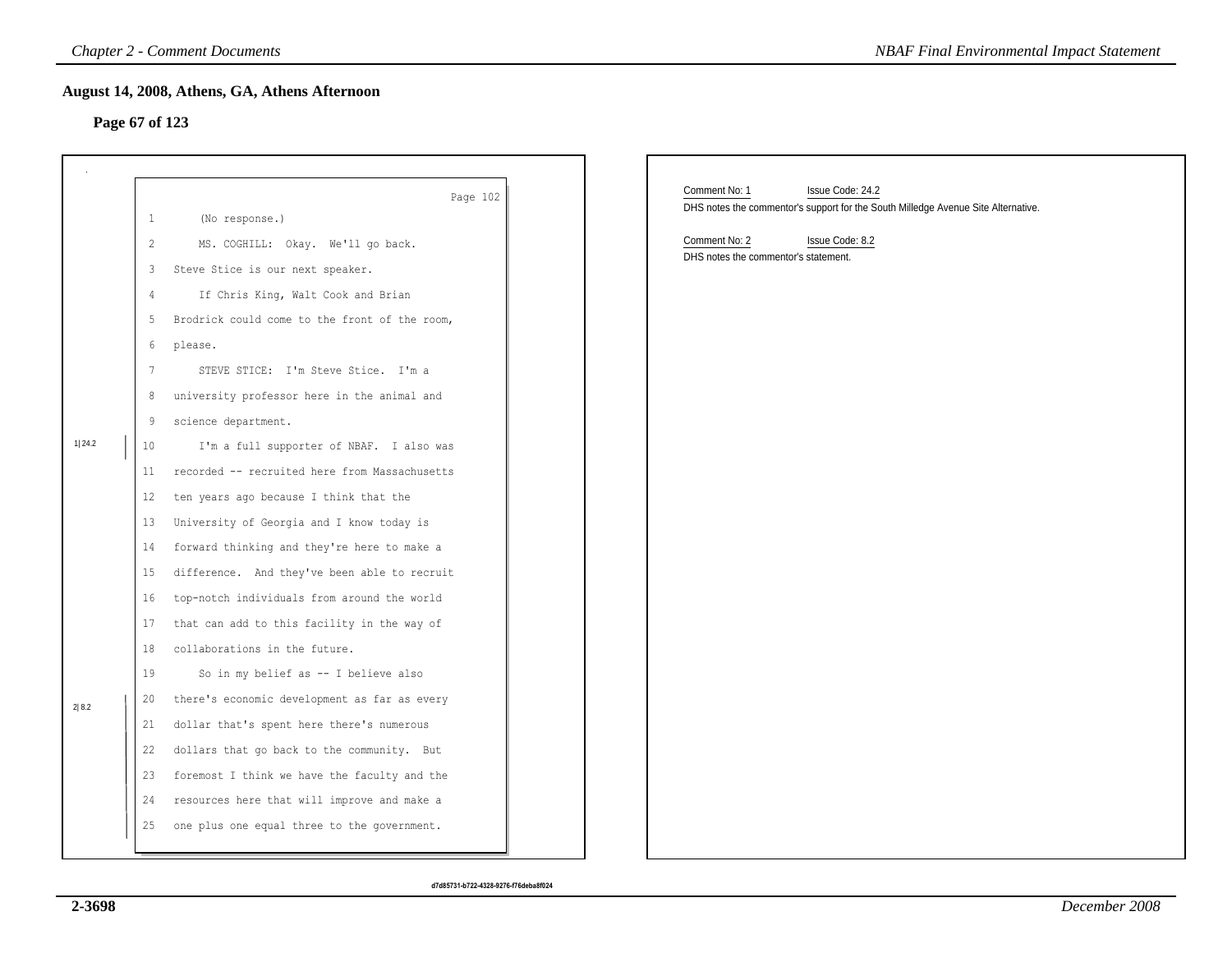## August 14, 2008, Athens, GA, Athens Afternoon

### Page 67 of 123

Page 102

1 (No response.)

2 MS. COGHILL: Okay. We'll go back.

3 Steve Stice is our next speaker.

4 If Chris King, Walt Cook and Brian

5 Brodrick could come to the front of the room,

6 please.

7 STEVE STICE: I'm Steve Stice. I'm a

8 university professor here in the animal and

9 science department.

1|24.2

10 I'm a full supporter of NBAF. I also was

11 recorded -- recruited here from Massachusetts

12 ten years ago because I think that the

13 University of Georgia and I know today is

14 forward thinking and they're here to make a

15 difference. And they've been able to recruit

16 top-notch individuals from around the world

17 that can add to this facility in the way of

18 collaborations in the future.

19 So in my belief as -- I believe also

2|8.2

20 there's economic development as far as every

21 dollar that's spent here there's numerous

22 dollars that go back to the community. But

23 foremost I think we have the faculty and the

24 resources here that will improve and make a

25 one plus one equal three to the government.

---

Comment No: 1 Issue Code: 24.2

DHS notes the commentor's support for the South Milledge Avenue Site Alternative.

Comment No: 2 Issue Code: 8.2

DHS notes the commentor's statement.

d7d85731-b722-4328-9276-f76deba8f024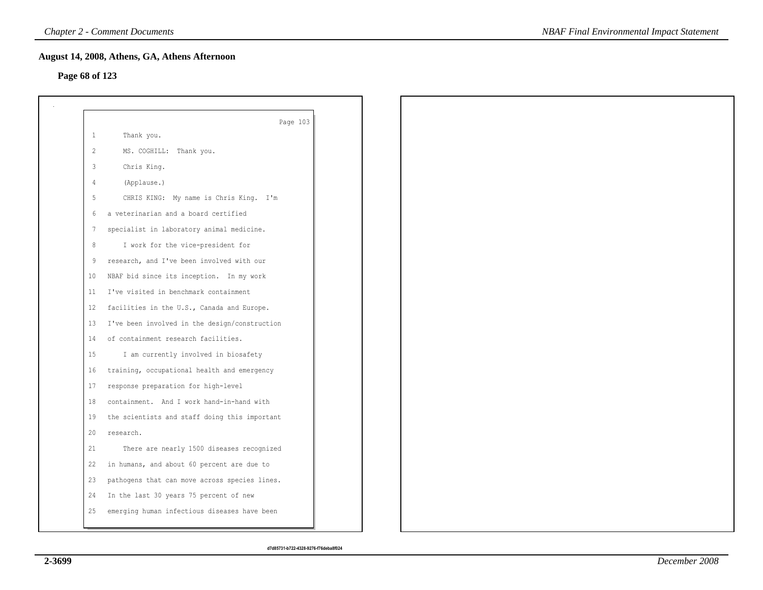## August 14, 2008, Athens, GA, Athens Afternoon

**Page 68 of 123**

Page 103

1 Thank you.

2 MS. COGHILL: Thank you.

3 Chris King.

4 (Applause.)

5 CHRIS KING: My name is Chris King. I'm

6 a veterinarian and a board certified

7 specialist in laboratory animal medicine.

8 I work for the vice-president for

9 research, and I've been involved with our

10 NBAF bid since its inception. In my work

11 I've visited in benchmark containment

12 facilities in the U.S., Canada and Europe.

13 I've been involved in the design/construction

14 of containment research facilities.

15 I am currently involved in biosafety

16 training, occupational health and emergency

17 response preparation for high-level

18 containment. And I work hand-in-hand with

19 the scientists and staff doing this important

20 research.

21 There are nearly 1500 diseases recognized

22 in humans, and about 60 percent are due to

23 pathogens that can move across species lines.

24 In the last 30 years 75 percent of new

25 emerging human infectious diseases have been

d7d85731-b722-4328-9276-f76deba8f024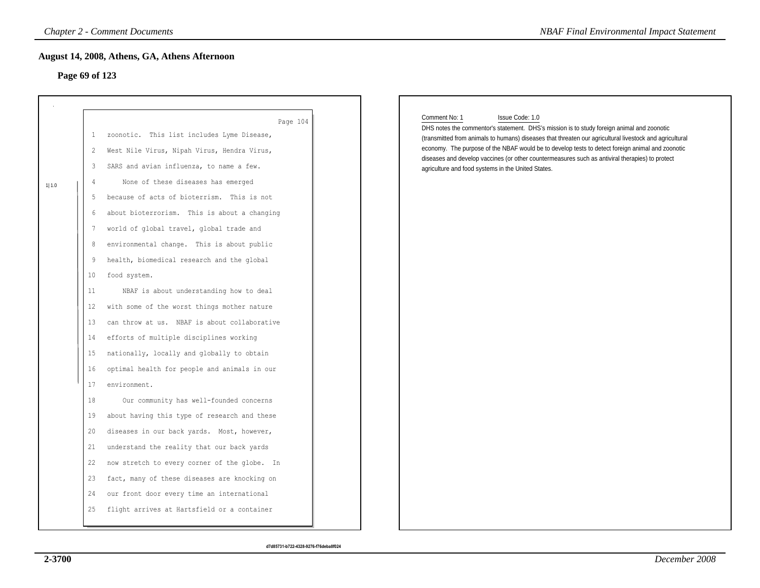## August 14, 2008, Athens, GA, Athens Afternoon

### Page 69 of 123

Page 104

1 zoonotic. This list includes Lyme Disease,
2 West Nile Virus, Nipah Virus, Hendra Virus,
3 SARS and avian influenza, to name a few.
4 None of these diseases has emerged
5 because of acts of bioterrism. This is not
6 about bioterrorism. This is about a changing
7 world of global travel, global trade and
8 environmental change. This is about public
9 health, biomedical research and the global
10 food system.
11 NBAF is about understanding how to deal
12 with some of the worst things mother nature
13 can throw at us. NBAF is about collaborative
14 efforts of multiple disciplines working
15 nationally, locally and globally to obtain
16 optimal health for people and animals in our
17 environment.
18 Our community has well-founded concerns
19 about having this type of research and these
20 diseases in our back yards. Most, however,
21 understand the reality that our back yards
22 now stretch to every corner of the globe. In
23 fact, many of these diseases are knocking on
24 our front door every time an international
25 flight arrives at Hartsfield or a container

1|1.0

Comment No: 1 Issue Code: 1.0

DHS notes the commentor's statement. DHS's mission is to study foreign animal and zoonotic (transmitted from animals to humans) diseases that threaten our agricultural livestock and agricultural economy. The purpose of the NBAF would be to develop tests to detect foreign animal and zoonotic diseases and develop vaccines (or other countermeasures such as antiviral therapies) to protect agriculture and food systems in the United States.

d7d85731-b722-4328-9276-f76deba8f024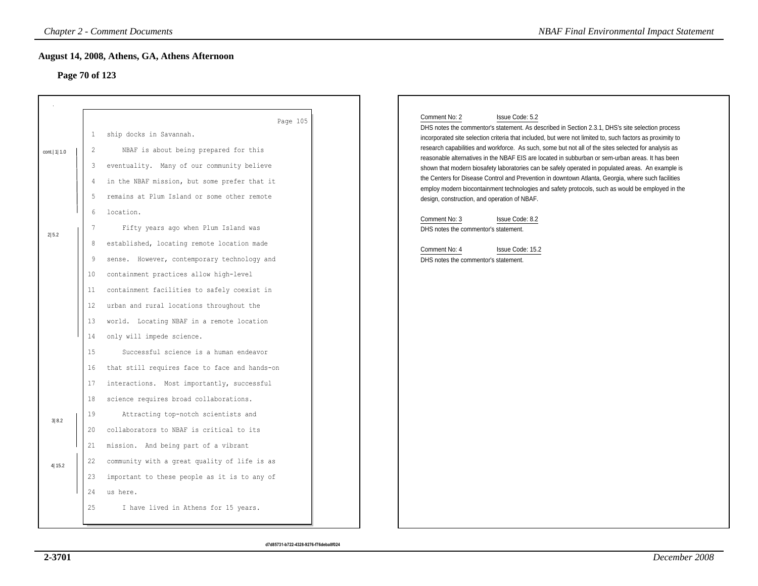## August 14, 2008, Athens, GA, Athens Afternoon

### Page 70 of 123

Page 105

```
 1   ship docks in Savannah.
 2       NBAF is about being prepared for this            cont.| 1| 1.0
 3   eventuality.  Many of our community believe
 4   in the NBAF mission, but some prefer that it
 5   remains at Plum Island or some other remote
 6   location.
 7       Fifty years ago when Plum Island was             2| 5.2
 8   established, locating remote location made
 9   sense.  However, contemporary technology and
10   containment practices allow high-level
11   containment facilities to safely coexist in
12   urban and rural locations throughout the
13   world.  Locating NBAF in a remote location
14   only will impede science.
15       Successful science is a human endeavor
16   that still requires face to face and hands-on
17   interactions.  Most importantly, successful
18   science requires broad collaborations.
19       Attracting top-notch scientists and              3| 8.2
20   collaborators to NBAF is critical to its
21   mission.  And being part of a vibrant
22   community with a great quality of life is as         4| 15.2
23   important to these people as it is to any of
24   us here.
25       I have lived in Athens for 15 years.
```

Comment No: 2 Issue Code: 5.2

DHS notes the commentor's statement. As described in Section 2.3.1, DHS's site selection process incorporated site selection criteria that included, but were not limited to, such factors as proximity to research capabilities and workforce. As such, some but not all of the sites selected for analysis as reasonable alternatives in the NBAF EIS are located in subburban or sem-urban areas. It has been shown that modern biosafety laboratories can be safely operated in populated areas. An example is the Centers for Disease Control and Prevention in downtown Atlanta, Georgia, where such facilities employ modern biocontainment technologies and safety protocols, such as would be employed in the design, construction, and operation of NBAF.

Comment No: 3 Issue Code: 8.2

DHS notes the commentor's statement.

Comment No: 4 Issue Code: 15.2

DHS notes the commentor's statement.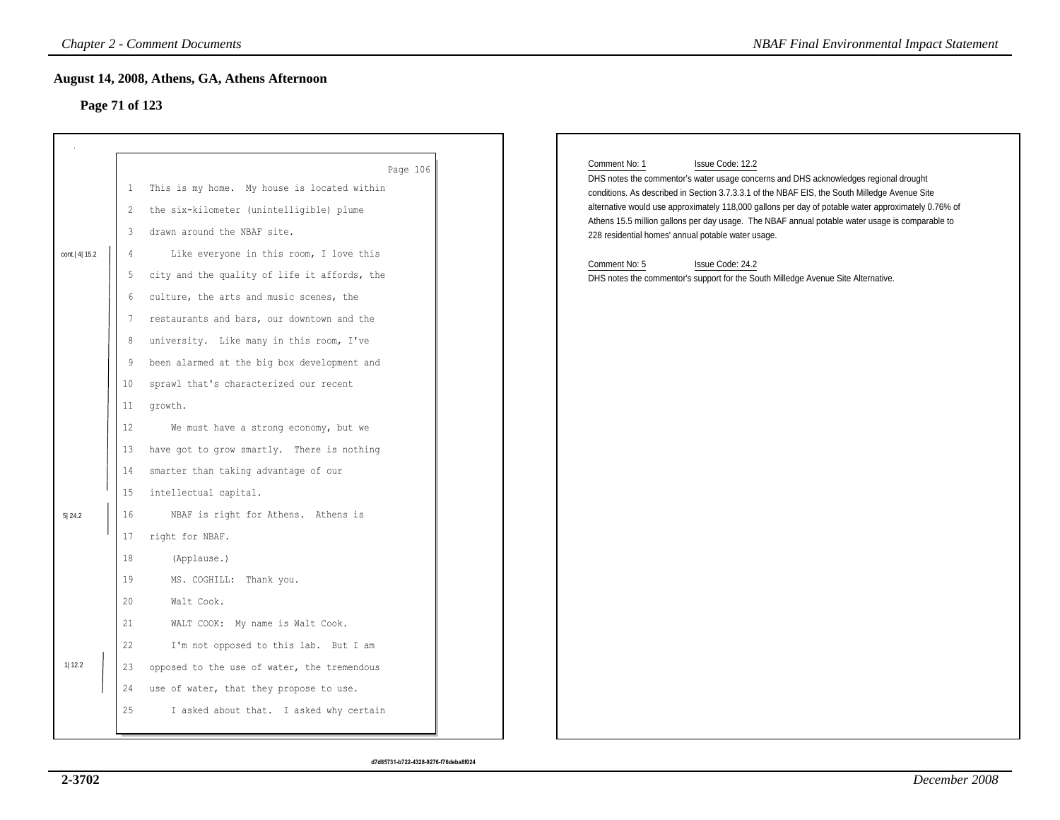## August 14, 2008, Athens, GA, Athens Afternoon

### Page 71 of 123

Page 106

1 This is my home. My house is located within
2 the six-kilometer (unintelligible) plume
3 drawn around the NBAF site.
4 Like everyone in this room, I love this
5 city and the quality of life it affords, the
6 culture, the arts and music scenes, the
7 restaurants and bars, our downtown and the
8 university. Like many in this room, I've
9 been alarmed at the big box development and
10 sprawl that's characterized our recent
11 growth.
12 We must have a strong economy, but we
13 have got to grow smartly. There is nothing
14 smarter than taking advantage of our
15 intellectual capital.
16 NBAF is right for Athens. Athens is
17 right for NBAF.
18 (Applause.)
19 MS. COGHILL: Thank you.
20 Walt Cook.
21 WALT COOK: My name is Walt Cook.
22 I'm not opposed to this lab. But I am
23 opposed to the use of water, the tremendous
24 use of water, that they propose to use.
25 I asked about that. I asked why certain

Margin annotations: cont.| 4| 15.2 (lines 4–15); 5| 24.2 (lines 16–17); 1| 12.2 (lines 23–24)

Comment No: 1 Issue Code: 12.2

DHS notes the commentor's water usage concerns and DHS acknowledges regional drought conditions. As described in Section 3.7.3.3.1 of the NBAF EIS, the South Milledge Avenue Site alternative would use approximately 118,000 gallons per day of potable water approximately 0.76% of Athens 15.5 million gallons per day usage. The NBAF annual potable water usage is comparable to 228 residential homes' annual potable water usage.

Comment No: 5 Issue Code: 24.2

DHS notes the commentor's support for the South Milledge Avenue Site Alternative.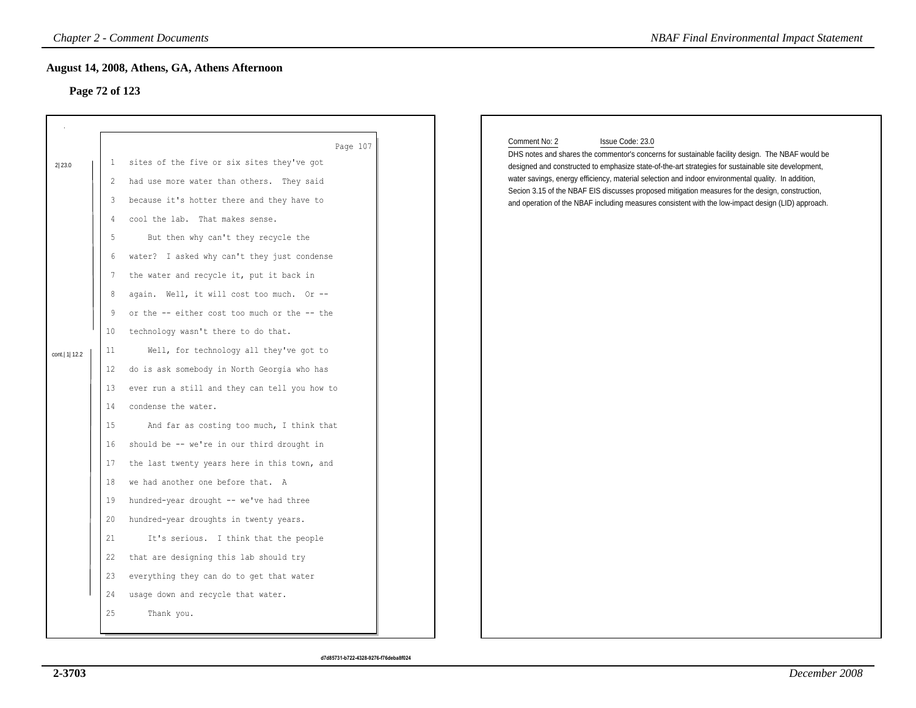## August 14, 2008, Athens, GA, Athens Afternoon

### Page 72 of 123

Page 107

2| 23.0

1 sites of the five or six sites they've got
2 had use more water than others. They said
3 because it's hotter there and they have to
4 cool the lab. That makes sense.
5 But then why can't they recycle the
6 water? I asked why can't they just condense
7 the water and recycle it, put it back in
8 again. Well, it will cost too much. Or --
9 or the -- either cost too much or the -- the
10 technology wasn't there to do that.

cont.| 1| 12.2

11 Well, for technology all they've got to
12 do is ask somebody in North Georgia who has
13 ever run a still and they can tell you how to
14 condense the water.
15 And far as costing too much, I think that
16 should be -- we're in our third drought in
17 the last twenty years here in this town, and
18 we had another one before that. A
19 hundred-year drought -- we've had three
20 hundred-year droughts in twenty years.
21 It's serious. I think that the people
22 that are designing this lab should try
23 everything they can do to get that water
24 usage down and recycle that water.
25 Thank you.

Comment No: 2 Issue Code: 23.0

DHS notes and shares the commentor's concerns for sustainable facility design. The NBAF would be designed and constructed to emphasize state-of-the-art strategies for sustainable site development, water savings, energy efficiency, material selection and indoor environmental quality. In addition, Secion 3.15 of the NBAF EIS discusses proposed mitigation measures for the design, construction, and operation of the NBAF including measures consistent with the low-impact design (LID) approach.

d7d85731-b722-4328-9276-f76deba8f024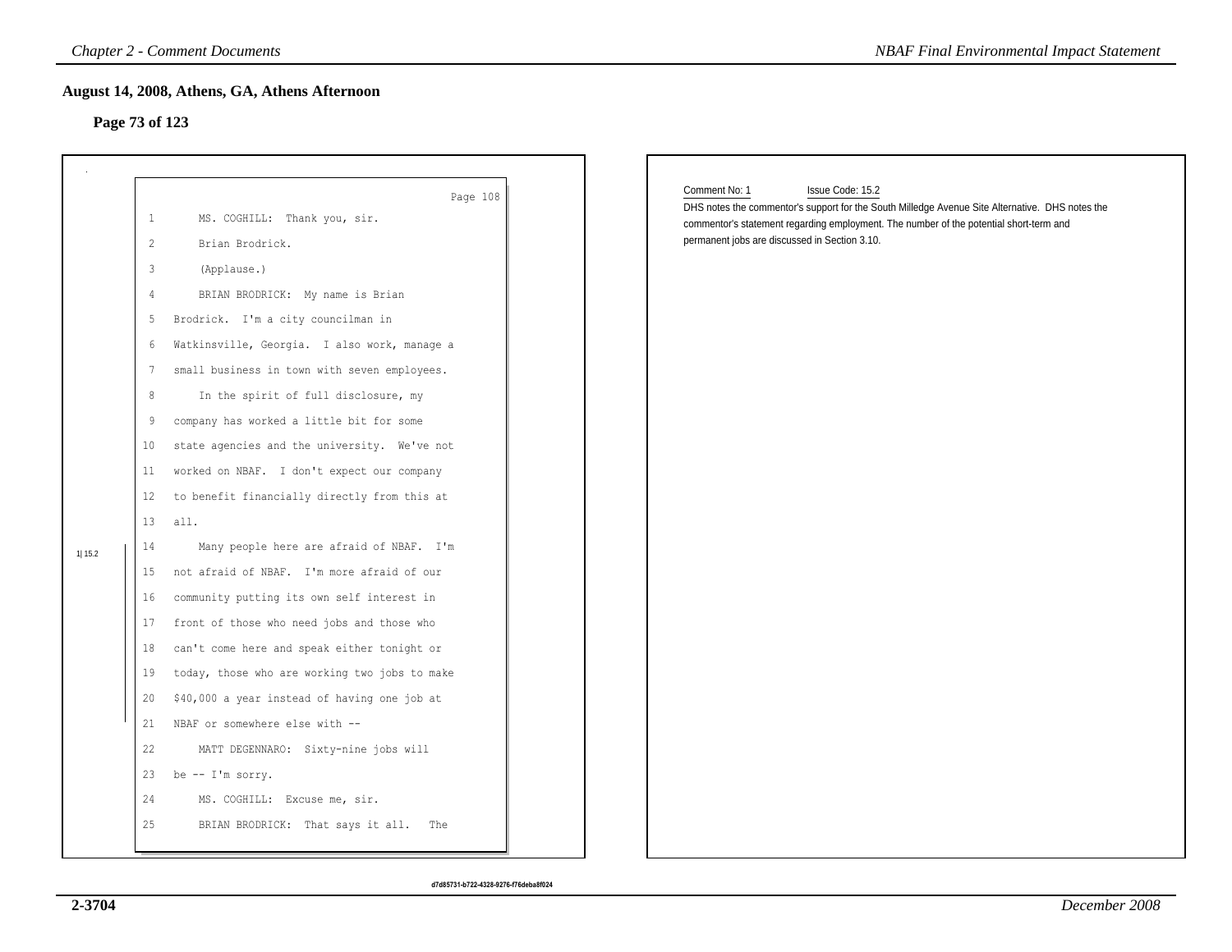## August 14, 2008, Athens, GA, Athens Afternoon

### Page 73 of 123

Page 108

```
1      MS. COGHILL:  Thank you, sir.
2      Brian Brodrick.
3      (Applause.)
4      BRIAN BRODRICK:  My name is Brian
5  Brodrick.  I'm a city councilman in
6  Watkinsville, Georgia.  I also work, manage a
7  small business in town with seven employees.
8      In the spirit of full disclosure, my
9  company has worked a little bit for some
10 state agencies and the university.  We've not
11 worked on NBAF.  I don't expect our company
12 to benefit financially directly from this at
13 all.
14     Many people here are afraid of NBAF.  I'm
15 not afraid of NBAF.  I'm more afraid of our
16 community putting its own self interest in
17 front of those who need jobs and those who
18 can't come here and speak either tonight or
19 today, those who are working two jobs to make
20 $40,000 a year instead of having one job at
21 NBAF or somewhere else with --
22     MATT DEGENNARO:  Sixty-nine jobs will
23 be -- I'm sorry.
24     MS. COGHILL:  Excuse me, sir.
25     BRIAN BRODRICK:  That says it all.   The
```

1| 15.2 (lines 14–21)

Comment No: 1 Issue Code: 15.2

DHS notes the commentor's support for the South Milledge Avenue Site Alternative. DHS notes the commentor's statement regarding employment. The number of the potential short-term and permanent jobs are discussed in Section 3.10.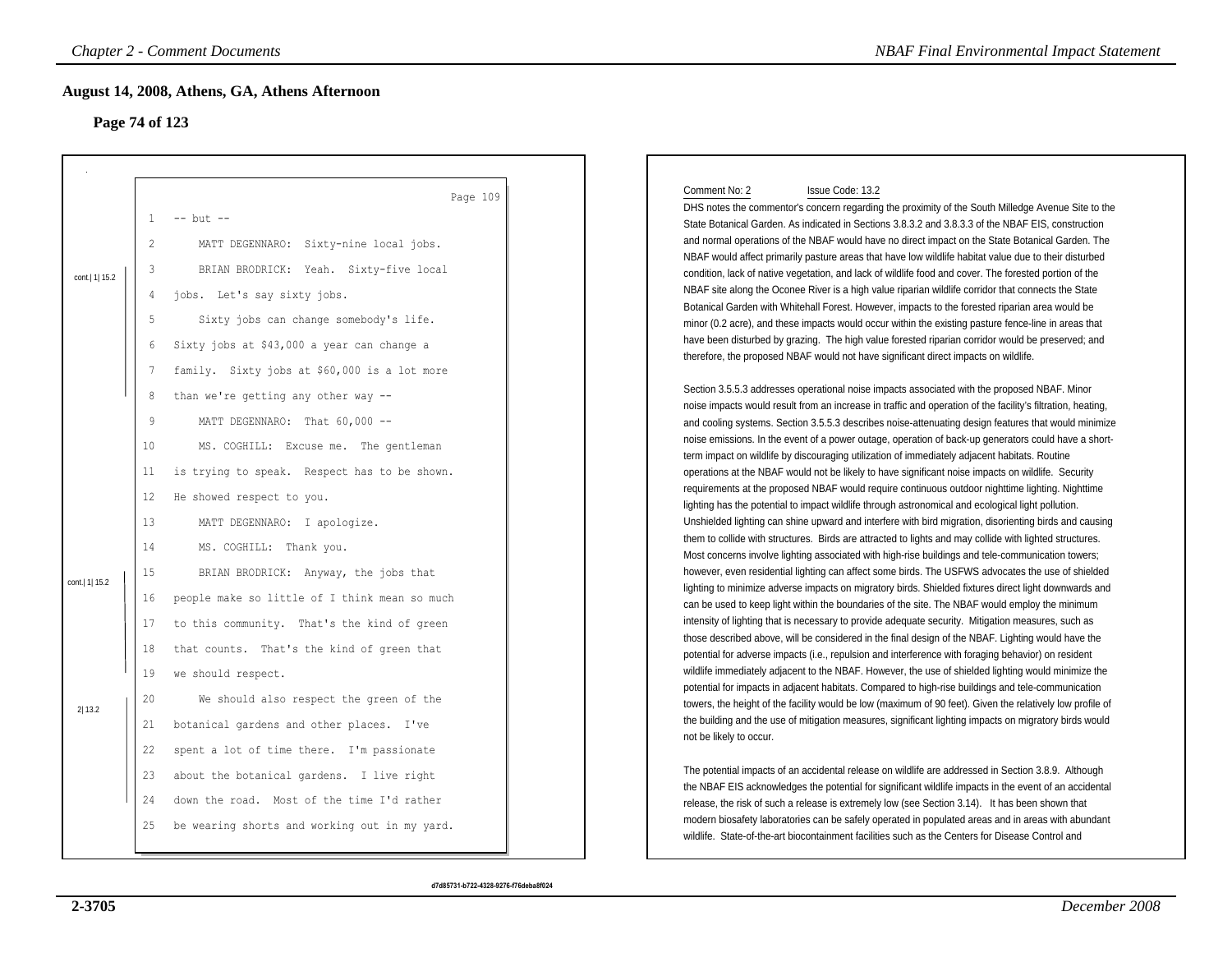## August 14, 2008, Athens, GA, Athens Afternoon

### Page 74 of 123

Page 109

1 -- but --

2 MATT DEGENNARO: Sixty-nine local jobs.

3 BRIAN BRODRICK: Yeah. Sixty-five local

4 jobs. Let's say sixty jobs.

5 Sixty jobs can change somebody's life.

6 Sixty jobs at $43,000 a year can change a

7 family. Sixty jobs at $60,000 is a lot more

8 than we're getting any other way --

9 MATT DEGENNARO: That 60,000 --

10 MS. COGHILL: Excuse me. The gentleman

11 is trying to speak. Respect has to be shown.

12 He showed respect to you.

13 MATT DEGENNARO: I apologize.

14 MS. COGHILL: Thank you.

15 BRIAN BRODRICK: Anyway, the jobs that

16 people make so little of I think mean so much

17 to this community. That's the kind of green

18 that counts. That's the kind of green that

19 we should respect.

20 We should also respect the green of the

21 botanical gardens and other places. I've

22 spent a lot of time there. I'm passionate

23 about the botanical gardens. I live right

24 down the road. Most of the time I'd rather

25 be wearing shorts and working out in my yard.

cont.| 1| 15.2

cont.| 1| 15.2

2| 13.2

Comment No: 2 Issue Code: 13.2

DHS notes the commentor's concern regarding the proximity of the South Milledge Avenue Site to the State Botanical Garden. As indicated in Sections 3.8.3.2 and 3.8.3.3 of the NBAF EIS, construction and normal operations of the NBAF would have no direct impact on the State Botanical Garden. The NBAF would affect primarily pasture areas that have low wildlife habitat value due to their disturbed condition, lack of native vegetation, and lack of wildlife food and cover. The forested portion of the NBAF site along the Oconee River is a high value riparian wildlife corridor that connects the State Botanical Garden with Whitehall Forest. However, impacts to the forested riparian area would be minor (0.2 acre), and these impacts would occur within the existing pasture fence-line in areas that have been disturbed by grazing. The high value forested riparian corridor would be preserved; and therefore, the proposed NBAF would not have significant direct impacts on wildlife.

Section 3.5.5.3 addresses operational noise impacts associated with the proposed NBAF. Minor noise impacts would result from an increase in traffic and operation of the facility's filtration, heating, and cooling systems. Section 3.5.5.3 describes noise-attenuating design features that would minimize noise emissions. In the event of a power outage, operation of back-up generators could have a short-term impact on wildlife by discouraging utilization of immediately adjacent habitats. Routine operations at the NBAF would not be likely to have significant noise impacts on wildlife. Security requirements at the proposed NBAF would require continuous outdoor nighttime lighting. Nighttime lighting has the potential to impact wildlife through astronomical and ecological light pollution. Unshielded lighting can shine upward and interfere with bird migration, disorienting birds and causing them to collide with structures. Birds are attracted to lights and may collide with lighted structures. Most concerns involve lighting associated with high-rise buildings and tele-communication towers; however, even residential lighting can affect some birds. The USFWS advocates the use of shielded lighting to minimize adverse impacts on migratory birds. Shielded fixtures direct light downwards and can be used to keep light within the boundaries of the site. The NBAF would employ the minimum intensity of lighting that is necessary to provide adequate security. Mitigation measures, such as those described above, will be considered in the final design of the NBAF. Lighting would have the potential for adverse impacts (i.e., repulsion and interference with foraging behavior) on resident wildlife immediately adjacent to the NBAF. However, the use of shielded lighting would minimize the potential for impacts in adjacent habitats. Compared to high-rise buildings and tele-communication towers, the height of the facility would be low (maximum of 90 feet). Given the relatively low profile of the building and the use of mitigation measures, significant lighting impacts on migratory birds would not be likely to occur.

The potential impacts of an accidental release on wildlife are addressed in Section 3.8.9. Although the NBAF EIS acknowledges the potential for significant wildlife impacts in the event of an accidental release, the risk of such a release is extremely low (see Section 3.14). It has been shown that modern biosafety laboratories can be safely operated in populated areas and in areas with abundant wildlife. State-of-the-art biocontainment facilities such as the Centers for Disease Control and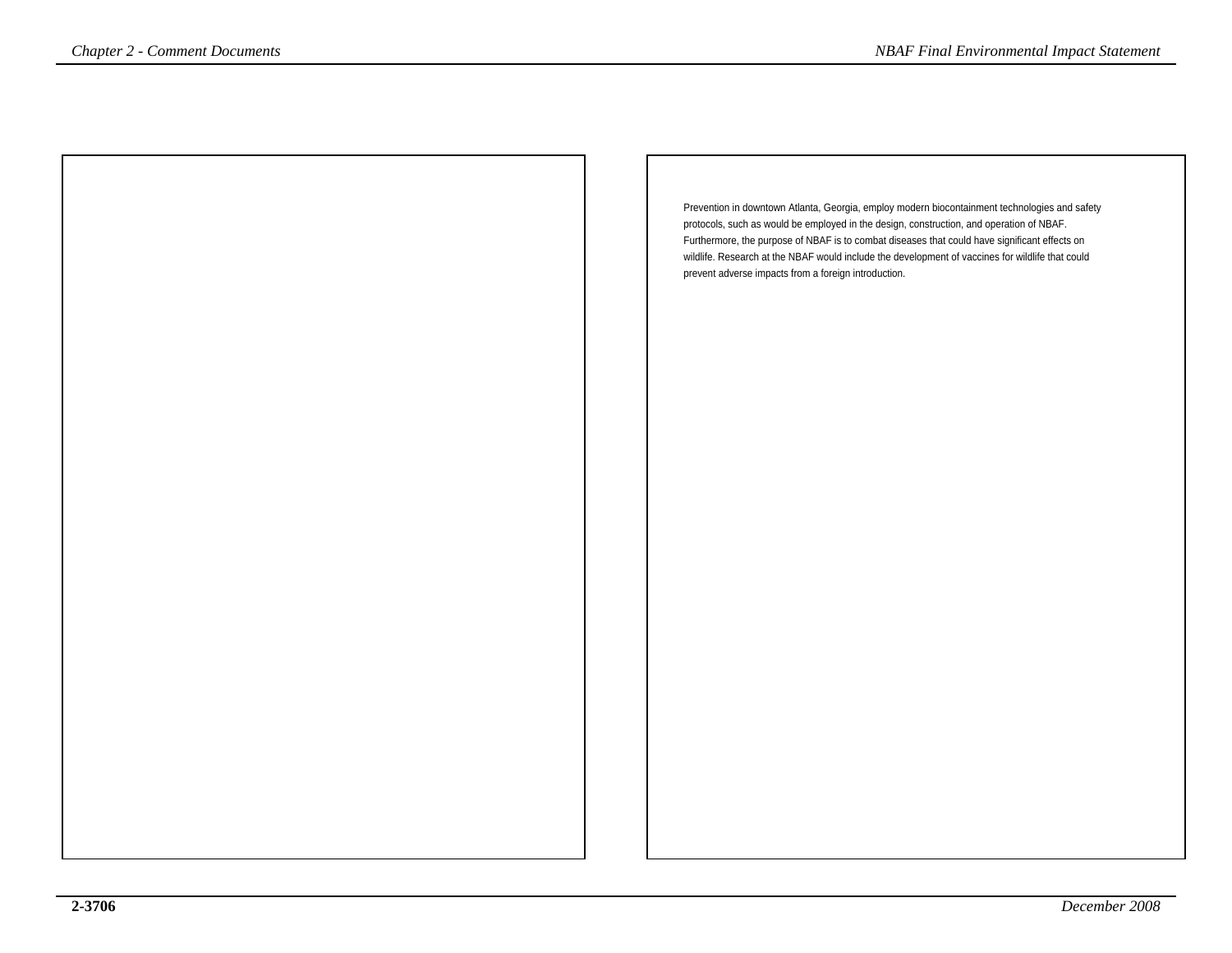Prevention in downtown Atlanta, Georgia, employ modern biocontainment technologies and safety protocols, such as would be employed in the design, construction, and operation of NBAF. Furthermore, the purpose of NBAF is to combat diseases that could have significant effects on wildlife. Research at the NBAF would include the development of vaccines for wildlife that could prevent adverse impacts from a foreign introduction.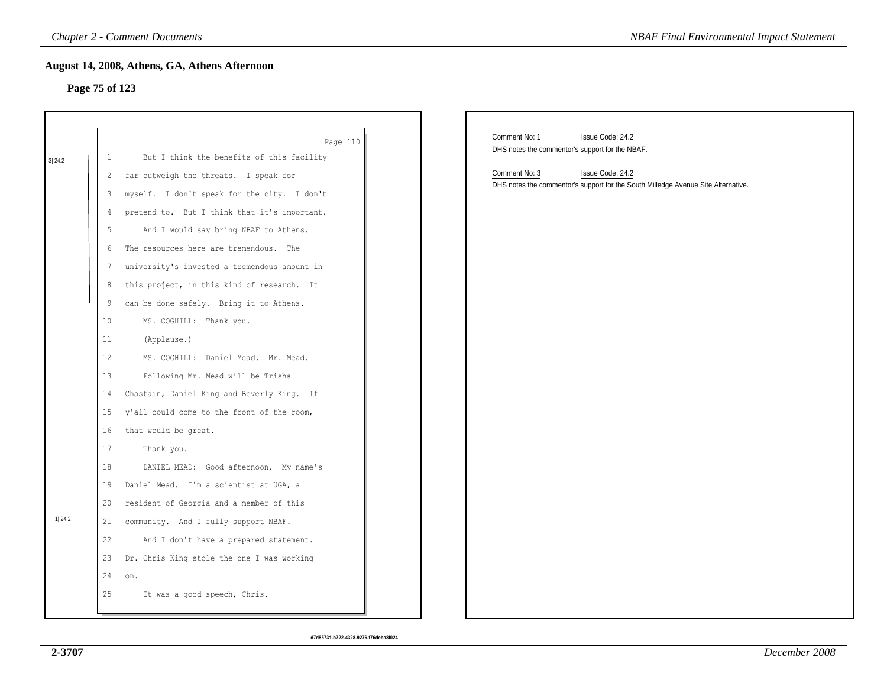## August 14, 2008, Athens, GA, Athens Afternoon

### Page 75 of 123

Page 110

3| 24.2

1 But I think the benefits of this facility
2 far outweigh the threats. I speak for
3 myself. I don't speak for the city. I don't
4 pretend to. But I think that it's important.
5 And I would say bring NBAF to Athens.
6 The resources here are tremendous. The
7 university's invested a tremendous amount in
8 this project, in this kind of research. It
9 can be done safely. Bring it to Athens.
10 MS. COGHILL: Thank you.
11 (Applause.)
12 MS. COGHILL: Daniel Mead. Mr. Mead.
13 Following Mr. Mead will be Trisha
14 Chastain, Daniel King and Beverly King. If
15 y'all could come to the front of the room,
16 that would be great.
17 Thank you.
18 DANIEL MEAD: Good afternoon. My name's
19 Daniel Mead. I'm a scientist at UGA, a
20 resident of Georgia and a member of this

1| 24.2

21 community. And I fully support NBAF.
22 And I don't have a prepared statement.
23 Dr. Chris King stole the one I was working
24 on.
25 It was a good speech, Chris.

Comment No: 1 Issue Code: 24.2
DHS notes the commentor's support for the NBAF.

Comment No: 3 Issue Code: 24.2
DHS notes the commentor's support for the South Milledge Avenue Site Alternative.

d7d85731-b722-4328-9276-f76deba8f024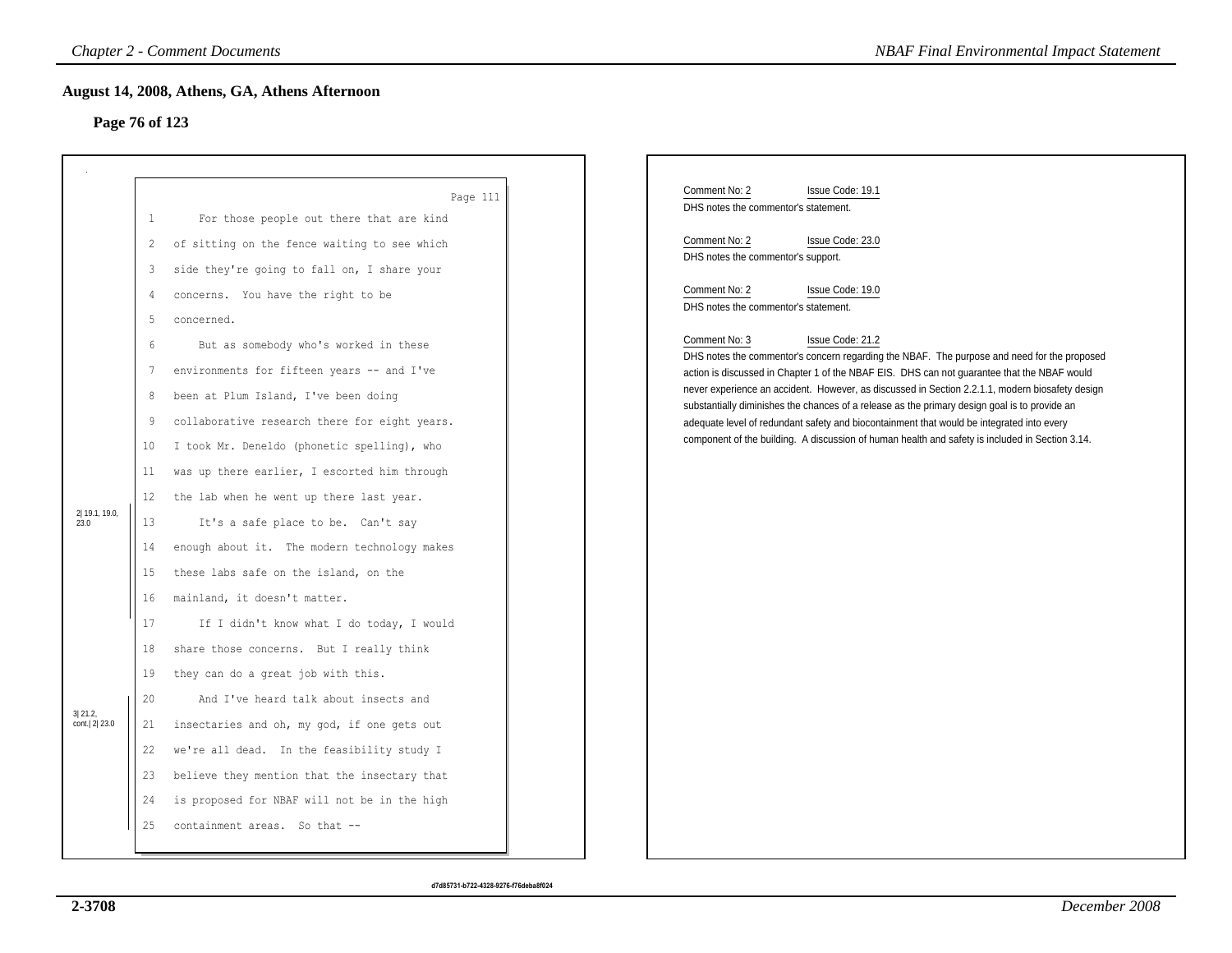## August 14, 2008, Athens, GA, Athens Afternoon

### Page 76 of 123

Page 111

1 For those people out there that are kind
2 of sitting on the fence waiting to see which
3 side they're going to fall on, I share your
4 concerns. You have the right to be
5 concerned.
6 But as somebody who's worked in these
7 environments for fifteen years -- and I've
8 been at Plum Island, I've been doing
9 collaborative research there for eight years.
10 I took Mr. Deneldo (phonetic spelling), who
11 was up there earlier, I escorted him through
12 the lab when he went up there last year.

2| 19.1, 19.0, 23.0

13 It's a safe place to be. Can't say
14 enough about it. The modern technology makes
15 these labs safe on the island, on the
16 mainland, it doesn't matter.
17 If I didn't know what I do today, I would
18 share those concerns. But I really think
19 they can do a great job with this.

3| 21.2, cont.| 2| 23.0

20 And I've heard talk about insects and
21 insectaries and oh, my god, if one gets out
22 we're all dead. In the feasibility study I
23 believe they mention that the insectary that
24 is proposed for NBAF will not be in the high
25 containment areas. So that --

Comment No: 2 Issue Code: 19.1
DHS notes the commentor's statement.

Comment No: 2 Issue Code: 23.0
DHS notes the commentor's support.

Comment No: 2 Issue Code: 19.0
DHS notes the commentor's statement.

Comment No: 3 Issue Code: 21.2
DHS notes the commentor's concern regarding the NBAF. The purpose and need for the proposed action is discussed in Chapter 1 of the NBAF EIS. DHS can not guarantee that the NBAF would never experience an accident. However, as discussed in Section 2.2.1.1, modern biosafety design substantially diminishes the chances of a release as the primary design goal is to provide an adequate level of redundant safety and biocontainment that would be integrated into every component of the building. A discussion of human health and safety is included in Section 3.14.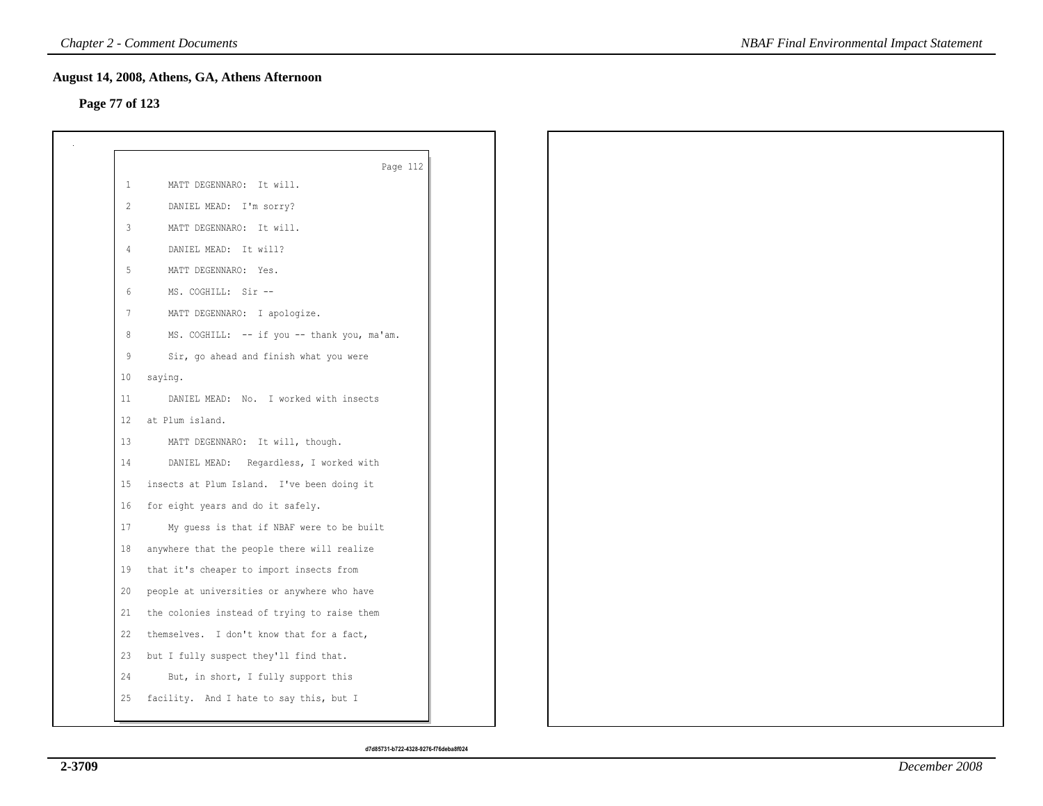## August 14, 2008, Athens, GA, Athens Afternoon

**Page 77 of 123**

Page 112

1 MATT DEGENNARO: It will.
2 DANIEL MEAD: I'm sorry?
3 MATT DEGENNARO: It will.
4 DANIEL MEAD: It will?
5 MATT DEGENNARO: Yes.
6 MS. COGHILL: Sir --
7 MATT DEGENNARO: I apologize.
8 MS. COGHILL: -- if you -- thank you, ma'am.
9 Sir, go ahead and finish what you were
10 saying.
11 DANIEL MEAD: No. I worked with insects
12 at Plum island.
13 MATT DEGENNARO: It will, though.
14 DANIEL MEAD: Regardless, I worked with
15 insects at Plum Island. I've been doing it
16 for eight years and do it safely.
17 My guess is that if NBAF were to be built
18 anywhere that the people there will realize
19 that it's cheaper to import insects from
20 people at universities or anywhere who have
21 the colonies instead of trying to raise them
22 themselves. I don't know that for a fact,
23 but I fully suspect they'll find that.
24 But, in short, I fully support this
25 facility. And I hate to say this, but I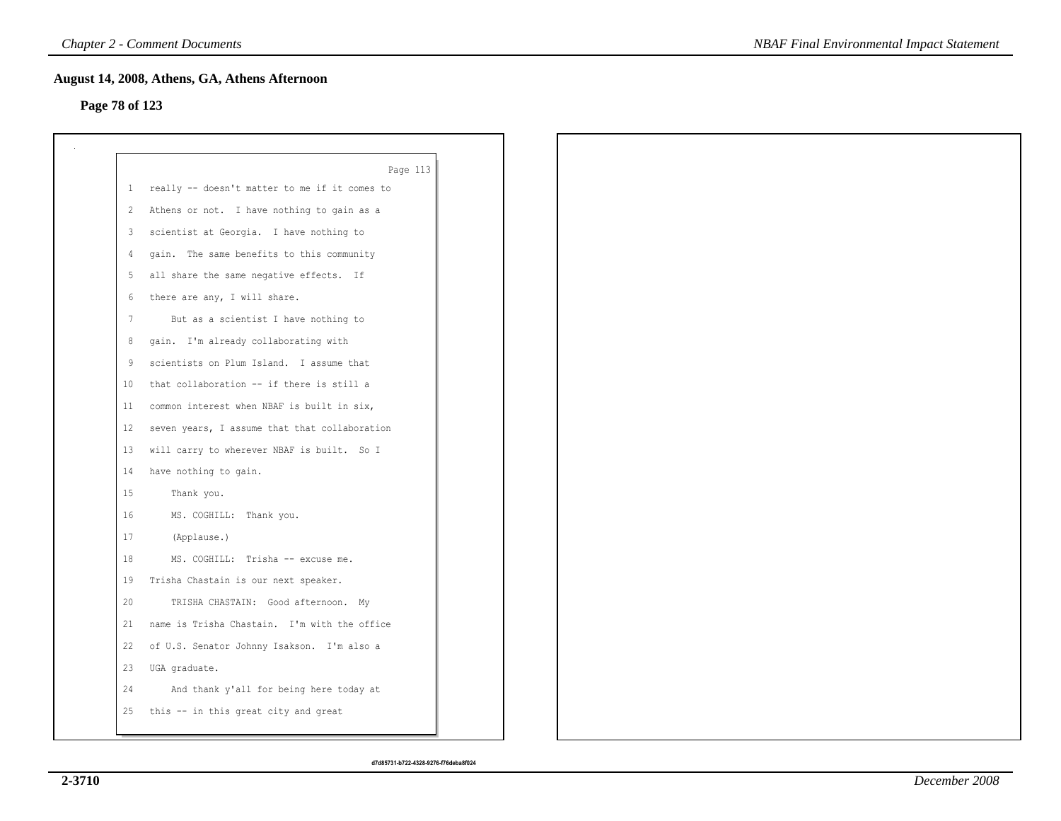## August 14, 2008, Athens, GA, Athens Afternoon

**Page 78 of 123**

Page 113

1 really -- doesn't matter to me if it comes to
2 Athens or not. I have nothing to gain as a
3 scientist at Georgia. I have nothing to
4 gain. The same benefits to this community
5 all share the same negative effects. If
6 there are any, I will share.
7 But as a scientist I have nothing to
8 gain. I'm already collaborating with
9 scientists on Plum Island. I assume that
10 that collaboration -- if there is still a
11 common interest when NBAF is built in six,
12 seven years, I assume that that collaboration
13 will carry to wherever NBAF is built. So I
14 have nothing to gain.
15 Thank you.
16 MS. COGHILL: Thank you.
17 (Applause.)
18 MS. COGHILL: Trisha -- excuse me.
19 Trisha Chastain is our next speaker.
20 TRISHA CHASTAIN: Good afternoon. My
21 name is Trisha Chastain. I'm with the office
22 of U.S. Senator Johnny Isakson. I'm also a
23 UGA graduate.
24 And thank y'all for being here today at
25 this -- in this great city and great

d7d85731-b722-4328-9276-f76deba8f024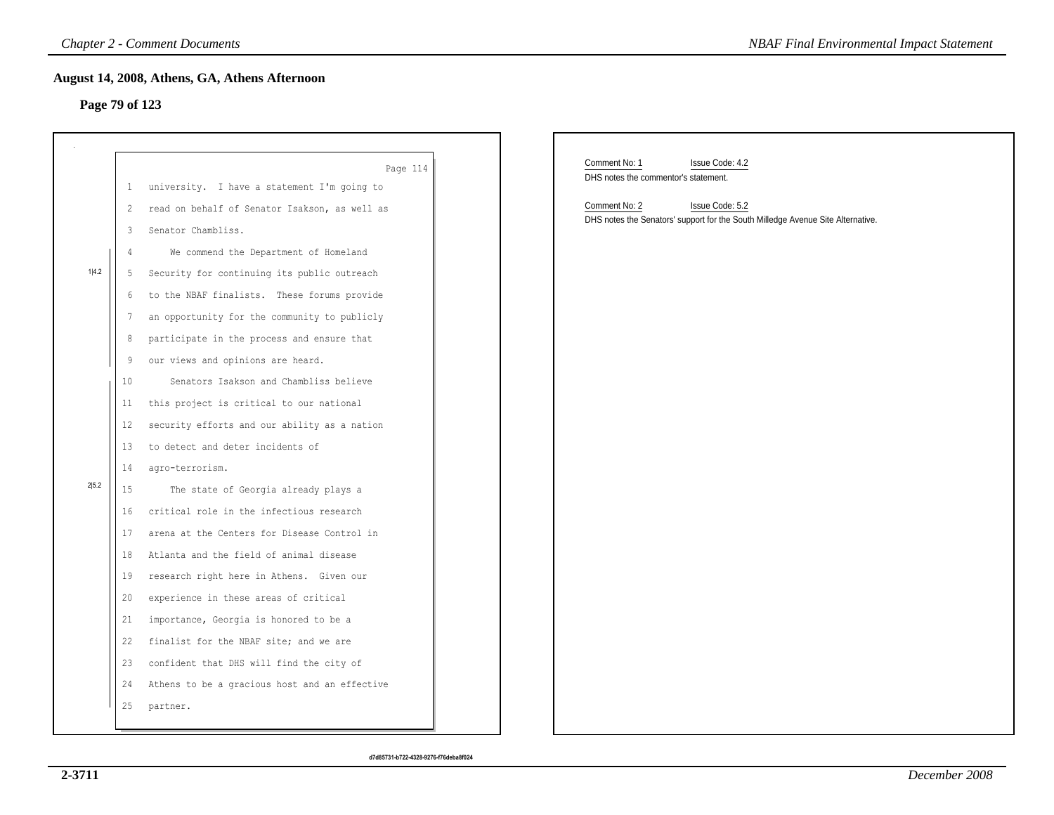## August 14, 2008, Athens, GA, Athens Afternoon

### Page 79 of 123

Page 114

1 university. I have a statement I'm going to
2 read on behalf of Senator Isakson, as well as
3 Senator Chambliss.

1|4.2

4 We commend the Department of Homeland
5 Security for continuing its public outreach
6 to the NBAF finalists. These forums provide
7 an opportunity for the community to publicly
8 participate in the process and ensure that
9 our views and opinions are heard.

2|5.2

10 Senators Isakson and Chambliss believe
11 this project is critical to our national
12 security efforts and our ability as a nation
13 to detect and deter incidents of
14 agro-terrorism.
15 The state of Georgia already plays a
16 critical role in the infectious research
17 arena at the Centers for Disease Control in
18 Atlanta and the field of animal disease
19 research right here in Athens. Given our
20 experience in these areas of critical
21 importance, Georgia is honored to be a
22 finalist for the NBAF site; and we are
23 confident that DHS will find the city of
24 Athens to be a gracious host and an effective
25 partner.

d7d85731-b722-4328-9276-f76deba8f024

Comment No: 1 Issue Code: 4.2
DHS notes the commentor's statement.

Comment No: 2 Issue Code: 5.2
DHS notes the Senators' support for the South Milledge Avenue Site Alternative.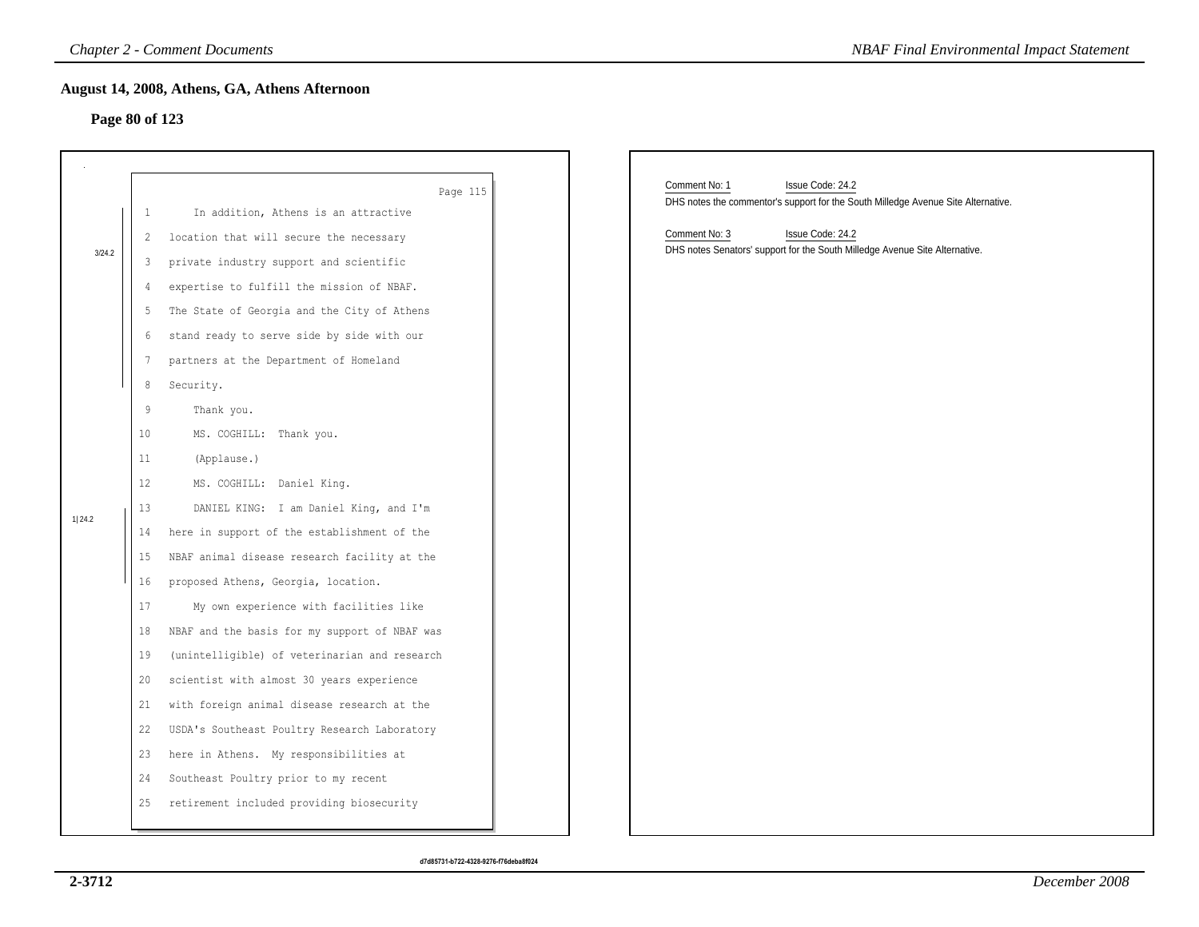## August 14, 2008, Athens, GA, Athens Afternoon

### Page 80 of 123

Page 115

3/24.2

1 In addition, Athens is an attractive
2 location that will secure the necessary
3 private industry support and scientific
4 expertise to fulfill the mission of NBAF.
5 The State of Georgia and the City of Athens
6 stand ready to serve side by side with our
7 partners at the Department of Homeland
8 Security.
9 Thank you.
10 MS. COGHILL: Thank you.
11 (Applause.)
12 MS. COGHILL: Daniel King.

1|24.2

13 DANIEL KING: I am Daniel King, and I'm
14 here in support of the establishment of the
15 NBAF animal disease research facility at the
16 proposed Athens, Georgia, location.
17 My own experience with facilities like
18 NBAF and the basis for my support of NBAF was
19 (unintelligible) of veterinarian and research
20 scientist with almost 30 years experience
21 with foreign animal disease research at the
22 USDA's Southeast Poultry Research Laboratory
23 here in Athens. My responsibilities at
24 Southeast Poultry prior to my recent
25 retirement included providing biosecurity

Comment No: 1 Issue Code: 24.2

DHS notes the commentor's support for the South Milledge Avenue Site Alternative.

Comment No: 3 Issue Code: 24.2

DHS notes Senators' support for the South Milledge Avenue Site Alternative.

d7d85731-b722-4328-9276-f76deba8f024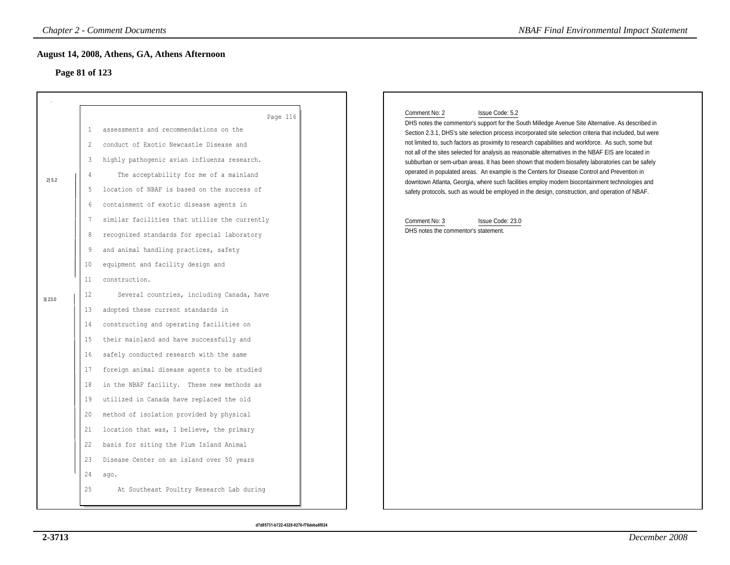## August 14, 2008, Athens, GA, Athens Afternoon

### Page 81 of 123

Page 116

1 assessments and recommendations on the
2 conduct of Exotic Newcastle Disease and
3 highly pathogenic avian influenza research.
4 The acceptability for me of a mainland
5 location of NBAF is based on the success of
6 containment of exotic disease agents in
7 similar facilities that utilize the currently
8 recognized standards for special laboratory
9 and animal handling practices, safety
10 equipment and facility design and
11 construction.
12 Several countries, including Canada, have
13 adopted these current standards in
14 constructing and operating facilities on
15 their mainland and have successfully and
16 safely conducted research with the same
17 foreign animal disease agents to be studied
18 in the NBAF facility. These new methods as
19 utilized in Canada have replaced the old
20 method of isolation provided by physical
21 location that was, I believe, the primary
22 basis for siting the Plum Island Animal
23 Disease Center on an island over 50 years
24 ago.
25 At Southeast Poultry Research Lab during

2| 5.2 (lines 4–11)

3| 23.0 (lines 12–24)

Comment No: 2 Issue Code: 5.2

DHS notes the commentor's support for the South Milledge Avenue Site Alternative. As described in Section 2.3.1, DHS's site selection process incorporated site selection criteria that included, but were not limited to, such factors as proximity to research capabilities and workforce. As such, some but not all of the sites selected for analysis as reasonable alternatives in the NBAF EIS are located in subburban or sem-urban areas. It has been shown that modern biosafety laboratories can be safely operated in populated areas. An example is the Centers for Disease Control and Prevention in downtown Atlanta, Georgia, where such facilities employ modern biocontainment technologies and safety protocols, such as would be employed in the design, construction, and operation of NBAF.

Comment No: 3 Issue Code: 23.0

DHS notes the commentor's statement.

d7d85731-b722-4328-9276-f76deba8f024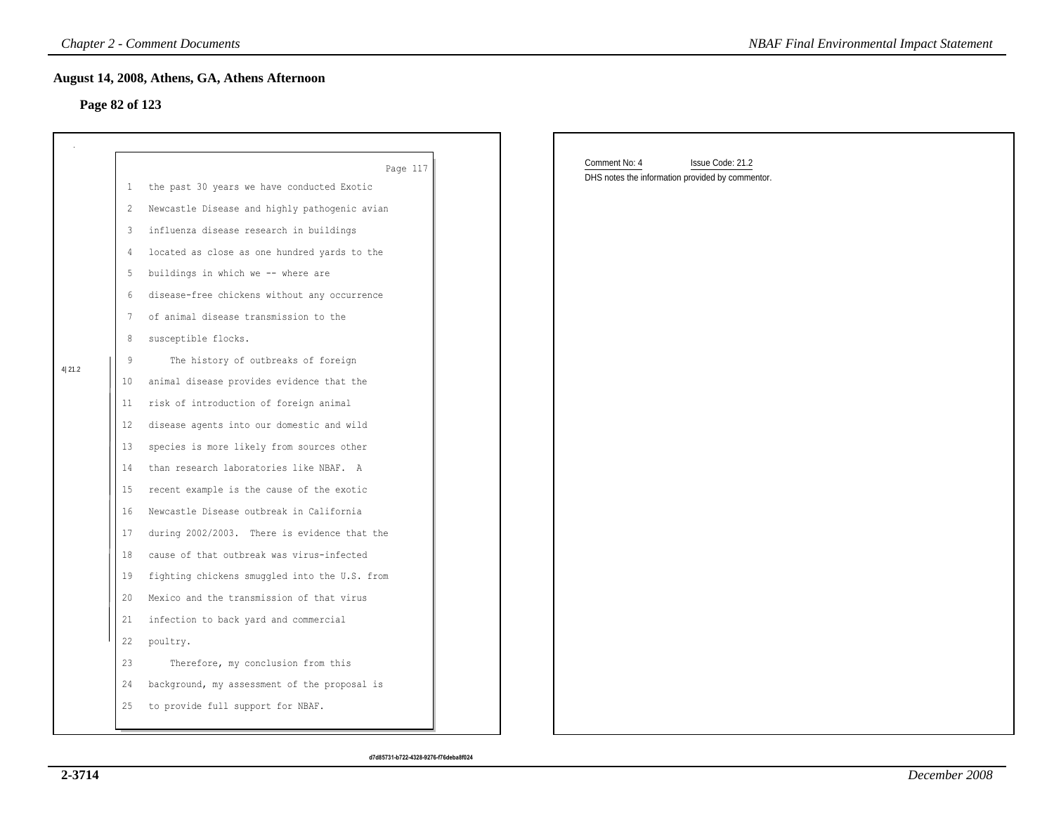## August 14, 2008, Athens, GA, Athens Afternoon

### Page 82 of 123

Page 117

1 the past 30 years we have conducted Exotic
2 Newcastle Disease and highly pathogenic avian
3 influenza disease research in buildings
4 located as close as one hundred yards to the
5 buildings in which we -- where are
6 disease-free chickens without any occurrence
7 of animal disease transmission to the
8 susceptible flocks.

4| 21.2

9 The history of outbreaks of foreign
10 animal disease provides evidence that the
11 risk of introduction of foreign animal
12 disease agents into our domestic and wild
13 species is more likely from sources other
14 than research laboratories like NBAF. A
15 recent example is the cause of the exotic
16 Newcastle Disease outbreak in California
17 during 2002/2003. There is evidence that the
18 cause of that outbreak was virus-infected
19 fighting chickens smuggled into the U.S. from
20 Mexico and the transmission of that virus
21 infection to back yard and commercial
22 poultry.
23 Therefore, my conclusion from this
24 background, my assessment of the proposal is
25 to provide full support for NBAF.

Comment No: 4 Issue Code: 21.2

DHS notes the information provided by commentor.

d7d85731-b722-4328-9276-f76deba8f024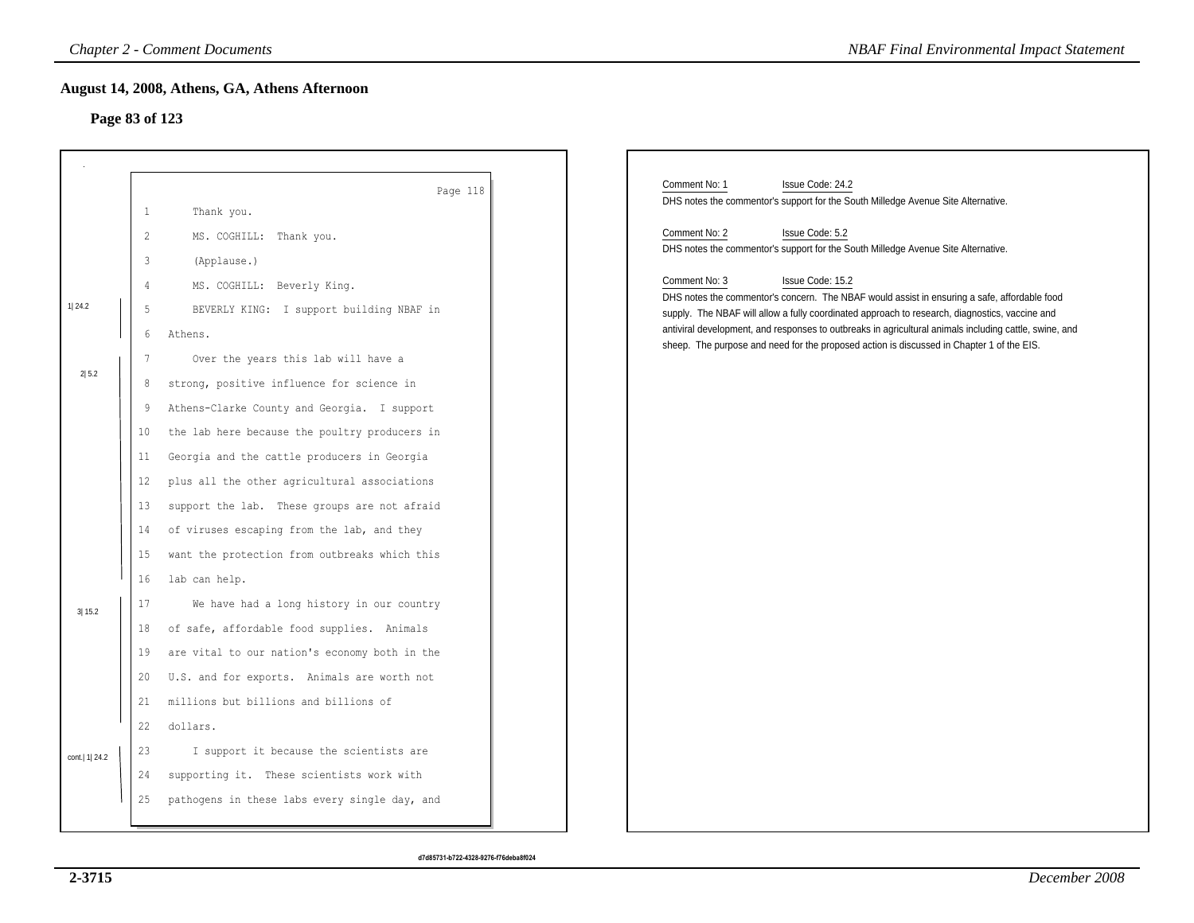## August 14, 2008, Athens, GA, Athens Afternoon

### Page 83 of 123

Page 118

1 Thank you.

2 MS. COGHILL: Thank you.

3 (Applause.)

4 MS. COGHILL: Beverly King.

1| 24.2

5 BEVERLY KING: I support building NBAF in

6 Athens.

2| 5.2

7 Over the years this lab will have a

8 strong, positive influence for science in

9 Athens-Clarke County and Georgia. I support

10 the lab here because the poultry producers in

11 Georgia and the cattle producers in Georgia

12 plus all the other agricultural associations

13 support the lab. These groups are not afraid

14 of viruses escaping from the lab, and they

15 want the protection from outbreaks which this

16 lab can help.

3| 15.2

17 We have had a long history in our country

18 of safe, affordable food supplies. Animals

19 are vital to our nation's economy both in the

20 U.S. and for exports. Animals are worth not

21 millions but billions and billions of

22 dollars.

cont.| 1| 24.2

23 I support it because the scientists are

24 supporting it. These scientists work with

25 pathogens in these labs every single day, and

---

Comment No: 1 Issue Code: 24.2

DHS notes the commentor's support for the South Milledge Avenue Site Alternative.

Comment No: 2 Issue Code: 5.2

DHS notes the commentor's support for the South Milledge Avenue Site Alternative.

Comment No: 3 Issue Code: 15.2

DHS notes the commentor's concern. The NBAF would assist in ensuring a safe, affordable food supply. The NBAF will allow a fully coordinated approach to research, diagnostics, vaccine and antiviral development, and responses to outbreaks in agricultural animals including cattle, swine, and sheep. The purpose and need for the proposed action is discussed in Chapter 1 of the EIS.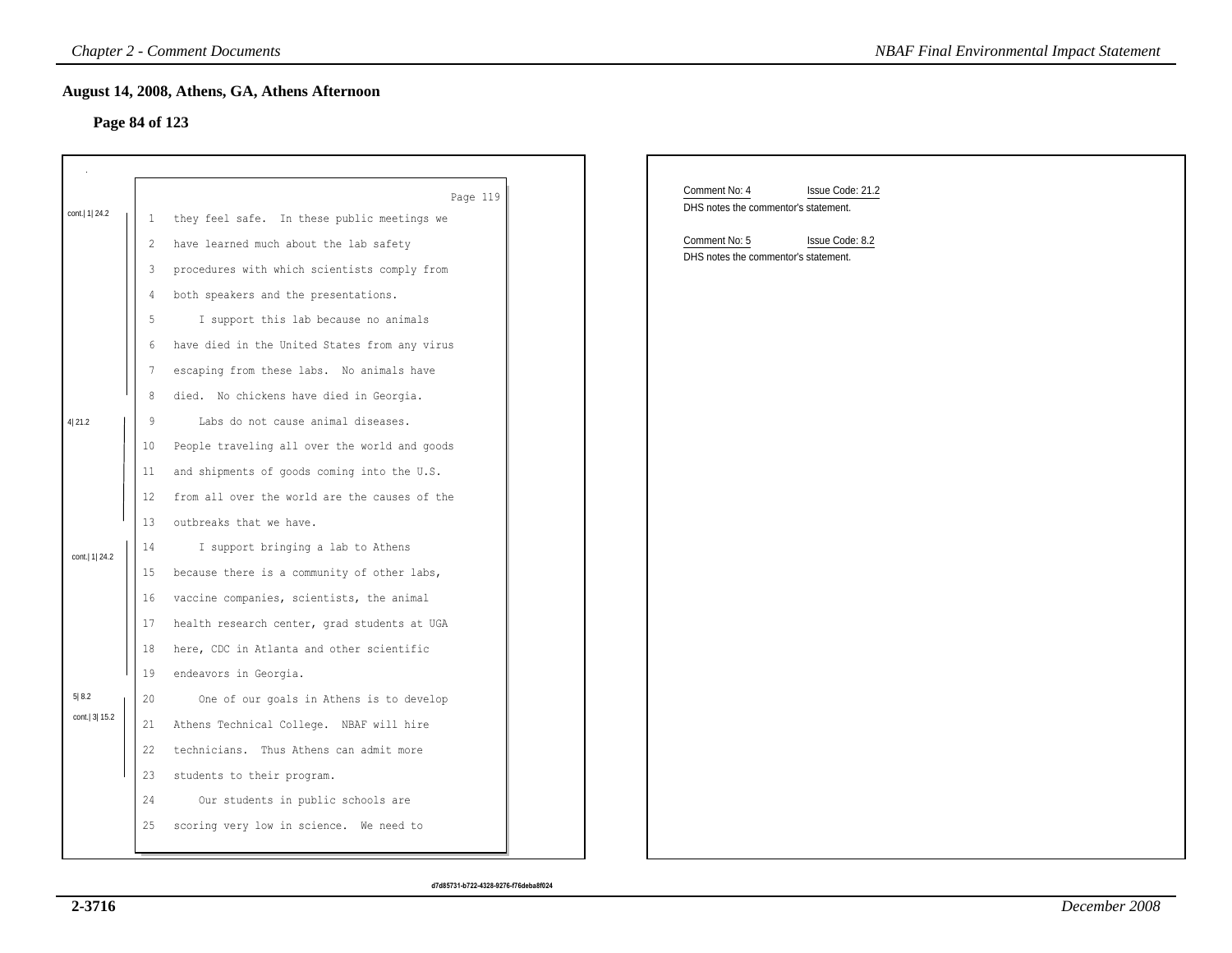## August 14, 2008, Athens, GA, Athens Afternoon

### Page 84 of 123

Page 119

cont.| 1| 24.2

1 they feel safe. In these public meetings we
2 have learned much about the lab safety
3 procedures with which scientists comply from
4 both speakers and the presentations.
5 I support this lab because no animals
6 have died in the United States from any virus
7 escaping from these labs. No animals have
8 died. No chickens have died in Georgia.

4| 21.2

9 Labs do not cause animal diseases.
10 People traveling all over the world and goods
11 and shipments of goods coming into the U.S.
12 from all over the world are the causes of the
13 outbreaks that we have.

cont.| 1| 24.2

14 I support bringing a lab to Athens
15 because there is a community of other labs,
16 vaccine companies, scientists, the animal
17 health research center, grad students at UGA
18 here, CDC in Atlanta and other scientific
19 endeavors in Georgia.

5| 8.2

cont.| 3| 15.2

20 One of our goals in Athens is to develop
21 Athens Technical College. NBAF will hire
22 technicians. Thus Athens can admit more
23 students to their program.
24 Our students in public schools are
25 scoring very low in science. We need to

Comment No: 4 Issue Code: 21.2
DHS notes the commentor's statement.

Comment No: 5 Issue Code: 8.2
DHS notes the commentor's statement.

d7d85731-b722-4328-9276-f76deba8f024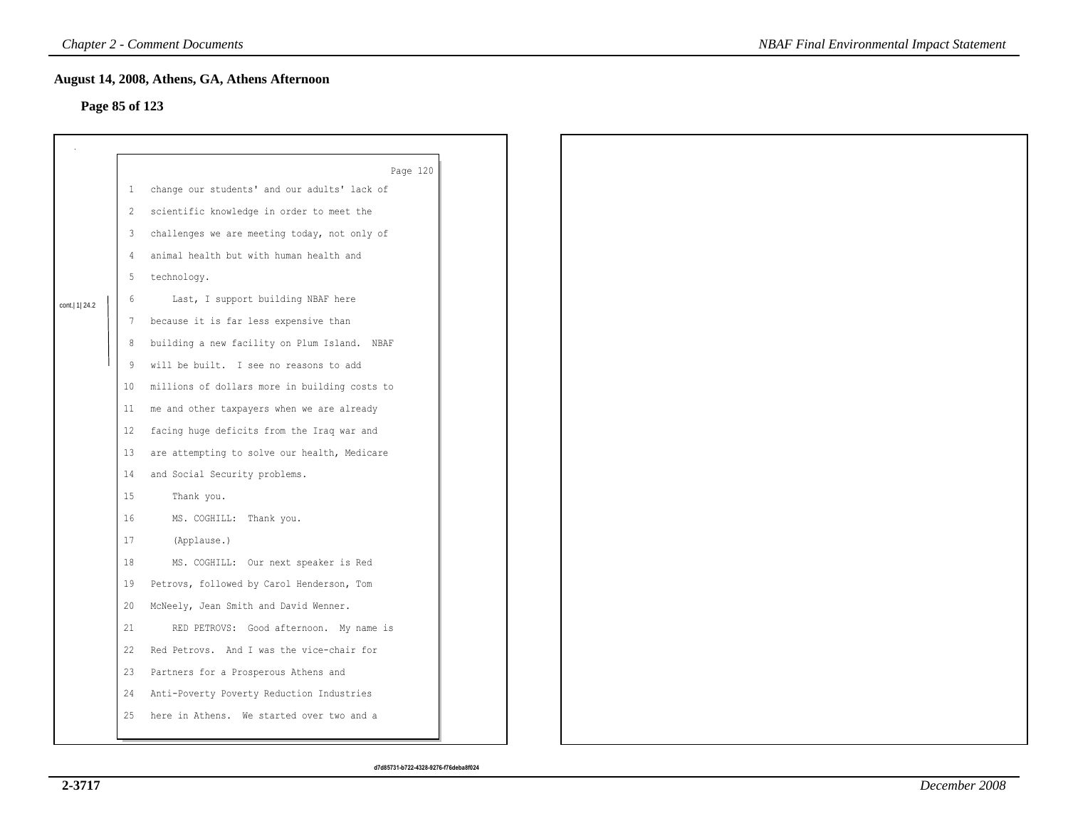## August 14, 2008, Athens, GA, Athens Afternoon

**Page 85 of 123**

Page 120

1 change our students' and our adults' lack of
2 scientific knowledge in order to meet the
3 challenges we are meeting today, not only of
4 animal health but with human health and
5 technology.

cont.| 1| 24.2

6 Last, I support building NBAF here
7 because it is far less expensive than
8 building a new facility on Plum Island. NBAF
9 will be built. I see no reasons to add
10 millions of dollars more in building costs to
11 me and other taxpayers when we are already
12 facing huge deficits from the Iraq war and
13 are attempting to solve our health, Medicare
14 and Social Security problems.
15 Thank you.
16 MS. COGHILL: Thank you.
17 (Applause.)
18 MS. COGHILL: Our next speaker is Red
19 Petrovs, followed by Carol Henderson, Tom
20 McNeely, Jean Smith and David Wenner.
21 RED PETROVS: Good afternoon. My name is
22 Red Petrovs. And I was the vice-chair for
23 Partners for a Prosperous Athens and
24 Anti-Poverty Poverty Reduction Industries
25 here in Athens. We started over two and a

d7d85731-b722-4328-9276-f76deba8f024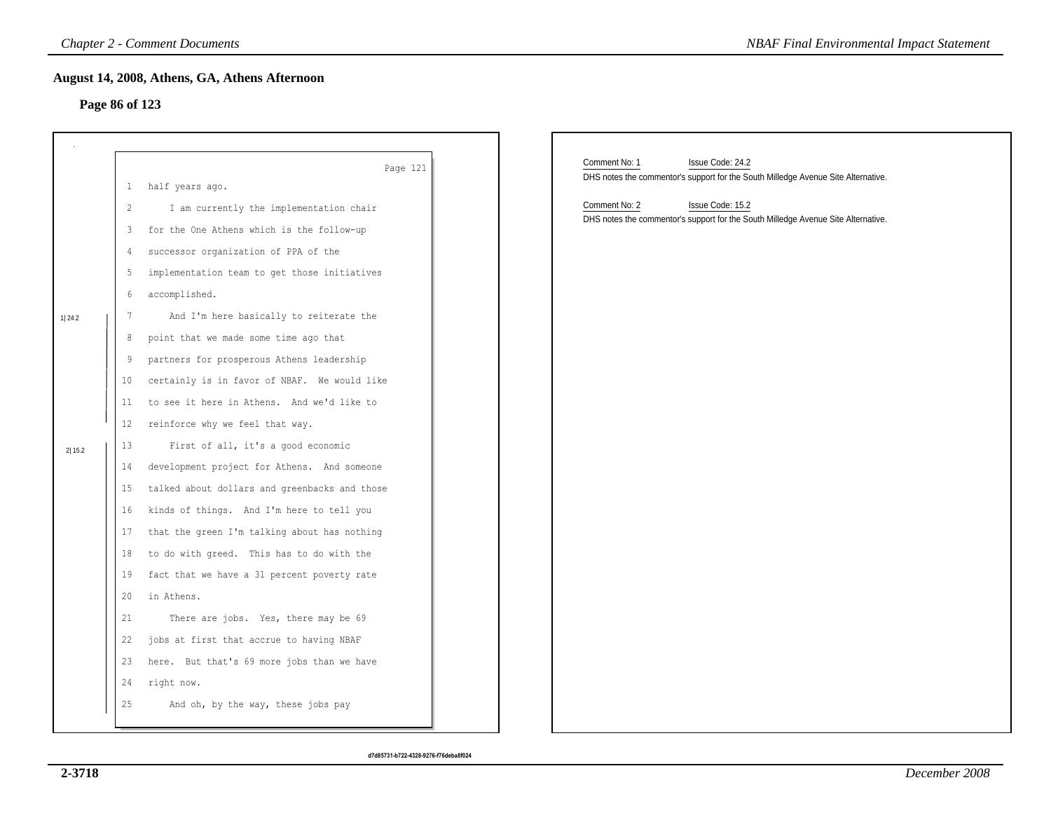## August 14, 2008, Athens, GA, Athens Afternoon

### Page 86 of 123

Page 121

1 half years ago.

2 I am currently the implementation chair

3 for the One Athens which is the follow-up

4 successor organization of PPA of the

5 implementation team to get those initiatives

6 accomplished.

1|24.2

7 And I'm here basically to reiterate the

8 point that we made some time ago that

9 partners for prosperous Athens leadership

10 certainly is in favor of NBAF. We would like

11 to see it here in Athens. And we'd like to

12 reinforce why we feel that way.

2|15.2

13 First of all, it's a good economic

14 development project for Athens. And someone

15 talked about dollars and greenbacks and those

16 kinds of things. And I'm here to tell you

17 that the green I'm talking about has nothing

18 to do with greed. This has to do with the

19 fact that we have a 31 percent poverty rate

20 in Athens.

21 There are jobs. Yes, there may be 69

22 jobs at first that accrue to having NBAF

23 here. But that's 69 more jobs than we have

24 right now.

25 And oh, by the way, these jobs pay

Comment No: 1 Issue Code: 24.2

DHS notes the commentor's support for the South Milledge Avenue Site Alternative.

Comment No: 2 Issue Code: 15.2

DHS notes the commentor's support for the South Milledge Avenue Site Alternative.

d7d85731-b722-4328-9276-f76deba8f024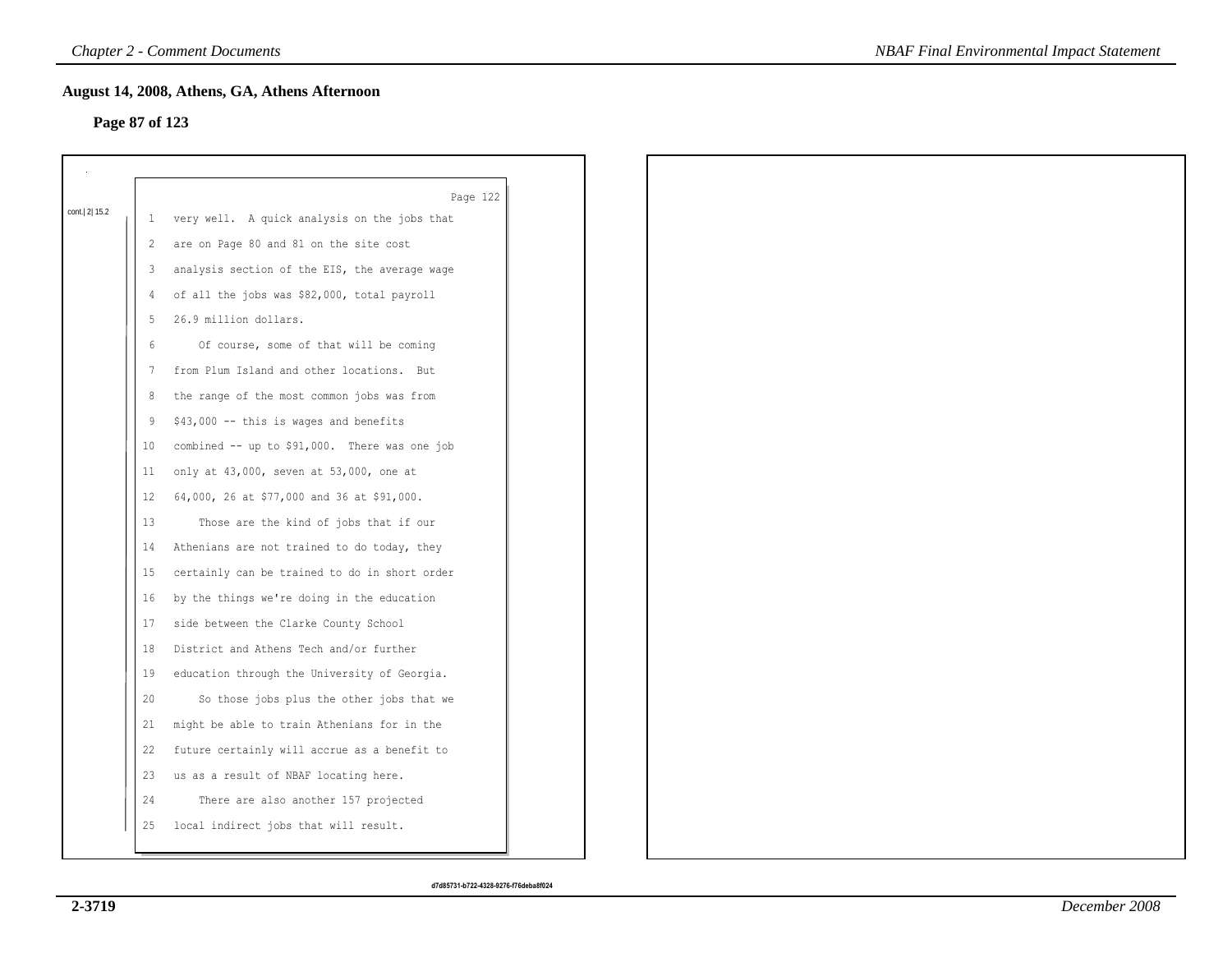## August 14, 2008, Athens, GA, Athens Afternoon

**Page 87 of 123**

cont.| 2| 15.2

Page 122

1 very well. A quick analysis on the jobs that
2 are on Page 80 and 81 on the site cost
3 analysis section of the EIS, the average wage
4 of all the jobs was $82,000, total payroll
5 26.9 million dollars.
6 Of course, some of that will be coming
7 from Plum Island and other locations. But
8 the range of the most common jobs was from
9 $43,000 -- this is wages and benefits
10 combined -- up to $91,000. There was one job
11 only at 43,000, seven at 53,000, one at
12 64,000, 26 at $77,000 and 36 at $91,000.
13 Those are the kind of jobs that if our
14 Athenians are not trained to do today, they
15 certainly can be trained to do in short order
16 by the things we're doing in the education
17 side between the Clarke County School
18 District and Athens Tech and/or further
19 education through the University of Georgia.
20 So those jobs plus the other jobs that we
21 might be able to train Athenians for in the
22 future certainly will accrue as a benefit to
23 us as a result of NBAF locating here.
24 There are also another 157 projected
25 local indirect jobs that will result.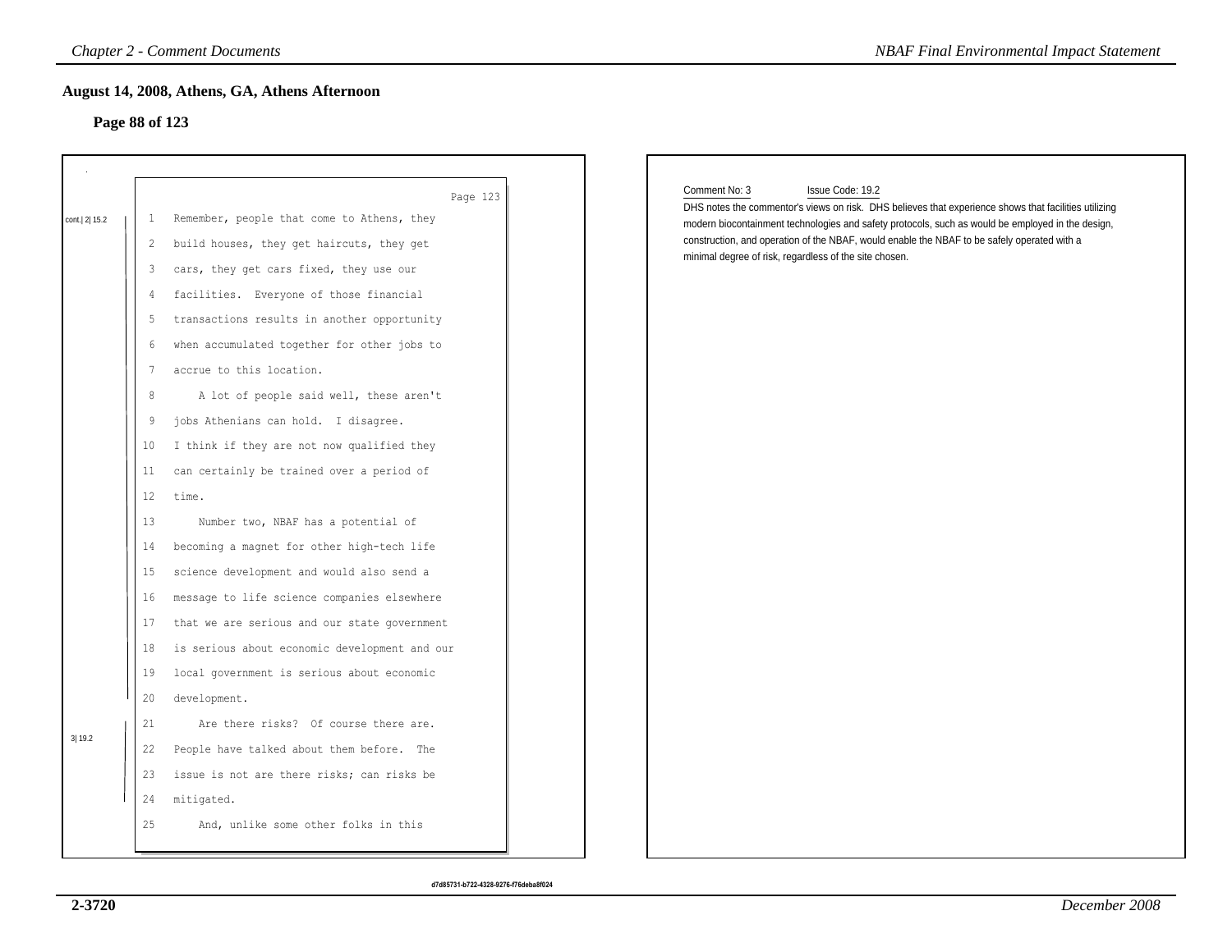## August 14, 2008, Athens, GA, Athens Afternoon

### Page 88 of 123

Page 123

cont.| 2| 15.2

1 Remember, people that come to Athens, they
2 build houses, they get haircuts, they get
3 cars, they get cars fixed, they use our
4 facilities. Everyone of those financial
5 transactions results in another opportunity
6 when accumulated together for other jobs to
7 accrue to this location.
8 A lot of people said well, these aren't
9 jobs Athenians can hold. I disagree.
10 I think if they are not now qualified they
11 can certainly be trained over a period of
12 time.
13 Number two, NBAF has a potential of
14 becoming a magnet for other high-tech life
15 science development and would also send a
16 message to life science companies elsewhere
17 that we are serious and our state government
18 is serious about economic development and our
19 local government is serious about economic
20 development.

3| 19.2

21 Are there risks? Of course there are.
22 People have talked about them before. The
23 issue is not are there risks; can risks be
24 mitigated.
25 And, unlike some other folks in this

Comment No: 3 Issue Code: 19.2

DHS notes the commentor's views on risk. DHS believes that experience shows that facilities utilizing modern biocontainment technologies and safety protocols, such as would be employed in the design, construction, and operation of the NBAF, would enable the NBAF to be safely operated with a minimal degree of risk, regardless of the site chosen.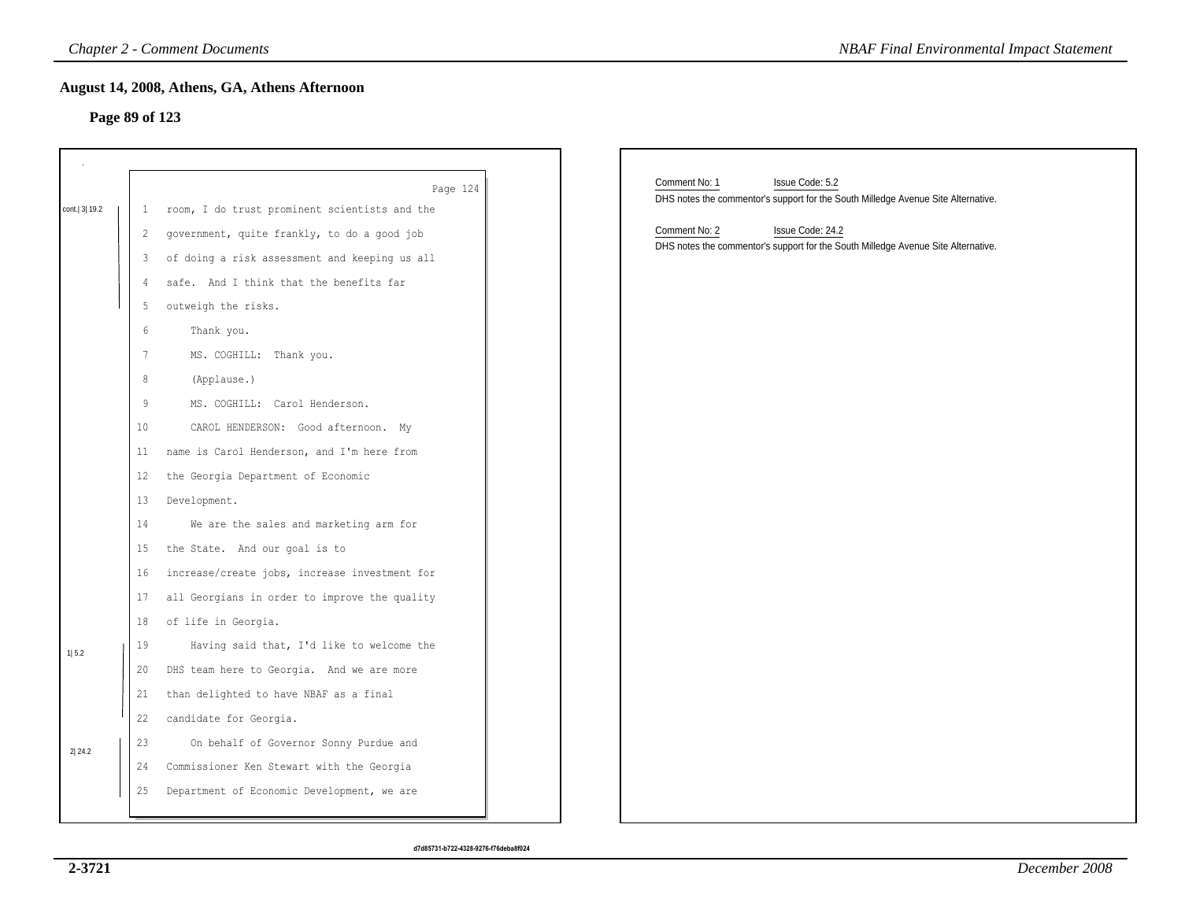## August 14, 2008, Athens, GA, Athens Afternoon

### Page 89 of 123

Page 124

cont.| 3| 19.2

1 room, I do trust prominent scientists and the
2 government, quite frankly, to do a good job
3 of doing a risk assessment and keeping us all
4 safe. And I think that the benefits far
5 outweigh the risks.
6 Thank you.
7 MS. COGHILL: Thank you.
8 (Applause.)
9 MS. COGHILL: Carol Henderson.
10 CAROL HENDERSON: Good afternoon. My
11 name is Carol Henderson, and I'm here from
12 the Georgia Department of Economic
13 Development.
14 We are the sales and marketing arm for
15 the State. And our goal is to
16 increase/create jobs, increase investment for
17 all Georgians in order to improve the quality
18 of life in Georgia.

1| 5.2

19 Having said that, I'd like to welcome the
20 DHS team here to Georgia. And we are more
21 than delighted to have NBAF as a final
22 candidate for Georgia.

2| 24.2

23 On behalf of Governor Sonny Purdue and
24 Commissioner Ken Stewart with the Georgia
25 Department of Economic Development, we are

d7d85731-b722-4328-9276-f76deba8f024

Comment No: 1 Issue Code: 5.2

DHS notes the commentor's support for the South Milledge Avenue Site Alternative.

Comment No: 2 Issue Code: 24.2

DHS notes the commentor's support for the South Milledge Avenue Site Alternative.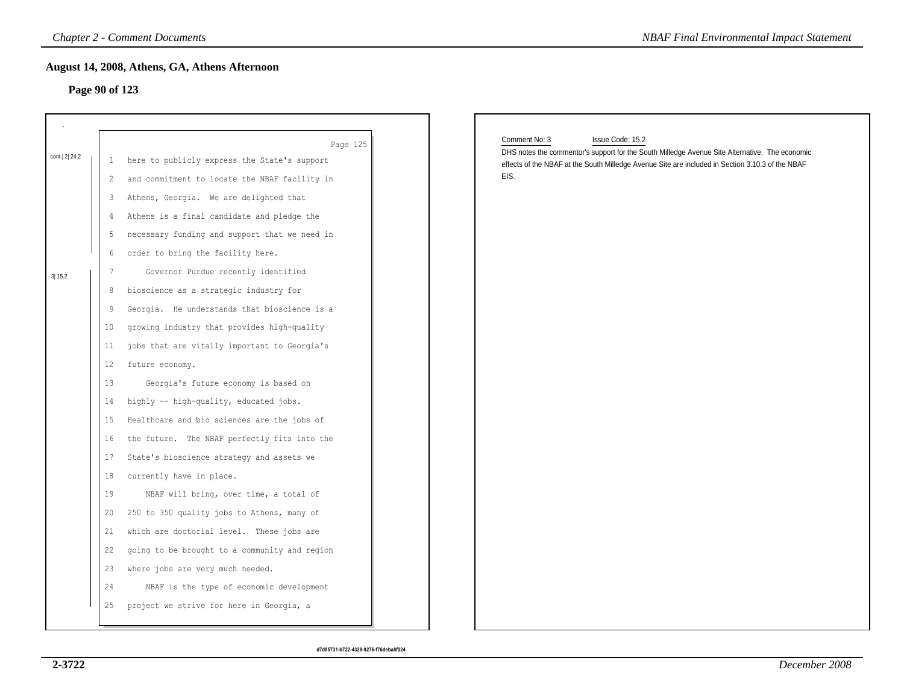## August 14, 2008, Athens, GA, Athens Afternoon

### Page 90 of 123

Page 125

cont.| 2| 24.2

1 here to publicly express the State's support
2 and commitment to locate the NBAF facility in
3 Athens, Georgia. We are delighted that
4 Athens is a final candidate and pledge the
5 necessary funding and support that we need in
6 order to bring the facility here.

3| 15.2

7 Governor Purdue recently identified
8 bioscience as a strategic industry for
9 Georgia. He understands that bioscience is a
10 growing industry that provides high-quality
11 jobs that are vitally important to Georgia's
12 future economy.
13 Georgia's future economy is based on
14 highly -- high-quality, educated jobs.
15 Healthcare and bio sciences are the jobs of
16 the future. The NBAF perfectly fits into the
17 State's bioscience strategy and assets we
18 currently have in place.
19 NBAF will bring, over time, a total of
20 250 to 350 quality jobs to Athens, many of
21 which are doctorial level. These jobs are
22 going to be brought to a community and region
23 where jobs are very much needed.
24 NBAF is the type of economic development
25 project we strive for here in Georgia, a

Comment No: 3 Issue Code: 15.2

DHS notes the commentor's support for the South Milledge Avenue Site Alternative. The economic effects of the NBAF at the South Milledge Avenue Site are included in Section 3.10.3 of the NBAF EIS.

d7d85731-b722-4328-9276-f76deba8f024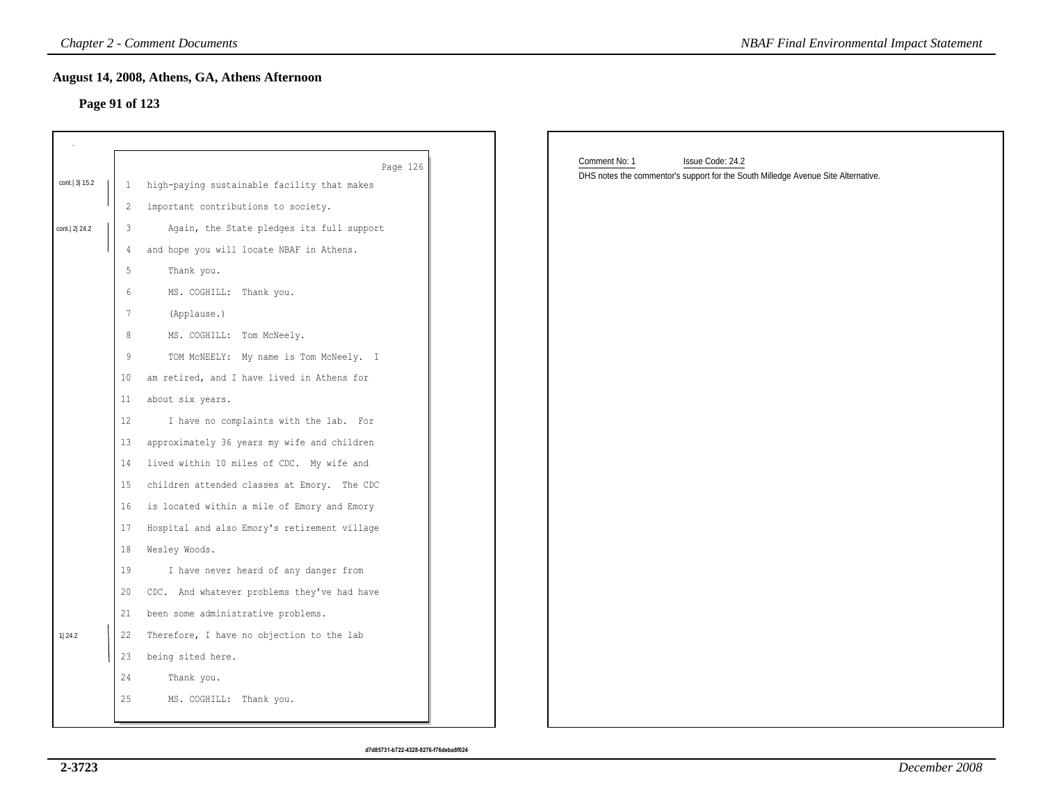## August 14, 2008, Athens, GA, Athens Afternoon

### Page 91 of 123

Page 126

cont.| 3| 15.2

1 high-paying sustainable facility that makes
2 important contributions to society.

cont.| 2| 24.2

3 Again, the State pledges its full support
4 and hope you will locate NBAF in Athens.
5 Thank you.
6 MS. COGHILL: Thank you.
7 (Applause.)
8 MS. COGHILL: Tom McNeely.
9 TOM McNEELY: My name is Tom McNeely. I
10 am retired, and I have lived in Athens for
11 about six years.
12 I have no complaints with the lab. For
13 approximately 36 years my wife and children
14 lived within 10 miles of CDC. My wife and
15 children attended classes at Emory. The CDC
16 is located within a mile of Emory and Emory
17 Hospital and also Emory's retirement village
18 Wesley Woods.
19 I have never heard of any danger from
20 CDC. And whatever problems they've had have
21 been some administrative problems.

1| 24.2

22 Therefore, I have no objection to the lab
23 being sited here.
24 Thank you.
25 MS. COGHILL: Thank you.

Comment No: 1 Issue Code: 24.2

DHS notes the commentor's support for the South Milledge Avenue Site Alternative.

d7d85731-b722-4328-9276-f76deba8f024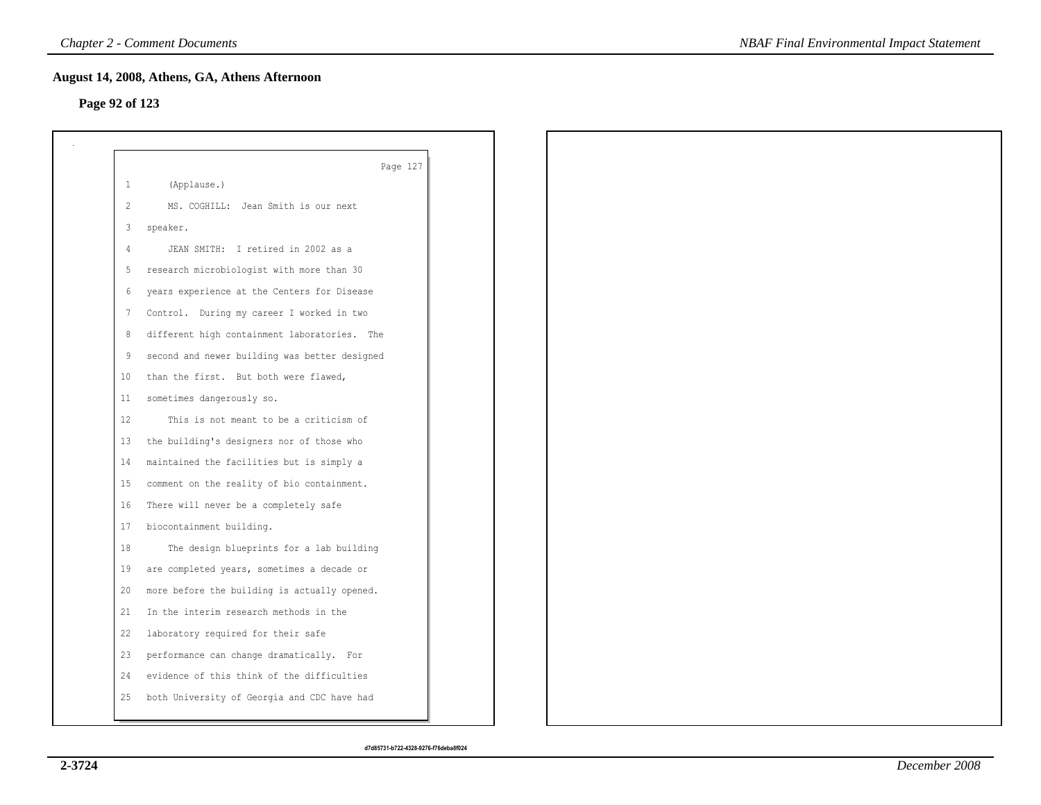## August 14, 2008, Athens, GA, Athens Afternoon

### Page 92 of 123

Page 127

1 (Applause.)

2 MS. COGHILL: Jean Smith is our next

3 speaker.

4 JEAN SMITH: I retired in 2002 as a

5 research microbiologist with more than 30

6 years experience at the Centers for Disease

7 Control. During my career I worked in two

8 different high containment laboratories. The

9 second and newer building was better designed

10 than the first. But both were flawed,

11 sometimes dangerously so.

12 This is not meant to be a criticism of

13 the building's designers nor of those who

14 maintained the facilities but is simply a

15 comment on the reality of bio containment.

16 There will never be a completely safe

17 biocontainment building.

18 The design blueprints for a lab building

19 are completed years, sometimes a decade or

20 more before the building is actually opened.

21 In the interim research methods in the

22 laboratory required for their safe

23 performance can change dramatically. For

24 evidence of this think of the difficulties

25 both University of Georgia and CDC have had

d7d85731-b722-4328-9276-f76deba8f024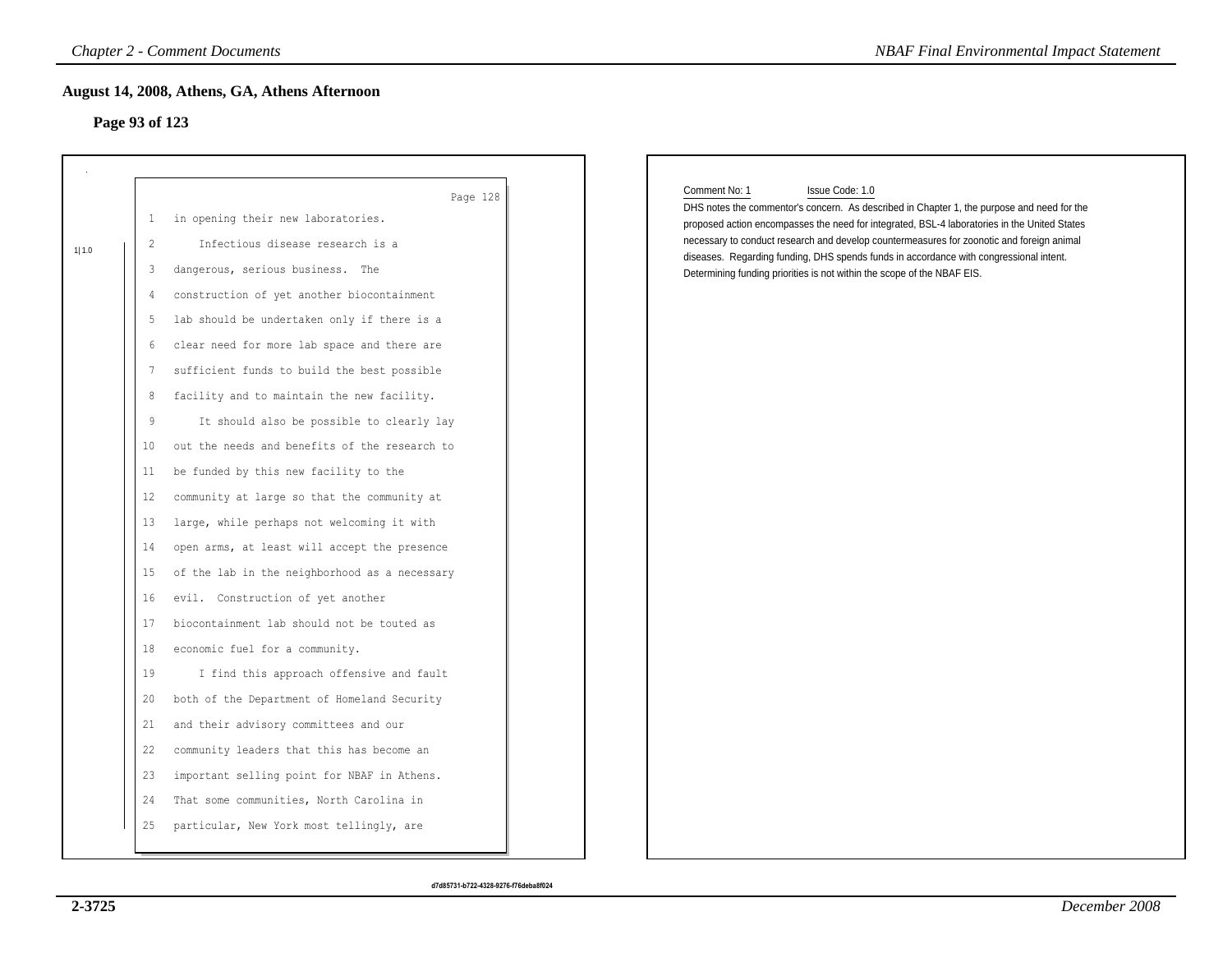## August 14, 2008, Athens, GA, Athens Afternoon

### Page 93 of 123

Page 128

1 in opening their new laboratories.

1|1.0

2 Infectious disease research is a
3 dangerous, serious business. The
4 construction of yet another biocontainment
5 lab should be undertaken only if there is a
6 clear need for more lab space and there are
7 sufficient funds to build the best possible
8 facility and to maintain the new facility.
9 It should also be possible to clearly lay
10 out the needs and benefits of the research to
11 be funded by this new facility to the
12 community at large so that the community at
13 large, while perhaps not welcoming it with
14 open arms, at least will accept the presence
15 of the lab in the neighborhood as a necessary
16 evil. Construction of yet another
17 biocontainment lab should not be touted as
18 economic fuel for a community.
19 I find this approach offensive and fault
20 both of the Department of Homeland Security
21 and their advisory committees and our
22 community leaders that this has become an
23 important selling point for NBAF in Athens.
24 That some communities, North Carolina in
25 particular, New York most tellingly, are

d7d85731-b722-4328-9276-f76deba8f024

Comment No: 1 Issue Code: 1.0

DHS notes the commentor's concern. As described in Chapter 1, the purpose and need for the proposed action encompasses the need for integrated, BSL-4 laboratories in the United States necessary to conduct research and develop countermeasures for zoonotic and foreign animal diseases. Regarding funding, DHS spends funds in accordance with congressional intent. Determining funding priorities is not within the scope of the NBAF EIS.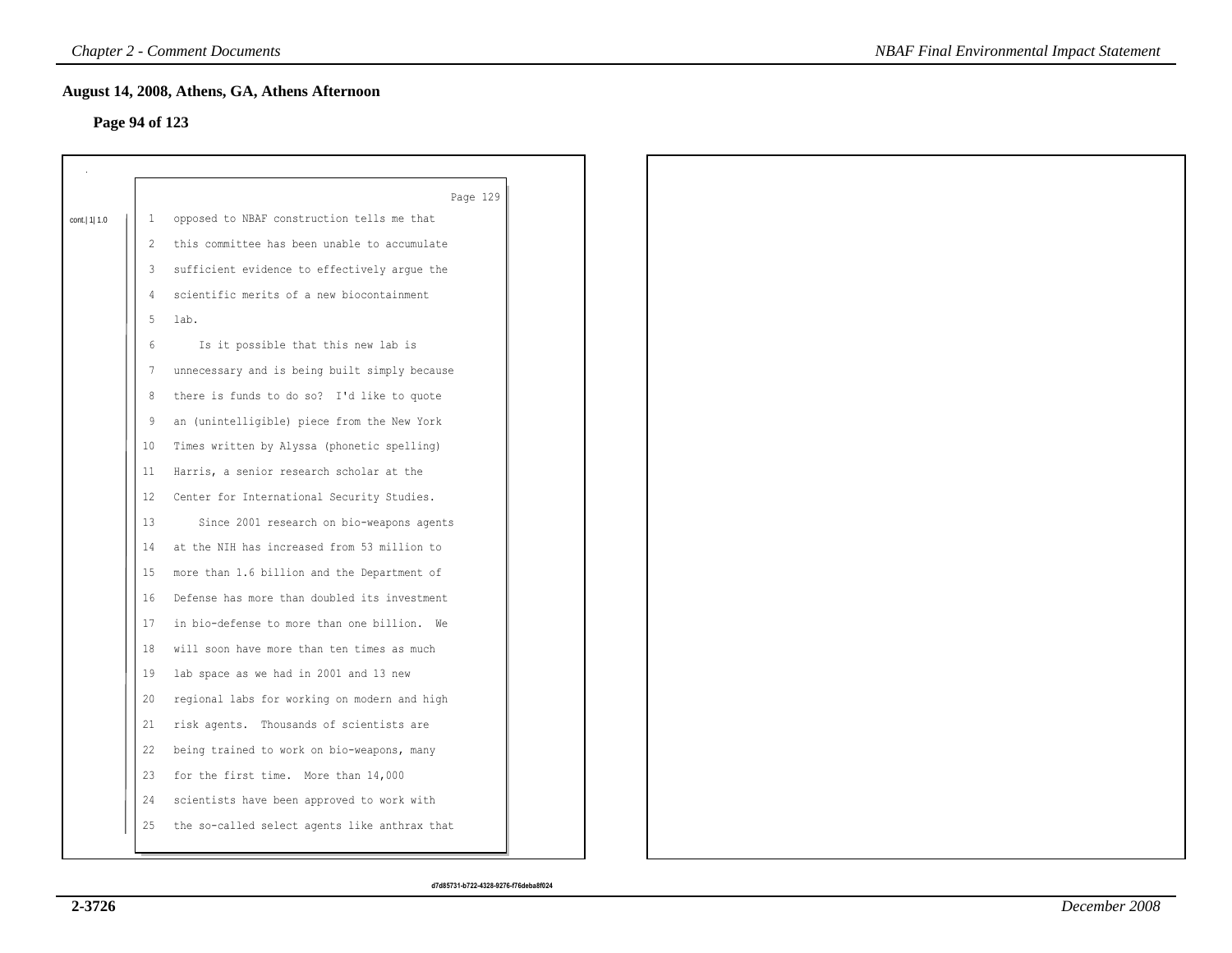## August 14, 2008, Athens, GA, Athens Afternoon

**Page 94 of 123**

Page 129

cont.| 1| 1.0

1 opposed to NBAF construction tells me that
2 this committee has been unable to accumulate
3 sufficient evidence to effectively argue the
4 scientific merits of a new biocontainment
5 lab.
6 Is it possible that this new lab is
7 unnecessary and is being built simply because
8 there is funds to do so? I'd like to quote
9 an (unintelligible) piece from the New York
10 Times written by Alyssa (phonetic spelling)
11 Harris, a senior research scholar at the
12 Center for International Security Studies.
13 Since 2001 research on bio-weapons agents
14 at the NIH has increased from 53 million to
15 more than 1.6 billion and the Department of
16 Defense has more than doubled its investment
17 in bio-defense to more than one billion. We
18 will soon have more than ten times as much
19 lab space as we had in 2001 and 13 new
20 regional labs for working on modern and high
21 risk agents. Thousands of scientists are
22 being trained to work on bio-weapons, many
23 for the first time. More than 14,000
24 scientists have been approved to work with
25 the so-called select agents like anthrax that

d7d85731-b722-4328-9276-f76deba8f024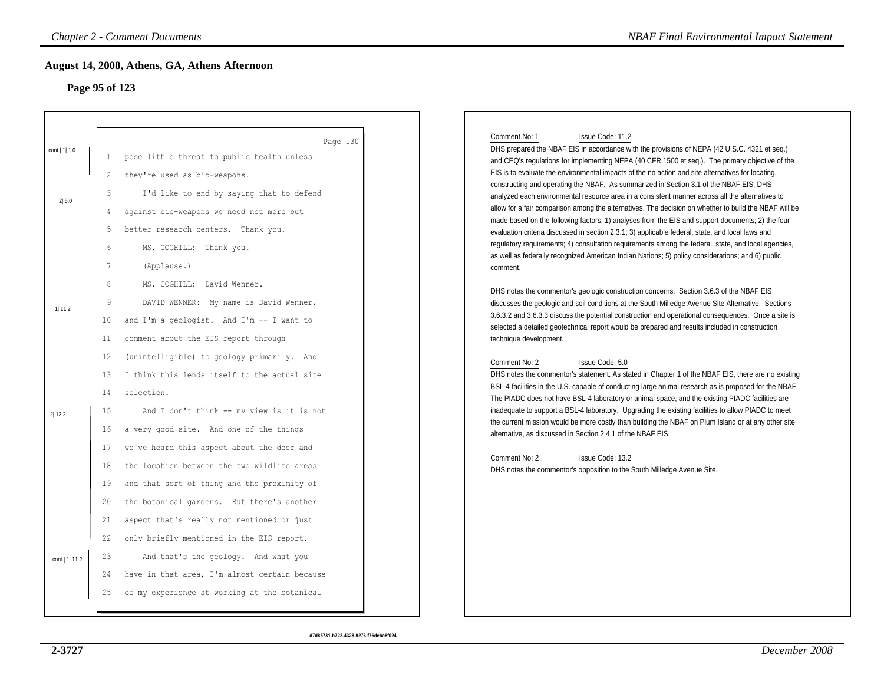## August 14, 2008, Athens, GA, Athens Afternoon

### Page 95 of 123

Page 130

cont.| 1| 1.0

1 pose little threat to public health unless
2 they're used as bio-weapons.

2| 5.0

3 I'd like to end by saying that to defend
4 against bio-weapons we need not more but
5 better research centers. Thank you.
6 MS. COGHILL: Thank you.
7 (Applause.)
8 MS. COGHILL: David Wenner.

1| 11.2

9 DAVID WENNER: My name is David Wenner,
10 and I'm a geologist. And I'm -- I want to
11 comment about the EIS report through
12 (unintelligible) to geology primarily. And
13 I think this lends itself to the actual site
14 selection.

2| 13.2

15 And I don't think -- my view is it is not
16 a very good site. And one of the things
17 we've heard this aspect about the deer and
18 the location between the two wildlife areas
19 and that sort of thing and the proximity of
20 the botanical gardens. But there's another
21 aspect that's really not mentioned or just
22 only briefly mentioned in the EIS report.

cont.| 1| 11.2

23 And that's the geology. And what you
24 have in that area, I'm almost certain because
25 of my experience at working at the botanical

Comment No: 1 Issue Code: 11.2

DHS prepared the NBAF EIS in accordance with the provisions of NEPA (42 U.S.C. 4321 et seq.) and CEQ's regulations for implementing NEPA (40 CFR 1500 et seq.). The primary objective of the EIS is to evaluate the environmental impacts of the no action and site alternatives for locating, constructing and operating the NBAF. As summarized in Section 3.1 of the NBAF EIS, DHS analyzed each environmental resource area in a consistent manner across all the alternatives to allow for a fair comparison among the alternatives. The decision on whether to build the NBAF will be made based on the following factors: 1) analyses from the EIS and support documents; 2) the four evaluation criteria discussed in section 2.3.1; 3) applicable federal, state, and local laws and regulatory requirements; 4) consultation requirements among the federal, state, and local agencies, as well as federally recognized American Indian Nations; 5) policy considerations; and 6) public comment.

DHS notes the commentor's geologic construction concerns. Section 3.6.3 of the NBAF EIS discusses the geologic and soil conditions at the South Milledge Avenue Site Alternative. Sections 3.6.3.2 and 3.6.3.3 discuss the potential construction and operational consequences. Once a site is selected a detailed geotechnical report would be prepared and results included in construction technique development.

Comment No: 2 Issue Code: 5.0

DHS notes the commentor's statement. As stated in Chapter 1 of the NBAF EIS, there are no existing BSL-4 facilities in the U.S. capable of conducting large animal research as is proposed for the NBAF. The PIADC does not have BSL-4 laboratory or animal space, and the existing PIADC facilities are inadequate to support a BSL-4 laboratory. Upgrading the existing facilities to allow PIADC to meet the current mission would be more costly than building the NBAF on Plum Island or at any other site alternative, as discussed in Section 2.4.1 of the NBAF EIS.

Comment No: 2 Issue Code: 13.2

DHS notes the commentor's opposition to the South Milledge Avenue Site.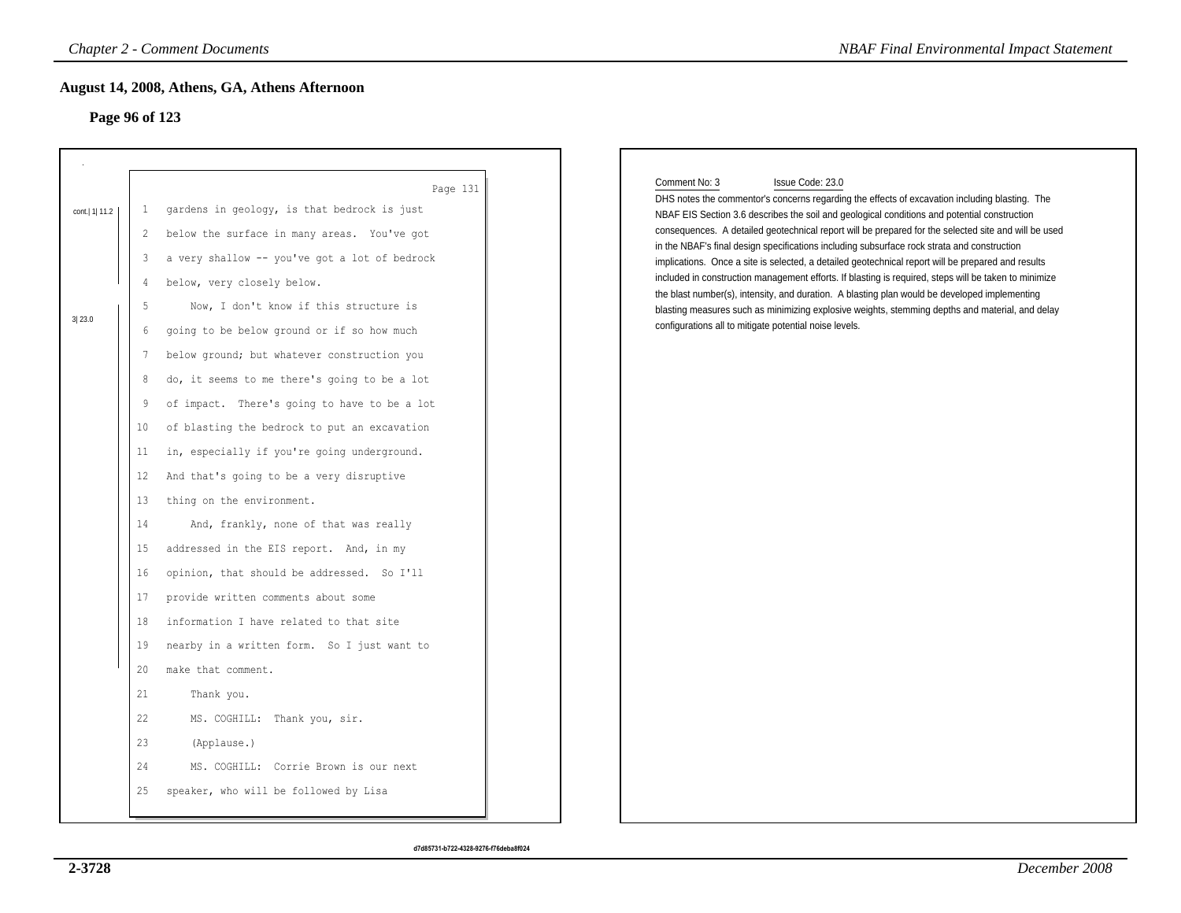## August 14, 2008, Athens, GA, Athens Afternoon

### Page 96 of 123

Page 131

cont.| 1| 11.2

1 gardens in geology, is that bedrock is just
2 below the surface in many areas. You've got
3 a very shallow -- you've got a lot of bedrock
4 below, very closely below.

3| 23.0

5 Now, I don't know if this structure is
6 going to be below ground or if so how much
7 below ground; but whatever construction you
8 do, it seems to me there's going to be a lot
9 of impact. There's going to have to be a lot
10 of blasting the bedrock to put an excavation
11 in, especially if you're going underground.
12 And that's going to be a very disruptive
13 thing on the environment.
14 And, frankly, none of that was really
15 addressed in the EIS report. And, in my
16 opinion, that should be addressed. So I'll
17 provide written comments about some
18 information I have related to that site
19 nearby in a written form. So I just want to
20 make that comment.
21 Thank you.
22 MS. COGHILL: Thank you, sir.
23 (Applause.)
24 MS. COGHILL: Corrie Brown is our next
25 speaker, who will be followed by Lisa

Comment No: 3 Issue Code: 23.0

DHS notes the commentor's concerns regarding the effects of excavation including blasting. The NBAF EIS Section 3.6 describes the soil and geological conditions and potential construction consequences. A detailed geotechnical report will be prepared for the selected site and will be used in the NBAF's final design specifications including subsurface rock strata and construction implications. Once a site is selected, a detailed geotechnical report will be prepared and results included in construction management efforts. If blasting is required, steps will be taken to minimize the blast number(s), intensity, and duration. A blasting plan would be developed implementing blasting measures such as minimizing explosive weights, stemming depths and material, and delay configurations all to mitigate potential noise levels.

d7d85731-b722-4328-9276-f76deba8f024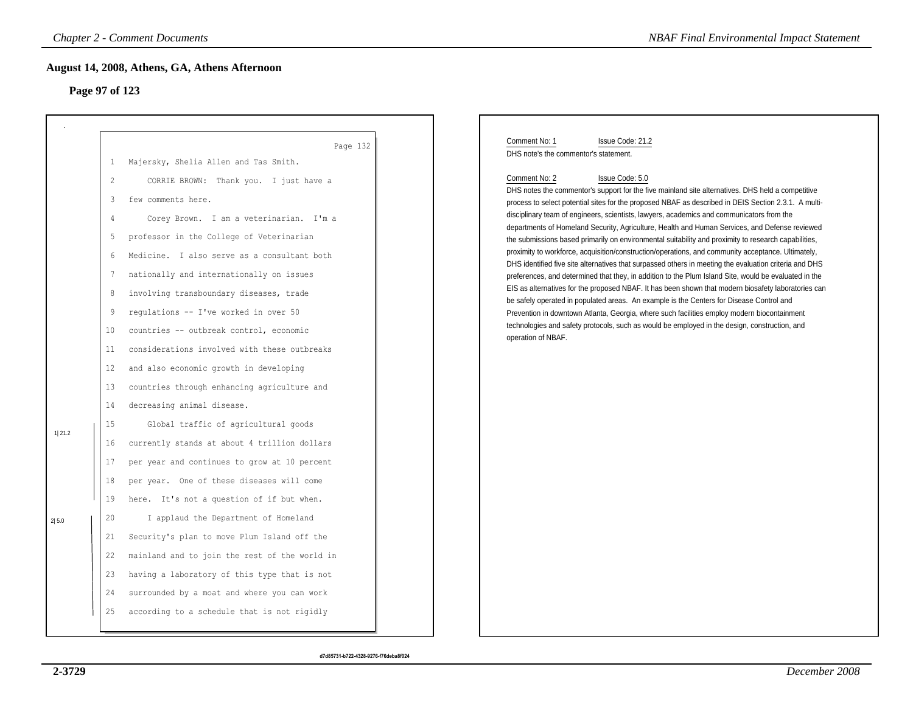## August 14, 2008, Athens, GA, Athens Afternoon

### Page 97 of 123

Page 132

```
1   Majersky, Shelia Allen and Tas Smith.
2       CORRIE BROWN:  Thank you.  I just have a
3   few comments here.
4       Corey Brown.  I am a veterinarian.  I'm a
5   professor in the College of Veterinarian
6   Medicine.  I also serve as a consultant both
7   nationally and internationally on issues
8   involving transboundary diseases, trade
9   regulations -- I've worked in over 50
10  countries -- outbreak control, economic
11  considerations involved with these outbreaks
12  and also economic growth in developing
13  countries through enhancing agriculture and
14  decreasing animal disease.
15      Global traffic of agricultural goods
16  currently stands at about 4 trillion dollars
17  per year and continues to grow at 10 percent
18  per year.  One of these diseases will come
19  here.  It's not a question of if but when.
20      I applaud the Department of Homeland
21  Security's plan to move Plum Island off the
22  mainland and to join the rest of the world in
23  having a laboratory of this type that is not
24  surrounded by a moat and where you can work
25  according to a schedule that is not rigidly
```

1| 21.2 (lines 15–19)

2| 5.0 (lines 20–25)

Comment No: 1 Issue Code: 21.2

DHS note's the commentor's statement.

Comment No: 2 Issue Code: 5.0

DHS notes the commentor's support for the five mainland site alternatives. DHS held a competitive process to select potential sites for the proposed NBAF as described in DEIS Section 2.3.1. A multi-disciplinary team of engineers, scientists, lawyers, academics and communicators from the departments of Homeland Security, Agriculture, Health and Human Services, and Defense reviewed the submissions based primarily on environmental suitability and proximity to research capabilities, proximity to workforce, acquisition/construction/operations, and community acceptance. Ultimately, DHS identified five site alternatives that surpassed others in meeting the evaluation criteria and DHS preferences, and determined that they, in addition to the Plum Island Site, would be evaluated in the EIS as alternatives for the proposed NBAF. It has been shown that modern biosafety laboratories can be safely operated in populated areas. An example is the Centers for Disease Control and Prevention in downtown Atlanta, Georgia, where such facilities employ modern biocontainment technologies and safety protocols, such as would be employed in the design, construction, and operation of NBAF.

d7d85731-b722-4328-9276-f76deba8f024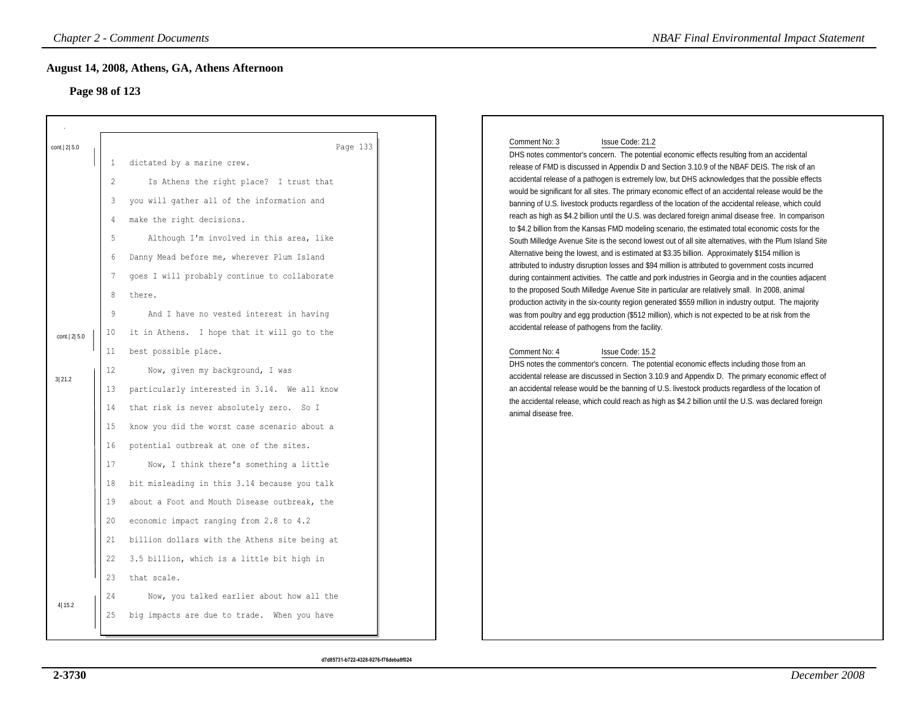## August 14, 2008, Athens, GA, Athens Afternoon

### Page 98 of 123

Page 133

cont.| 2| 5.0

1 dictated by a marine crew.

2 Is Athens the right place? I trust that

3 you will gather all of the information and

4 make the right decisions.

5 Although I'm involved in this area, like

6 Danny Mead before me, wherever Plum Island

7 goes I will probably continue to collaborate

8 there.

9 And I have no vested interest in having

cont.| 2| 5.0

10 it in Athens. I hope that it will go to the

11 best possible place.

3| 21.2

12 Now, given my background, I was

13 particularly interested in 3.14. We all know

14 that risk is never absolutely zero. So I

15 know you did the worst case scenario about a

16 potential outbreak at one of the sites.

17 Now, I think there's something a little

18 bit misleading in this 3.14 because you talk

19 about a Foot and Mouth Disease outbreak, the

20 economic impact ranging from 2.8 to 4.2

21 billion dollars with the Athens site being at

22 3.5 billion, which is a little bit high in

23 that scale.

4| 15.2

24 Now, you talked earlier about how all the

25 big impacts are due to trade. When you have

---

Comment No: 3 Issue Code: 21.2

DHS notes commentor's concern. The potential economic effects resulting from an accidental release of FMD is discussed in Appendix D and Section 3.10.9 of the NBAF DEIS. The risk of an accidental release of a pathogen is extremely low, but DHS acknowledges that the possible effects would be significant for all sites. The primary economic effect of an accidental release would be the banning of U.S. livestock products regardless of the location of the accidental release, which could reach as high as $4.2 billion until the U.S. was declared foreign animal disease free. In comparison to $4.2 billion from the Kansas FMD modeling scenario, the estimated total economic costs for the South Milledge Avenue Site is the second lowest out of all site alternatives, with the Plum Island Site Alternative being the lowest, and is estimated at $3.35 billion. Approximately $154 million is attributed to industry disruption losses and $94 million is attributed to government costs incurred during containment activities. The cattle and pork industries in Georgia and in the counties adjacent to the proposed South Milledge Avenue Site in particular are relatively small. In 2008, animal production activity in the six-county region generated $559 million in industry output. The majority was from poultry and egg production ($512 million), which is not expected to be at risk from the accidental release of pathogens from the facility.

Comment No: 4 Issue Code: 15.2

DHS notes the commentor's concern. The potential economic effects including those from an accidental release are discussed in Section 3.10.9 and Appendix D. The primary economic effect of an accidental release would be the banning of U.S. livestock products regardless of the location of the accidental release, which could reach as high as $4.2 billion until the U.S. was declared foreign animal disease free.

d7d85731-b722-4328-9276-f76deba8f024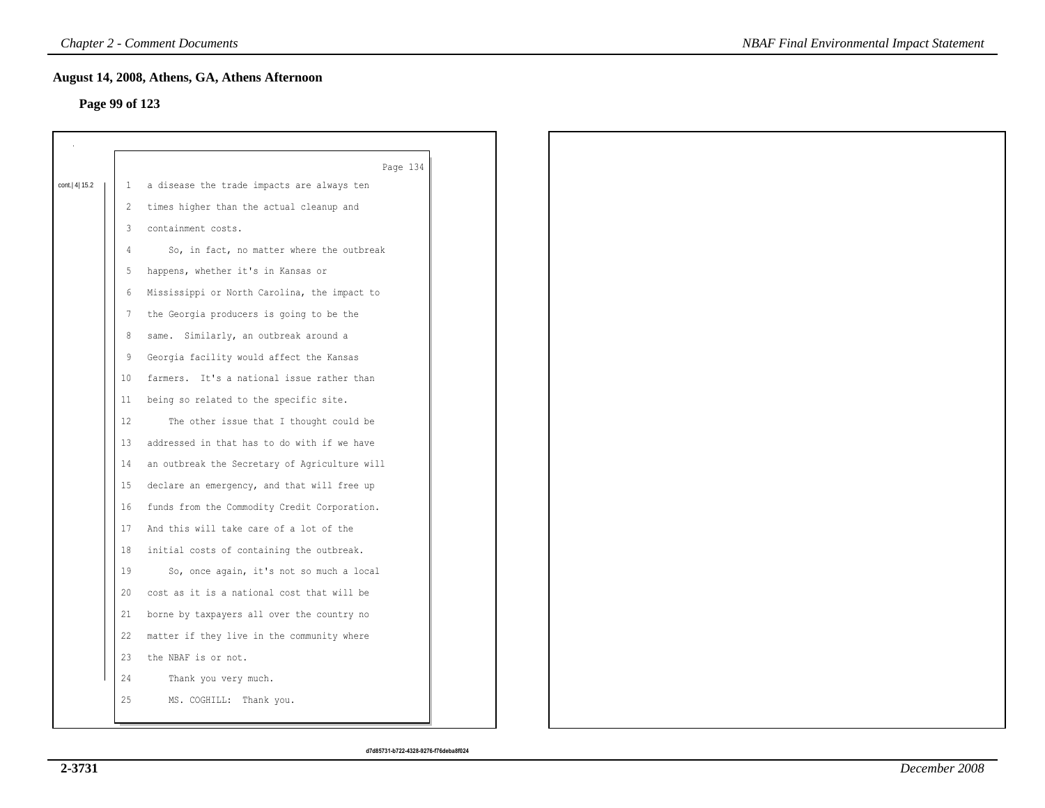## August 14, 2008, Athens, GA, Athens Afternoon

### Page 99 of 123

Page 134

cont.| 4| 15.2

1 a disease the trade impacts are always ten
2 times higher than the actual cleanup and
3 containment costs.
4 So, in fact, no matter where the outbreak
5 happens, whether it's in Kansas or
6 Mississippi or North Carolina, the impact to
7 the Georgia producers is going to be the
8 same. Similarly, an outbreak around a
9 Georgia facility would affect the Kansas
10 farmers. It's a national issue rather than
11 being so related to the specific site.
12 The other issue that I thought could be
13 addressed in that has to do with if we have
14 an outbreak the Secretary of Agriculture will
15 declare an emergency, and that will free up
16 funds from the Commodity Credit Corporation.
17 And this will take care of a lot of the
18 initial costs of containing the outbreak.
19 So, once again, it's not so much a local
20 cost as it is a national cost that will be
21 borne by taxpayers all over the country no
22 matter if they live in the community where
23 the NBAF is or not.
24 Thank you very much.
25 MS. COGHILL: Thank you.

d7d85731-b722-4328-9276-f76deba8f024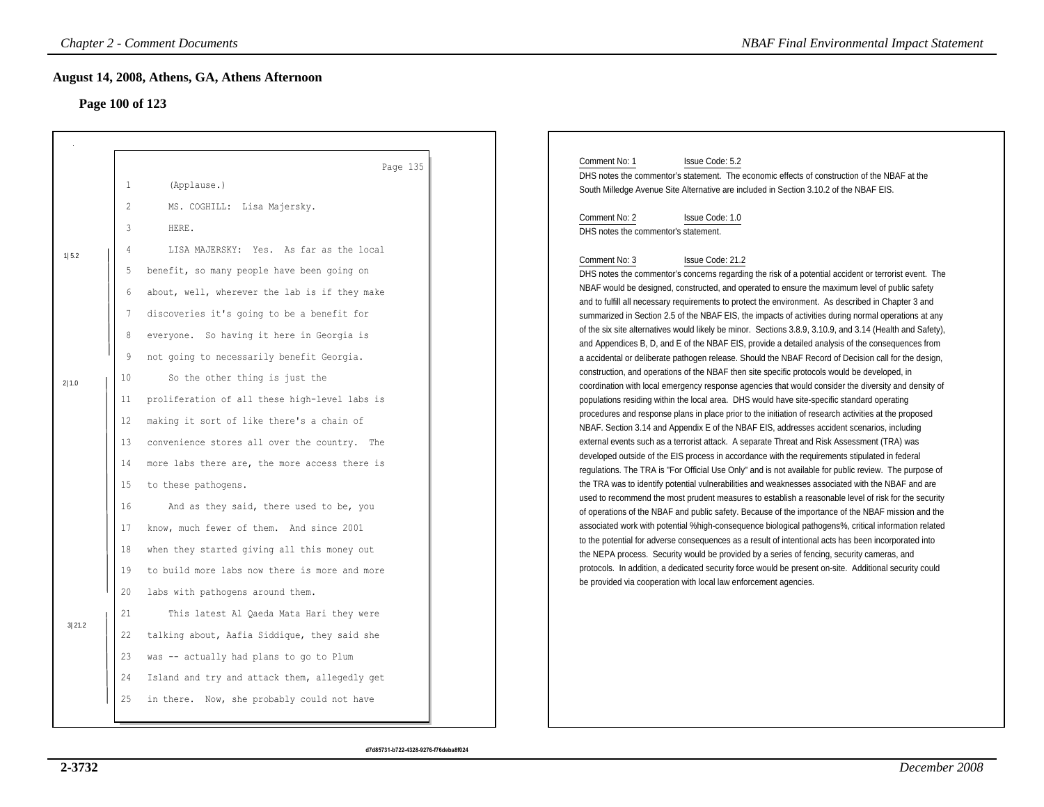## August 14, 2008, Athens, GA, Athens Afternoon

### Page 100 of 123

Page 135

1 (Applause.)

2 MS. COGHILL: Lisa Majersky.

3 HERE.

1| 5.2

4 LISA MAJERSKY: Yes. As far as the local
5 benefit, so many people have been going on
6 about, well, wherever the lab is if they make
7 discoveries it's going to be a benefit for
8 everyone. So having it here in Georgia is
9 not going to necessarily benefit Georgia.

2| 1.0

10 So the other thing is just the
11 proliferation of all these high-level labs is
12 making it sort of like there's a chain of
13 convenience stores all over the country. The
14 more labs there are, the more access there is
15 to these pathogens.
16 And as they said, there used to be, you
17 know, much fewer of them. And since 2001
18 when they started giving all this money out
19 to build more labs now there is more and more
20 labs with pathogens around them.

3| 21.2

21 This latest Al Qaeda Mata Hari they were
22 talking about, Aafia Siddique, they said she
23 was -- actually had plans to go to Plum
24 Island and try and attack them, allegedly get
25 in there. Now, she probably could not have

Comment No: 1 Issue Code: 5.2
DHS notes the commentor's statement. The economic effects of construction of the NBAF at the South Milledge Avenue Site Alternative are included in Section 3.10.2 of the NBAF EIS.

Comment No: 2 Issue Code: 1.0
DHS notes the commentor's statement.

Comment No: 3 Issue Code: 21.2
DHS notes the commentor's concerns regarding the risk of a potential accident or terrorist event. The NBAF would be designed, constructed, and operated to ensure the maximum level of public safety and to fulfill all necessary requirements to protect the environment. As described in Chapter 3 and summarized in Section 2.5 of the NBAF EIS, the impacts of activities during normal operations at any of the six site alternatives would likely be minor. Sections 3.8.9, 3.10.9, and 3.14 (Health and Safety), and Appendices B, D, and E of the NBAF EIS, provide a detailed analysis of the consequences from a accidental or deliberate pathogen release. Should the NBAF Record of Decision call for the design, construction, and operations of the NBAF then site specific protocols would be developed, in coordination with local emergency response agencies that would consider the diversity and density of populations residing within the local area. DHS would have site-specific standard operating procedures and response plans in place prior to the initiation of research activities at the proposed NBAF. Section 3.14 and Appendix E of the NBAF EIS, addresses accident scenarios, including external events such as a terrorist attack. A separate Threat and Risk Assessment (TRA) was developed outside of the EIS process in accordance with the requirements stipulated in federal regulations. The TRA is "For Official Use Only" and is not available for public review. The purpose of the TRA was to identify potential vulnerabilities and weaknesses associated with the NBAF and are used to recommend the most prudent measures to establish a reasonable level of risk for the security of operations of the NBAF and public safety. Because of the importance of the NBAF mission and the associated work with potential %high-consequence biological pathogens%, critical information related to the potential for adverse consequences as a result of intentional acts has been incorporated into the NEPA process. Security would be provided by a series of fencing, security cameras, and protocols. In addition, a dedicated security force would be present on-site. Additional security could be provided via cooperation with local law enforcement agencies.

d7d85731-b722-4328-9276-f76deba8f024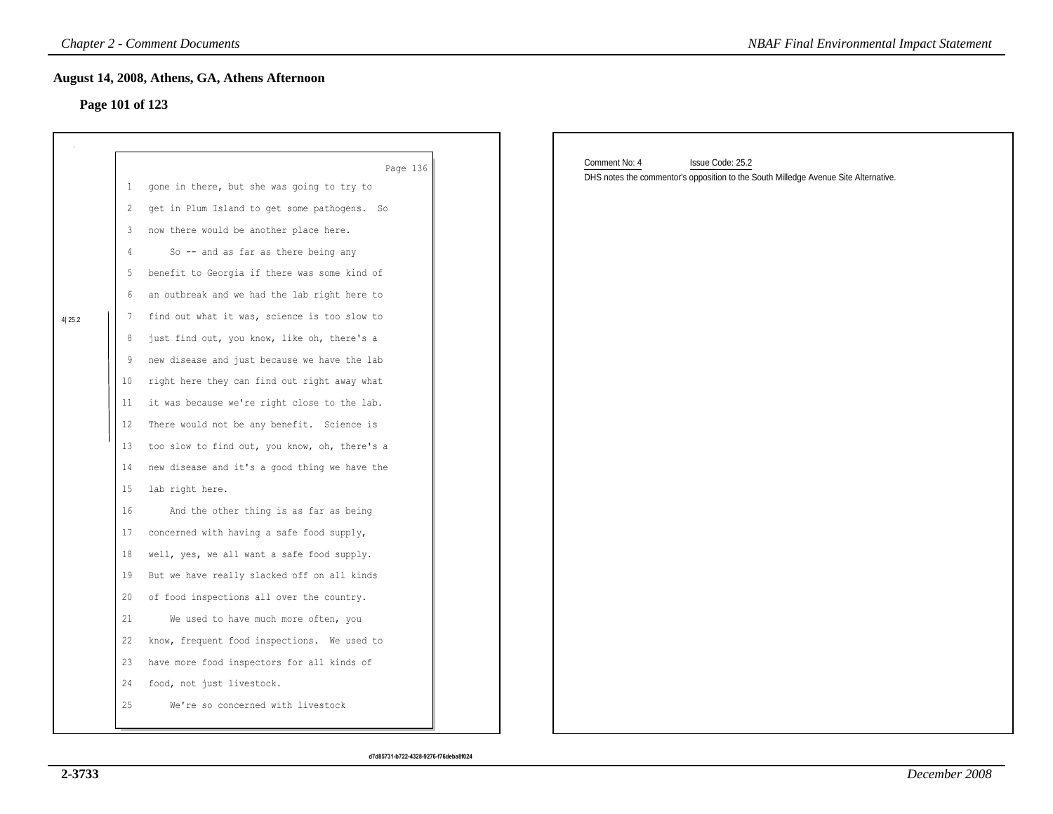## August 14, 2008, Athens, GA, Athens Afternoon

### Page 101 of 123

Page 136

1 gone in there, but she was going to try to
2 get in Plum Island to get some pathogens. So
3 now there would be another place here.
4 So -- and as far as there being any
5 benefit to Georgia if there was some kind of
6 an outbreak and we had the lab right here to
7 find out what it was, science is too slow to
8 just find out, you know, like oh, there's a
9 new disease and just because we have the lab
10 right here they can find out right away what
11 it was because we're right close to the lab.
12 There would not be any benefit. Science is
13 too slow to find out, you know, oh, there's a
14 new disease and it's a good thing we have the
15 lab right here.
16 And the other thing is as far as being
17 concerned with having a safe food supply,
18 well, yes, we all want a safe food supply.
19 But we have really slacked off on all kinds
20 of food inspections all over the country.
21 We used to have much more often, you
22 know, frequent food inspections. We used to
23 have more food inspectors for all kinds of
24 food, not just livestock.
25 We're so concerned with livestock

4| 25.2

Comment No: 4 Issue Code: 25.2

DHS notes the commentor's opposition to the South Milledge Avenue Site Alternative.

d7d85731-b722-4328-9276-f76deba8f024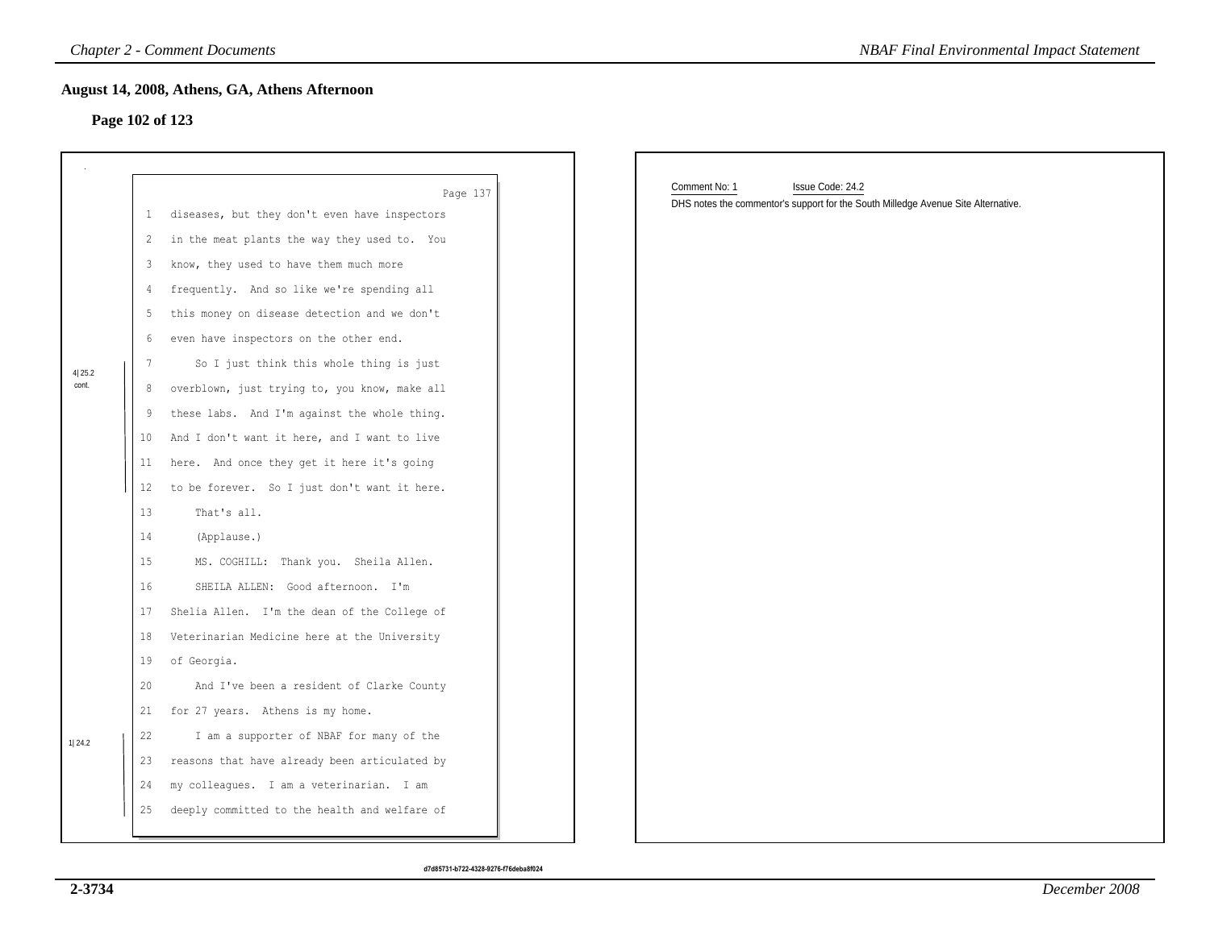## August 14, 2008, Athens, GA, Athens Afternoon

### Page 102 of 123

Page 137

1 diseases, but they don't even have inspectors
2 in the meat plants the way they used to. You
3 know, they used to have them much more
4 frequently. And so like we're spending all
5 this money on disease detection and we don't
6 even have inspectors on the other end.
7 So I just think this whole thing is just
8 overblown, just trying to, you know, make all
9 these labs. And I'm against the whole thing.
10 And I don't want it here, and I want to live
11 here. And once they get it here it's going
12 to be forever. So I just don't want it here.
13 That's all.
14 (Applause.)
15 MS. COGHILL: Thank you. Sheila Allen.
16 SHEILA ALLEN: Good afternoon. I'm
17 Shelia Allen. I'm the dean of the College of
18 Veterinarian Medicine here at the University
19 of Georgia.
20 And I've been a resident of Clarke County
21 for 27 years. Athens is my home.
22 I am a supporter of NBAF for many of the
23 reasons that have already been articulated by
24 my colleagues. I am a veterinarian. I am
25 deeply committed to the health and welfare of

4| 25.2 cont. (lines 7–12)

1| 24.2 (lines 22–25)

Comment No: 1 Issue Code: 24.2

DHS notes the commentor's support for the South Milledge Avenue Site Alternative.

d7d85731-b722-4328-9276-f76deba8f024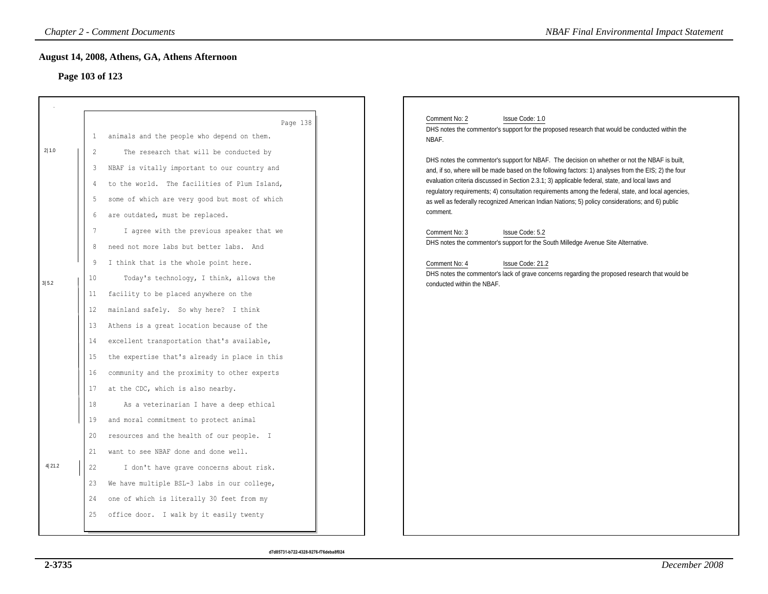## August 14, 2008, Athens, GA, Athens Afternoon

### Page 103 of 123

Page 138

1 animals and the people who depend on them.

2|1.0

2 The research that will be conducted by
3 NBAF is vitally important to our country and
4 to the world. The facilities of Plum Island,
5 some of which are very good but most of which
6 are outdated, must be replaced.
7 I agree with the previous speaker that we
8 need not more labs but better labs. And
9 I think that is the whole point here.

3|5.2

10 Today's technology, I think, allows the
11 facility to be placed anywhere on the
12 mainland safely. So why here? I think
13 Athens is a great location because of the
14 excellent transportation that's available,
15 the expertise that's already in place in this
16 community and the proximity to other experts
17 at the CDC, which is also nearby.
18 As a veterinarian I have a deep ethical
19 and moral commitment to protect animal
20 resources and the health of our people. I
21 want to see NBAF done and done well.

4|21.2

22 I don't have grave concerns about risk.
23 We have multiple BSL-3 labs in our college,
24 one of which is literally 30 feet from my
25 office door. I walk by it easily twenty

d7d85731-b722-4328-9276-f76deba8f024

Comment No: 2 Issue Code: 1.0

DHS notes the commentor's support for the proposed research that would be conducted within the NBAF.

DHS notes the commentor's support for NBAF. The decision on whether or not the NBAF is built, and, if so, where will be made based on the following factors: 1) analyses from the EIS; 2) the four evaluation criteria discussed in Section 2.3.1; 3) applicable federal, state, and local laws and regulatory requirements; 4) consultation requirements among the federal, state, and local agencies, as well as federally recognized American Indian Nations; 5) policy considerations; and 6) public comment.

Comment No: 3 Issue Code: 5.2

DHS notes the commentor's support for the South Milledge Avenue Site Alternative.

Comment No: 4 Issue Code: 21.2

DHS notes the commentor's lack of grave concerns regarding the proposed research that would be conducted within the NBAF.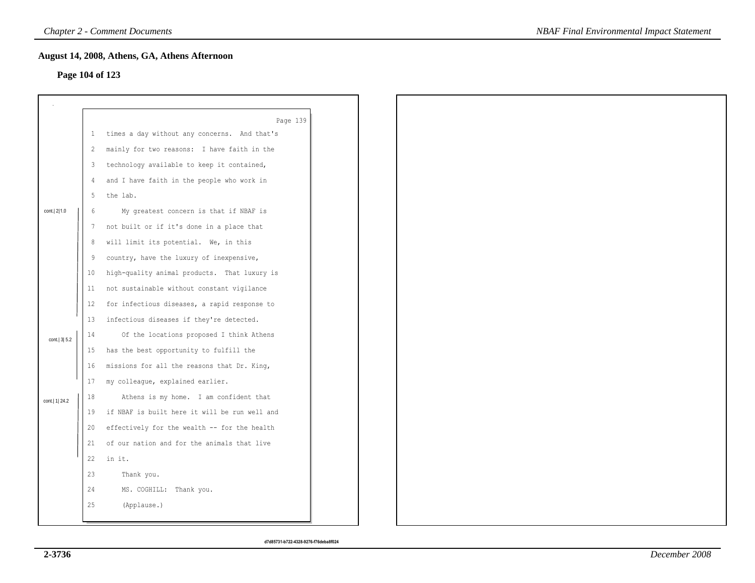## August 14, 2008, Athens, GA, Athens Afternoon

**Page 104 of 123**

Page 139

1 times a day without any concerns. And that's
2 mainly for two reasons: I have faith in the
3 technology available to keep it contained,
4 and I have faith in the people who work in
5 the lab.

cont.| 2|1.0

6 My greatest concern is that if NBAF is
7 not built or if it's done in a place that
8 will limit its potential. We, in this
9 country, have the luxury of inexpensive,
10 high-quality animal products. That luxury is
11 not sustainable without constant vigilance
12 for infectious diseases, a rapid response to
13 infectious diseases if they're detected.

cont.| 3| 5.2

14 Of the locations proposed I think Athens
15 has the best opportunity to fulfill the
16 missions for all the reasons that Dr. King,
17 my colleague, explained earlier.

cont.| 1| 24.2

18 Athens is my home. I am confident that
19 if NBAF is built here it will be run well and
20 effectively for the wealth -- for the health
21 of our nation and for the animals that live
22 in it.
23 Thank you.
24 MS. COGHILL: Thank you.
25 (Applause.)

d7d85731-b722-4328-9276-f76deba8f024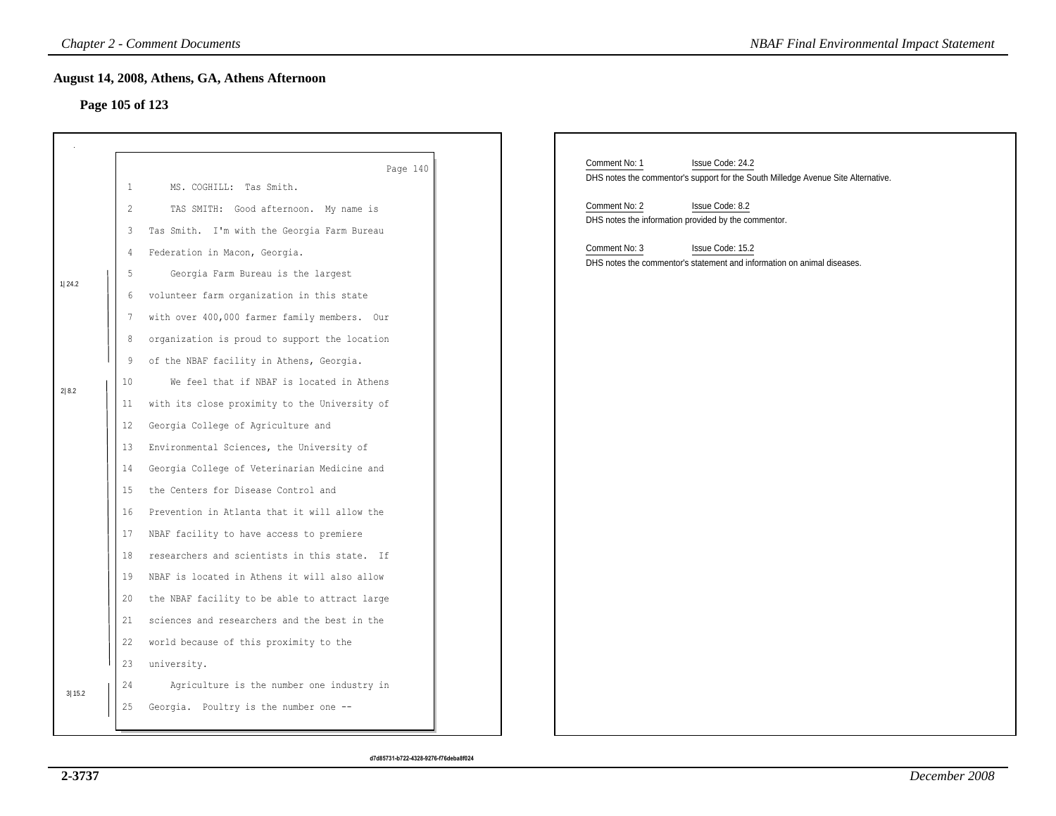## August 14, 2008, Athens, GA, Athens Afternoon

### Page 105 of 123

Page 140

1 MS. COGHILL: Tas Smith.

2 TAS SMITH: Good afternoon. My name is

3 Tas Smith. I'm with the Georgia Farm Bureau

4 Federation in Macon, Georgia.

1|24.2

5 Georgia Farm Bureau is the largest

6 volunteer farm organization in this state

7 with over 400,000 farmer family members. Our

8 organization is proud to support the location

9 of the NBAF facility in Athens, Georgia.

2|8.2

10 We feel that if NBAF is located in Athens

11 with its close proximity to the University of

12 Georgia College of Agriculture and

13 Environmental Sciences, the University of

14 Georgia College of Veterinarian Medicine and

15 the Centers for Disease Control and

16 Prevention in Atlanta that it will allow the

17 NBAF facility to have access to premiere

18 researchers and scientists in this state. If

19 NBAF is located in Athens it will also allow

20 the NBAF facility to be able to attract large

21 sciences and researchers and the best in the

22 world because of this proximity to the

23 university.

3|15.2

24 Agriculture is the number one industry in

25 Georgia. Poultry is the number one --

Comment No: 1 Issue Code: 24.2

DHS notes the commentor's support for the South Milledge Avenue Site Alternative.

Comment No: 2 Issue Code: 8.2

DHS notes the information provided by the commentor.

Comment No: 3 Issue Code: 15.2

DHS notes the commentor's statement and information on animal diseases.

d7d85731-b722-4328-9276-f76deba8f024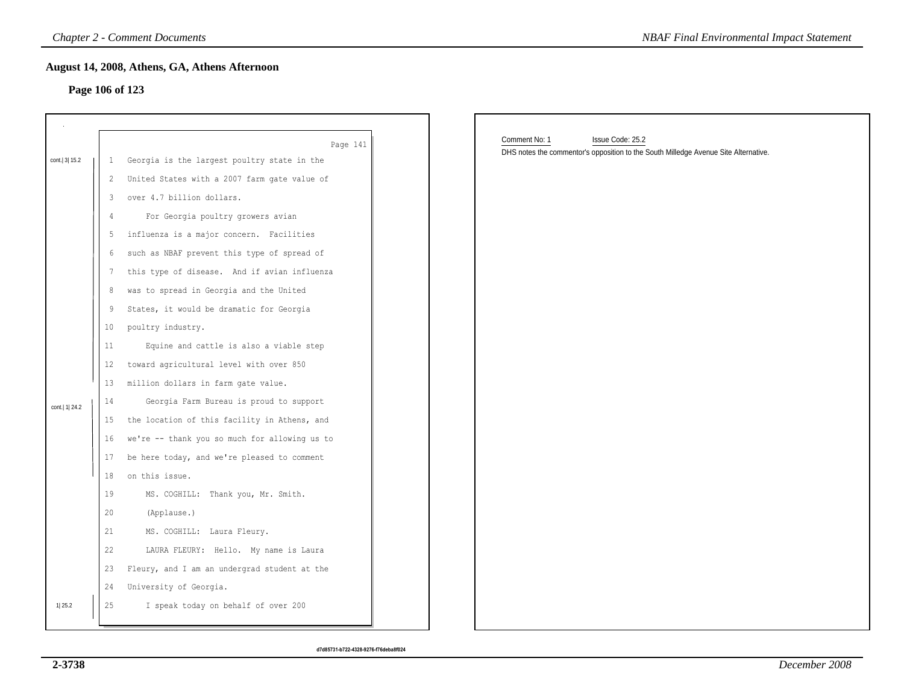## August 14, 2008, Athens, GA, Athens Afternoon

### Page 106 of 123

Page 141

cont.| 3| 15.2

1 Georgia is the largest poultry state in the
2 United States with a 2007 farm gate value of
3 over 4.7 billion dollars.
4 For Georgia poultry growers avian
5 influenza is a major concern. Facilities
6 such as NBAF prevent this type of spread of
7 this type of disease. And if avian influenza
8 was to spread in Georgia and the United
9 States, it would be dramatic for Georgia
10 poultry industry.
11 Equine and cattle is also a viable step
12 toward agricultural level with over 850
13 million dollars in farm gate value.

cont.| 1| 24.2

14 Georgia Farm Bureau is proud to support
15 the location of this facility in Athens, and
16 we're -- thank you so much for allowing us to
17 be here today, and we're pleased to comment
18 on this issue.
19 MS. COGHILL: Thank you, Mr. Smith.
20 (Applause.)
21 MS. COGHILL: Laura Fleury.
22 LAURA FLEURY: Hello. My name is Laura
23 Fleury, and I am an undergrad student at the
24 University of Georgia.

1| 25.2

25 I speak today on behalf of over 200

Comment No: 1 Issue Code: 25.2

DHS notes the commentor's opposition to the South Milledge Avenue Site Alternative.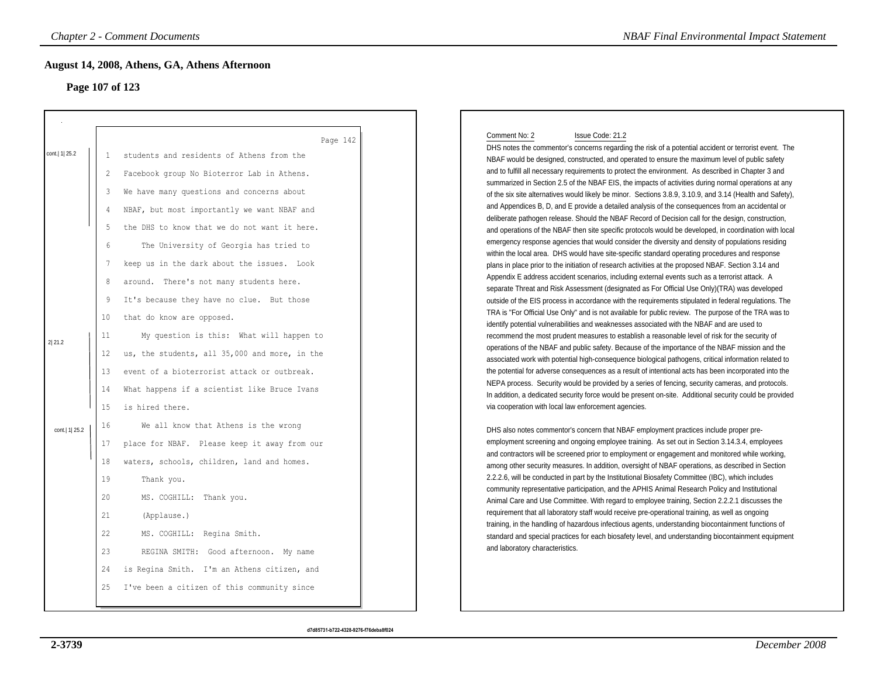## August 14, 2008, Athens, GA, Athens Afternoon

### Page 107 of 123

Page 142

cont.| 1| 25.2

1 students and residents of Athens from the
2 Facebook group No Bioterror Lab in Athens.
3 We have many questions and concerns about
4 NBAF, but most importantly we want NBAF and
5 the DHS to know that we do not want it here.
6 The University of Georgia has tried to
7 keep us in the dark about the issues. Look
8 around. There's not many students here.
9 It's because they have no clue. But those
10 that do know are opposed.

2| 21.2

11 My question is this: What will happen to
12 us, the students, all 35,000 and more, in the
13 event of a bioterrorist attack or outbreak.
14 What happens if a scientist like Bruce Ivans
15 is hired there.

cont.| 1| 25.2

16 We all know that Athens is the wrong
17 place for NBAF. Please keep it away from our
18 waters, schools, children, land and homes.
19 Thank you.
20 MS. COGHILL: Thank you.
21 (Applause.)
22 MS. COGHILL: Regina Smith.
23 REGINA SMITH: Good afternoon. My name
24 is Regina Smith. I'm an Athens citizen, and
25 I've been a citizen of this community since

Comment No: 2 Issue Code: 21.2

DHS notes the commentor's concerns regarding the risk of a potential accident or terrorist event. The NBAF would be designed, constructed, and operated to ensure the maximum level of public safety and to fulfill all necessary requirements to protect the environment. As described in Chapter 3 and summarized in Section 2.5 of the NBAF EIS, the impacts of activities during normal operations at any of the six site alternatives would likely be minor. Sections 3.8.9, 3.10.9, and 3.14 (Health and Safety), and Appendices B, D, and E provide a detailed analysis of the consequences from an accidental or deliberate pathogen release. Should the NBAF Record of Decision call for the design, construction, and operations of the NBAF then site specific protocols would be developed, in coordination with local emergency response agencies that would consider the diversity and density of populations residing within the local area. DHS would have site-specific standard operating procedures and response plans in place prior to the initiation of research activities at the proposed NBAF. Section 3.14 and Appendix E address accident scenarios, including external events such as a terrorist attack. A separate Threat and Risk Assessment (designated as For Official Use Only)(TRA) was developed outside of the EIS process in accordance with the requirements stipulated in federal regulations. The TRA is "For Official Use Only" and is not available for public review. The purpose of the TRA was to identify potential vulnerabilities and weaknesses associated with the NBAF and are used to recommend the most prudent measures to establish a reasonable level of risk for the security of operations of the NBAF and public safety. Because of the importance of the NBAF mission and the associated work with potential high-consequence biological pathogens, critical information related to the potential for adverse consequences as a result of intentional acts has been incorporated into the NEPA process. Security would be provided by a series of fencing, security cameras, and protocols. In addition, a dedicated security force would be present on-site. Additional security could be provided via cooperation with local law enforcement agencies.

DHS also notes commentor's concern that NBAF employment practices include proper pre-employment screening and ongoing employee training. As set out in Section 3.14.3.4, employees and contractors will be screened prior to employment or engagement and monitored while working, among other security measures. In addition, oversight of NBAF operations, as described in Section 2.2.2.6, will be conducted in part by the Institutional Biosafety Committee (IBC), which includes community representative participation, and the APHIS Animal Research Policy and Institutional Animal Care and Use Committee. With regard to employee training, Section 2.2.2.1 discusses the requirement that all laboratory staff would receive pre-operational training, as well as ongoing training, in the handling of hazardous infectious agents, understanding biocontainment functions of standard and special practices for each biosafety level, and understanding biocontainment equipment and laboratory characteristics.

d7d85731-b722-4328-9276-f76deba8f024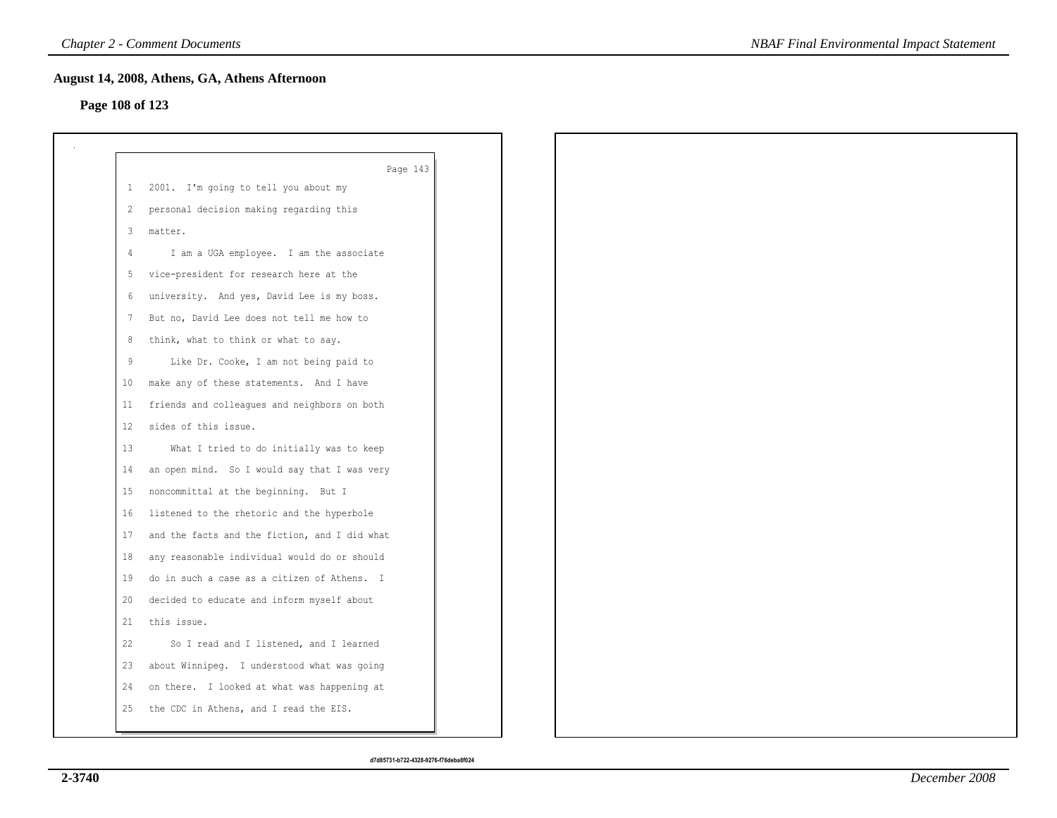## August 14, 2008, Athens, GA, Athens Afternoon

**Page 108 of 123**

Page 143

1 2001. I'm going to tell you about my
2 personal decision making regarding this
3 matter.
4 I am a UGA employee. I am the associate
5 vice-president for research here at the
6 university. And yes, David Lee is my boss.
7 But no, David Lee does not tell me how to
8 think, what to think or what to say.
9 Like Dr. Cooke, I am not being paid to
10 make any of these statements. And I have
11 friends and colleagues and neighbors on both
12 sides of this issue.
13 What I tried to do initially was to keep
14 an open mind. So I would say that I was very
15 noncommittal at the beginning. But I
16 listened to the rhetoric and the hyperbole
17 and the facts and the fiction, and I did what
18 any reasonable individual would do or should
19 do in such a case as a citizen of Athens. I
20 decided to educate and inform myself about
21 this issue.
22 So I read and I listened, and I learned
23 about Winnipeg. I understood what was going
24 on there. I looked at what was happening at
25 the CDC in Athens, and I read the EIS.

d7d85731-b722-4328-9276-f76deba8f024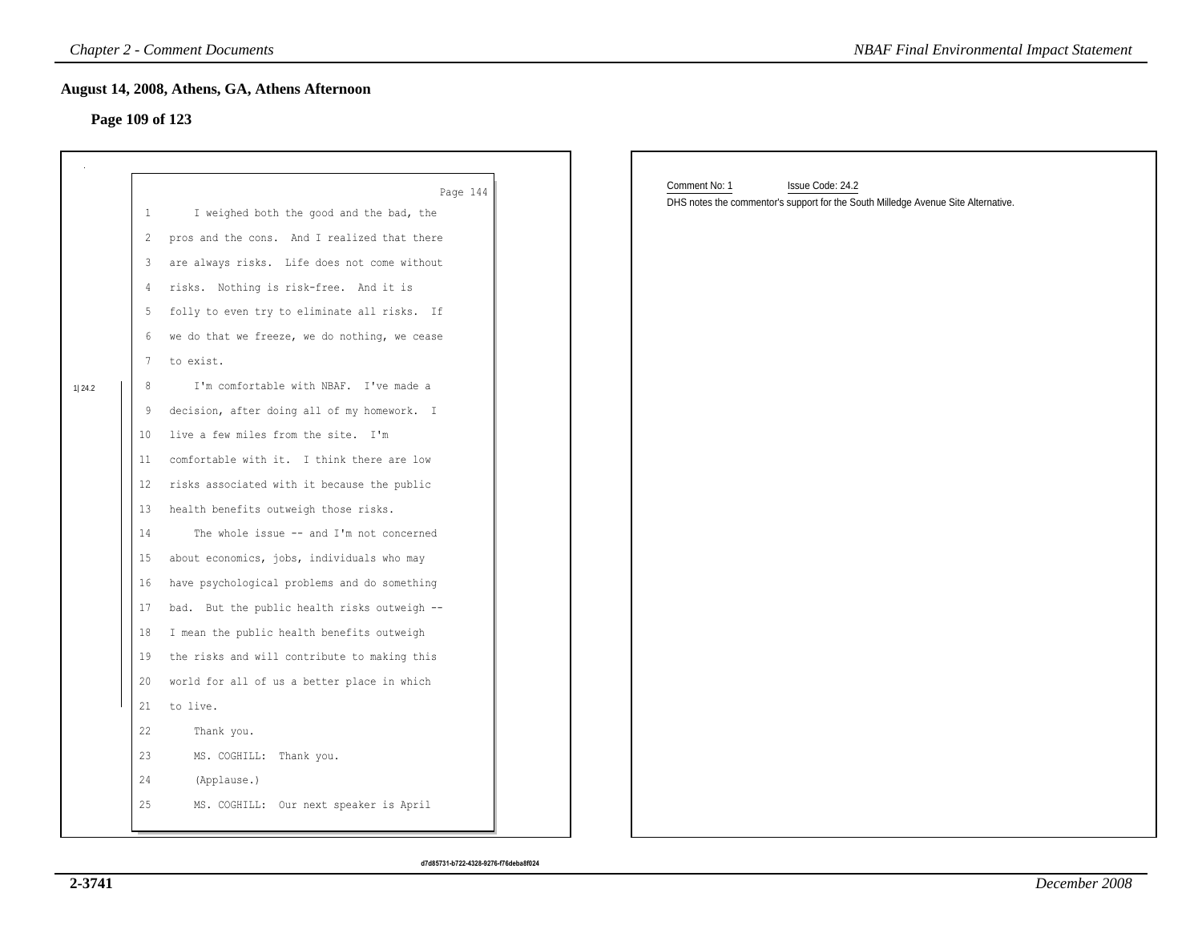## August 14, 2008, Athens, GA, Athens Afternoon

### Page 109 of 123

Page 144

1 I weighed both the good and the bad, the
2 pros and the cons. And I realized that there
3 are always risks. Life does not come without
4 risks. Nothing is risk-free. And it is
5 folly to even try to eliminate all risks. If
6 we do that we freeze, we do nothing, we cease
7 to exist.

1| 24.2

8 I'm comfortable with NBAF. I've made a
9 decision, after doing all of my homework. I
10 live a few miles from the site. I'm
11 comfortable with it. I think there are low
12 risks associated with it because the public
13 health benefits outweigh those risks.
14 The whole issue -- and I'm not concerned
15 about economics, jobs, individuals who may
16 have psychological problems and do something
17 bad. But the public health risks outweigh --
18 I mean the public health benefits outweigh
19 the risks and will contribute to making this
20 world for all of us a better place in which
21 to live.
22 Thank you.
23 MS. COGHILL: Thank you.
24 (Applause.)
25 MS. COGHILL: Our next speaker is April

Comment No: 1 Issue Code: 24.2

DHS notes the commentor's support for the South Milledge Avenue Site Alternative.

d7d85731-b722-4328-9276-f76deba8f024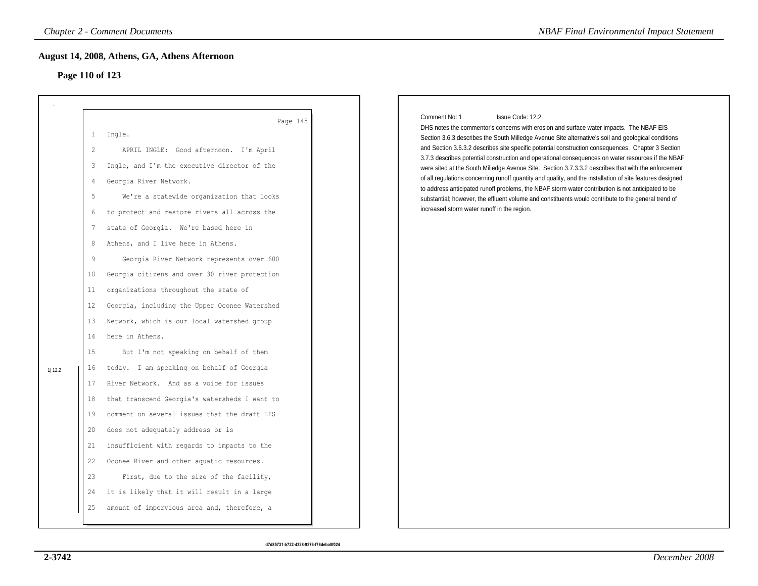## August 14, 2008, Athens, GA, Athens Afternoon

### Page 110 of 123

Page 145

1 Ingle.

2 APRIL INGLE: Good afternoon. I'm April

3 Ingle, and I'm the executive director of the

4 Georgia River Network.

5 We're a statewide organization that looks

6 to protect and restore rivers all across the

7 state of Georgia. We're based here in

8 Athens, and I live here in Athens.

9 Georgia River Network represents over 600

10 Georgia citizens and over 30 river protection

11 organizations throughout the state of

12 Georgia, including the Upper Oconee Watershed

13 Network, which is our local watershed group

14 here in Athens.

15 But I'm not speaking on behalf of them

16 today. I am speaking on behalf of Georgia

17 River Network. And as a voice for issues

18 that transcend Georgia's watersheds I want to

19 comment on several issues that the draft EIS

20 does not adequately address or is

21 insufficient with regards to impacts to the

22 Oconee River and other aquatic resources.

23 First, due to the size of the facility,

24 it is likely that it will result in a large

25 amount of impervious area and, therefore, a

1|12.2

Comment No: 1 Issue Code: 12.2

DHS notes the commentor's concerns with erosion and surface water impacts. The NBAF EIS Section 3.6.3 describes the South Milledge Avenue Site alternative's soil and geological conditions and Section 3.6.3.2 describes site specific potential construction consequences. Chapter 3 Section 3.7.3 describes potential construction and operational consequences on water resources if the NBAF were sited at the South Milledge Avenue Site. Section 3.7.3.3.2 describes that with the enforcement of all regulations concerning runoff quantity and quality, and the installation of site features designed to address anticipated runoff problems, the NBAF storm water contribution is not anticipated to be substantial; however, the effluent volume and constituents would contribute to the general trend of increased storm water runoff in the region.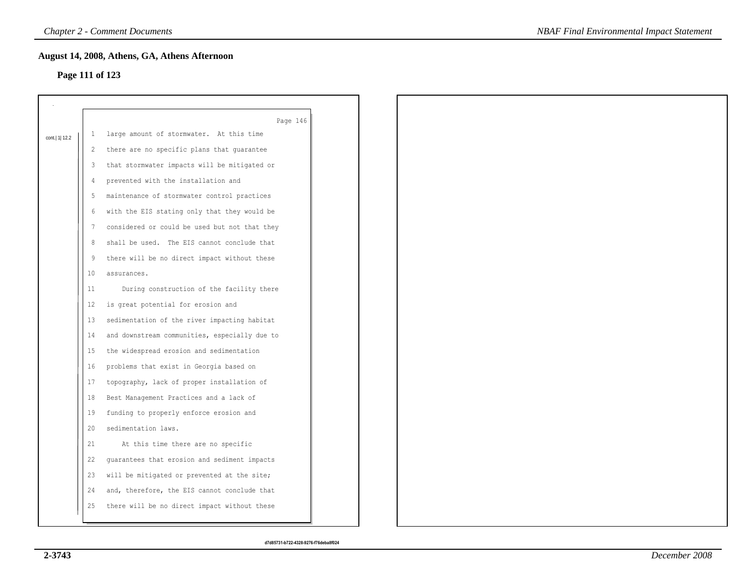## August 14, 2008, Athens, GA, Athens Afternoon

### Page 111 of 123

Page 146

cont.| 1| 12.2

1 large amount of stormwater. At this time
2 there are no specific plans that guarantee
3 that stormwater impacts will be mitigated or
4 prevented with the installation and
5 maintenance of stormwater control practices
6 with the EIS stating only that they would be
7 considered or could be used but not that they
8 shall be used. The EIS cannot conclude that
9 there will be no direct impact without these
10 assurances.
11 During construction of the facility there
12 is great potential for erosion and
13 sedimentation of the river impacting habitat
14 and downstream communities, especially due to
15 the widespread erosion and sedimentation
16 problems that exist in Georgia based on
17 topography, lack of proper installation of
18 Best Management Practices and a lack of
19 funding to properly enforce erosion and
20 sedimentation laws.
21 At this time there are no specific
22 guarantees that erosion and sediment impacts
23 will be mitigated or prevented at the site;
24 and, therefore, the EIS cannot conclude that
25 there will be no direct impact without these

d7d85731-b722-4328-9276-f76deba8f024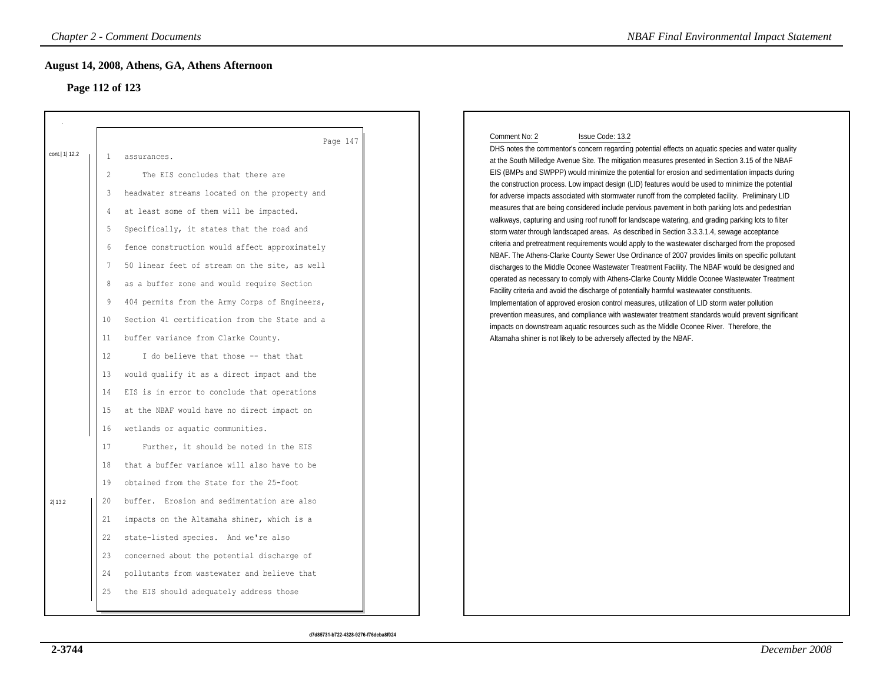## August 14, 2008, Athens, GA, Athens Afternoon

### Page 112 of 123

Page 147

cont.| 1| 12.2

1 assurances.

2 The EIS concludes that there are

3 headwater streams located on the property and

4 at least some of them will be impacted.

5 Specifically, it states that the road and

6 fence construction would affect approximately

7 50 linear feet of stream on the site, as well

8 as a buffer zone and would require Section

9 404 permits from the Army Corps of Engineers,

10 Section 41 certification from the State and a

11 buffer variance from Clarke County.

12 I do believe that those -- that that

13 would qualify it as a direct impact and the

14 EIS is in error to conclude that operations

15 at the NBAF would have no direct impact on

16 wetlands or aquatic communities.

17 Further, it should be noted in the EIS

18 that a buffer variance will also have to be

19 obtained from the State for the 25-foot

2| 13.2

20 buffer. Erosion and sedimentation are also

21 impacts on the Altamaha shiner, which is a

22 state-listed species. And we're also

23 concerned about the potential discharge of

24 pollutants from wastewater and believe that

25 the EIS should adequately address those

Comment No: 2 Issue Code: 13.2

DHS notes the commentor's concern regarding potential effects on aquatic species and water quality at the South Milledge Avenue Site. The mitigation measures presented in Section 3.15 of the NBAF EIS (BMPs and SWPPP) would minimize the potential for erosion and sedimentation impacts during the construction process. Low impact design (LID) features would be used to minimize the potential for adverse impacts associated with stormwater runoff from the completed facility. Preliminary LID measures that are being considered include pervious pavement in both parking lots and pedestrian walkways, capturing and using roof runoff for landscape watering, and grading parking lots to filter storm water through landscaped areas. As described in Section 3.3.3.1.4, sewage acceptance criteria and pretreatment requirements would apply to the wastewater discharged from the proposed NBAF. The Athens-Clarke County Sewer Use Ordinance of 2007 provides limits on specific pollutant discharges to the Middle Oconee Wastewater Treatment Facility. The NBAF would be designed and operated as necessary to comply with Athens-Clarke County Middle Oconee Wastewater Treatment Facility criteria and avoid the discharge of potentially harmful wastewater constituents. Implementation of approved erosion control measures, utilization of LID storm water pollution prevention measures, and compliance with wastewater treatment standards would prevent significant impacts on downstream aquatic resources such as the Middle Oconee River. Therefore, the Altamaha shiner is not likely to be adversely affected by the NBAF.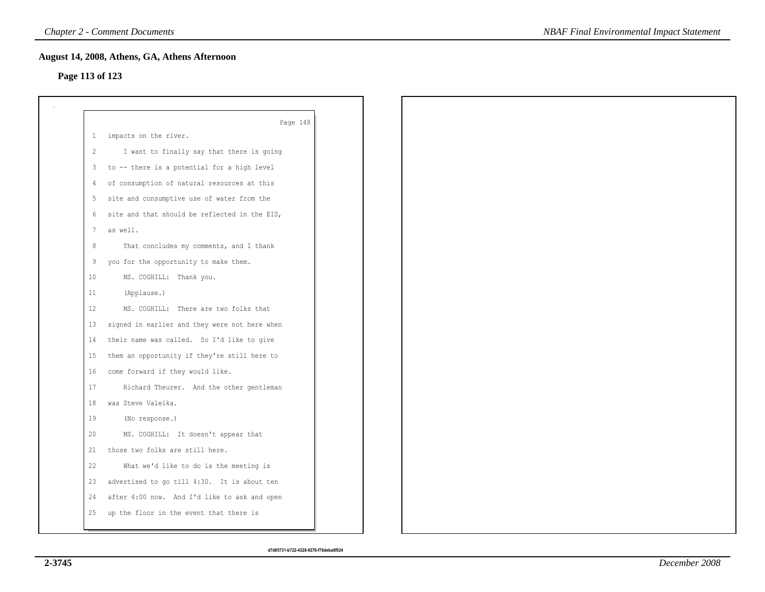## August 14, 2008, Athens, GA, Athens Afternoon

### Page 113 of 123

Page 148

```
1   impacts on the river.
2       I want to finally say that there is going
3   to -- there is a potential for a high level
4   of consumption of natural resources at this
5   site and consumptive use of water from the
6   site and that should be reflected in the EIS,
7   as well.
8       That concludes my comments, and I thank
9   you for the opportunity to make them.
10      MS. COGHILL:  Thank you.
11      (Applause.)
12      MS. COGHILL:  There are two folks that
13  signed in earlier and they were not here when
14  their name was called.  So I'd like to give
15  them an opportunity if they're still here to
16  come forward if they would like.
17      Richard Theurer.  And the other gentleman
18  was Steve Valeika.
19      (No response.)
20      MS. COGHILL:  It doesn't appear that
21  those two folks are still here.
22      What we'd like to do is the meeting is
23  advertised to go till 4:30.  It is about ten
24  after 4:00 now.  And I'd like to ask and open
25  up the floor in the event that there is
```

d7d85731-b722-4328-9276-f76deba8f024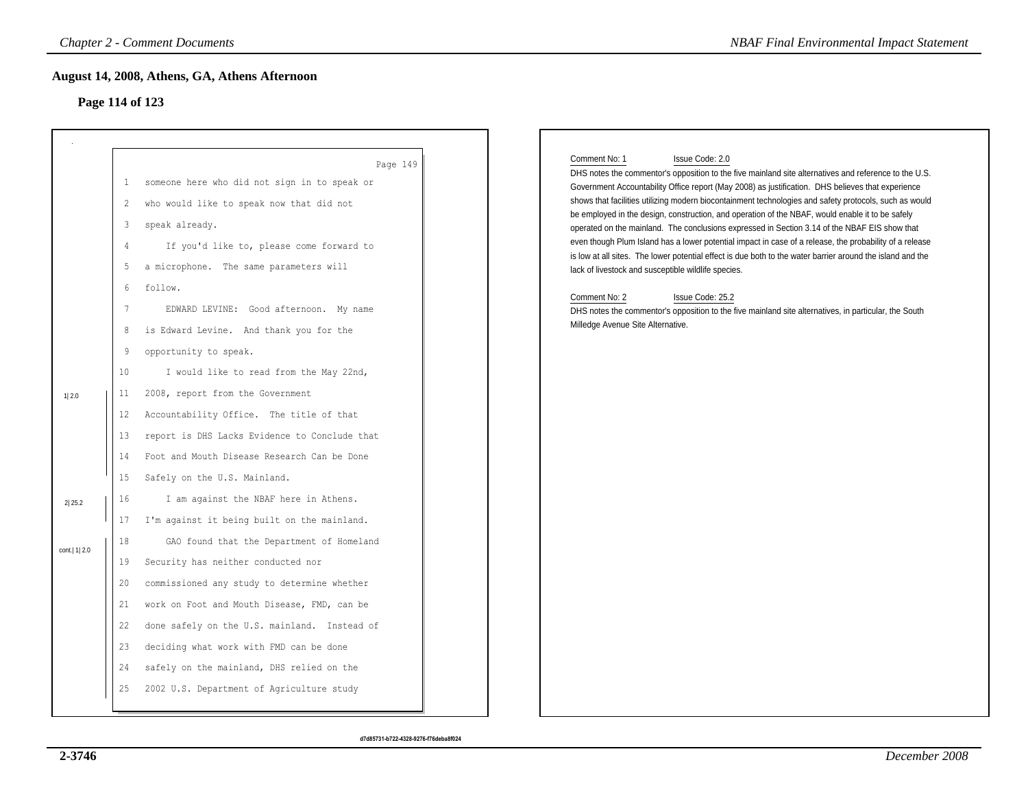## August 14, 2008, Athens, GA, Athens Afternoon

### Page 114 of 123

Page 149

1 someone here who did not sign in to speak or
2 who would like to speak now that did not
3 speak already.
4 If you'd like to, please come forward to
5 a microphone. The same parameters will
6 follow.
7 EDWARD LEVINE: Good afternoon. My name
8 is Edward Levine. And thank you for the
9 opportunity to speak.
10 I would like to read from the May 22nd,
11 2008, report from the Government
12 Accountability Office. The title of that
13 report is DHS Lacks Evidence to Conclude that
14 Foot and Mouth Disease Research Can be Done
15 Safely on the U.S. Mainland.
16 I am against the NBAF here in Athens.
17 I'm against it being built on the mainland.
18 GAO found that the Department of Homeland
19 Security has neither conducted nor
20 commissioned any study to determine whether
21 work on Foot and Mouth Disease, FMD, can be
22 done safely on the U.S. mainland. Instead of
23 deciding what work with FMD can be done
24 safely on the mainland, DHS relied on the
25 2002 U.S. Department of Agriculture study

1| 2.0 (lines 11–15)

2| 25.2 (lines 16–17)

cont.| 1| 2.0 (lines 18–25)

Comment No: 1 Issue Code: 2.0

DHS notes the commentor's opposition to the five mainland site alternatives and reference to the U.S. Government Accountability Office report (May 2008) as justification. DHS believes that experience shows that facilities utilizing modern biocontainment technologies and safety protocols, such as would be employed in the design, construction, and operation of the NBAF, would enable it to be safely operated on the mainland. The conclusions expressed in Section 3.14 of the NBAF EIS show that even though Plum Island has a lower potential impact in case of a release, the probability of a release is low at all sites. The lower potential effect is due both to the water barrier around the island and the lack of livestock and susceptible wildlife species.

Comment No: 2 Issue Code: 25.2

DHS notes the commentor's opposition to the five mainland site alternatives, in particular, the South Milledge Avenue Site Alternative.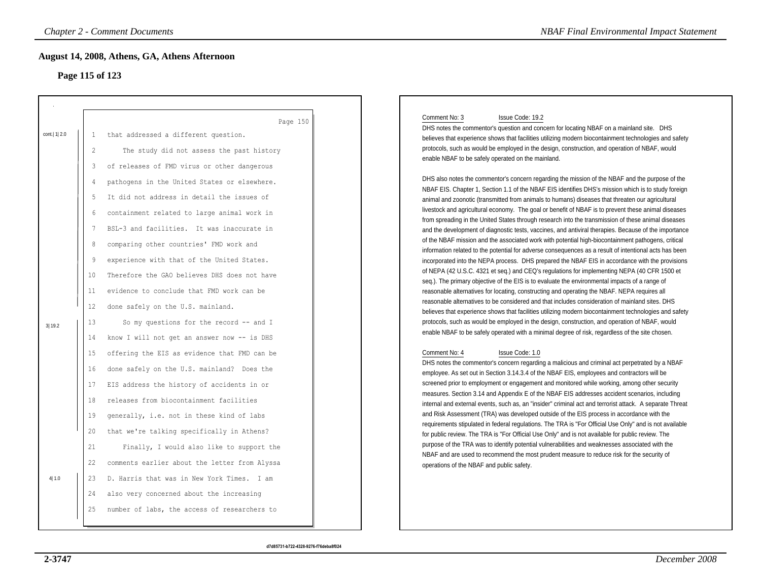## August 14, 2008, Athens, GA, Athens Afternoon

### Page 115 of 123

Page 150

cont.| 1| 2.0

1 that addressed a different question.
2 The study did not assess the past history
3 of releases of FMD virus or other dangerous
4 pathogens in the United States or elsewhere.
5 It did not address in detail the issues of
6 containment related to large animal work in
7 BSL-3 and facilities. It was inaccurate in
8 comparing other countries' FMD work and
9 experience with that of the United States.
10 Therefore the GAO believes DHS does not have
11 evidence to conclude that FMD work can be
12 done safely on the U.S. mainland.

3| 19.2

13 So my questions for the record -- and I
14 know I will not get an answer now -- is DHS
15 offering the EIS as evidence that FMD can be
16 done safely on the U.S. mainland? Does the
17 EIS address the history of accidents in or
18 releases from biocontainment facilities
19 generally, i.e. not in these kind of labs
20 that we're talking specifically in Athens?
21 Finally, I would also like to support the
22 comments earlier about the letter from Alyssa

4| 1.0

23 D. Harris that was in New York Times. I am
24 also very concerned about the increasing
25 number of labs, the access of researchers to

Comment No: 3 Issue Code: 19.2

DHS notes the commentor's question and concern for locating NBAF on a mainland site. DHS believes that experience shows that facilities utilizing modern biocontainment technologies and safety protocols, such as would be employed in the design, construction, and operation of NBAF, would enable NBAF to be safely operated on the mainland.

DHS also notes the commentor's concern regarding the mission of the NBAF and the purpose of the NBAF EIS. Chapter 1, Section 1.1 of the NBAF EIS identifies DHS's mission which is to study foreign animal and zoonotic (transmitted from animals to humans) diseases that threaten our agricultural livestock and agricultural economy. The goal or benefit of NBAF is to prevent these animal diseases from spreading in the United States through research into the transmission of these animal diseases and the development of diagnostic tests, vaccines, and antiviral therapies. Because of the importance of the NBAF mission and the associated work with potential high-biocontainment pathogens, critical information related to the potential for adverse consequences as a result of intentional acts has been incorporated into the NEPA process. DHS prepared the NBAF EIS in accordance with the provisions of NEPA (42 U.S.C. 4321 et seq.) and CEQ's regulations for implementing NEPA (40 CFR 1500 et seq.). The primary objective of the EIS is to evaluate the environmental impacts of a range of reasonable alternatives for locating, constructing and operating the NBAF. NEPA requires all reasonable alternatives to be considered and that includes consideration of mainland sites. DHS believes that experience shows that facilities utilizing modern biocontainment technologies and safety protocols, such as would be employed in the design, construction, and operation of NBAF, would enable NBAF to be safely operated with a minimal degree of risk, regardless of the site chosen.

Comment No: 4 Issue Code: 1.0

DHS notes the commentor's concern regarding a malicious and criminal act perpetrated by a NBAF employee. As set out in Section 3.14.3.4 of the NBAF EIS, employees and contractors will be screened prior to employment or engagement and monitored while working, among other security measures. Section 3.14 and Appendix E of the NBAF EIS addresses accident scenarios, including internal and external events, such as, an "insider" criminal act and terrorist attack. A separate Threat and Risk Assessment (TRA) was developed outside of the EIS process in accordance with the requirements stipulated in federal regulations. The TRA is "For Official Use Only" and is not available for public review. The TRA is "For Official Use Only" and is not available for public review. The purpose of the TRA was to identify potential vulnerabilities and weaknesses associated with the NBAF and are used to recommend the most prudent measure to reduce risk for the security of operations of the NBAF and public safety.

d7d85731-b722-4328-9276-f76deba8f024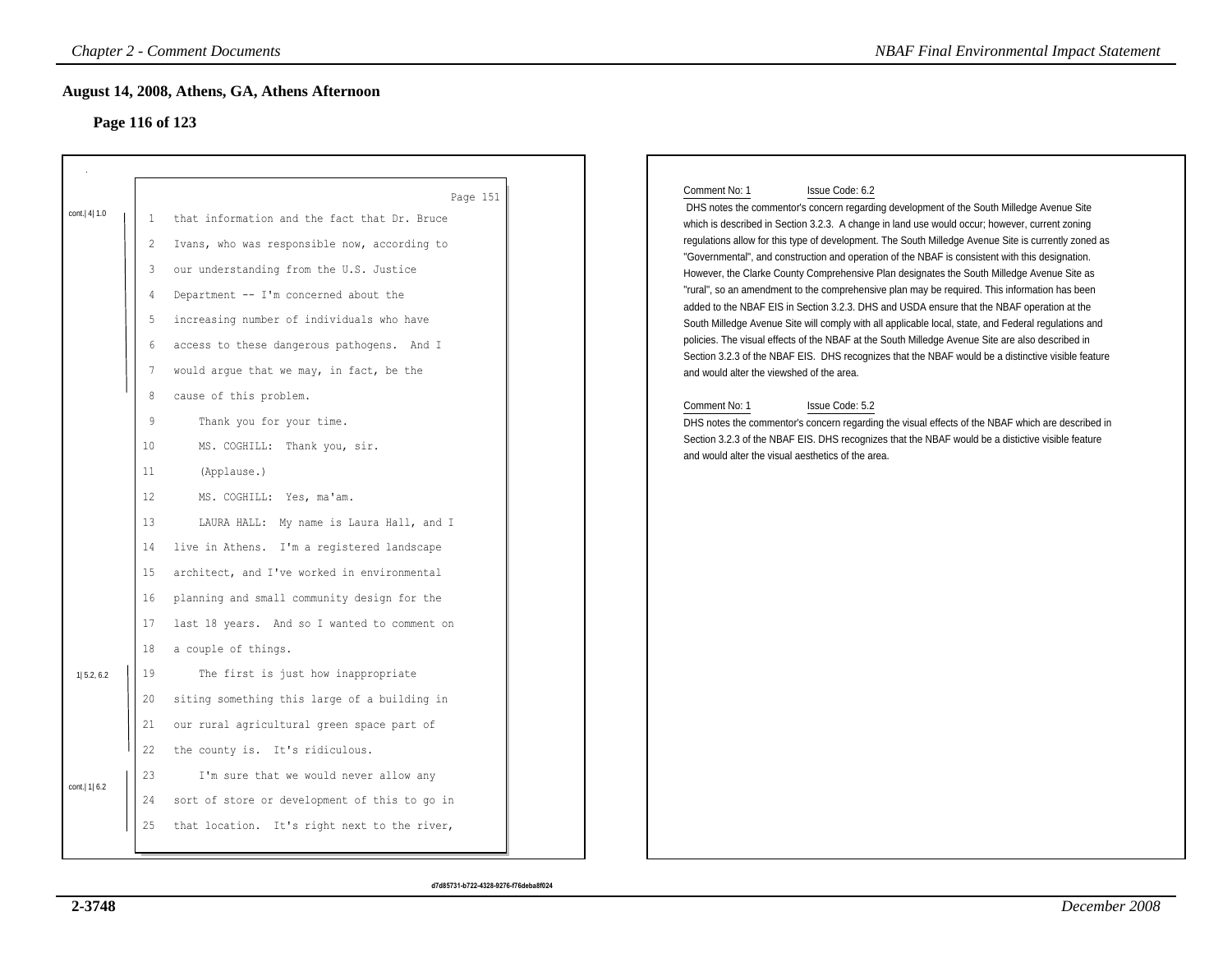## August 14, 2008, Athens, GA, Athens Afternoon

### Page 116 of 123

Page 151

cont.| 4| 1.0

1 that information and the fact that Dr. Bruce
2 Ivans, who was responsible now, according to
3 our understanding from the U.S. Justice
4 Department -- I'm concerned about the
5 increasing number of individuals who have
6 access to these dangerous pathogens. And I
7 would argue that we may, in fact, be the
8 cause of this problem.
9 Thank you for your time.
10 MS. COGHILL: Thank you, sir.
11 (Applause.)
12 MS. COGHILL: Yes, ma'am.
13 LAURA HALL: My name is Laura Hall, and I
14 live in Athens. I'm a registered landscape
15 architect, and I've worked in environmental
16 planning and small community design for the
17 last 18 years. And so I wanted to comment on
18 a couple of things.

1| 5.2, 6.2

19 The first is just how inappropriate
20 siting something this large of a building in
21 our rural agricultural green space part of
22 the county is. It's ridiculous.

cont.| 1| 6.2

23 I'm sure that we would never allow any
24 sort of store or development of this to go in
25 that location. It's right next to the river,

Comment No: 1 Issue Code: 6.2

DHS notes the commentor's concern regarding development of the South Milledge Avenue Site which is described in Section 3.2.3. A change in land use would occur; however, current zoning regulations allow for this type of development. The South Milledge Avenue Site is currently zoned as "Governmental", and construction and operation of the NBAF is consistent with this designation. However, the Clarke County Comprehensive Plan designates the South Milledge Avenue Site as "rural", so an amendment to the comprehensive plan may be required. This information has been added to the NBAF EIS in Section 3.2.3. DHS and USDA ensure that the NBAF operation at the South Milledge Avenue Site will comply with all applicable local, state, and Federal regulations and policies. The visual effects of the NBAF at the South Milledge Avenue Site are also described in Section 3.2.3 of the NBAF EIS. DHS recognizes that the NBAF would be a distinctive visible feature and would alter the viewshed of the area.

Comment No: 1 Issue Code: 5.2

DHS notes the commentor's concern regarding the visual effects of the NBAF which are described in Section 3.2.3 of the NBAF EIS. DHS recognizes that the NBAF would be a distictive visible feature and would alter the visual aesthetics of the area.

d7d85731-b722-4328-9276-f76deba8f024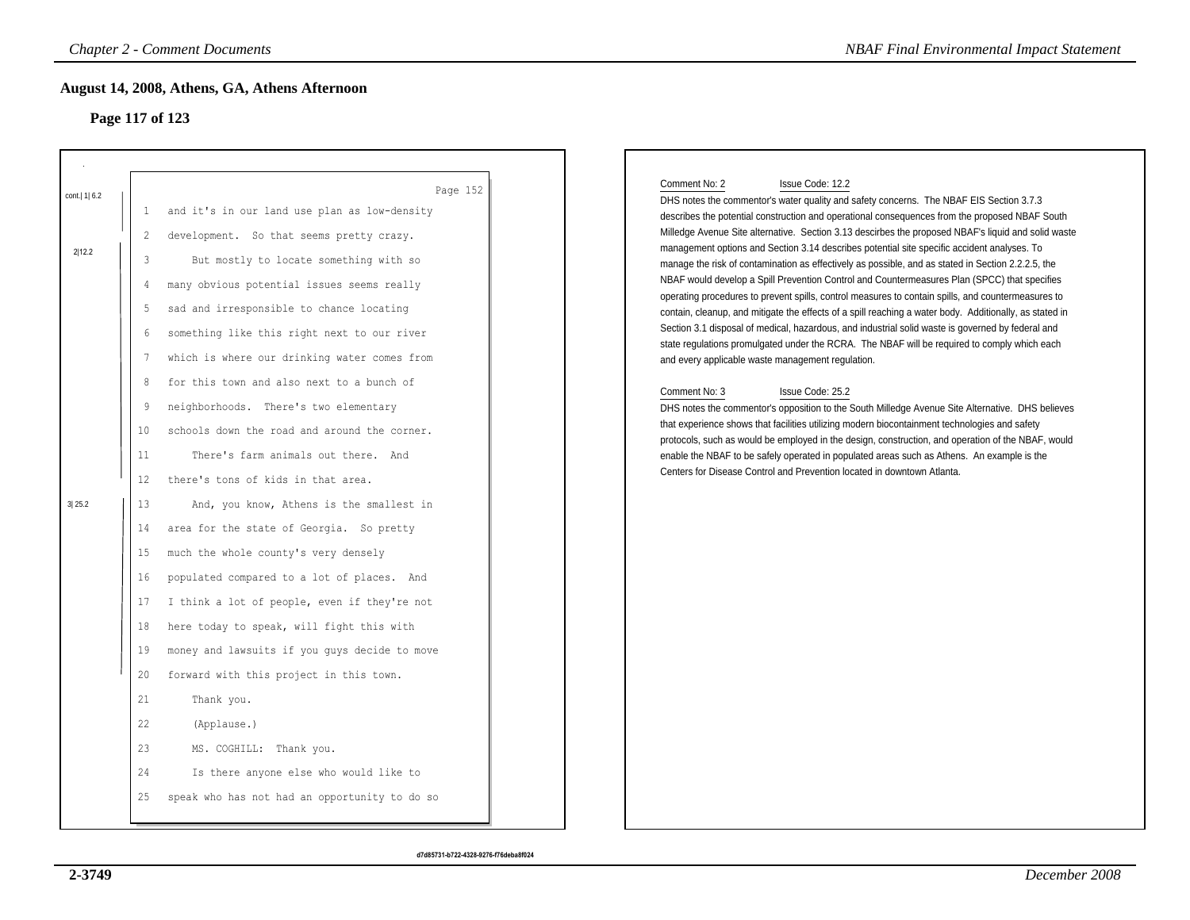## August 14, 2008, Athens, GA, Athens Afternoon

### Page 117 of 123

cont.| 1| 6.2

Page 152

1 and it's in our land use plan as low-density
2 development. So that seems pretty crazy.

2|12.2

3 But mostly to locate something with so
4 many obvious potential issues seems really
5 sad and irresponsible to chance locating
6 something like this right next to our river
7 which is where our drinking water comes from
8 for this town and also next to a bunch of
9 neighborhoods. There's two elementary
10 schools down the road and around the corner.
11 There's farm animals out there. And
12 there's tons of kids in that area.

3| 25.2

13 And, you know, Athens is the smallest in
14 area for the state of Georgia. So pretty
15 much the whole county's very densely
16 populated compared to a lot of places. And
17 I think a lot of people, even if they're not
18 here today to speak, will fight this with
19 money and lawsuits if you guys decide to move
20 forward with this project in this town.
21 Thank you.
22 (Applause.)
23 MS. COGHILL: Thank you.
24 Is there anyone else who would like to
25 speak who has not had an opportunity to do so

Comment No: 2 Issue Code: 12.2

DHS notes the commentor's water quality and safety concerns. The NBAF EIS Section 3.7.3 describes the potential construction and operational consequences from the proposed NBAF South Milledge Avenue Site alternative. Section 3.13 descirbes the proposed NBAF's liquid and solid waste management options and Section 3.14 describes potential site specific accident analyses. To manage the risk of contamination as effectively as possible, and as stated in Section 2.2.2.5, the NBAF would develop a Spill Prevention Control and Countermeasures Plan (SPCC) that specifies operating procedures to prevent spills, control measures to contain spills, and countermeasures to contain, cleanup, and mitigate the effects of a spill reaching a water body. Additionally, as stated in Section 3.1 disposal of medical, hazardous, and industrial solid waste is governed by federal and state regulations promulgated under the RCRA. The NBAF will be required to comply which each and every applicable waste management regulation.

Comment No: 3 Issue Code: 25.2

DHS notes the commentor's opposition to the South Milledge Avenue Site Alternative. DHS believes that experience shows that facilities utilizing modern biocontainment technologies and safety protocols, such as would be employed in the design, construction, and operation of the NBAF, would enable the NBAF to be safely operated in populated areas such as Athens. An example is the Centers for Disease Control and Prevention located in downtown Atlanta.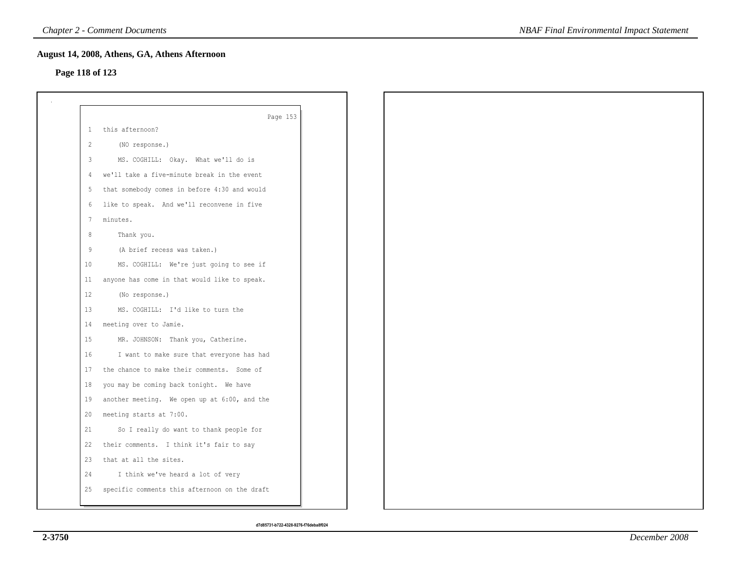## August 14, 2008, Athens, GA, Athens Afternoon

**Page 118 of 123**

Page 153

1 this afternoon?

2 (NO response.)

3 MS. COGHILL: Okay. What we'll do is

4 we'll take a five-minute break in the event

5 that somebody comes in before 4:30 and would

6 like to speak. And we'll reconvene in five

7 minutes.

8 Thank you.

9 (A brief recess was taken.)

10 MS. COGHILL: We're just going to see if

11 anyone has come in that would like to speak.

12 (No response.)

13 MS. COGHILL: I'd like to turn the

14 meeting over to Jamie.

15 MR. JOHNSON: Thank you, Catherine.

16 I want to make sure that everyone has had

17 the chance to make their comments. Some of

18 you may be coming back tonight. We have

19 another meeting. We open up at 6:00, and the

20 meeting starts at 7:00.

21 So I really do want to thank people for

22 their comments. I think it's fair to say

23 that at all the sites.

24 I think we've heard a lot of very

25 specific comments this afternoon on the draft

d7d85731-b722-4328-9276-f76deba8f024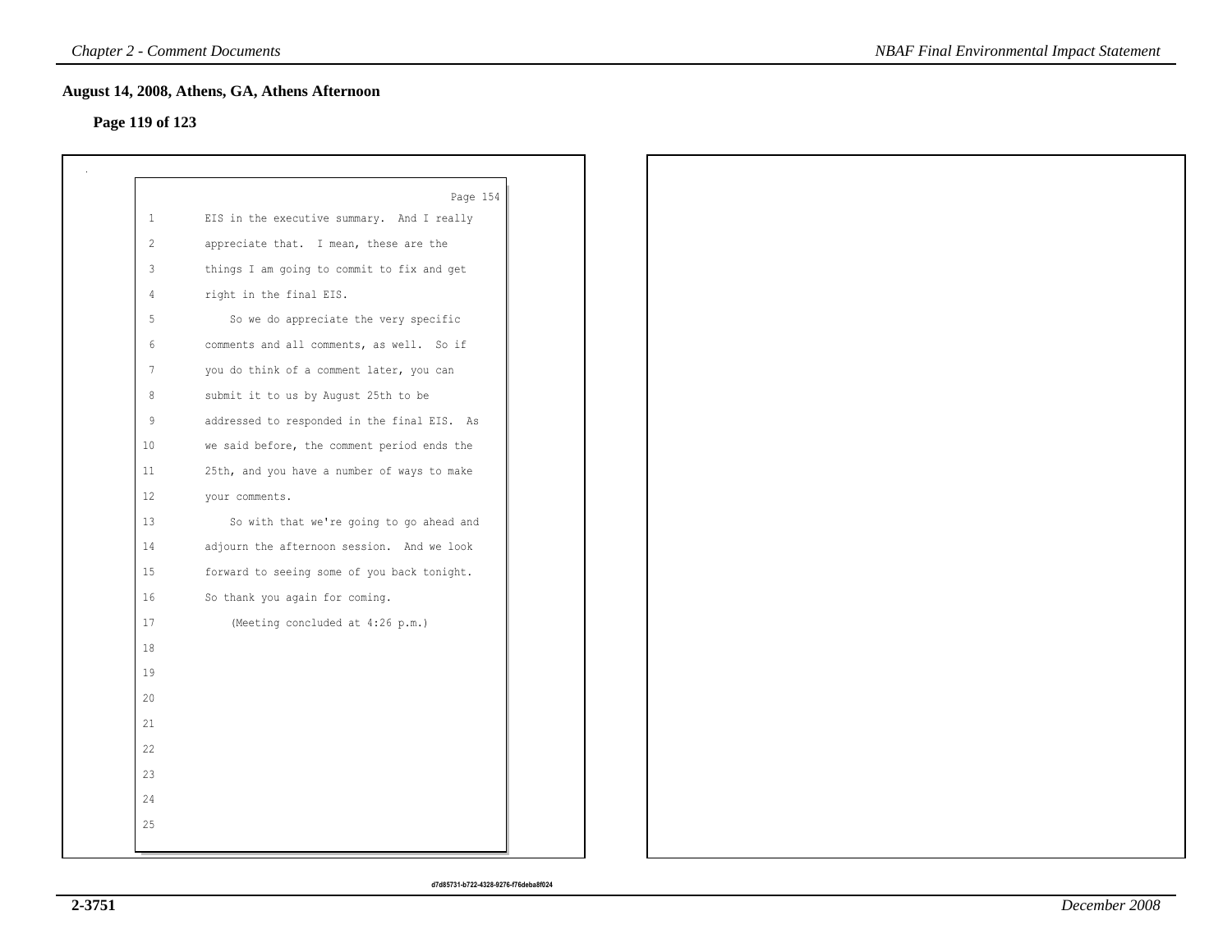## August 14, 2008, Athens, GA, Athens Afternoon

### Page 119 of 123

Page 154

```
1        EIS in the executive summary.  And I really
2        appreciate that.  I mean, these are the
3        things I am going to commit to fix and get
4        right in the final EIS.
5            So we do appreciate the very specific
6        comments and all comments, as well.  So if
7        you do think of a comment later, you can
8        submit it to us by August 25th to be
9        addressed to responded in the final EIS.  As
10       we said before, the comment period ends the
11       25th, and you have a number of ways to make
12       your comments.
13           So with that we're going to go ahead and
14       adjourn the afternoon session.  And we look
15       forward to seeing some of you back tonight.
16       So thank you again for coming.
17           (Meeting concluded at 4:26 p.m.)
18
19
20
21
22
23
24
25
```

d7d85731-b722-4328-9276-f76deba8f024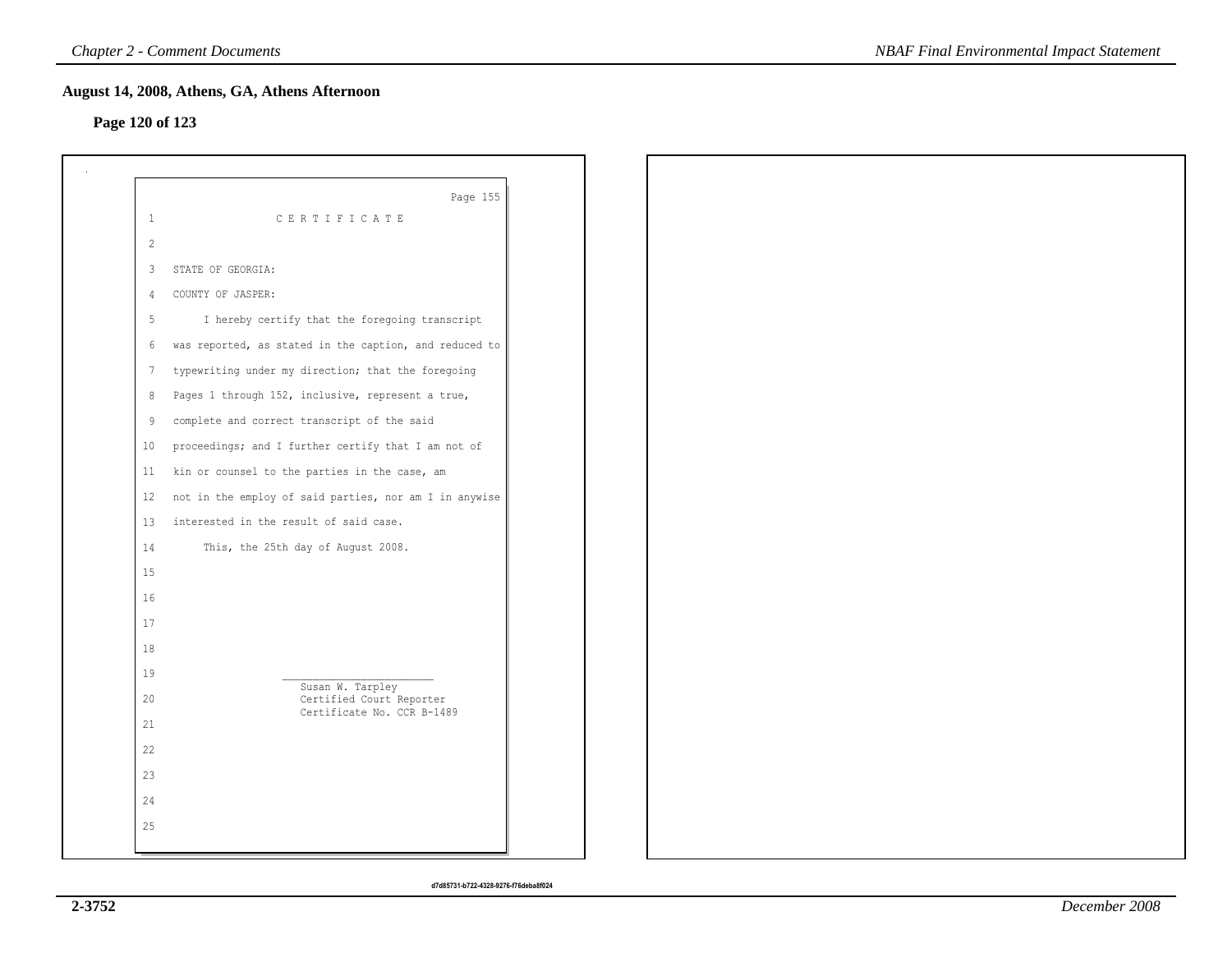## August 14, 2008, Athens, GA, Athens Afternoon

### Page 120 of 123

Page 155

CERTIFICATE

STATE OF GEORGIA:

COUNTY OF JASPER:

I hereby certify that the foregoing transcript was reported, as stated in the caption, and reduced to typewriting under my direction; that the foregoing Pages 1 through 152, inclusive, represent a true, complete and correct transcript of the said proceedings; and I further certify that I am not of kin or counsel to the parties in the case, am not in the employ of said parties, nor am I in anywise interested in the result of said case.

This, the 25th day of August 2008.

Susan W. Tarpley
Certified Court Reporter
Certificate No. CCR B-1489

d7d85731-b722-4328-9276-f76deba8f024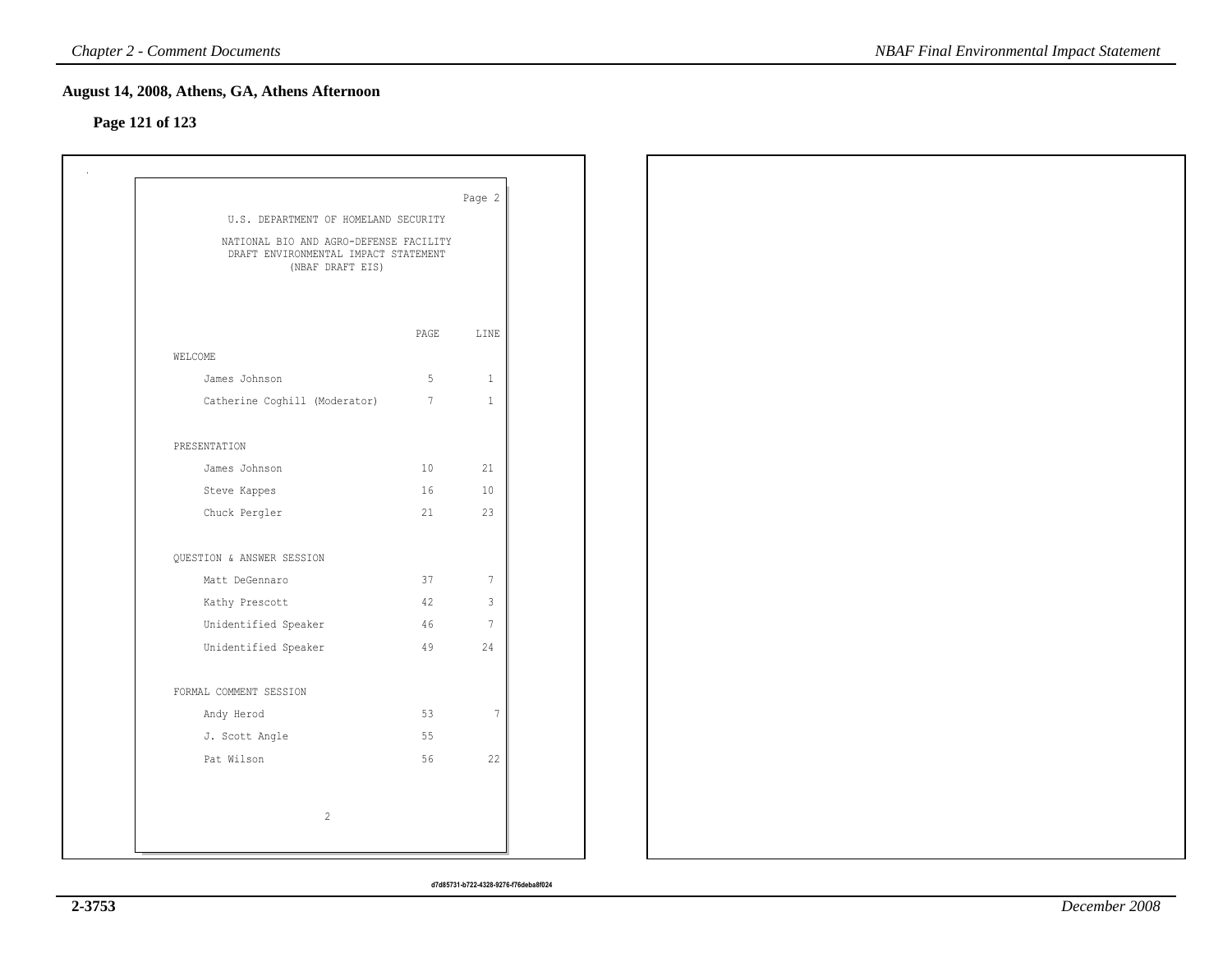## August 14, 2008, Athens, GA, Athens Afternoon

### Page 121 of 123

Page 2

U.S. DEPARTMENT OF HOMELAND SECURITY

NATIONAL BIO AND AGRO-DEFENSE FACILITY
DRAFT ENVIRONMENTAL IMPACT STATEMENT
(NBAF DRAFT EIS)

| | PAGE | LINE |
|---|---|---|
| WELCOME | | |
| James Johnson | 5 | 1 |
| Catherine Coghill (Moderator) | 7 | 1 |
| PRESENTATION | | |
| James Johnson | 10 | 21 |
| Steve Kappes | 16 | 10 |
| Chuck Pergler | 21 | 23 |
| QUESTION & ANSWER SESSION | | |
| Matt DeGennaro | 37 | 7 |
| Kathy Prescott | 42 | 3 |
| Unidentified Speaker | 46 | 7 |
| Unidentified Speaker | 49 | 24 |
| FORMAL COMMENT SESSION | | |
| Andy Herod | 53 | 7 |
| J. Scott Angle | 55 | |
| Pat Wilson | 56 | 22 |

2

d7d85731-b722-4328-9276-f76deba8f024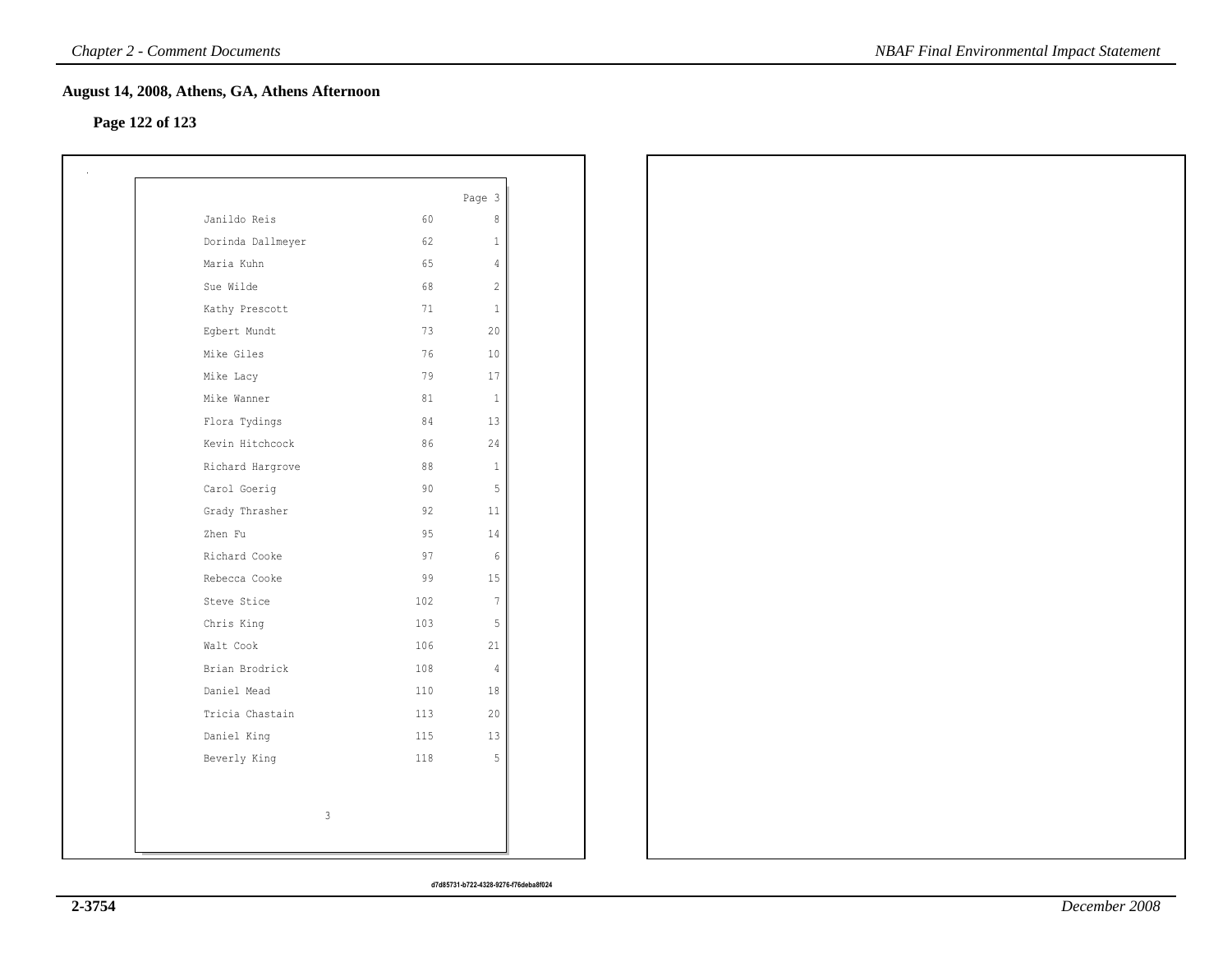## August 14, 2008, Athens, GA, Athens Afternoon

**Page 122 of 123**

Page 3

| | | |
|---|---|---|
| Janildo Reis | 60 | 8 |
| Dorinda Dallmeyer | 62 | 1 |
| Maria Kuhn | 65 | 4 |
| Sue Wilde | 68 | 2 |
| Kathy Prescott | 71 | 1 |
| Egbert Mundt | 73 | 20 |
| Mike Giles | 76 | 10 |
| Mike Lacy | 79 | 17 |
| Mike Wanner | 81 | 1 |
| Flora Tydings | 84 | 13 |
| Kevin Hitchcock | 86 | 24 |
| Richard Hargrove | 88 | 1 |
| Carol Goerig | 90 | 5 |
| Grady Thrasher | 92 | 11 |
| Zhen Fu | 95 | 14 |
| Richard Cooke | 97 | 6 |
| Rebecca Cooke | 99 | 15 |
| Steve Stice | 102 | 7 |
| Chris King | 103 | 5 |
| Walt Cook | 106 | 21 |
| Brian Brodrick | 108 | 4 |
| Daniel Mead | 110 | 18 |
| Tricia Chastain | 113 | 20 |
| Daniel King | 115 | 13 |
| Beverly King | 118 | 5 |

3

d7d85731-b722-4328-9276-f76deba8f024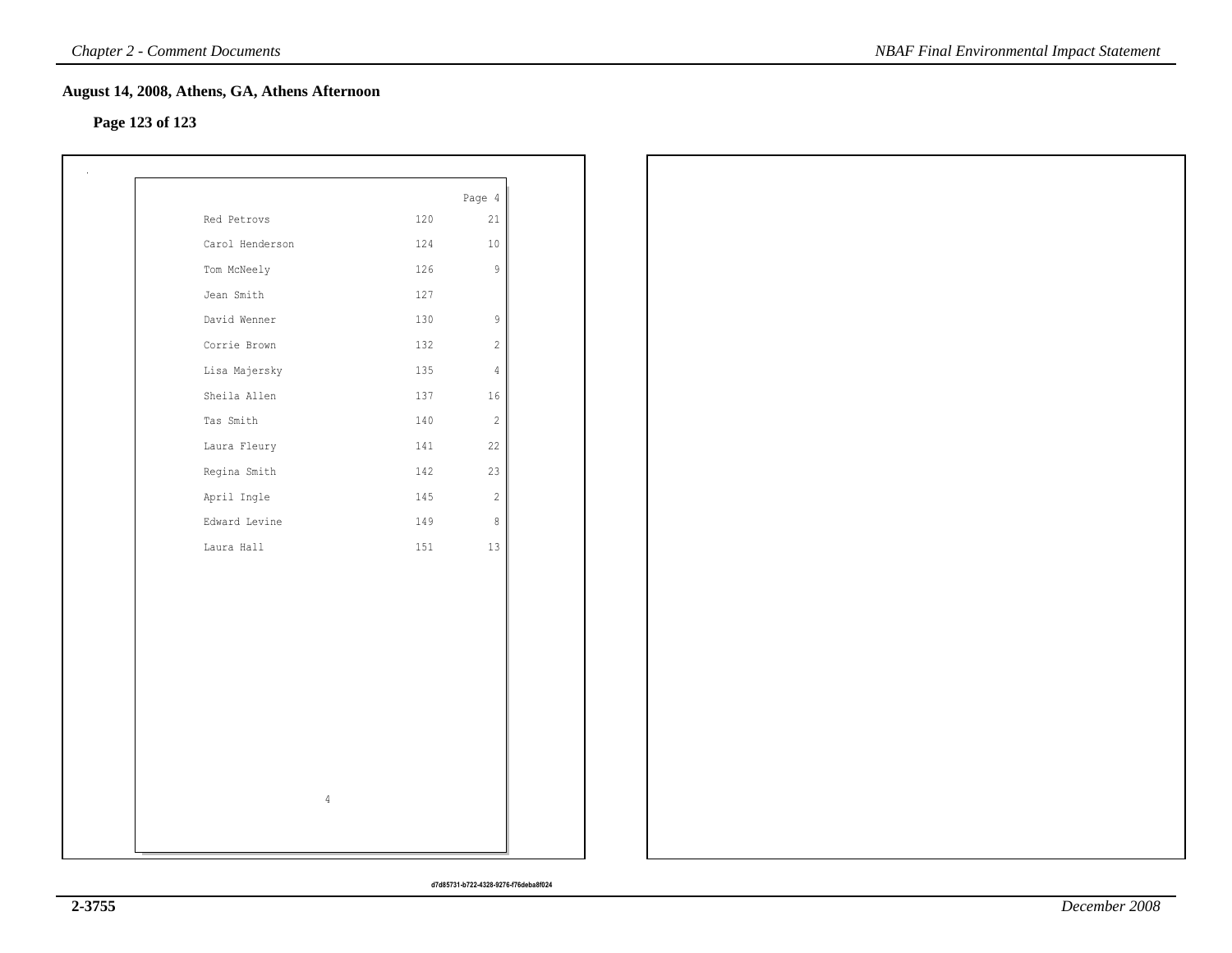## August 14, 2008, Athens, GA, Athens Afternoon

**Page 123 of 123**

Page 4

| | | |
|---|---|---|
| Red Petrovs | 120 | 21 |
| Carol Henderson | 124 | 10 |
| Tom McNeely | 126 | 9 |
| Jean Smith | 127 | |
| David Wenner | 130 | 9 |
| Corrie Brown | 132 | 2 |
| Lisa Majersky | 135 | 4 |
| Sheila Allen | 137 | 16 |
| Tas Smith | 140 | 2 |
| Laura Fleury | 141 | 22 |
| Regina Smith | 142 | 23 |
| April Ingle | 145 | 2 |
| Edward Levine | 149 | 8 |
| Laura Hall | 151 | 13 |

4

d7d85731-b722-4328-9276-f76deba8f024